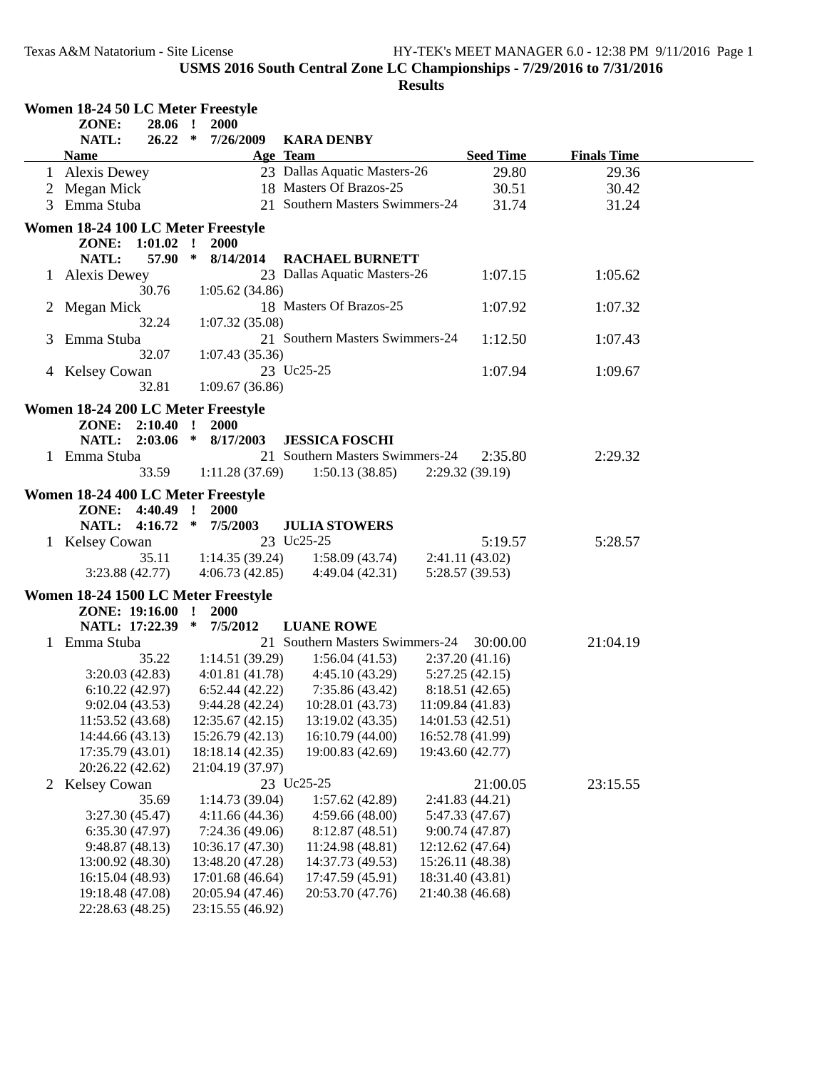**USMS 2016 South Central Zone LC Championships - 7/29/2016 to 7/31/2016**

**Results**

### Women 18-24 50 LC Meter Freestyle

ZONE: 28.06 ! 2000
NATL: 26.22 * 7/26/2009 KARA DENBY

| | Name | Age | Team | Seed Time | Finals Time |
|---|---|---|---|---|---|
| 1 | Alexis Dewey | 23 | Dallas Aquatic Masters-26 | 29.80 | 29.36 |
| 2 | Megan Mick | 18 | Masters Of Brazos-25 | 30.51 | 30.42 |
| 3 | Emma Stuba | 21 | Southern Masters Swimmers-24 | 31.74 | 31.24 |

### Women 18-24 100 LC Meter Freestyle

ZONE: 1:01.02 ! 2000
NATL: 57.90 * 8/14/2014 RACHAEL BURNETT

| | Name | Age | Team | Seed Time | Finals Time |
|---|---|---|---|---|---|
| 1 | Alexis Dewey | 23 | Dallas Aquatic Masters-26 | 1:07.15 | 1:05.62 |
| | 30.76 | 1:05.62 (34.86) | | | |
| 2 | Megan Mick | 18 | Masters Of Brazos-25 | 1:07.92 | 1:07.32 |
| | 32.24 | 1:07.32 (35.08) | | | |
| 3 | Emma Stuba | 21 | Southern Masters Swimmers-24 | 1:12.50 | 1:07.43 |
| | 32.07 | 1:07.43 (35.36) | | | |
| 4 | Kelsey Cowan | 23 | Uc25-25 | 1:07.94 | 1:09.67 |
| | 32.81 | 1:09.67 (36.86) | | | |

### Women 18-24 200 LC Meter Freestyle

ZONE: 2:10.40 ! 2000
NATL: 2:03.06 * 8/17/2003 JESSICA FOSCHI

| | Name | Age | Team | Seed Time | Finals Time |
|---|---|---|---|---|---|
| 1 | Emma Stuba | 21 | Southern Masters Swimmers-24 | 2:35.80 | 2:29.32 |
| | 33.59 | 1:11.28 (37.69) | 1:50.13 (38.85) | 2:29.32 (39.19) | |

### Women 18-24 400 LC Meter Freestyle

ZONE: 4:40.49 ! 2000
NATL: 4:16.72 * 7/5/2003 JULIA STOWERS

| | Name | Age | Team | Seed Time | Finals Time |
|---|---|---|---|---|---|
| 1 | Kelsey Cowan | 23 | Uc25-25 | 5:19.57 | 5:28.57 |
| | 35.11 | 1:14.35 (39.24) | 1:58.09 (43.74) | 2:41.11 (43.02) | |
| | 3:23.88 (42.77) | 4:06.73 (42.85) | 4:49.04 (42.31) | 5:28.57 (39.53) | |

### Women 18-24 1500 LC Meter Freestyle

ZONE: 19:16.00 ! 2000
NATL: 17:22.39 * 7/5/2012 LUANE ROWE

| | Name | Age | Team | Seed Time | Finals Time |
|---|---|---|---|---|---|
| 1 | Emma Stuba | 21 | Southern Masters Swimmers-24 | 30:00.00 | 21:04.19 |
| | 35.22 | 1:14.51 (39.29) | 1:56.04 (41.53) | 2:37.20 (41.16) | |
| | 3:20.03 (42.83) | 4:01.81 (41.78) | 4:45.10 (43.29) | 5:27.25 (42.15) | |
| | 6:10.22 (42.97) | 6:52.44 (42.22) | 7:35.86 (43.42) | 8:18.51 (42.65) | |
| | 9:02.04 (43.53) | 9:44.28 (42.24) | 10:28.01 (43.73) | 11:09.84 (41.83) | |
| | 11:53.52 (43.68) | 12:35.67 (42.15) | 13:19.02 (43.35) | 14:01.53 (42.51) | |
| | 14:44.66 (43.13) | 15:26.79 (42.13) | 16:10.79 (44.00) | 16:52.78 (41.99) | |
| | 17:35.79 (43.01) | 18:18.14 (42.35) | 19:00.83 (42.69) | 19:43.60 (42.77) | |
| | 20:26.22 (42.62) | 21:04.19 (37.97) | | | |
| 2 | Kelsey Cowan | 23 | Uc25-25 | 21:00.05 | 23:15.55 |
| | 35.69 | 1:14.73 (39.04) | 1:57.62 (42.89) | 2:41.83 (44.21) | |
| | 3:27.30 (45.47) | 4:11.66 (44.36) | 4:59.66 (48.00) | 5:47.33 (47.67) | |
| | 6:35.30 (47.97) | 7:24.36 (49.06) | 8:12.87 (48.51) | 9:00.74 (47.87) | |
| | 9:48.87 (48.13) | 10:36.17 (47.30) | 11:24.98 (48.81) | 12:12.62 (47.64) | |
| | 13:00.92 (48.30) | 13:48.20 (47.28) | 14:37.73 (49.53) | 15:26.11 (48.38) | |
| | 16:15.04 (48.93) | 17:01.68 (46.64) | 17:47.59 (45.91) | 18:31.40 (43.81) | |
| | 19:18.48 (47.08) | 20:05.94 (47.46) | 20:53.70 (47.76) | 21:40.38 (46.68) | |
| | 22:28.63 (48.25) | 23:15.55 (46.92) | | | |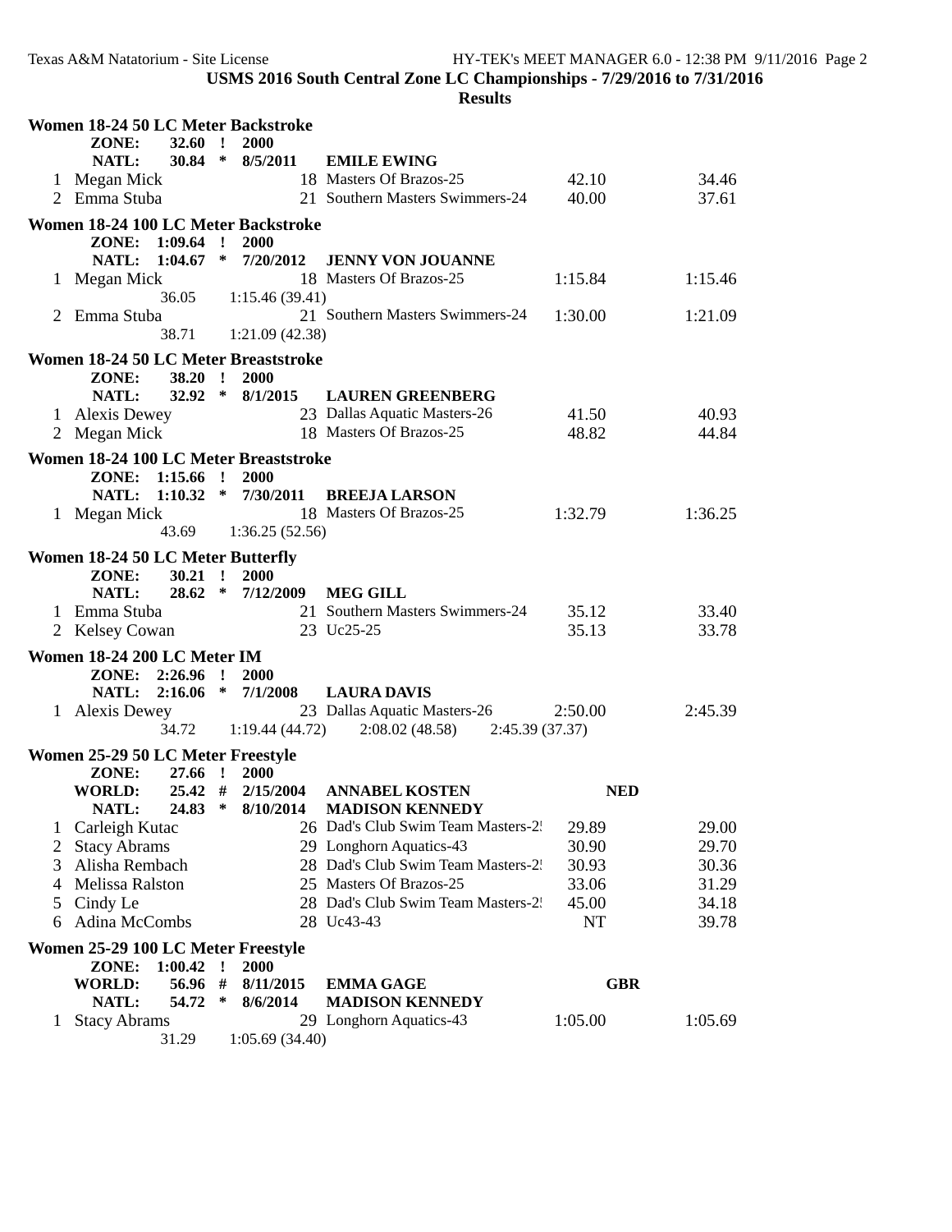USMS 2016 South Central Zone LC Championships - 7/29/2016 to 7/31/2016

**Results**

### Women 18-24 50 LC Meter Backstroke

**ZONE:** 32.60 ! 2000
**NATL:** 30.84 * 8/5/2011 **EMILE EWING**

| Place | Name | Age | Team | Seed Time | Finals Time |
|---|---|---|---|---|---|
| 1 | Megan Mick | 18 | Masters Of Brazos-25 | 42.10 | 34.46 |
| 2 | Emma Stuba | 21 | Southern Masters Swimmers-24 | 40.00 | 37.61 |

### Women 18-24 100 LC Meter Backstroke

**ZONE:** 1:09.64 ! 2000
**NATL:** 1:04.67 * 7/20/2012 **JENNY VON JOUANNE**

| Place | Name | Age | Team | Seed Time | Finals Time |
|---|---|---|---|---|---|
| 1 | Megan Mick | 18 | Masters Of Brazos-25 | 1:15.84 | 1:15.46 |
| | 36.05 &nbsp; 1:15.46 (39.41) | | | | |
| 2 | Emma Stuba | 21 | Southern Masters Swimmers-24 | 1:30.00 | 1:21.09 |
| | 38.71 &nbsp; 1:21.09 (42.38) | | | | |

### Women 18-24 50 LC Meter Breaststroke

**ZONE:** 38.20 ! 2000
**NATL:** 32.92 * 8/1/2015 **LAUREN GREENBERG**

| Place | Name | Age | Team | Seed Time | Finals Time |
|---|---|---|---|---|---|
| 1 | Alexis Dewey | 23 | Dallas Aquatic Masters-26 | 41.50 | 40.93 |
| 2 | Megan Mick | 18 | Masters Of Brazos-25 | 48.82 | 44.84 |

### Women 18-24 100 LC Meter Breaststroke

**ZONE:** 1:15.66 ! 2000
**NATL:** 1:10.32 * 7/30/2011 **BREEJA LARSON**

| Place | Name | Age | Team | Seed Time | Finals Time |
|---|---|---|---|---|---|
| 1 | Megan Mick | 18 | Masters Of Brazos-25 | 1:32.79 | 1:36.25 |
| | 43.69 &nbsp; 1:36.25 (52.56) | | | | |

### Women 18-24 50 LC Meter Butterfly

**ZONE:** 30.21 ! 2000
**NATL:** 28.62 * 7/12/2009 **MEG GILL**

| Place | Name | Age | Team | Seed Time | Finals Time |
|---|---|---|---|---|---|
| 1 | Emma Stuba | 21 | Southern Masters Swimmers-24 | 35.12 | 33.40 |
| 2 | Kelsey Cowan | 23 | Uc25-25 | 35.13 | 33.78 |

### Women 18-24 200 LC Meter IM

**ZONE:** 2:26.96 ! 2000
**NATL:** 2:16.06 * 7/1/2008 **LAURA DAVIS**

| Place | Name | Age | Team | Seed Time | Finals Time |
|---|---|---|---|---|---|
| 1 | Alexis Dewey | 23 | Dallas Aquatic Masters-26 | 2:50.00 | 2:45.39 |
| | 34.72 &nbsp; 1:19.44 (44.72) &nbsp; 2:08.02 (48.58) &nbsp; 2:45.39 (37.37) | | | | |

### Women 25-29 50 LC Meter Freestyle

**ZONE:** 27.66 ! 2000
**WORLD:** 25.42 # 2/15/2004 **ANNABEL KOSTEN** **NED**
**NATL:** 24.83 * 8/10/2014 **MADISON KENNEDY**

| Place | Name | Age | Team | Seed Time | Finals Time |
|---|---|---|---|---|---|
| 1 | Carleigh Kutac | 26 | Dad's Club Swim Team Masters-2! | 29.89 | 29.00 |
| 2 | Stacy Abrams | 29 | Longhorn Aquatics-43 | 30.90 | 29.70 |
| 3 | Alisha Rembach | 28 | Dad's Club Swim Team Masters-2! | 30.93 | 30.36 |
| 4 | Melissa Ralston | 25 | Masters Of Brazos-25 | 33.06 | 31.29 |
| 5 | Cindy Le | 28 | Dad's Club Swim Team Masters-2! | 45.00 | 34.18 |
| 6 | Adina McCombs | 28 | Uc43-43 | NT | 39.78 |

### Women 25-29 100 LC Meter Freestyle

**ZONE:** 1:00.42 ! 2000
**WORLD:** 56.96 # 8/11/2015 **EMMA GAGE** **GBR**
**NATL:** 54.72 * 8/6/2014 **MADISON KENNEDY**

| Place | Name | Age | Team | Seed Time | Finals Time |
|---|---|---|---|---|---|
| 1 | Stacy Abrams | 29 | Longhorn Aquatics-43 | 1:05.00 | 1:05.69 |
| | 31.29 &nbsp; 1:05.69 (34.40) | | | | |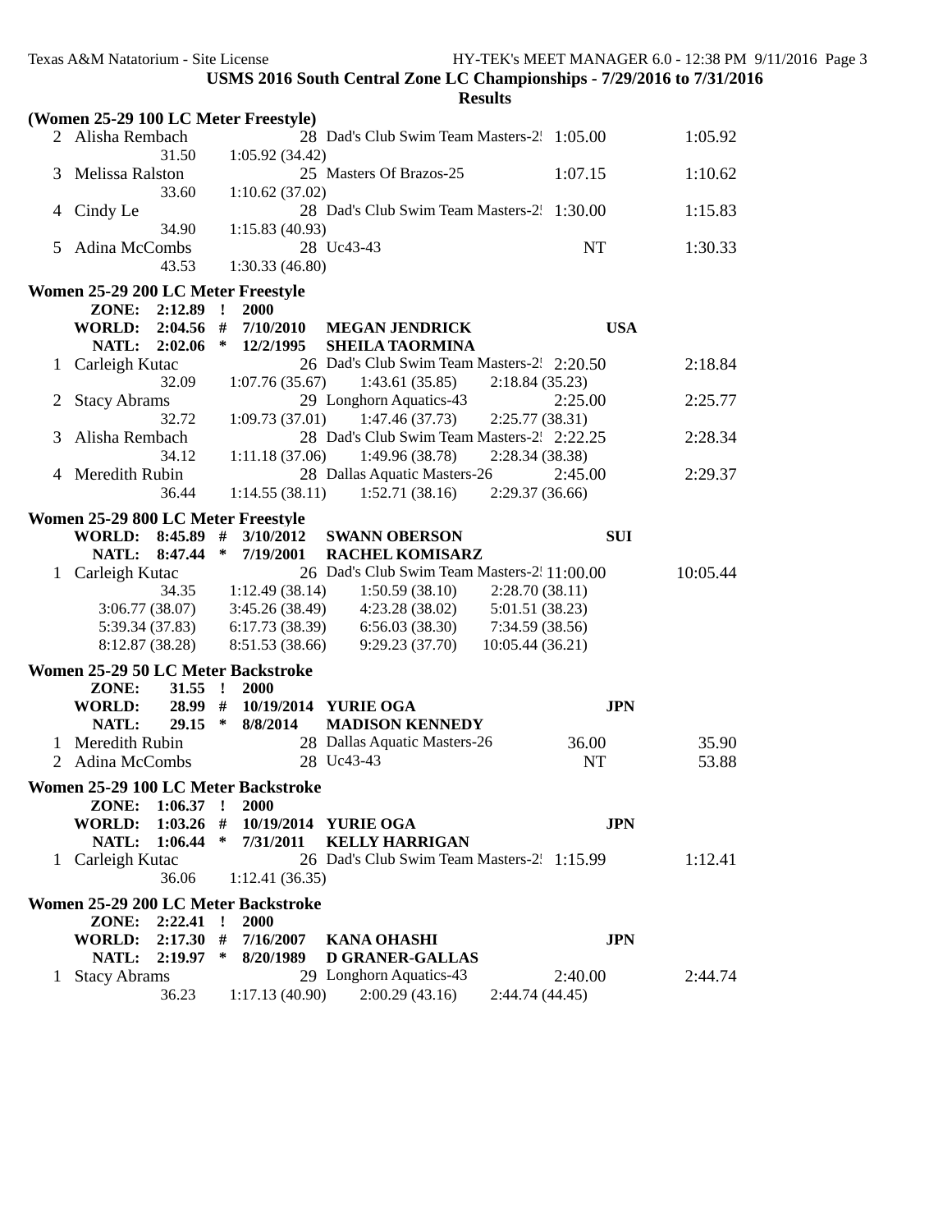**USMS 2016 South Central Zone LC Championships - 7/29/2016 to 7/31/2016**

**Results**

### (Women 25-29 100 LC Meter Freestyle)

| Place | Name | Age | Team | Seed Time | Finals Time |
|---|---|---|---|---|---|
| 2 | Alisha Rembach | 28 | Dad's Club Swim Team Masters-2! | 1:05.00 | 1:05.92 |
| | 31.50 &nbsp; 1:05.92 (34.42) | | | | |
| 3 | Melissa Ralston | 25 | Masters Of Brazos-25 | 1:07.15 | 1:10.62 |
| | 33.60 &nbsp; 1:10.62 (37.02) | | | | |
| 4 | Cindy Le | 28 | Dad's Club Swim Team Masters-2! | 1:30.00 | 1:15.83 |
| | 34.90 &nbsp; 1:15.83 (40.93) | | | | |
| 5 | Adina McCombs | 28 | Uc43-43 | NT | 1:30.33 |
| | 43.53 &nbsp; 1:30.33 (46.80) | | | | |

### Women 25-29 200 LC Meter Freestyle

**ZONE: 2:12.89 ! 2000**
**WORLD: 2:04.56 # 7/10/2010 MEGAN JENDRICK USA**
**NATL: 2:02.06 * 12/2/1995 SHEILA TAORMINA**

| Place | Name | Age | Team | Seed Time | Finals Time |
|---|---|---|---|---|---|
| 1 | Carleigh Kutac | 26 | Dad's Club Swim Team Masters-2! | 2:20.50 | 2:18.84 |
| | 32.09 &nbsp; 1:07.76 (35.67) &nbsp; 1:43.61 (35.85) &nbsp; 2:18.84 (35.23) | | | | |
| 2 | Stacy Abrams | 29 | Longhorn Aquatics-43 | 2:25.00 | 2:25.77 |
| | 32.72 &nbsp; 1:09.73 (37.01) &nbsp; 1:47.46 (37.73) &nbsp; 2:25.77 (38.31) | | | | |
| 3 | Alisha Rembach | 28 | Dad's Club Swim Team Masters-2! | 2:22.25 | 2:28.34 |
| | 34.12 &nbsp; 1:11.18 (37.06) &nbsp; 1:49.96 (38.78) &nbsp; 2:28.34 (38.38) | | | | |
| 4 | Meredith Rubin | 28 | Dallas Aquatic Masters-26 | 2:45.00 | 2:29.37 |
| | 36.44 &nbsp; 1:14.55 (38.11) &nbsp; 1:52.71 (38.16) &nbsp; 2:29.37 (36.66) | | | | |

### Women 25-29 800 LC Meter Freestyle

**WORLD: 8:45.89 # 3/10/2012 SWANN OBERSON SUI**
**NATL: 8:47.44 * 7/19/2001 RACHEL KOMISARZ**

| Place | Name | Age | Team | Seed Time | Finals Time |
|---|---|---|---|---|---|
| 1 | Carleigh Kutac | 26 | Dad's Club Swim Team Masters-2! | 11:00.00 | 10:05.44 |
| | 34.35 &nbsp; 1:12.49 (38.14) &nbsp; 1:50.59 (38.10) &nbsp; 2:28.70 (38.11) | | | | |
| | 3:06.77 (38.07) &nbsp; 3:45.26 (38.49) &nbsp; 4:23.28 (38.02) &nbsp; 5:01.51 (38.23) | | | | |
| | 5:39.34 (37.83) &nbsp; 6:17.73 (38.39) &nbsp; 6:56.03 (38.30) &nbsp; 7:34.59 (38.56) | | | | |
| | 8:12.87 (38.28) &nbsp; 8:51.53 (38.66) &nbsp; 9:29.23 (37.70) &nbsp; 10:05.44 (36.21) | | | | |

### Women 25-29 50 LC Meter Backstroke

**ZONE: 31.55 ! 2000**
**WORLD: 28.99 # 10/19/2014 YURIE OGA JPN**
**NATL: 29.15 * 8/8/2014 MADISON KENNEDY**

| Place | Name | Age | Team | Seed Time | Finals Time |
|---|---|---|---|---|---|
| 1 | Meredith Rubin | 28 | Dallas Aquatic Masters-26 | 36.00 | 35.90 |
| 2 | Adina McCombs | 28 | Uc43-43 | NT | 53.88 |

### Women 25-29 100 LC Meter Backstroke

**ZONE: 1:06.37 ! 2000**
**WORLD: 1:03.26 # 10/19/2014 YURIE OGA JPN**
**NATL: 1:06.44 * 7/31/2011 KELLY HARRIGAN**

| Place | Name | Age | Team | Seed Time | Finals Time |
|---|---|---|---|---|---|
| 1 | Carleigh Kutac | 26 | Dad's Club Swim Team Masters-2! | 1:15.99 | 1:12.41 |
| | 36.06 &nbsp; 1:12.41 (36.35) | | | | |

### Women 25-29 200 LC Meter Backstroke

**ZONE: 2:22.41 ! 2000**
**WORLD: 2:17.30 # 7/16/2007 KANA OHASHI JPN**
**NATL: 2:19.97 * 8/20/1989 D GRANER-GALLAS**

| Place | Name | Age | Team | Seed Time | Finals Time |
|---|---|---|---|---|---|
| 1 | Stacy Abrams | 29 | Longhorn Aquatics-43 | 2:40.00 | 2:44.74 |
| | 36.23 &nbsp; 1:17.13 (40.90) &nbsp; 2:00.29 (43.16) &nbsp; 2:44.74 (44.45) | | | | |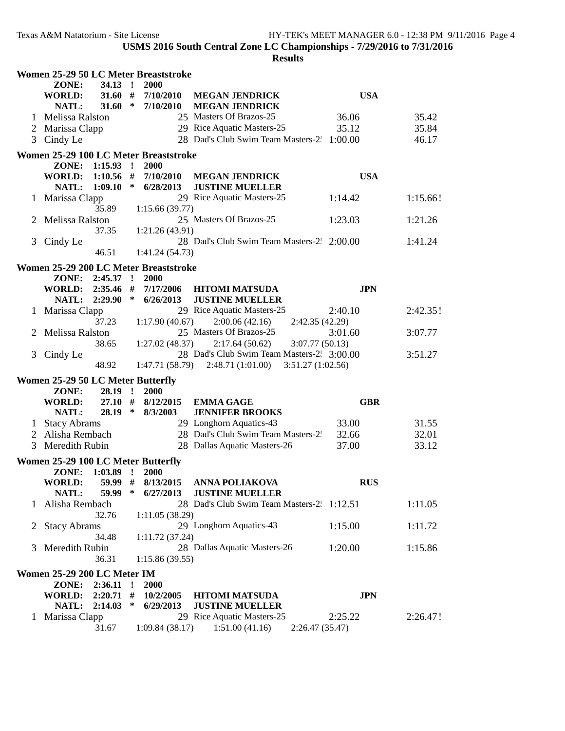USMS 2016 South Central Zone LC Championships - 7/29/2016 to 7/31/2016

Results

### Women 25-29 50 LC Meter Breaststroke

| | | | | | |
|---|---|---|---|---|---|
| ZONE: | 34.13 ! | 2000 | | | |
| WORLD: | 31.60 # | 7/10/2010 | MEGAN JENDRICK | USA | |
| NATL: | 31.60 * | 7/10/2010 | MEGAN JENDRICK | | |

| Place | Name | Age | Team | Seed | Finals |
|---|---|---|---|---|---|
| 1 | Melissa Ralston | 25 | Masters Of Brazos-25 | 36.06 | 35.42 |
| 2 | Marissa Clapp | 29 | Rice Aquatic Masters-25 | 35.12 | 35.84 |
| 3 | Cindy Le | 28 | Dad's Club Swim Team Masters-2! | 1:00.00 | 46.17 |

### Women 25-29 100 LC Meter Breaststroke

| | | | | | |
|---|---|---|---|---|---|
| ZONE: | 1:15.93 ! | 2000 | | | |
| WORLD: | 1:10.56 # | 7/10/2010 | MEGAN JENDRICK | USA | |
| NATL: | 1:09.10 * | 6/28/2013 | JUSTINE MUELLER | | |

| Place | Name | Age | Team | Seed | Finals |
|---|---|---|---|---|---|
| 1 | Marissa Clapp | 29 | Rice Aquatic Masters-25 | 1:14.42 | 1:15.66! |
| | 35.89 | 1:15.66 (39.77) | | | |
| 2 | Melissa Ralston | 25 | Masters Of Brazos-25 | 1:23.03 | 1:21.26 |
| | 37.35 | 1:21.26 (43.91) | | | |
| 3 | Cindy Le | 28 | Dad's Club Swim Team Masters-2! | 2:00.00 | 1:41.24 |
| | 46.51 | 1:41.24 (54.73) | | | |

### Women 25-29 200 LC Meter Breaststroke

| | | | | | |
|---|---|---|---|---|---|
| ZONE: | 2:45.37 ! | 2000 | | | |
| WORLD: | 2:35.46 # | 7/17/2006 | HITOMI MATSUDA | JPN | |
| NATL: | 2:29.90 * | 6/26/2013 | JUSTINE MUELLER | | |

| Place | Name | Age | Team | Seed | Finals |
|---|---|---|---|---|---|
| 1 | Marissa Clapp | 29 | Rice Aquatic Masters-25 | 2:40.10 | 2:42.35! |
| | 37.23 | 1:17.90 (40.67) | 2:00.06 (42.16) | 2:42.35 (42.29) | |
| 2 | Melissa Ralston | 25 | Masters Of Brazos-25 | 3:01.60 | 3:07.77 |
| | 38.65 | 1:27.02 (48.37) | 2:17.64 (50.62) | 3:07.77 (50.13) | |
| 3 | Cindy Le | 28 | Dad's Club Swim Team Masters-2! | 3:00.00 | 3:51.27 |
| | 48.92 | 1:47.71 (58.79) | 2:48.71 (1:01.00) | 3:51.27 (1:02.56) | |

### Women 25-29 50 LC Meter Butterfly

| | | | | | |
|---|---|---|---|---|---|
| ZONE: | 28.19 ! | 2000 | | | |
| WORLD: | 27.10 # | 8/12/2015 | EMMA GAGE | GBR | |
| NATL: | 28.19 * | 8/3/2003 | JENNIFER BROOKS | | |

| Place | Name | Age | Team | Seed | Finals |
|---|---|---|---|---|---|
| 1 | Stacy Abrams | 29 | Longhorn Aquatics-43 | 33.00 | 31.55 |
| 2 | Alisha Rembach | 28 | Dad's Club Swim Team Masters-2! | 32.66 | 32.01 |
| 3 | Meredith Rubin | 28 | Dallas Aquatic Masters-26 | 37.00 | 33.12 |

### Women 25-29 100 LC Meter Butterfly

| | | | | | |
|---|---|---|---|---|---|
| ZONE: | 1:03.89 ! | 2000 | | | |
| WORLD: | 59.99 # | 8/13/2015 | ANNA POLIAKOVA | RUS | |
| NATL: | 59.99 * | 6/27/2013 | JUSTINE MUELLER | | |

| Place | Name | Age | Team | Seed | Finals |
|---|---|---|---|---|---|
| 1 | Alisha Rembach | 28 | Dad's Club Swim Team Masters-2! | 1:12.51 | 1:11.05 |
| | 32.76 | 1:11.05 (38.29) | | | |
| 2 | Stacy Abrams | 29 | Longhorn Aquatics-43 | 1:15.00 | 1:11.72 |
| | 34.48 | 1:11.72 (37.24) | | | |
| 3 | Meredith Rubin | 28 | Dallas Aquatic Masters-26 | 1:20.00 | 1:15.86 |
| | 36.31 | 1:15.86 (39.55) | | | |

### Women 25-29 200 LC Meter IM

| | | | | | |
|---|---|---|---|---|---|
| ZONE: | 2:36.11 ! | 2000 | | | |
| WORLD: | 2:20.71 # | 10/2/2005 | HITOMI MATSUDA | JPN | |
| NATL: | 2:14.03 * | 6/29/2013 | JUSTINE MUELLER | | |

| Place | Name | Age | Team | Seed | Finals |
|---|---|---|---|---|---|
| 1 | Marissa Clapp | 29 | Rice Aquatic Masters-25 | 2:25.22 | 2:26.47! |
| | 31.67 | 1:09.84 (38.17) | 1:51.00 (41.16) | 2:26.47 (35.47) | |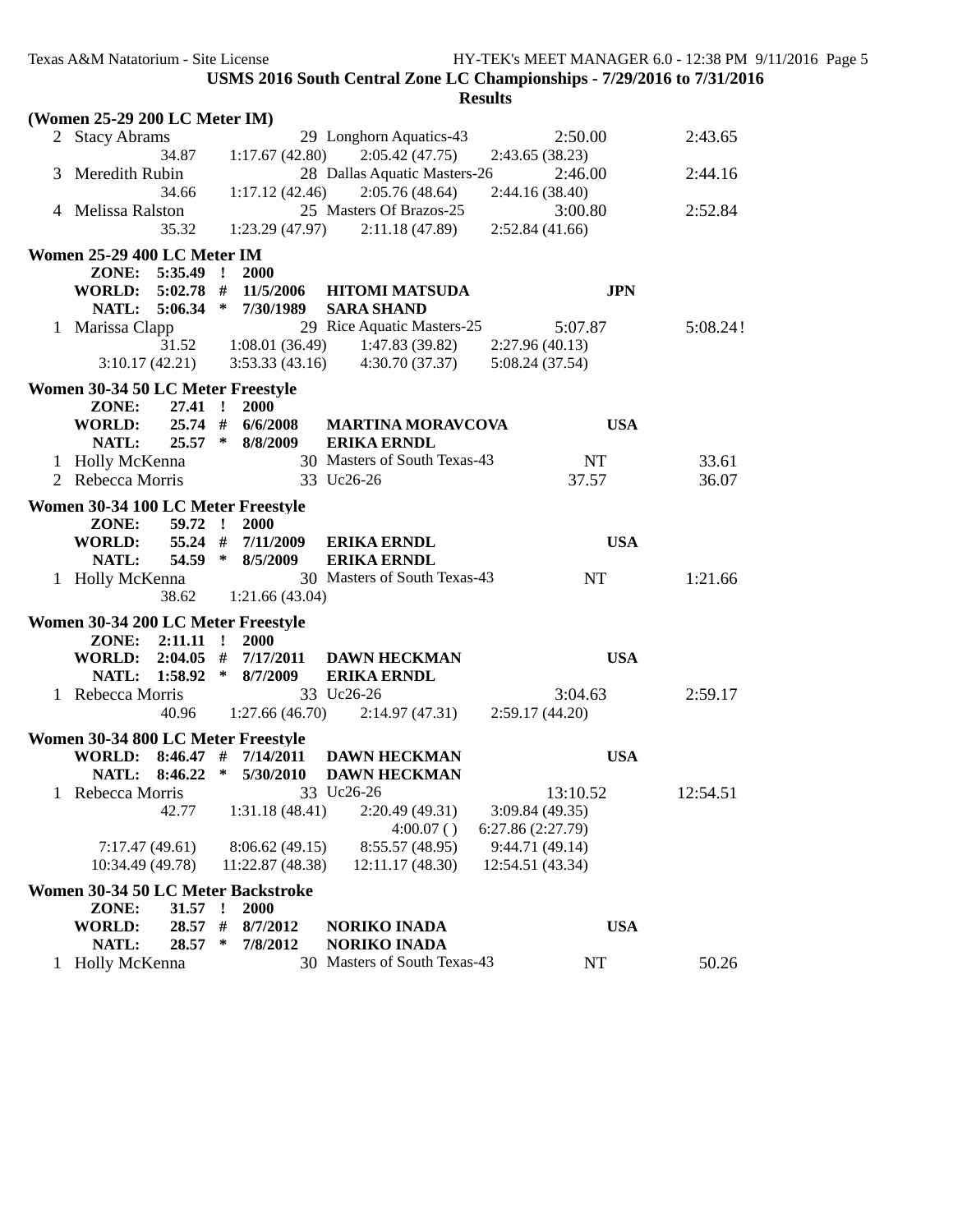**USMS 2016 South Central Zone LC Championships - 7/29/2016 to 7/31/2016**

**Results**

**(Women 25-29 200 LC Meter IM)**

```
  2 Stacy Abrams                  29 Longhorn Aquatics-43          2:50.00         2:43.65
              34.87     1:17.67 (42.80)   2:05.42 (47.75)   2:43.65 (38.23)
  3 Meredith Rubin                28 Dallas Aquatic Masters-26     2:46.00         2:44.16
              34.66     1:17.12 (42.46)   2:05.76 (48.64)   2:44.16 (38.40)
  4 Melissa Ralston               25 Masters Of Brazos-25          3:00.80         2:52.84
              35.32     1:23.29 (47.97)   2:11.18 (47.89)   2:52.84 (41.66)
```

**Women 25-29 400 LC Meter IM**

```
     ZONE:   5:35.49  !  2000
     WORLD:  5:02.78  #  11/5/2006   HITOMI MATSUDA                 JPN
     NATL:   5:06.34  *  7/30/1989   SARA SHAND
  1 Marissa Clapp                 29 Rice Aquatic Masters-25       5:07.87         5:08.24!
              31.52     1:08.01 (36.49)   1:47.83 (39.82)   2:27.96 (40.13)
      3:10.17 (42.21)   3:53.33 (43.16)   4:30.70 (37.37)   5:08.24 (37.54)
```

**Women 30-34 50 LC Meter Freestyle**

```
     ZONE:     27.41  !  2000
     WORLD:    25.74  #  6/6/2008    MARTINA MORAVCOVA              USA
     NATL:     25.57  *  8/8/2009    ERIKA ERNDL
  1 Holly McKenna                 30 Masters of South Texas-43       NT              33.61
  2 Rebecca Morris                33 Uc26-26                       37.57             36.07
```

**Women 30-34 100 LC Meter Freestyle**

```
     ZONE:     59.72  !  2000
     WORLD:    55.24  #  7/11/2009   ERIKA ERNDL                    USA
     NATL:     54.59  *  8/5/2009    ERIKA ERNDL
  1 Holly McKenna                 30 Masters of South Texas-43       NT            1:21.66
              38.62     1:21.66 (43.04)
```

**Women 30-34 200 LC Meter Freestyle**

```
     ZONE:   2:11.11  !  2000
     WORLD:  2:04.05  #  7/17/2011   DAWN HECKMAN                   USA
     NATL:   1:58.92  *  8/7/2009    ERIKA ERNDL
  1 Rebecca Morris                33 Uc26-26                       3:04.63         2:59.17
              40.96     1:27.66 (46.70)   2:14.97 (47.31)   2:59.17 (44.20)
```

**Women 30-34 800 LC Meter Freestyle**

```
     WORLD:  8:46.47  #  7/14/2011   DAWN HECKMAN                   USA
     NATL:   8:46.22  *  5/30/2010   DAWN HECKMAN
  1 Rebecca Morris                33 Uc26-26                      13:10.52        12:54.51
              42.77     1:31.18 (48.41)   2:20.49 (49.31)   3:09.84 (49.35)
                                          4:00.07 ()        6:27.86 (2:27.79)
      7:17.47 (49.61)   8:06.62 (49.15)   8:55.57 (48.95)   9:44.71 (49.14)
     10:34.49 (49.78)  11:22.87 (48.38)  12:11.17 (48.30)  12:54.51 (43.34)
```

**Women 30-34 50 LC Meter Backstroke**

```
     ZONE:     31.57  !  2000
     WORLD:    28.57  #  8/7/2012    NORIKO INADA                   USA
     NATL:     28.57  *  7/8/2012    NORIKO INADA
  1 Holly McKenna                 30 Masters of South Texas-43       NT              50.26
```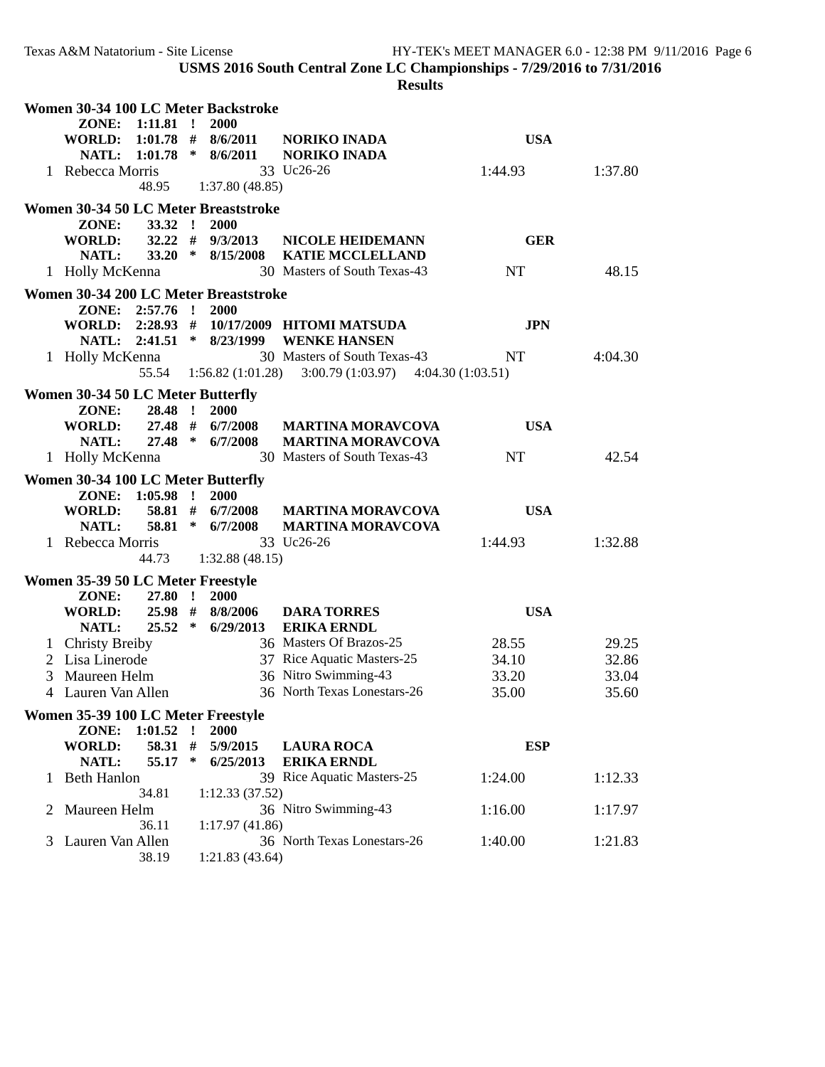**USMS 2016 South Central Zone LC Championships - 7/29/2016 to 7/31/2016**

**Results**

### Women 30-34 100 LC Meter Backstroke

**ZONE:** 1:11.81 ! 2000
**WORLD:** 1:01.78 # 8/6/2011 NORIKO INADA USA
**NATL:** 1:01.78 * 8/6/2011 NORIKO INADA

| Place | Name | Age | Team | Seed Time | Finals Time |
|---|---|---|---|---|---|
| 1 | Rebecca Morris | 33 | Uc26-26 | 1:44.93 | 1:37.80 |
| | 48.95 | 1:37.80 (48.85) | | | |

### Women 30-34 50 LC Meter Breaststroke

**ZONE:** 33.32 ! 2000
**WORLD:** 32.22 # 9/3/2013 NICOLE HEIDEMANN GER
**NATL:** 33.20 * 8/15/2008 KATIE MCCLELLAND

| Place | Name | Age | Team | Seed Time | Finals Time |
|---|---|---|---|---|---|
| 1 | Holly McKenna | 30 | Masters of South Texas-43 | NT | 48.15 |

### Women 30-34 200 LC Meter Breaststroke

**ZONE:** 2:57.76 ! 2000
**WORLD:** 2:28.93 # 10/17/2009 HITOMI MATSUDA JPN
**NATL:** 2:41.51 * 8/23/1999 WENKE HANSEN

| Place | Name | Age | Team | Seed Time | Finals Time |
|---|---|---|---|---|---|
| 1 | Holly McKenna | 30 | Masters of South Texas-43 | NT | 4:04.30 |
| | 55.54 | 1:56.82 (1:01.28) | 3:00.79 (1:03.97) | 4:04.30 (1:03.51) | |

### Women 30-34 50 LC Meter Butterfly

**ZONE:** 28.48 ! 2000
**WORLD:** 27.48 # 6/7/2008 MARTINA MORAVCOVA USA
**NATL:** 27.48 * 6/7/2008 MARTINA MORAVCOVA

| Place | Name | Age | Team | Seed Time | Finals Time |
|---|---|---|---|---|---|
| 1 | Holly McKenna | 30 | Masters of South Texas-43 | NT | 42.54 |

### Women 30-34 100 LC Meter Butterfly

**ZONE:** 1:05.98 ! 2000
**WORLD:** 58.81 # 6/7/2008 MARTINA MORAVCOVA USA
**NATL:** 58.81 * 6/7/2008 MARTINA MORAVCOVA

| Place | Name | Age | Team | Seed Time | Finals Time |
|---|---|---|---|---|---|
| 1 | Rebecca Morris | 33 | Uc26-26 | 1:44.93 | 1:32.88 |
| | 44.73 | 1:32.88 (48.15) | | | |

### Women 35-39 50 LC Meter Freestyle

**ZONE:** 27.80 ! 2000
**WORLD:** 25.98 # 8/8/2006 DARA TORRES USA
**NATL:** 25.52 * 6/29/2013 ERIKA ERNDL

| Place | Name | Age | Team | Seed Time | Finals Time |
|---|---|---|---|---|---|
| 1 | Christy Breiby | 36 | Masters Of Brazos-25 | 28.55 | 29.25 |
| 2 | Lisa Linerode | 37 | Rice Aquatic Masters-25 | 34.10 | 32.86 |
| 3 | Maureen Helm | 36 | Nitro Swimming-43 | 33.20 | 33.04 |
| 4 | Lauren Van Allen | 36 | North Texas Lonestars-26 | 35.00 | 35.60 |

### Women 35-39 100 LC Meter Freestyle

**ZONE:** 1:01.52 ! 2000
**WORLD:** 58.31 # 5/9/2015 LAURA ROCA ESP
**NATL:** 55.17 * 6/25/2013 ERIKA ERNDL

| Place | Name | Age | Team | Seed Time | Finals Time |
|---|---|---|---|---|---|
| 1 | Beth Hanlon | 39 | Rice Aquatic Masters-25 | 1:24.00 | 1:12.33 |
| | 34.81 | 1:12.33 (37.52) | | | |
| 2 | Maureen Helm | 36 | Nitro Swimming-43 | 1:16.00 | 1:17.97 |
| | 36.11 | 1:17.97 (41.86) | | | |
| 3 | Lauren Van Allen | 36 | North Texas Lonestars-26 | 1:40.00 | 1:21.83 |
| | 38.19 | 1:21.83 (43.64) | | | |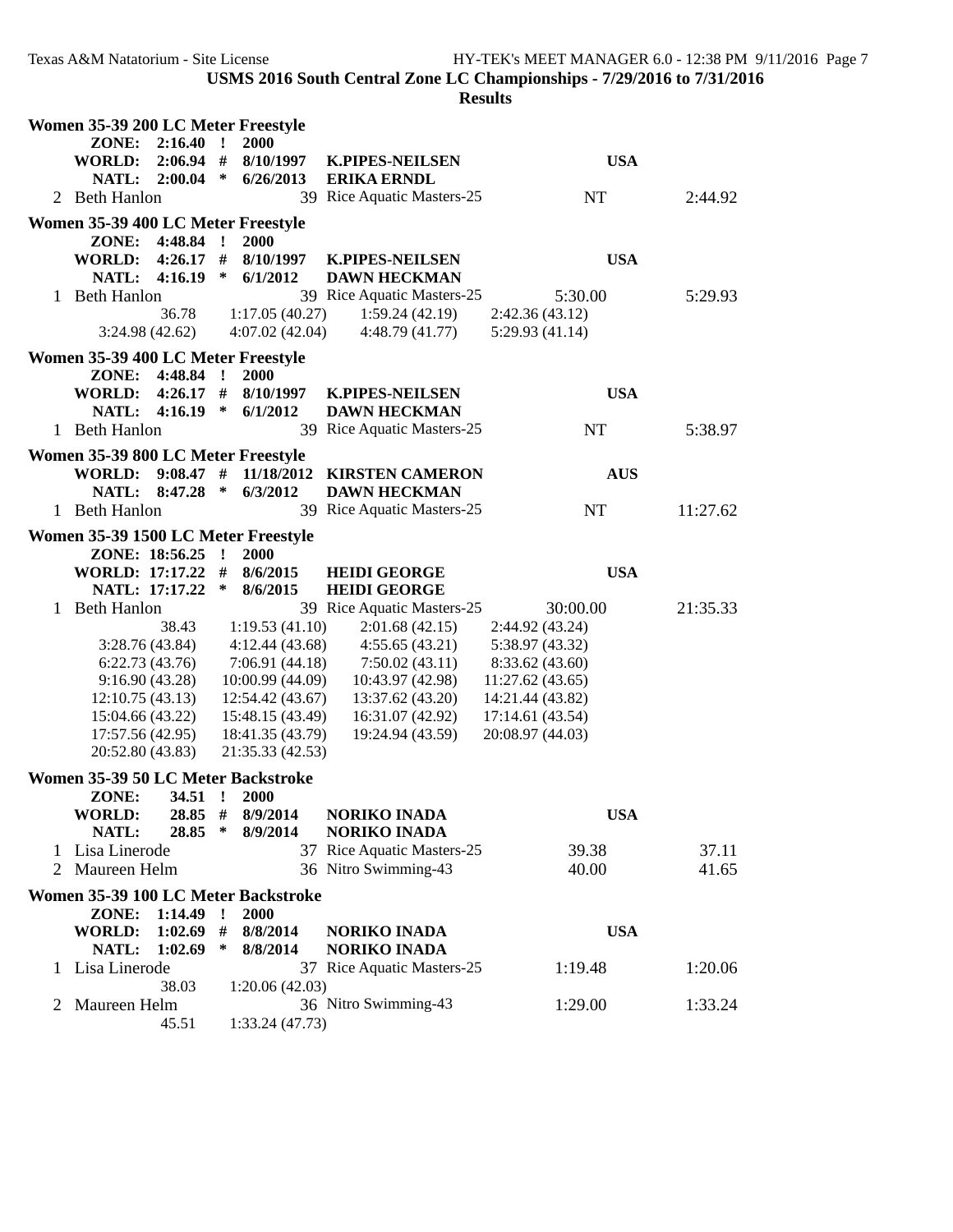USMS 2016 South Central Zone LC Championships - 7/29/2016 to 7/31/2016

**Results**

### Women 35-39 200 LC Meter Freestyle

ZONE: 2:16.40 ! 2000
WORLD: 2:06.94 # 8/10/1997 K.PIPES-NEILSEN USA
NATL: 2:00.04 * 6/26/2013 ERIKA ERNDL

| Place | Name | Age | Team | Seed Time | Finals Time |
|---|---|---|---|---|---|
| 2 | Beth Hanlon | 39 | Rice Aquatic Masters-25 | NT | 2:44.92 |

### Women 35-39 400 LC Meter Freestyle

ZONE: 4:48.84 ! 2000
WORLD: 4:26.17 # 8/10/1997 K.PIPES-NEILSEN USA
NATL: 4:16.19 * 6/1/2012 DAWN HECKMAN

| Place | Name | Age | Team | Seed Time | Finals Time |
|---|---|---|---|---|---|
| 1 | Beth Hanlon | 39 | Rice Aquatic Masters-25 | 5:30.00 | 5:29.93 |

36.78 1:17.05 (40.27) 1:59.24 (42.19) 2:42.36 (43.12)
3:24.98 (42.62) 4:07.02 (42.04) 4:48.79 (41.77) 5:29.93 (41.14)

### Women 35-39 400 LC Meter Freestyle

ZONE: 4:48.84 ! 2000
WORLD: 4:26.17 # 8/10/1997 K.PIPES-NEILSEN USA
NATL: 4:16.19 * 6/1/2012 DAWN HECKMAN

| Place | Name | Age | Team | Seed Time | Finals Time |
|---|---|---|---|---|---|
| 1 | Beth Hanlon | 39 | Rice Aquatic Masters-25 | NT | 5:38.97 |

### Women 35-39 800 LC Meter Freestyle

WORLD: 9:08.47 # 11/18/2012 KIRSTEN CAMERON AUS
NATL: 8:47.28 * 6/3/2012 DAWN HECKMAN

| Place | Name | Age | Team | Seed Time | Finals Time |
|---|---|---|---|---|---|
| 1 | Beth Hanlon | 39 | Rice Aquatic Masters-25 | NT | 11:27.62 |

### Women 35-39 1500 LC Meter Freestyle

ZONE: 18:56.25 ! 2000
WORLD: 17:17.22 # 8/6/2015 HEIDI GEORGE USA
NATL: 17:17.22 * 8/6/2015 HEIDI GEORGE

| Place | Name | Age | Team | Seed Time | Finals Time |
|---|---|---|---|---|---|
| 1 | Beth Hanlon | 39 | Rice Aquatic Masters-25 | 30:00.00 | 21:35.33 |

38.43 1:19.53 (41.10) 2:01.68 (42.15) 2:44.92 (43.24)
3:28.76 (43.84) 4:12.44 (43.68) 4:55.65 (43.21) 5:38.97 (43.32)
6:22.73 (43.76) 7:06.91 (44.18) 7:50.02 (43.11) 8:33.62 (43.60)
9:16.90 (43.28) 10:00.99 (44.09) 10:43.97 (42.98) 11:27.62 (43.65)
12:10.75 (43.13) 12:54.42 (43.67) 13:37.62 (43.20) 14:21.44 (43.82)
15:04.66 (43.22) 15:48.15 (43.49) 16:31.07 (42.92) 17:14.61 (43.54)
17:57.56 (42.95) 18:41.35 (43.79) 19:24.94 (43.59) 20:08.97 (44.03)
20:52.80 (43.83) 21:35.33 (42.53)

### Women 35-39 50 LC Meter Backstroke

ZONE: 34.51 ! 2000
WORLD: 28.85 # 8/9/2014 NORIKO INADA USA
NATL: 28.85 * 8/9/2014 NORIKO INADA

| Place | Name | Age | Team | Seed Time | Finals Time |
|---|---|---|---|---|---|
| 1 | Lisa Linerode | 37 | Rice Aquatic Masters-25 | 39.38 | 37.11 |
| 2 | Maureen Helm | 36 | Nitro Swimming-43 | 40.00 | 41.65 |

### Women 35-39 100 LC Meter Backstroke

ZONE: 1:14.49 ! 2000
WORLD: 1:02.69 # 8/8/2014 NORIKO INADA USA
NATL: 1:02.69 * 8/8/2014 NORIKO INADA

| Place | Name | Age | Team | Seed Time | Finals Time |
|---|---|---|---|---|---|
| 1 | Lisa Linerode | 37 | Rice Aquatic Masters-25 | 1:19.48 | 1:20.06 |

38.03 1:20.06 (42.03)

| Place | Name | Age | Team | Seed Time | Finals Time |
|---|---|---|---|---|---|
| 2 | Maureen Helm | 36 | Nitro Swimming-43 | 1:29.00 | 1:33.24 |

45.51 1:33.24 (47.73)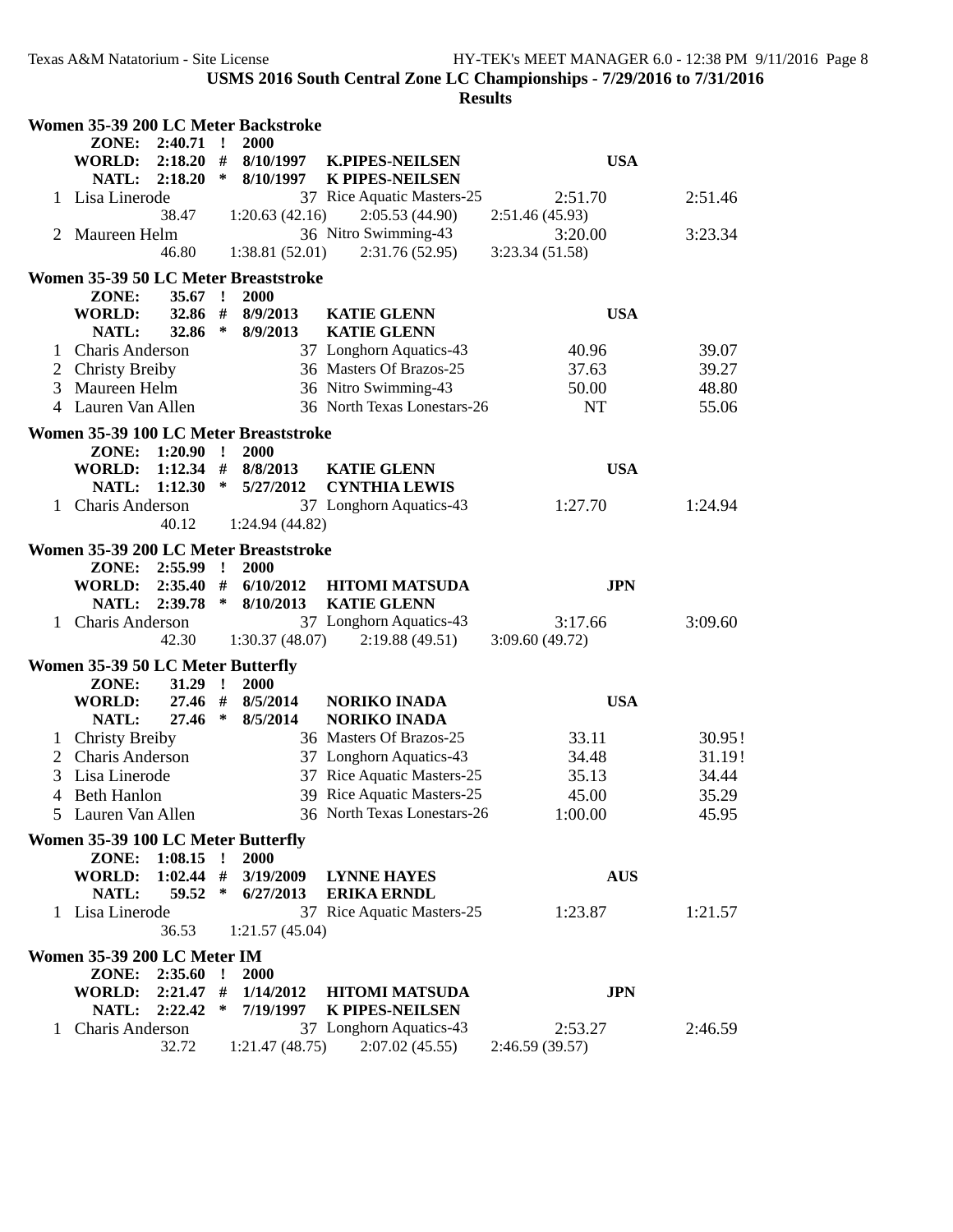USMS 2016 South Central Zone LC Championships - 7/29/2016 to 7/31/2016

**Results**

### Women 35-39 200 LC Meter Backstroke

| | | | | | |
|---|---|---|---|---|---|
| **ZONE:** | **2:40.71 !** | **2000** | | | |
| **WORLD:** | **2:18.20 #** | **8/10/1997** | **K.PIPES-NEILSEN** | **USA** | |
| **NATL:** | **2:18.20 \*** | **8/10/1997** | **K PIPES-NEILSEN** | | |
| 1 Lisa Linerode | | 37 | Rice Aquatic Masters-25 | 2:51.70 | 2:51.46 |
| 38.47 | 1:20.63 (42.16) | 2:05.53 (44.90) | 2:51.46 (45.93) | | |
| 2 Maureen Helm | | 36 | Nitro Swimming-43 | 3:20.00 | 3:23.34 |
| 46.80 | 1:38.81 (52.01) | 2:31.76 (52.95) | 3:23.34 (51.58) | | |

### Women 35-39 50 LC Meter Breaststroke

| | | | | | |
|---|---|---|---|---|---|
| **ZONE:** | **35.67 !** | **2000** | | | |
| **WORLD:** | **32.86 #** | **8/9/2013** | **KATIE GLENN** | **USA** | |
| **NATL:** | **32.86 \*** | **8/9/2013** | **KATIE GLENN** | | |
| 1 Charis Anderson | | 37 | Longhorn Aquatics-43 | 40.96 | 39.07 |
| 2 Christy Breiby | | 36 | Masters Of Brazos-25 | 37.63 | 39.27 |
| 3 Maureen Helm | | 36 | Nitro Swimming-43 | 50.00 | 48.80 |
| 4 Lauren Van Allen | | 36 | North Texas Lonestars-26 | NT | 55.06 |

### Women 35-39 100 LC Meter Breaststroke

| | | | | | |
|---|---|---|---|---|---|
| **ZONE:** | **1:20.90 !** | **2000** | | | |
| **WORLD:** | **1:12.34 #** | **8/8/2013** | **KATIE GLENN** | **USA** | |
| **NATL:** | **1:12.30 \*** | **5/27/2012** | **CYNTHIA LEWIS** | | |
| 1 Charis Anderson | | 37 | Longhorn Aquatics-43 | 1:27.70 | 1:24.94 |
| 40.12 | 1:24.94 (44.82) | | | | |

### Women 35-39 200 LC Meter Breaststroke

| | | | | | |
|---|---|---|---|---|---|
| **ZONE:** | **2:55.99 !** | **2000** | | | |
| **WORLD:** | **2:35.40 #** | **6/10/2012** | **HITOMI MATSUDA** | **JPN** | |
| **NATL:** | **2:39.78 \*** | **8/10/2013** | **KATIE GLENN** | | |
| 1 Charis Anderson | | 37 | Longhorn Aquatics-43 | 3:17.66 | 3:09.60 |
| 42.30 | 1:30.37 (48.07) | 2:19.88 (49.51) | 3:09.60 (49.72) | | |

### Women 35-39 50 LC Meter Butterfly

| | | | | | |
|---|---|---|---|---|---|
| **ZONE:** | **31.29 !** | **2000** | | | |
| **WORLD:** | **27.46 #** | **8/5/2014** | **NORIKO INADA** | **USA** | |
| **NATL:** | **27.46 \*** | **8/5/2014** | **NORIKO INADA** | | |
| 1 Christy Breiby | | 36 | Masters Of Brazos-25 | 33.11 | 30.95! |
| 2 Charis Anderson | | 37 | Longhorn Aquatics-43 | 34.48 | 31.19! |
| 3 Lisa Linerode | | 37 | Rice Aquatic Masters-25 | 35.13 | 34.44 |
| 4 Beth Hanlon | | 39 | Rice Aquatic Masters-25 | 45.00 | 35.29 |
| 5 Lauren Van Allen | | 36 | North Texas Lonestars-26 | 1:00.00 | 45.95 |

### Women 35-39 100 LC Meter Butterfly

| | | | | | |
|---|---|---|---|---|---|
| **ZONE:** | **1:08.15 !** | **2000** | | | |
| **WORLD:** | **1:02.44 #** | **3/19/2009** | **LYNNE HAYES** | **AUS** | |
| **NATL:** | **59.52 \*** | **6/27/2013** | **ERIKA ERNDL** | | |
| 1 Lisa Linerode | | 37 | Rice Aquatic Masters-25 | 1:23.87 | 1:21.57 |
| 36.53 | 1:21.57 (45.04) | | | | |

### Women 35-39 200 LC Meter IM

| | | | | | |
|---|---|---|---|---|---|
| **ZONE:** | **2:35.60 !** | **2000** | | | |
| **WORLD:** | **2:21.47 #** | **1/14/2012** | **HITOMI MATSUDA** | **JPN** | |
| **NATL:** | **2:22.42 \*** | **7/19/1997** | **K PIPES-NEILSEN** | | |
| 1 Charis Anderson | | 37 | Longhorn Aquatics-43 | 2:53.27 | 2:46.59 |
| 32.72 | 1:21.47 (48.75) | 2:07.02 (45.55) | 2:46.59 (39.57) | | |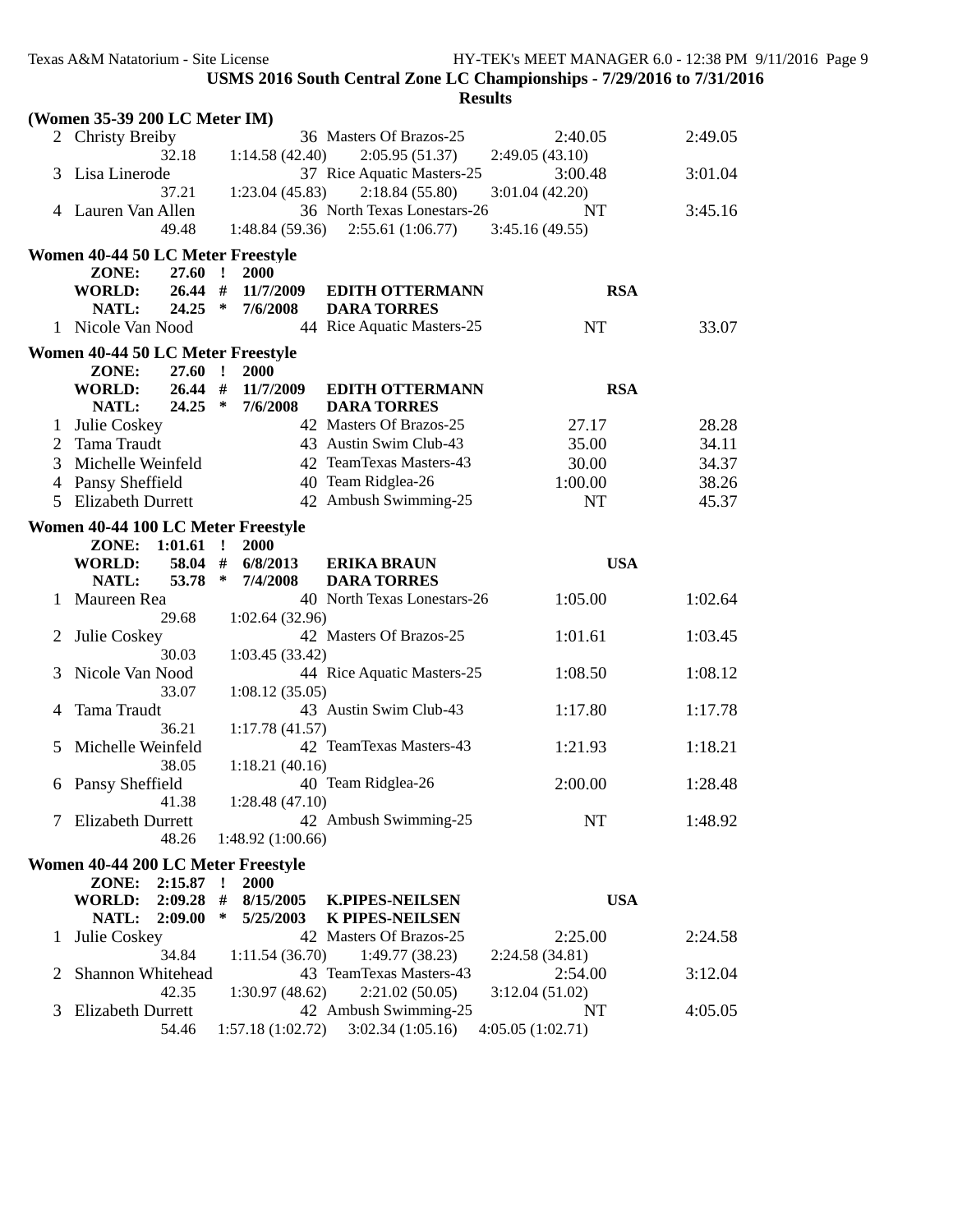**USMS 2016 South Central Zone LC Championships - 7/29/2016 to 7/31/2016**

**Results**

**(Women 35-39 200 LC Meter IM)**

| Place | Name | Age | Team | Seed Time | Finals Time |
|---|---|---|---|---|---|
| 2 | Christy Breiby | 36 | Masters Of Brazos-25 | 2:40.05 | 2:49.05 |
| | 32.18 | 1:14.58 (42.40) | 2:05.95 (51.37) | 2:49.05 (43.10) | |
| 3 | Lisa Linerode | 37 | Rice Aquatic Masters-25 | 3:00.48 | 3:01.04 |
| | 37.21 | 1:23.04 (45.83) | 2:18.84 (55.80) | 3:01.04 (42.20) | |
| 4 | Lauren Van Allen | 36 | North Texas Lonestars-26 | NT | 3:45.16 |
| | 49.48 | 1:48.84 (59.36) | 2:55.61 (1:06.77) | 3:45.16 (49.55) | |

**Women 40-44 50 LC Meter Freestyle**

ZONE: 27.60 ! 2000
WORLD: 26.44 # 11/7/2009 EDITH OTTERMANN RSA
NATL: 24.25 * 7/6/2008 DARA TORRES

| Place | Name | Age | Team | Seed Time | Finals Time |
|---|---|---|---|---|---|
| 1 | Nicole Van Nood | 44 | Rice Aquatic Masters-25 | NT | 33.07 |

**Women 40-44 50 LC Meter Freestyle**

ZONE: 27.60 ! 2000
WORLD: 26.44 # 11/7/2009 EDITH OTTERMANN RSA
NATL: 24.25 * 7/6/2008 DARA TORRES

| Place | Name | Age | Team | Seed Time | Finals Time |
|---|---|---|---|---|---|
| 1 | Julie Coskey | 42 | Masters Of Brazos-25 | 27.17 | 28.28 |
| 2 | Tama Traudt | 43 | Austin Swim Club-43 | 35.00 | 34.11 |
| 3 | Michelle Weinfeld | 42 | TeamTexas Masters-43 | 30.00 | 34.37 |
| 4 | Pansy Sheffield | 40 | Team Ridglea-26 | 1:00.00 | 38.26 |
| 5 | Elizabeth Durrett | 42 | Ambush Swimming-25 | NT | 45.37 |

**Women 40-44 100 LC Meter Freestyle**

ZONE: 1:01.61 ! 2000
WORLD: 58.04 # 6/8/2013 ERIKA BRAUN USA
NATL: 53.78 * 7/4/2008 DARA TORRES

| Place | Name | Age | Team | Seed Time | Finals Time |
|---|---|---|---|---|---|
| 1 | Maureen Rea | 40 | North Texas Lonestars-26 | 1:05.00 | 1:02.64 |
| | 29.68 | 1:02.64 (32.96) | | | |
| 2 | Julie Coskey | 42 | Masters Of Brazos-25 | 1:01.61 | 1:03.45 |
| | 30.03 | 1:03.45 (33.42) | | | |
| 3 | Nicole Van Nood | 44 | Rice Aquatic Masters-25 | 1:08.50 | 1:08.12 |
| | 33.07 | 1:08.12 (35.05) | | | |
| 4 | Tama Traudt | 43 | Austin Swim Club-43 | 1:17.80 | 1:17.78 |
| | 36.21 | 1:17.78 (41.57) | | | |
| 5 | Michelle Weinfeld | 42 | TeamTexas Masters-43 | 1:21.93 | 1:18.21 |
| | 38.05 | 1:18.21 (40.16) | | | |
| 6 | Pansy Sheffield | 40 | Team Ridglea-26 | 2:00.00 | 1:28.48 |
| | 41.38 | 1:28.48 (47.10) | | | |
| 7 | Elizabeth Durrett | 42 | Ambush Swimming-25 | NT | 1:48.92 |
| | 48.26 | 1:48.92 (1:00.66) | | | |

**Women 40-44 200 LC Meter Freestyle**

ZONE: 2:15.87 ! 2000
WORLD: 2:09.28 # 8/15/2005 K.PIPES-NEILSEN USA
NATL: 2:09.00 * 5/25/2003 K PIPES-NEILSEN

| Place | Name | Age | Team | Seed Time | Finals Time |
|---|---|---|---|---|---|
| 1 | Julie Coskey | 42 | Masters Of Brazos-25 | 2:25.00 | 2:24.58 |
| | 34.84 | 1:11.54 (36.70) | 1:49.77 (38.23) | 2:24.58 (34.81) | |
| 2 | Shannon Whitehead | 43 | TeamTexas Masters-43 | 2:54.00 | 3:12.04 |
| | 42.35 | 1:30.97 (48.62) | 2:21.02 (50.05) | 3:12.04 (51.02) | |
| 3 | Elizabeth Durrett | 42 | Ambush Swimming-25 | NT | 4:05.05 |
| | 54.46 | 1:57.18 (1:02.72) | 3:02.34 (1:05.16) | 4:05.05 (1:02.71) | |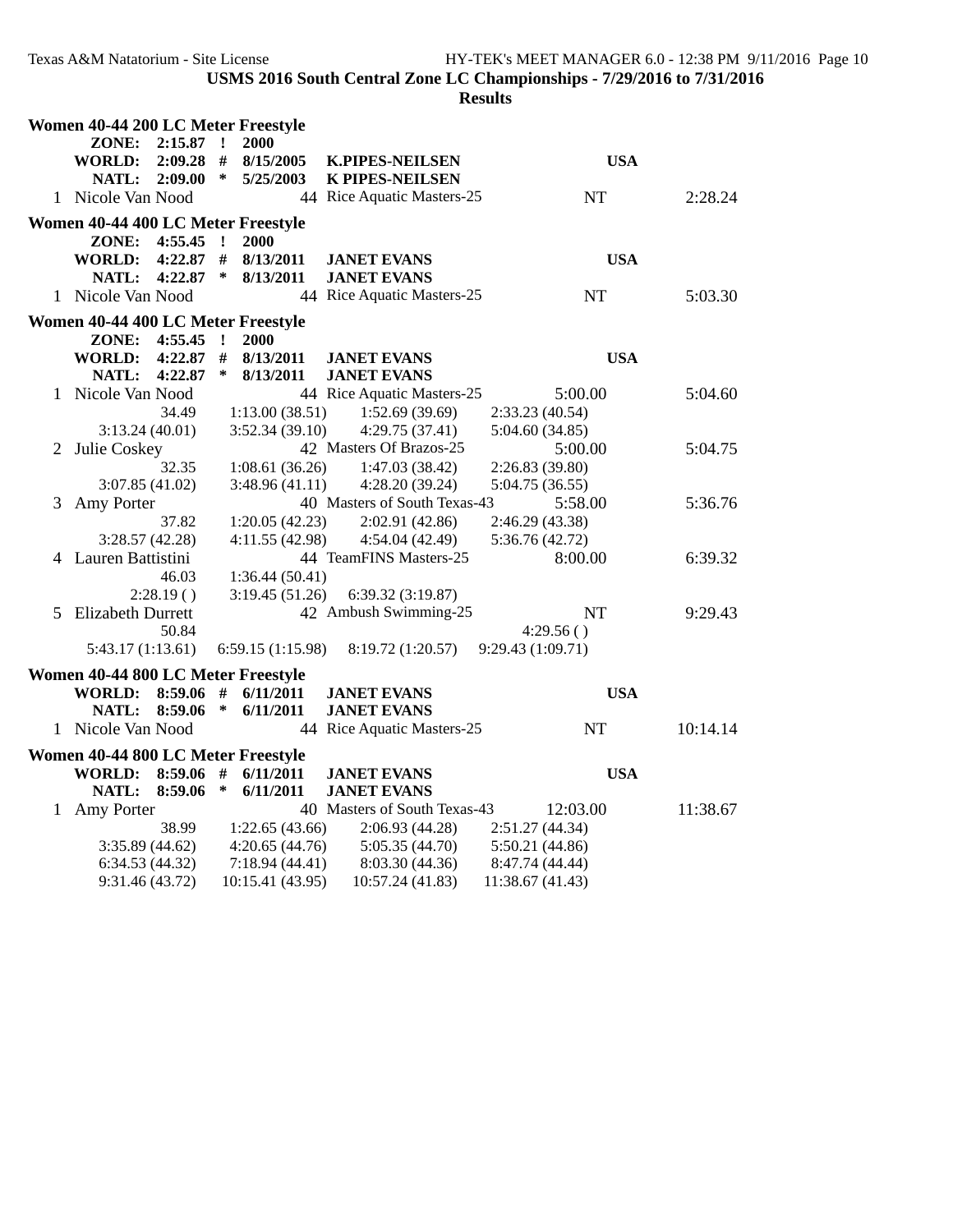**USMS 2016 South Central Zone LC Championships - 7/29/2016 to 7/31/2016**

**Results**

### Women 40-44 200 LC Meter Freestyle

**ZONE:** 2:15.87 ! 2000
**WORLD:** 2:09.28 # 8/15/2005 **K.PIPES-NEILSEN** **USA**
**NATL:** 2:09.00 * 5/25/2003 **K PIPES-NEILSEN**

| Place | Name | Age | Team | Seed Time | Finals Time |
|---|---|---|---|---|---|
| 1 | Nicole Van Nood | 44 | Rice Aquatic Masters-25 | NT | 2:28.24 |

### Women 40-44 400 LC Meter Freestyle

**ZONE:** 4:55.45 ! 2000
**WORLD:** 4:22.87 # 8/13/2011 **JANET EVANS** **USA**
**NATL:** 4:22.87 * 8/13/2011 **JANET EVANS**

| Place | Name | Age | Team | Seed Time | Finals Time |
|---|---|---|---|---|---|
| 1 | Nicole Van Nood | 44 | Rice Aquatic Masters-25 | NT | 5:03.30 |

### Women 40-44 400 LC Meter Freestyle

**ZONE:** 4:55.45 ! 2000
**WORLD:** 4:22.87 # 8/13/2011 **JANET EVANS** **USA**
**NATL:** 4:22.87 * 8/13/2011 **JANET EVANS**

| Place | Name | Age | Team | Seed Time | Finals Time |
|---|---|---|---|---|---|
| 1 | Nicole Van Nood | 44 | Rice Aquatic Masters-25 | 5:00.00 | 5:04.60 |
| | 34.49 | 1:13.00 (38.51) | 1:52.69 (39.69) | 2:33.23 (40.54) | |
| | 3:13.24 (40.01) | 3:52.34 (39.10) | 4:29.75 (37.41) | 5:04.60 (34.85) | |
| 2 | Julie Coskey | 42 | Masters Of Brazos-25 | 5:00.00 | 5:04.75 |
| | 32.35 | 1:08.61 (36.26) | 1:47.03 (38.42) | 2:26.83 (39.80) | |
| | 3:07.85 (41.02) | 3:48.96 (41.11) | 4:28.20 (39.24) | 5:04.75 (36.55) | |
| 3 | Amy Porter | 40 | Masters of South Texas-43 | 5:58.00 | 5:36.76 |
| | 37.82 | 1:20.05 (42.23) | 2:02.91 (42.86) | 2:46.29 (43.38) | |
| | 3:28.57 (42.28) | 4:11.55 (42.98) | 4:54.04 (42.49) | 5:36.76 (42.72) | |
| 4 | Lauren Battistini | 44 | TeamFINS Masters-25 | 8:00.00 | 6:39.32 |
| | 46.03 | 1:36.44 (50.41) | | | |
| | 2:28.19 ( ) | 3:19.45 (51.26) | 6:39.32 (3:19.87) | | |
| 5 | Elizabeth Durrett | 42 | Ambush Swimming-25 | NT | 9:29.43 |
| | 50.84 | | | 4:29.56 ( ) | |
| | 5:43.17 (1:13.61) | 6:59.15 (1:15.98) | 8:19.72 (1:20.57) | 9:29.43 (1:09.71) | |

### Women 40-44 800 LC Meter Freestyle

**WORLD:** 8:59.06 # 6/11/2011 **JANET EVANS** **USA**
**NATL:** 8:59.06 * 6/11/2011 **JANET EVANS**

| Place | Name | Age | Team | Seed Time | Finals Time |
|---|---|---|---|---|---|
| 1 | Nicole Van Nood | 44 | Rice Aquatic Masters-25 | NT | 10:14.14 |

### Women 40-44 800 LC Meter Freestyle

**WORLD:** 8:59.06 # 6/11/2011 **JANET EVANS** **USA**
**NATL:** 8:59.06 * 6/11/2011 **JANET EVANS**

| Place | Name | Age | Team | Seed Time | Finals Time |
|---|---|---|---|---|---|
| 1 | Amy Porter | 40 | Masters of South Texas-43 | 12:03.00 | 11:38.67 |
| | 38.99 | 1:22.65 (43.66) | 2:06.93 (44.28) | 2:51.27 (44.34) | |
| | 3:35.89 (44.62) | 4:20.65 (44.76) | 5:05.35 (44.70) | 5:50.21 (44.86) | |
| | 6:34.53 (44.32) | 7:18.94 (44.41) | 8:03.30 (44.36) | 8:47.74 (44.44) | |
| | 9:31.46 (43.72) | 10:15.41 (43.95) | 10:57.24 (41.83) | 11:38.67 (41.43) | |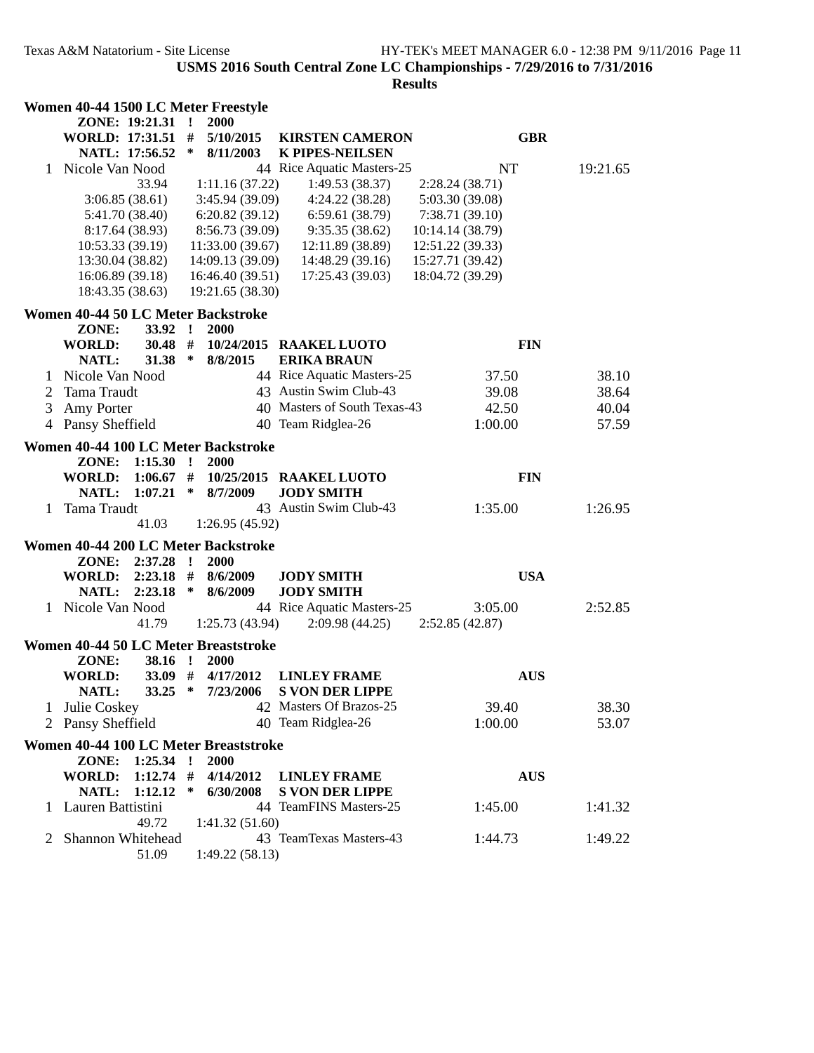USMS 2016 South Central Zone LC Championships - 7/29/2016 to 7/31/2016

Results

### Women 40-44 1500 LC Meter Freestyle

ZONE: 19:21.31 ! 2000
WORLD: 17:31.51 # 5/10/2015 KIRSTEN CAMERON GBR
NATL: 17:56.52 * 8/11/2003 K PIPES-NEILSEN

| | Name | Age | Team | Seed Time | Finals Time |
|---|---|---|---|---|---|
| 1 | Nicole Van Nood | 44 | Rice Aquatic Masters-25 | NT | 19:21.65 |

33.94 | 1:11.16 (37.22) | 1:49.53 (38.37) | 2:28.24 (38.71)
3:06.85 (38.61) | 3:45.94 (39.09) | 4:24.22 (38.28) | 5:03.30 (39.08)
5:41.70 (38.40) | 6:20.82 (39.12) | 6:59.61 (38.79) | 7:38.71 (39.10)
8:17.64 (38.93) | 8:56.73 (39.09) | 9:35.35 (38.62) | 10:14.14 (38.79)
10:53.33 (39.19) | 11:33.00 (39.67) | 12:11.89 (38.89) | 12:51.22 (39.33)
13:30.04 (38.82) | 14:09.13 (39.09) | 14:48.29 (39.16) | 15:27.71 (39.42)
16:06.89 (39.18) | 16:46.40 (39.51) | 17:25.43 (39.03) | 18:04.72 (39.29)
18:43.35 (38.63) | 19:21.65 (38.30)

### Women 40-44 50 LC Meter Backstroke

ZONE: 33.92 ! 2000
WORLD: 30.48 # 10/24/2015 RAAKEL LUOTO FIN
NATL: 31.38 * 8/8/2015 ERIKA BRAUN

| | Name | Age | Team | Seed Time | Finals Time |
|---|---|---|---|---|---|
| 1 | Nicole Van Nood | 44 | Rice Aquatic Masters-25 | 37.50 | 38.10 |
| 2 | Tama Traudt | 43 | Austin Swim Club-43 | 39.08 | 38.64 |
| 3 | Amy Porter | 40 | Masters of South Texas-43 | 42.50 | 40.04 |
| 4 | Pansy Sheffield | 40 | Team Ridglea-26 | 1:00.00 | 57.59 |

### Women 40-44 100 LC Meter Backstroke

ZONE: 1:15.30 ! 2000
WORLD: 1:06.67 # 10/25/2015 RAAKEL LUOTO FIN
NATL: 1:07.21 * 8/7/2009 JODY SMITH

| | Name | Age | Team | Seed Time | Finals Time |
|---|---|---|---|---|---|
| 1 | Tama Traudt | 43 | Austin Swim Club-43 | 1:35.00 | 1:26.95 |

41.03 | 1:26.95 (45.92)

### Women 40-44 200 LC Meter Backstroke

ZONE: 2:37.28 ! 2000
WORLD: 2:23.18 # 8/6/2009 JODY SMITH USA
NATL: 2:23.18 * 8/6/2009 JODY SMITH

| | Name | Age | Team | Seed Time | Finals Time |
|---|---|---|---|---|---|
| 1 | Nicole Van Nood | 44 | Rice Aquatic Masters-25 | 3:05.00 | 2:52.85 |

41.79 | 1:25.73 (43.94) | 2:09.98 (44.25) | 2:52.85 (42.87)

### Women 40-44 50 LC Meter Breaststroke

ZONE: 38.16 ! 2000
WORLD: 33.09 # 4/17/2012 LINLEY FRAME AUS
NATL: 33.25 * 7/23/2006 S VON DER LIPPE

| | Name | Age | Team | Seed Time | Finals Time |
|---|---|---|---|---|---|
| 1 | Julie Coskey | 42 | Masters Of Brazos-25 | 39.40 | 38.30 |
| 2 | Pansy Sheffield | 40 | Team Ridglea-26 | 1:00.00 | 53.07 |

### Women 40-44 100 LC Meter Breaststroke

ZONE: 1:25.34 ! 2000
WORLD: 1:12.74 # 4/14/2012 LINLEY FRAME AUS
NATL: 1:12.12 * 6/30/2008 S VON DER LIPPE

| | Name | Age | Team | Seed Time | Finals Time |
|---|---|---|---|---|---|
| 1 | Lauren Battistini | 44 | TeamFINS Masters-25 | 1:45.00 | 1:41.32 |
| | 49.72 | | 1:41.32 (51.60) | | |
| 2 | Shannon Whitehead | 43 | TeamTexas Masters-43 | 1:44.73 | 1:49.22 |
| | 51.09 | | 1:49.22 (58.13) | | |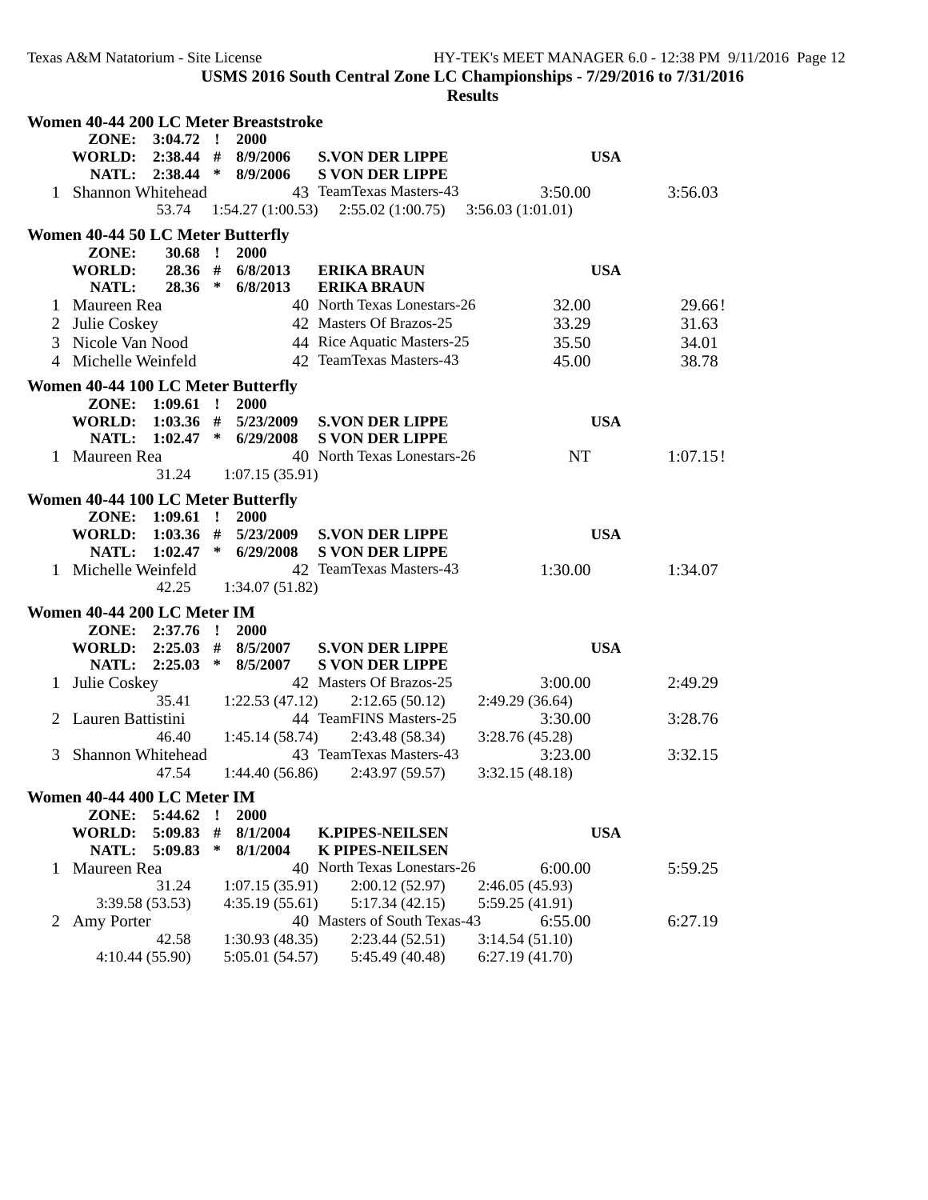## USMS 2016 South Central Zone LC Championships - 7/29/2016 to 7/31/2016

### Results

### Women 40-44 200 LC Meter Breaststroke

ZONE: 3:04.72 ! 2000
WORLD: 2:38.44 # 8/9/2006 S.VON DER LIPPE USA
NATL: 2:38.44 * 8/9/2006 S VON DER LIPPE

| | Name | Age | Team | Seed Time | Finals Time |
|---|---|---|---|---|---|
| 1 | Shannon Whitehead | 43 | TeamTexas Masters-43 | 3:50.00 | 3:56.03 |

53.74 1:54.27 (1:00.53) 2:55.02 (1:00.75) 3:56.03 (1:01.01)

### Women 40-44 50 LC Meter Butterfly

ZONE: 30.68 ! 2000
WORLD: 28.36 # 6/8/2013 ERIKA BRAUN USA
NATL: 28.36 * 6/8/2013 ERIKA BRAUN

| | Name | Age | Team | Seed Time | Finals Time |
|---|---|---|---|---|---|
| 1 | Maureen Rea | 40 | North Texas Lonestars-26 | 32.00 | 29.66! |
| 2 | Julie Coskey | 42 | Masters Of Brazos-25 | 33.29 | 31.63 |
| 3 | Nicole Van Nood | 44 | Rice Aquatic Masters-25 | 35.50 | 34.01 |
| 4 | Michelle Weinfeld | 42 | TeamTexas Masters-43 | 45.00 | 38.78 |

### Women 40-44 100 LC Meter Butterfly

ZONE: 1:09.61 ! 2000
WORLD: 1:03.36 # 5/23/2009 S.VON DER LIPPE USA
NATL: 1:02.47 * 6/29/2008 S VON DER LIPPE

| | Name | Age | Team | Seed Time | Finals Time |
|---|---|---|---|---|---|
| 1 | Maureen Rea | 40 | North Texas Lonestars-26 | NT | 1:07.15! |

31.24 1:07.15 (35.91)

### Women 40-44 100 LC Meter Butterfly

ZONE: 1:09.61 ! 2000
WORLD: 1:03.36 # 5/23/2009 S.VON DER LIPPE USA
NATL: 1:02.47 * 6/29/2008 S VON DER LIPPE

| | Name | Age | Team | Seed Time | Finals Time |
|---|---|---|---|---|---|
| 1 | Michelle Weinfeld | 42 | TeamTexas Masters-43 | 1:30.00 | 1:34.07 |

42.25 1:34.07 (51.82)

### Women 40-44 200 LC Meter IM

ZONE: 2:37.76 ! 2000
WORLD: 2:25.03 # 8/5/2007 S.VON DER LIPPE USA
NATL: 2:25.03 * 8/5/2007 S VON DER LIPPE

| | Name | Age | Team | Seed Time | Finals Time |
|---|---|---|---|---|---|
| 1 | Julie Coskey | 42 | Masters Of Brazos-25 | 3:00.00 | 2:49.29 |
| | 35.41 | 1:22.53 (47.12) | 2:12.65 (50.12) | 2:49.29 (36.64) | |
| 2 | Lauren Battistini | 44 | TeamFINS Masters-25 | 3:30.00 | 3:28.76 |
| | 46.40 | 1:45.14 (58.74) | 2:43.48 (58.34) | 3:28.76 (45.28) | |
| 3 | Shannon Whitehead | 43 | TeamTexas Masters-43 | 3:23.00 | 3:32.15 |
| | 47.54 | 1:44.40 (56.86) | 2:43.97 (59.57) | 3:32.15 (48.18) | |

### Women 40-44 400 LC Meter IM

ZONE: 5:44.62 ! 2000
WORLD: 5:09.83 # 8/1/2004 K.PIPES-NEILSEN USA
NATL: 5:09.83 * 8/1/2004 K PIPES-NEILSEN

| | Name | Age | Team | Seed Time | Finals Time |
|---|---|---|---|---|---|
| 1 | Maureen Rea | 40 | North Texas Lonestars-26 | 6:00.00 | 5:59.25 |
| | 31.24 | 1:07.15 (35.91) | 2:00.12 (52.97) | 2:46.05 (45.93) | |
| | 3:39.58 (53.53) | 4:35.19 (55.61) | 5:17.34 (42.15) | 5:59.25 (41.91) | |
| 2 | Amy Porter | 40 | Masters of South Texas-43 | 6:55.00 | 6:27.19 |
| | 42.58 | 1:30.93 (48.35) | 2:23.44 (52.51) | 3:14.54 (51.10) | |
| | 4:10.44 (55.90) | 5:05.01 (54.57) | 5:45.49 (40.48) | 6:27.19 (41.70) | |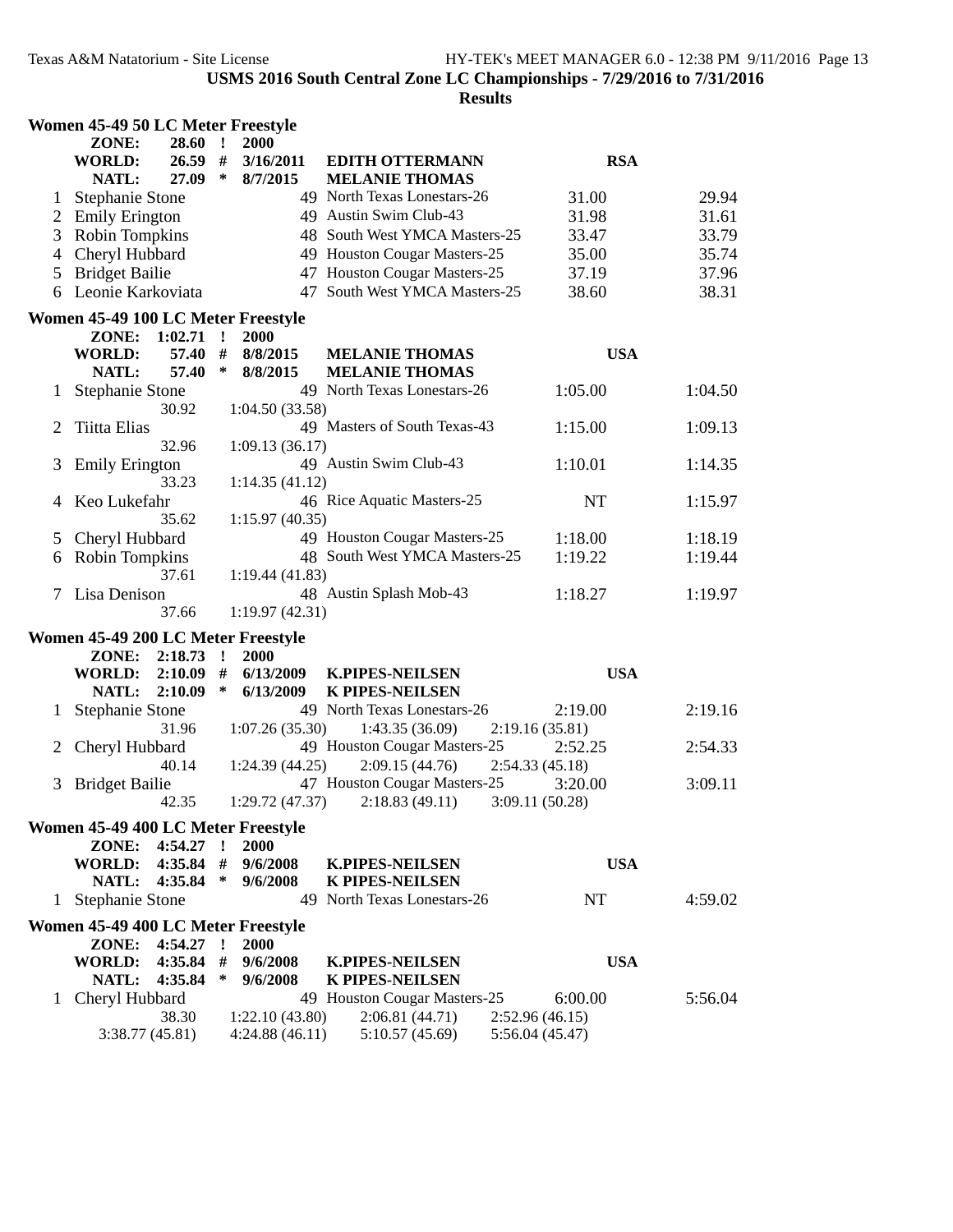## USMS 2016 South Central Zone LC Championships - 7/29/2016 to 7/31/2016

### Results

**Women 45-49 50 LC Meter Freestyle**

| | | | | | | |
|---|---|---|---|---|---|---|
| | ZONE: | 28.60 ! | 2000 | | | |
| | WORLD: | 26.59 # | 3/16/2011 | EDITH OTTERMANN | RSA | |
| | NATL: | 27.09 * | 8/7/2015 | MELANIE THOMAS | | |
| 1 | Stephanie Stone | | 49 | North Texas Lonestars-26 | 31.00 | 29.94 |
| 2 | Emily Erington | | 49 | Austin Swim Club-43 | 31.98 | 31.61 |
| 3 | Robin Tompkins | | 48 | South West YMCA Masters-25 | 33.47 | 33.79 |
| 4 | Cheryl Hubbard | | 49 | Houston Cougar Masters-25 | 35.00 | 35.74 |
| 5 | Bridget Bailie | | 47 | Houston Cougar Masters-25 | 37.19 | 37.96 |
| 6 | Leonie Karkoviata | | 47 | South West YMCA Masters-25 | 38.60 | 38.31 |

**Women 45-49 100 LC Meter Freestyle**

| | | | | | | |
|---|---|---|---|---|---|---|
| | ZONE: | 1:02.71 ! | 2000 | | | |
| | WORLD: | 57.40 # | 8/8/2015 | MELANIE THOMAS | USA | |
| | NATL: | 57.40 * | 8/8/2015 | MELANIE THOMAS | | |
| 1 | Stephanie Stone | | 49 | North Texas Lonestars-26 | 1:05.00 | 1:04.50 |
| | | 30.92 | 1:04.50 (33.58) | | | |
| 2 | Tiitta Elias | | 49 | Masters of South Texas-43 | 1:15.00 | 1:09.13 |
| | | 32.96 | 1:09.13 (36.17) | | | |
| 3 | Emily Erington | | 49 | Austin Swim Club-43 | 1:10.01 | 1:14.35 |
| | | 33.23 | 1:14.35 (41.12) | | | |
| 4 | Keo Lukefahr | | 46 | Rice Aquatic Masters-25 | NT | 1:15.97 |
| | | 35.62 | 1:15.97 (40.35) | | | |
| 5 | Cheryl Hubbard | | 49 | Houston Cougar Masters-25 | 1:18.00 | 1:18.19 |
| 6 | Robin Tompkins | | 48 | South West YMCA Masters-25 | 1:19.22 | 1:19.44 |
| | | 37.61 | 1:19.44 (41.83) | | | |
| 7 | Lisa Denison | | 48 | Austin Splash Mob-43 | 1:18.27 | 1:19.97 |
| | | 37.66 | 1:19.97 (42.31) | | | |

**Women 45-49 200 LC Meter Freestyle**

| | | | | | | | |
|---|---|---|---|---|---|---|---|
| | ZONE: | 2:18.73 ! | 2000 | | | | |
| | WORLD: | 2:10.09 # | 6/13/2009 | K.PIPES-NEILSEN | | USA | |
| | NATL: | 2:10.09 * | 6/13/2009 | K PIPES-NEILSEN | | | |
| 1 | Stephanie Stone | | 49 | North Texas Lonestars-26 | | 2:19.00 | 2:19.16 |
| | | 31.96 | 1:07.26 (35.30) | 1:43.35 (36.09) | 2:19.16 (35.81) | | |
| 2 | Cheryl Hubbard | | 49 | Houston Cougar Masters-25 | | 2:52.25 | 2:54.33 |
| | | 40.14 | 1:24.39 (44.25) | 2:09.15 (44.76) | 2:54.33 (45.18) | | |
| 3 | Bridget Bailie | | 47 | Houston Cougar Masters-25 | | 3:20.00 | 3:09.11 |
| | | 42.35 | 1:29.72 (47.37) | 2:18.83 (49.11) | 3:09.11 (50.28) | | |

**Women 45-49 400 LC Meter Freestyle**

| | | | | | | |
|---|---|---|---|---|---|---|
| | ZONE: | 4:54.27 ! | 2000 | | | |
| | WORLD: | 4:35.84 # | 9/6/2008 | K.PIPES-NEILSEN | USA | |
| | NATL: | 4:35.84 * | 9/6/2008 | K PIPES-NEILSEN | | |
| 1 | Stephanie Stone | | 49 | North Texas Lonestars-26 | NT | 4:59.02 |

**Women 45-49 400 LC Meter Freestyle**

| | | | | | | | |
|---|---|---|---|---|---|---|---|
| | ZONE: | 4:54.27 ! | 2000 | | | | |
| | WORLD: | 4:35.84 # | 9/6/2008 | K.PIPES-NEILSEN | | USA | |
| | NATL: | 4:35.84 * | 9/6/2008 | K PIPES-NEILSEN | | | |
| 1 | Cheryl Hubbard | | 49 | Houston Cougar Masters-25 | | 6:00.00 | 5:56.04 |
| | | 38.30 | 1:22.10 (43.80) | 2:06.81 (44.71) | 2:52.96 (46.15) | | |
| | | 3:38.77 (45.81) | 4:24.88 (46.11) | 5:10.57 (45.69) | 5:56.04 (45.47) | | |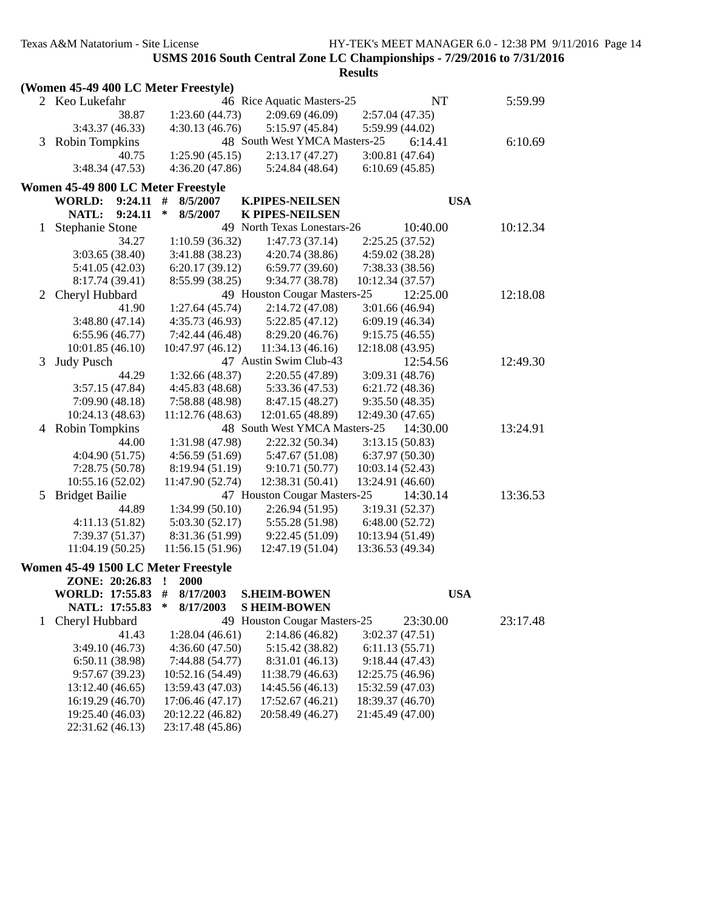**USMS 2016 South Central Zone LC Championships - 7/29/2016 to 7/31/2016**

**Results**

**(Women 45-49 400 LC Meter Freestyle)**

```
  2 Keo Lukefahr                46 Rice Aquatic Masters-25           NT          5:59.99
             38.87      1:23.60 (44.73)    2:09.69 (46.09)    2:57.04 (47.35)
       3:43.37 (46.33)  4:30.13 (46.76)    5:15.97 (45.84)    5:59.99 (44.02)
  3 Robin Tompkins              48 South West YMCA Masters-25     6:14.41        6:10.69
             40.75      1:25.90 (45.15)    2:13.17 (47.27)    3:00.81 (47.64)
       3:48.34 (47.53)  4:36.20 (47.86)    5:24.84 (48.64)    6:10.69 (45.85)
```

**Women 45-49 800 LC Meter Freestyle**

```
     WORLD:   9:24.11  #  8/5/2007    K.PIPES-NEILSEN                   USA
     NATL:    9:24.11  *  8/5/2007    K PIPES-NEILSEN
  1 Stephanie Stone             49 North Texas Lonestars-26       10:40.00       10:12.34
             34.27      1:10.59 (36.32)    1:47.73 (37.14)    2:25.25 (37.52)
       3:03.65 (38.40)  3:41.88 (38.23)    4:20.74 (38.86)    4:59.02 (38.28)
       5:41.05 (42.03)  6:20.17 (39.12)    6:59.77 (39.60)    7:38.33 (38.56)
       8:17.74 (39.41)  8:55.99 (38.25)    9:34.77 (38.78)   10:12.34 (37.57)
  2 Cheryl Hubbard              49 Houston Cougar Masters-25      12:25.00       12:18.08
             41.90      1:27.64 (45.74)    2:14.72 (47.08)    3:01.66 (46.94)
       3:48.80 (47.14)  4:35.73 (46.93)    5:22.85 (47.12)    6:09.19 (46.34)
       6:55.96 (46.77)  7:42.44 (46.48)    8:29.20 (46.76)    9:15.75 (46.55)
      10:01.85 (46.10) 10:47.97 (46.12)   11:34.13 (46.16)   12:18.08 (43.95)
  3 Judy Pusch                  47 Austin Swim Club-43            12:54.56       12:49.30
             44.29      1:32.66 (48.37)    2:20.55 (47.89)    3:09.31 (48.76)
       3:57.15 (47.84)  4:45.83 (48.68)    5:33.36 (47.53)    6:21.72 (48.36)
       7:09.90 (48.18)  7:58.88 (48.98)    8:47.15 (48.27)    9:35.50 (48.35)
      10:24.13 (48.63) 11:12.76 (48.63)   12:01.65 (48.89)   12:49.30 (47.65)
  4 Robin Tompkins              48 South West YMCA Masters-25     14:30.00       13:24.91
             44.00      1:31.98 (47.98)    2:22.32 (50.34)    3:13.15 (50.83)
       4:04.90 (51.75)  4:56.59 (51.69)    5:47.67 (51.08)    6:37.97 (50.30)
       7:28.75 (50.78)  8:19.94 (51.19)    9:10.71 (50.77)   10:03.14 (52.43)
      10:55.16 (52.02) 11:47.90 (52.74)   12:38.31 (50.41)   13:24.91 (46.60)
  5 Bridget Bailie              47 Houston Cougar Masters-25      14:30.14       13:36.53
             44.89      1:34.99 (50.10)    2:26.94 (51.95)    3:19.31 (52.37)
       4:11.13 (51.82)  5:03.30 (52.17)    5:55.28 (51.98)    6:48.00 (52.72)
       7:39.37 (51.37)  8:31.36 (51.99)    9:22.45 (51.09)   10:13.94 (51.49)
      11:04.19 (50.25) 11:56.15 (51.96)   12:47.19 (51.04)   13:36.53 (49.34)
```

**Women 45-49 1500 LC Meter Freestyle**

```
     ZONE:  20:26.83  !  2000
     WORLD: 17:55.83  #  8/17/2003    S.HEIM-BOWEN                      USA
     NATL:  17:55.83  *  8/17/2003    S HEIM-BOWEN
  1 Cheryl Hubbard              49 Houston Cougar Masters-25      23:30.00       23:17.48
             41.43      1:28.04 (46.61)    2:14.86 (46.82)    3:02.37 (47.51)
       3:49.10 (46.73)  4:36.60 (47.50)    5:15.42 (38.82)    6:11.13 (55.71)
       6:50.11 (38.98)  7:44.88 (54.77)    8:31.01 (46.13)    9:18.44 (47.43)
       9:57.67 (39.23) 10:52.16 (54.49)   11:38.79 (46.63)   12:25.75 (46.96)
      13:12.40 (46.65) 13:59.43 (47.03)   14:45.56 (46.13)   15:32.59 (47.03)
      16:19.29 (46.70) 17:06.46 (47.17)   17:52.67 (46.21)   18:39.37 (46.70)
      19:25.40 (46.03) 20:12.22 (46.82)   20:58.49 (46.27)   21:45.49 (47.00)
      22:31.62 (46.13) 23:17.48 (45.86)
```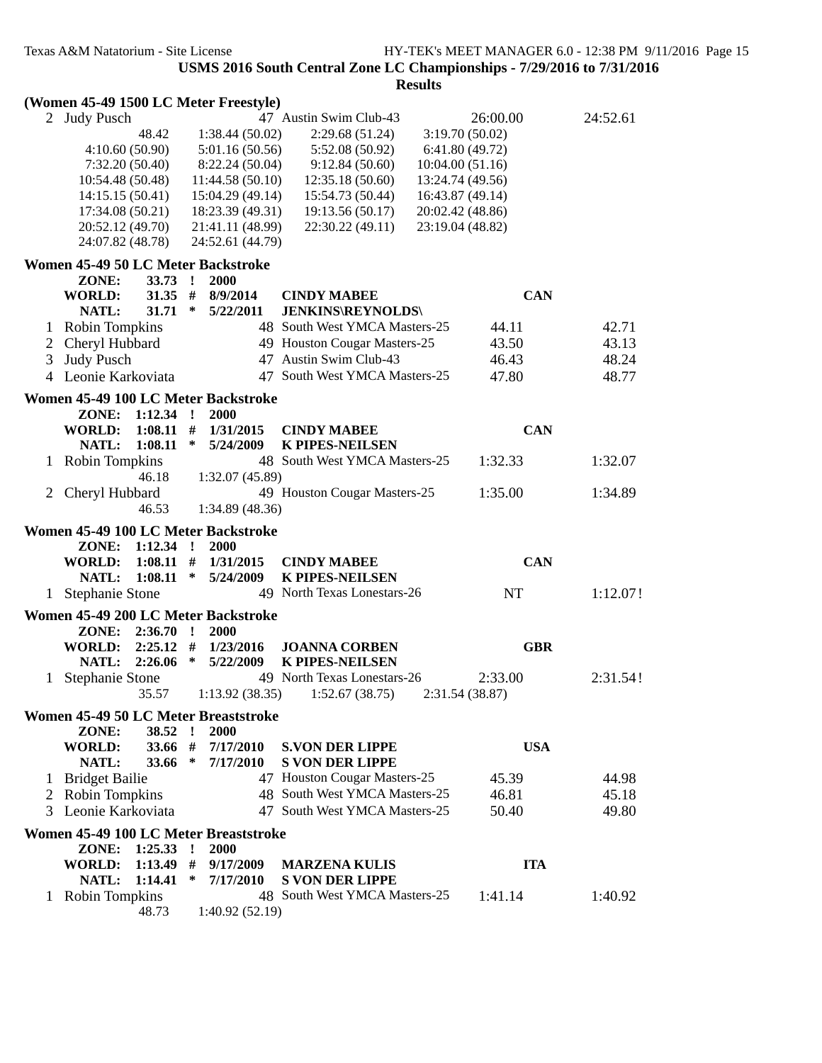**USMS 2016 South Central Zone LC Championships - 7/29/2016 to 7/31/2016**

**Results**

**(Women 45-49 1500 LC Meter Freestyle)**

2 Judy Pusch 47 Austin Swim Club-43 26:00.00 24:52.61

48.42 1:38.44 (50.02) 2:29.68 (51.24) 3:19.70 (50.02)
4:10.60 (50.90) 5:01.16 (50.56) 5:52.08 (50.92) 6:41.80 (49.72)
7:32.20 (50.40) 8:22.24 (50.04) 9:12.84 (50.60) 10:04.00 (51.16)
10:54.48 (50.48) 11:44.58 (50.10) 12:35.18 (50.60) 13:24.74 (49.56)
14:15.15 (50.41) 15:04.29 (49.14) 15:54.73 (50.44) 16:43.87 (49.14)
17:34.08 (50.21) 18:23.39 (49.31) 19:13.56 (50.17) 20:02.42 (48.86)
20:52.12 (49.70) 21:41.11 (48.99) 22:30.22 (49.11) 23:19.04 (48.82)
24:07.82 (48.78) 24:52.61 (44.79)

**Women 45-49 50 LC Meter Backstroke**

**ZONE: 33.73 ! 2000**
**WORLD: 31.35 # 8/9/2014 CINDY MABEE CAN**
**NATL: 31.71 * 5/22/2011 JENKINS\REYNOLDS\**

1 Robin Tompkins 48 South West YMCA Masters-25 44.11 42.71
2 Cheryl Hubbard 49 Houston Cougar Masters-25 43.50 43.13
3 Judy Pusch 47 Austin Swim Club-43 46.43 48.24
4 Leonie Karkoviata 47 South West YMCA Masters-25 47.80 48.77

**Women 45-49 100 LC Meter Backstroke**

**ZONE: 1:12.34 ! 2000**
**WORLD: 1:08.11 # 1/31/2015 CINDY MABEE CAN**
**NATL: 1:08.11 * 5/24/2009 K PIPES-NEILSEN**

1 Robin Tompkins 48 South West YMCA Masters-25 1:32.33 1:32.07
46.18 1:32.07 (45.89)
2 Cheryl Hubbard 49 Houston Cougar Masters-25 1:35.00 1:34.89
46.53 1:34.89 (48.36)

**Women 45-49 100 LC Meter Backstroke**

**ZONE: 1:12.34 ! 2000**
**WORLD: 1:08.11 # 1/31/2015 CINDY MABEE CAN**
**NATL: 1:08.11 * 5/24/2009 K PIPES-NEILSEN**

1 Stephanie Stone 49 North Texas Lonestars-26 NT 1:12.07!

**Women 45-49 200 LC Meter Backstroke**

**ZONE: 2:36.70 ! 2000**
**WORLD: 2:25.12 # 1/23/2016 JOANNA CORBEN GBR**
**NATL: 2:26.06 * 5/22/2009 K PIPES-NEILSEN**

1 Stephanie Stone 49 North Texas Lonestars-26 2:33.00 2:31.54!
35.57 1:13.92 (38.35) 1:52.67 (38.75) 2:31.54 (38.87)

**Women 45-49 50 LC Meter Breaststroke**

**ZONE: 38.52 ! 2000**
**WORLD: 33.66 # 7/17/2010 S.VON DER LIPPE USA**
**NATL: 33.66 * 7/17/2010 S VON DER LIPPE**

1 Bridget Bailie 47 Houston Cougar Masters-25 45.39 44.98
2 Robin Tompkins 48 South West YMCA Masters-25 46.81 45.18
3 Leonie Karkoviata 47 South West YMCA Masters-25 50.40 49.80

**Women 45-49 100 LC Meter Breaststroke**

**ZONE: 1:25.33 ! 2000**
**WORLD: 1:13.49 # 9/17/2009 MARZENA KULIS ITA**
**NATL: 1:14.41 * 7/17/2010 S VON DER LIPPE**

1 Robin Tompkins 48 South West YMCA Masters-25 1:41.14 1:40.92
48.73 1:40.92 (52.19)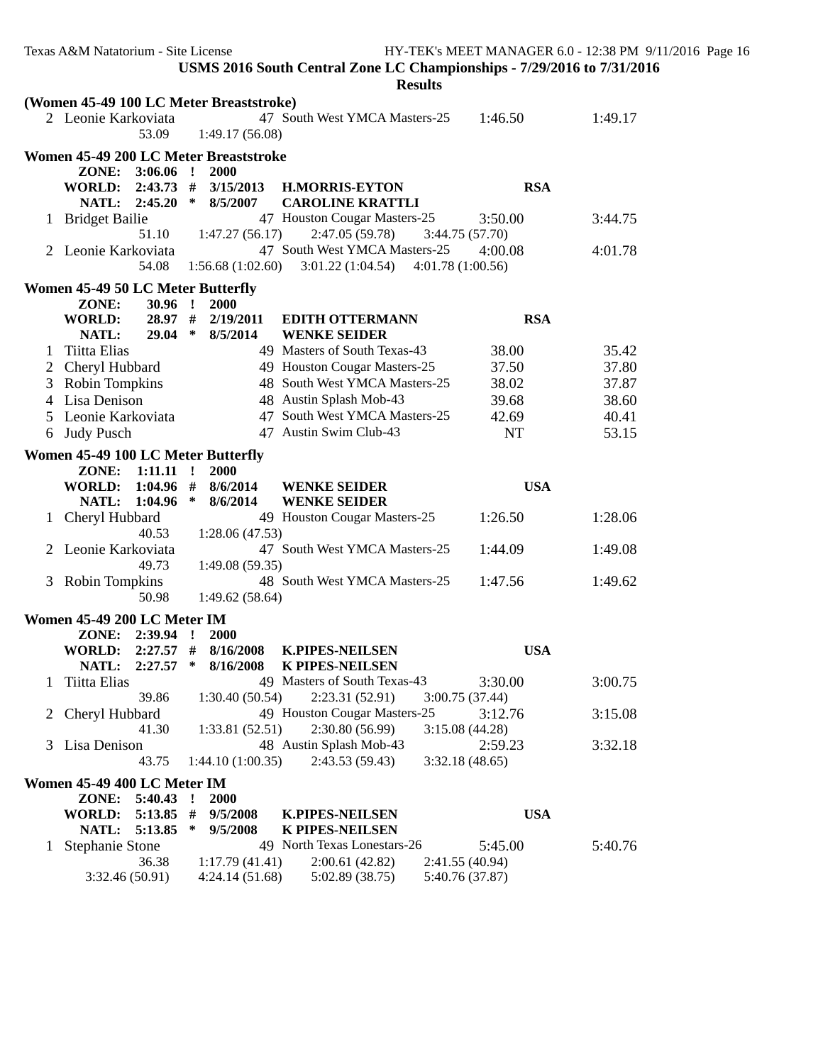USMS 2016 South Central Zone LC Championships - 7/29/2016 to 7/31/2016

**Results**

**(Women 45-49 100 LC Meter Breaststroke)**

| | Name | Age | Team | Seed Time | Finals Time |
|---|---|---|---|---|---|
| 2 | Leonie Karkoviata | 47 | South West YMCA Masters-25 | 1:46.50 | 1:49.17 |
| | 53.09 | 1:49.17 (56.08) | | | |

**Women 45-49 200 LC Meter Breaststroke**

| | | | | | |
|---|---|---|---|---|---|
| ZONE: | 3:06.06 | ! | 2000 | | |
| WORLD: | 2:43.73 | # | 3/15/2013 | H.MORRIS-EYTON | RSA |
| NATL: | 2:45.20 | * | 8/5/2007 | CAROLINE KRATTLI | |

| | Name | Age | Team | Seed Time | Finals Time |
|---|---|---|---|---|---|
| 1 | Bridget Bailie | 47 | Houston Cougar Masters-25 | 3:50.00 | 3:44.75 |
| | 51.10 | 1:47.27 (56.17) | 2:47.05 (59.78) | 3:44.75 (57.70) | |
| 2 | Leonie Karkoviata | 47 | South West YMCA Masters-25 | 4:00.08 | 4:01.78 |
| | 54.08 | 1:56.68 (1:02.60) | 3:01.22 (1:04.54) | 4:01.78 (1:00.56) | |

**Women 45-49 50 LC Meter Butterfly**

| | | | | | |
|---|---|---|---|---|---|
| ZONE: | 30.96 | ! | 2000 | | |
| WORLD: | 28.97 | # | 2/19/2011 | EDITH OTTERMANN | RSA |
| NATL: | 29.04 | * | 8/5/2014 | WENKE SEIDER | |

| | Name | Age | Team | Seed Time | Finals Time |
|---|---|---|---|---|---|
| 1 | Tiitta Elias | 49 | Masters of South Texas-43 | 38.00 | 35.42 |
| 2 | Cheryl Hubbard | 49 | Houston Cougar Masters-25 | 37.50 | 37.80 |
| 3 | Robin Tompkins | 48 | South West YMCA Masters-25 | 38.02 | 37.87 |
| 4 | Lisa Denison | 48 | Austin Splash Mob-43 | 39.68 | 38.60 |
| 5 | Leonie Karkoviata | 47 | South West YMCA Masters-25 | 42.69 | 40.41 |
| 6 | Judy Pusch | 47 | Austin Swim Club-43 | NT | 53.15 |

**Women 45-49 100 LC Meter Butterfly**

| | | | | | |
|---|---|---|---|---|---|
| ZONE: | 1:11.11 | ! | 2000 | | |
| WORLD: | 1:04.96 | # | 8/6/2014 | WENKE SEIDER | USA |
| NATL: | 1:04.96 | * | 8/6/2014 | WENKE SEIDER | |

| | Name | Age | Team | Seed Time | Finals Time |
|---|---|---|---|---|---|
| 1 | Cheryl Hubbard | 49 | Houston Cougar Masters-25 | 1:26.50 | 1:28.06 |
| | 40.53 | 1:28.06 (47.53) | | | |
| 2 | Leonie Karkoviata | 47 | South West YMCA Masters-25 | 1:44.09 | 1:49.08 |
| | 49.73 | 1:49.08 (59.35) | | | |
| 3 | Robin Tompkins | 48 | South West YMCA Masters-25 | 1:47.56 | 1:49.62 |
| | 50.98 | 1:49.62 (58.64) | | | |

**Women 45-49 200 LC Meter IM**

| | | | | | |
|---|---|---|---|---|---|
| ZONE: | 2:39.94 | ! | 2000 | | |
| WORLD: | 2:27.57 | # | 8/16/2008 | K.PIPES-NEILSEN | USA |
| NATL: | 2:27.57 | * | 8/16/2008 | K PIPES-NEILSEN | |

| | Name | Age | Team | Seed Time | Finals Time |
|---|---|---|---|---|---|
| 1 | Tiitta Elias | 49 | Masters of South Texas-43 | 3:30.00 | 3:00.75 |
| | 39.86 | 1:30.40 (50.54) | 2:23.31 (52.91) | 3:00.75 (37.44) | |
| 2 | Cheryl Hubbard | 49 | Houston Cougar Masters-25 | 3:12.76 | 3:15.08 |
| | 41.30 | 1:33.81 (52.51) | 2:30.80 (56.99) | 3:15.08 (44.28) | |
| 3 | Lisa Denison | 48 | Austin Splash Mob-43 | 2:59.23 | 3:32.18 |
| | 43.75 | 1:44.10 (1:00.35) | 2:43.53 (59.43) | 3:32.18 (48.65) | |

**Women 45-49 400 LC Meter IM**

| | | | | | |
|---|---|---|---|---|---|
| ZONE: | 5:40.43 | ! | 2000 | | |
| WORLD: | 5:13.85 | # | 9/5/2008 | K.PIPES-NEILSEN | USA |
| NATL: | 5:13.85 | * | 9/5/2008 | K PIPES-NEILSEN | |

| | Name | Age | Team | Seed Time | Finals Time |
|---|---|---|---|---|---|
| 1 | Stephanie Stone | 49 | North Texas Lonestars-26 | 5:45.00 | 5:40.76 |
| | 36.38 | 1:17.79 (41.41) | 2:00.61 (42.82) | 2:41.55 (40.94) | |
| | 3:32.46 (50.91) | 4:24.14 (51.68) | 5:02.89 (38.75) | 5:40.76 (37.87) | |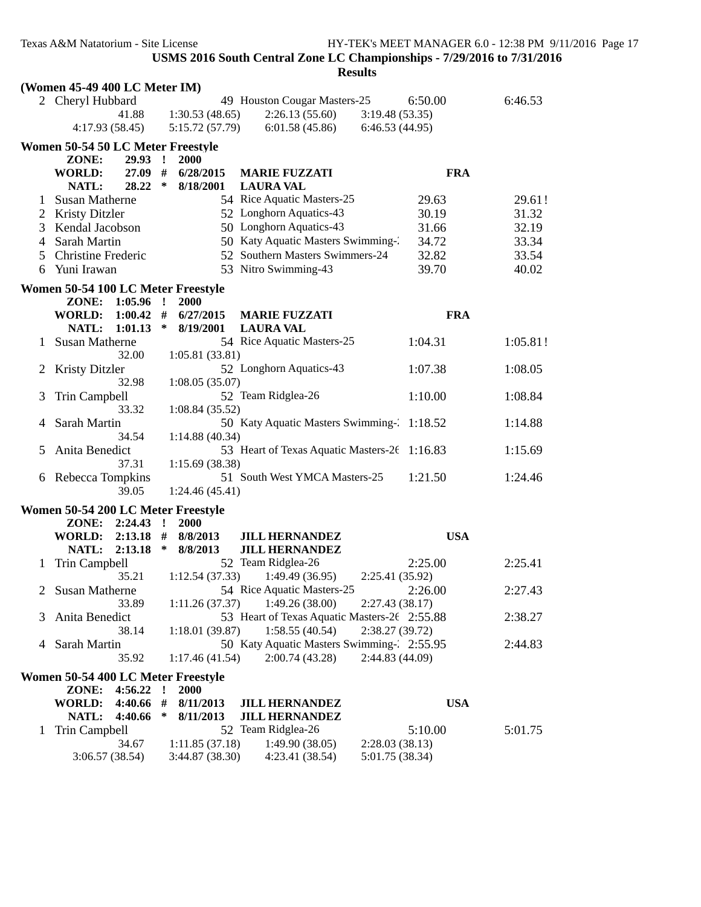**USMS 2016 South Central Zone LC Championships - 7/29/2016 to 7/31/2016**

**Results**

### (Women 45-49 400 LC Meter IM)

| | Name | Age | Team | Seed Time | Finals Time |
|---|---|---|---|---|---|
| 2 | Cheryl Hubbard | 49 | Houston Cougar Masters-25 | 6:50.00 | 6:46.53 |
| | 41.88 | 1:30.53 (48.65) | 2:26.13 (55.60) | 3:19.48 (53.35) | |
| | 4:17.93 (58.45) | 5:15.72 (57.79) | 6:01.58 (45.86) | 6:46.53 (44.95) | |

### Women 50-54 50 LC Meter Freestyle

**ZONE:** 29.93 ! 2000
**WORLD:** 27.09 # 6/28/2015 **MARIE FUZZATI** **FRA**
**NATL:** 28.22 * 8/18/2001 **LAURA VAL**

| | Name | Age | Team | Seed Time | Finals Time |
|---|---|---|---|---|---|
| 1 | Susan Matherne | 54 | Rice Aquatic Masters-25 | 29.63 | 29.61! |
| 2 | Kristy Ditzler | 52 | Longhorn Aquatics-43 | 30.19 | 31.32 |
| 3 | Kendal Jacobson | 50 | Longhorn Aquatics-43 | 31.66 | 32.19 |
| 4 | Sarah Martin | 50 | Katy Aquatic Masters Swimming-2 | 34.72 | 33.34 |
| 5 | Christine Frederic | 52 | Southern Masters Swimmers-24 | 32.82 | 33.54 |
| 6 | Yuni Irawan | 53 | Nitro Swimming-43 | 39.70 | 40.02 |

### Women 50-54 100 LC Meter Freestyle

**ZONE:** 1:05.96 ! 2000
**WORLD:** 1:00.42 # 6/27/2015 **MARIE FUZZATI** **FRA**
**NATL:** 1:01.13 * 8/19/2001 **LAURA VAL**

| | Name | Age | Team | Seed Time | Finals Time |
|---|---|---|---|---|---|
| 1 | Susan Matherne | 54 | Rice Aquatic Masters-25 | 1:04.31 | 1:05.81! |
| | 32.00 | 1:05.81 (33.81) | | | |
| 2 | Kristy Ditzler | 52 | Longhorn Aquatics-43 | 1:07.38 | 1:08.05 |
| | 32.98 | 1:08.05 (35.07) | | | |
| 3 | Trin Campbell | 52 | Team Ridglea-26 | 1:10.00 | 1:08.84 |
| | 33.32 | 1:08.84 (35.52) | | | |
| 4 | Sarah Martin | 50 | Katy Aquatic Masters Swimming-2 | 1:18.52 | 1:14.88 |
| | 34.54 | 1:14.88 (40.34) | | | |
| 5 | Anita Benedict | 53 | Heart of Texas Aquatic Masters-26 | 1:16.83 | 1:15.69 |
| | 37.31 | 1:15.69 (38.38) | | | |
| 6 | Rebecca Tompkins | 51 | South West YMCA Masters-25 | 1:21.50 | 1:24.46 |
| | 39.05 | 1:24.46 (45.41) | | | |

### Women 50-54 200 LC Meter Freestyle

**ZONE:** 2:24.43 ! 2000
**WORLD:** 2:13.18 # 8/8/2013 **JILL HERNANDEZ** **USA**
**NATL:** 2:13.18 * 8/8/2013 **JILL HERNANDEZ**

| | Name | Age | Team | Seed Time | Finals Time |
|---|---|---|---|---|---|
| 1 | Trin Campbell | 52 | Team Ridglea-26 | 2:25.00 | 2:25.41 |
| | 35.21 | 1:12.54 (37.33) | 1:49.49 (36.95) | 2:25.41 (35.92) | |
| 2 | Susan Matherne | 54 | Rice Aquatic Masters-25 | 2:26.00 | 2:27.43 |
| | 33.89 | 1:11.26 (37.37) | 1:49.26 (38.00) | 2:27.43 (38.17) | |
| 3 | Anita Benedict | 53 | Heart of Texas Aquatic Masters-26 | 2:55.88 | 2:38.27 |
| | 38.14 | 1:18.01 (39.87) | 1:58.55 (40.54) | 2:38.27 (39.72) | |
| 4 | Sarah Martin | 50 | Katy Aquatic Masters Swimming-2 | 2:55.95 | 2:44.83 |
| | 35.92 | 1:17.46 (41.54) | 2:00.74 (43.28) | 2:44.83 (44.09) | |

### Women 50-54 400 LC Meter Freestyle

**ZONE:** 4:56.22 ! 2000
**WORLD:** 4:40.66 # 8/11/2013 **JILL HERNANDEZ** **USA**
**NATL:** 4:40.66 * 8/11/2013 **JILL HERNANDEZ**

| | Name | Age | Team | Seed Time | Finals Time |
|---|---|---|---|---|---|
| 1 | Trin Campbell | 52 | Team Ridglea-26 | 5:10.00 | 5:01.75 |
| | 34.67 | 1:11.85 (37.18) | 1:49.90 (38.05) | 2:28.03 (38.13) | |
| | 3:06.57 (38.54) | 3:44.87 (38.30) | 4:23.41 (38.54) | 5:01.75 (38.34) | |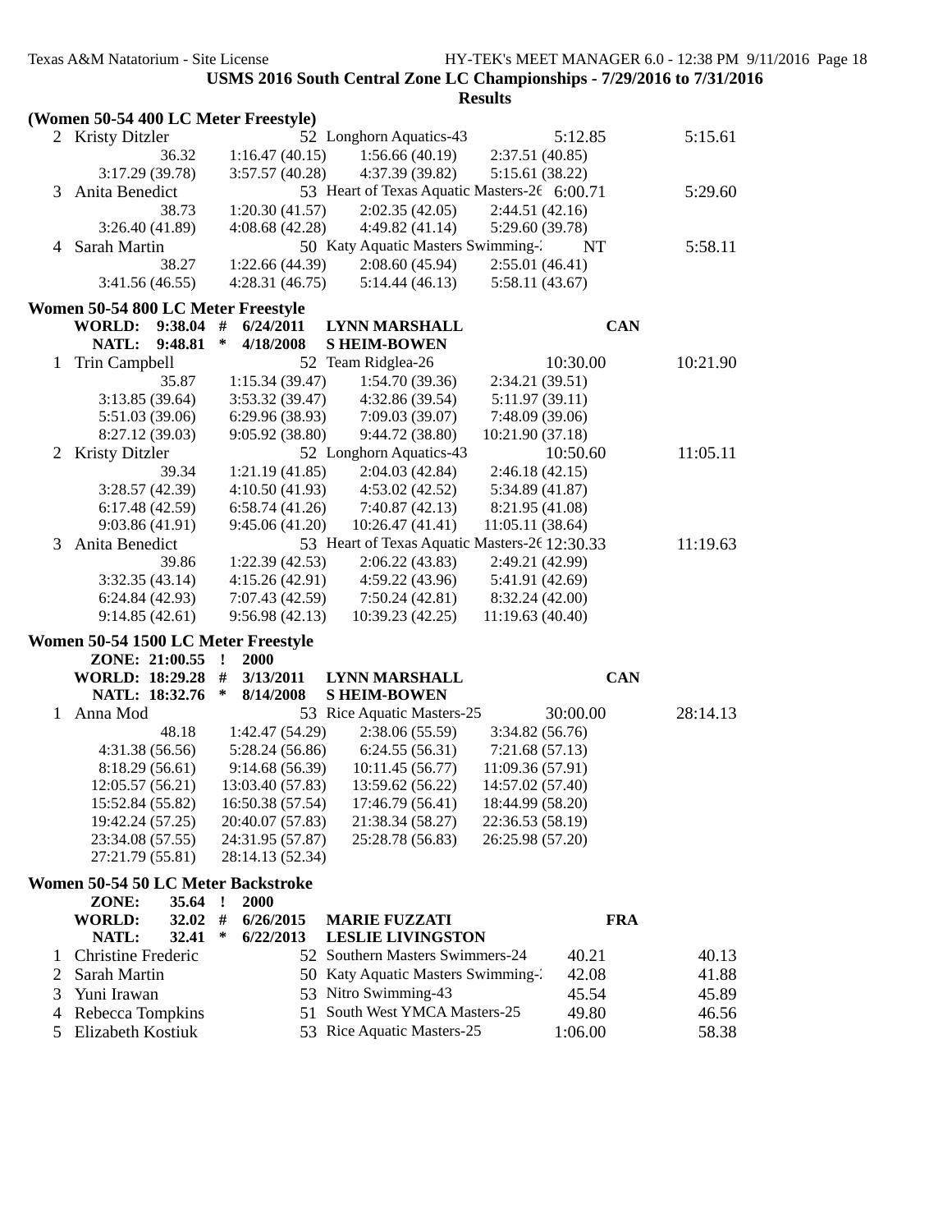**USMS 2016 South Central Zone LC Championships - 7/29/2016 to 7/31/2016**

**Results**

**(Women 50-54 400 LC Meter Freestyle)**

| Place | Name | Age | Team | Seed Time | Finals Time |
|---|---|---|---|---|---|
| 2 | Kristy Ditzler | 52 | Longhorn Aquatics-43 | 5:12.85 | 5:15.61 |
| | 36.32 | 1:16.47 (40.15) | 1:56.66 (40.19) | 2:37.51 (40.85) | |
| | 3:17.29 (39.78) | 3:57.57 (40.28) | 4:37.39 (39.82) | 5:15.61 (38.22) | |
| 3 | Anita Benedict | 53 | Heart of Texas Aquatic Masters-2€ | 6:00.71 | 5:29.60 |
| | 38.73 | 1:20.30 (41.57) | 2:02.35 (42.05) | 2:44.51 (42.16) | |
| | 3:26.40 (41.89) | 4:08.68 (42.28) | 4:49.82 (41.14) | 5:29.60 (39.78) | |
| 4 | Sarah Martin | 50 | Katy Aquatic Masters Swimming-: | NT | 5:58.11 |
| | 38.27 | 1:22.66 (44.39) | 2:08.60 (45.94) | 2:55.01 (46.41) | |
| | 3:41.56 (46.55) | 4:28.31 (46.75) | 5:14.44 (46.13) | 5:58.11 (43.67) | |

**Women 50-54 800 LC Meter Freestyle**

WORLD: 9:38.04 # 6/24/2011 LYNN MARSHALL CAN
NATL: 9:48.81 * 4/18/2008 S HEIM-BOWEN

| Place | Name | Age | Team | Seed Time | Finals Time |
|---|---|---|---|---|---|
| 1 | Trin Campbell | 52 | Team Ridglea-26 | 10:30.00 | 10:21.90 |
| | 35.87 | 1:15.34 (39.47) | 1:54.70 (39.36) | 2:34.21 (39.51) | |
| | 3:13.85 (39.64) | 3:53.32 (39.47) | 4:32.86 (39.54) | 5:11.97 (39.11) | |
| | 5:51.03 (39.06) | 6:29.96 (38.93) | 7:09.03 (39.07) | 7:48.09 (39.06) | |
| | 8:27.12 (39.03) | 9:05.92 (38.80) | 9:44.72 (38.80) | 10:21.90 (37.18) | |
| 2 | Kristy Ditzler | 52 | Longhorn Aquatics-43 | 10:50.60 | 11:05.11 |
| | 39.34 | 1:21.19 (41.85) | 2:04.03 (42.84) | 2:46.18 (42.15) | |
| | 3:28.57 (42.39) | 4:10.50 (41.93) | 4:53.02 (42.52) | 5:34.89 (41.87) | |
| | 6:17.48 (42.59) | 6:58.74 (41.26) | 7:40.87 (42.13) | 8:21.95 (41.08) | |
| | 9:03.86 (41.91) | 9:45.06 (41.20) | 10:26.47 (41.41) | 11:05.11 (38.64) | |
| 3 | Anita Benedict | 53 | Heart of Texas Aquatic Masters-2€ | 12:30.33 | 11:19.63 |
| | 39.86 | 1:22.39 (42.53) | 2:06.22 (43.83) | 2:49.21 (42.99) | |
| | 3:32.35 (43.14) | 4:15.26 (42.91) | 4:59.22 (43.96) | 5:41.91 (42.69) | |
| | 6:24.84 (42.93) | 7:07.43 (42.59) | 7:50.24 (42.81) | 8:32.24 (42.00) | |
| | 9:14.85 (42.61) | 9:56.98 (42.13) | 10:39.23 (42.25) | 11:19.63 (40.40) | |

**Women 50-54 1500 LC Meter Freestyle**

ZONE: 21:00.55 ! 2000
WORLD: 18:29.28 # 3/13/2011 LYNN MARSHALL CAN
NATL: 18:32.76 * 8/14/2008 S HEIM-BOWEN

| Place | Name | Age | Team | Seed Time | Finals Time |
|---|---|---|---|---|---|
| 1 | Anna Mod | 53 | Rice Aquatic Masters-25 | 30:00.00 | 28:14.13 |
| | 48.18 | 1:42.47 (54.29) | 2:38.06 (55.59) | 3:34.82 (56.76) | |
| | 4:31.38 (56.56) | 5:28.24 (56.86) | 6:24.55 (56.31) | 7:21.68 (57.13) | |
| | 8:18.29 (56.61) | 9:14.68 (56.39) | 10:11.45 (56.77) | 11:09.36 (57.91) | |
| | 12:05.57 (56.21) | 13:03.40 (57.83) | 13:59.62 (56.22) | 14:57.02 (57.40) | |
| | 15:52.84 (55.82) | 16:50.38 (57.54) | 17:46.79 (56.41) | 18:44.99 (58.20) | |
| | 19:42.24 (57.25) | 20:40.07 (57.83) | 21:38.34 (58.27) | 22:36.53 (58.19) | |
| | 23:34.08 (57.55) | 24:31.95 (57.87) | 25:28.78 (56.83) | 26:25.98 (57.20) | |
| | 27:21.79 (55.81) | 28:14.13 (52.34) | | | |

**Women 50-54 50 LC Meter Backstroke**

ZONE: 35.64 ! 2000
WORLD: 32.02 # 6/26/2015 MARIE FUZZATI FRA
NATL: 32.41 * 6/22/2013 LESLIE LIVINGSTON

| Place | Name | Age | Team | Seed Time | Finals Time |
|---|---|---|---|---|---|
| 1 | Christine Frederic | 52 | Southern Masters Swimmers-24 | 40.21 | 40.13 |
| 2 | Sarah Martin | 50 | Katy Aquatic Masters Swimming-: | 42.08 | 41.88 |
| 3 | Yuni Irawan | 53 | Nitro Swimming-43 | 45.54 | 45.89 |
| 4 | Rebecca Tompkins | 51 | South West YMCA Masters-25 | 49.80 | 46.56 |
| 5 | Elizabeth Kostiuk | 53 | Rice Aquatic Masters-25 | 1:06.00 | 58.38 |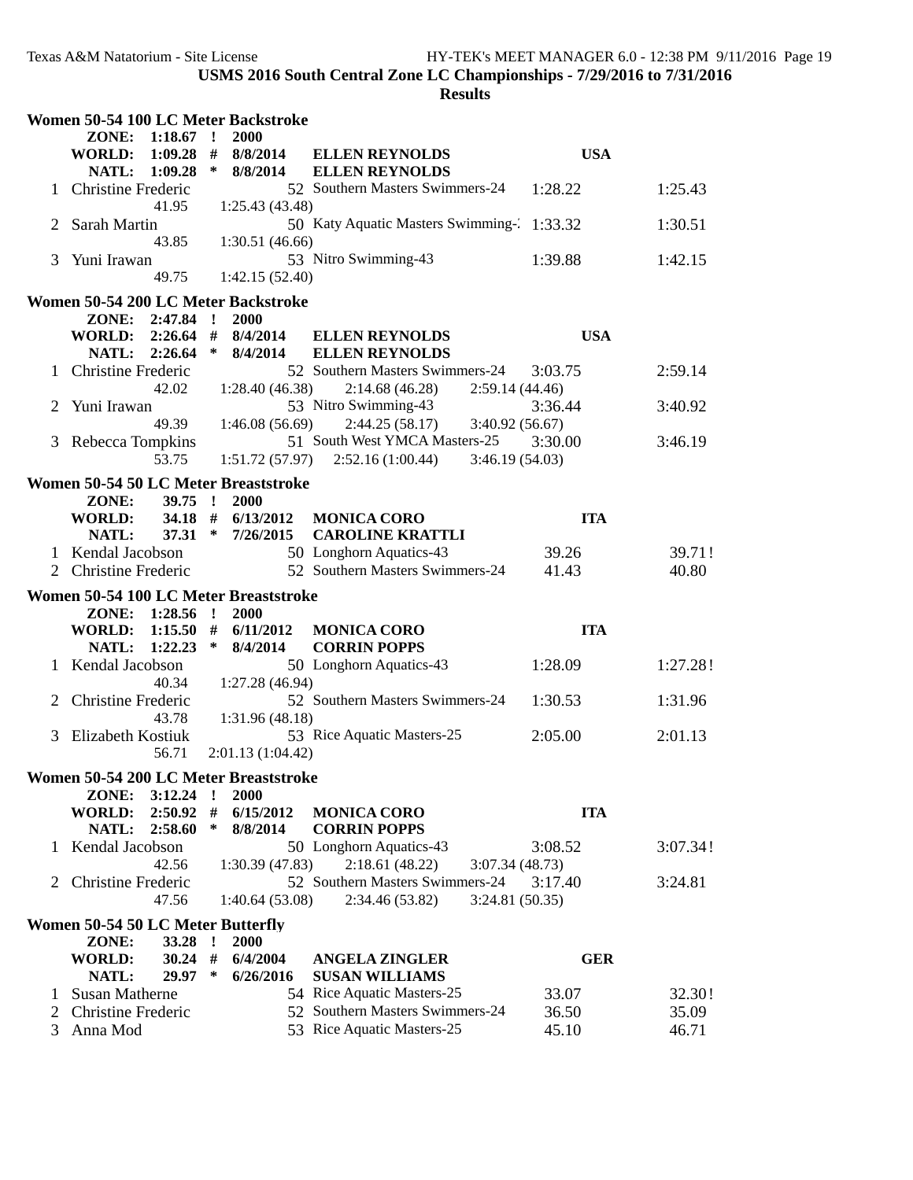**USMS 2016 South Central Zone LC Championships - 7/29/2016 to 7/31/2016**

**Results**

### Women 50-54 100 LC Meter Backstroke

| | | | | | |
|---|---|---|---|---|---|
| **ZONE:** | **1:18.67** | **!** | **2000** | | |
| **WORLD:** | **1:09.28** | **#** | **8/8/2014** | **ELLEN REYNOLDS** | **USA** |
| **NATL:** | **1:09.28** | **\*** | **8/8/2014** | **ELLEN REYNOLDS** | |

| Place | Name | Age | Team | Seed Time | Finals Time |
|---|---|---|---|---|---|
| 1 | Christine Frederic | 52 | Southern Masters Swimmers-24 | 1:28.22 | 1:25.43 |
| | 41.95 | 1:25.43 (43.48) | | | |
| 2 | Sarah Martin | 50 | Katy Aquatic Masters Swimming-1 | 1:33.32 | 1:30.51 |
| | 43.85 | 1:30.51 (46.66) | | | |
| 3 | Yuni Irawan | 53 | Nitro Swimming-43 | 1:39.88 | 1:42.15 |
| | 49.75 | 1:42.15 (52.40) | | | |

### Women 50-54 200 LC Meter Backstroke

| | | | | | |
|---|---|---|---|---|---|
| **ZONE:** | **2:47.84** | **!** | **2000** | | |
| **WORLD:** | **2:26.64** | **#** | **8/4/2014** | **ELLEN REYNOLDS** | **USA** |
| **NATL:** | **2:26.64** | **\*** | **8/4/2014** | **ELLEN REYNOLDS** | |

| Place | Name | Age | Team | Seed Time | Finals Time |
|---|---|---|---|---|---|
| 1 | Christine Frederic | 52 | Southern Masters Swimmers-24 | 3:03.75 | 2:59.14 |
| | 42.02 | 1:28.40 (46.38) | 2:14.68 (46.28) | 2:59.14 (44.46) | |
| 2 | Yuni Irawan | 53 | Nitro Swimming-43 | 3:36.44 | 3:40.92 |
| | 49.39 | 1:46.08 (56.69) | 2:44.25 (58.17) | 3:40.92 (56.67) | |
| 3 | Rebecca Tompkins | 51 | South West YMCA Masters-25 | 3:30.00 | 3:46.19 |
| | 53.75 | 1:51.72 (57.97) | 2:52.16 (1:00.44) | 3:46.19 (54.03) | |

### Women 50-54 50 LC Meter Breaststroke

| | | | | | |
|---|---|---|---|---|---|
| **ZONE:** | **39.75** | **!** | **2000** | | |
| **WORLD:** | **34.18** | **#** | **6/13/2012** | **MONICA CORO** | **ITA** |
| **NATL:** | **37.31** | **\*** | **7/26/2015** | **CAROLINE KRATTLI** | |

| Place | Name | Age | Team | Seed Time | Finals Time |
|---|---|---|---|---|---|
| 1 | Kendal Jacobson | 50 | Longhorn Aquatics-43 | 39.26 | 39.71! |
| 2 | Christine Frederic | 52 | Southern Masters Swimmers-24 | 41.43 | 40.80 |

### Women 50-54 100 LC Meter Breaststroke

| | | | | | |
|---|---|---|---|---|---|
| **ZONE:** | **1:28.56** | **!** | **2000** | | |
| **WORLD:** | **1:15.50** | **#** | **6/11/2012** | **MONICA CORO** | **ITA** |
| **NATL:** | **1:22.23** | **\*** | **8/4/2014** | **CORRIN POPPS** | |

| Place | Name | Age | Team | Seed Time | Finals Time |
|---|---|---|---|---|---|
| 1 | Kendal Jacobson | 50 | Longhorn Aquatics-43 | 1:28.09 | 1:27.28! |
| | 40.34 | 1:27.28 (46.94) | | | |
| 2 | Christine Frederic | 52 | Southern Masters Swimmers-24 | 1:30.53 | 1:31.96 |
| | 43.78 | 1:31.96 (48.18) | | | |
| 3 | Elizabeth Kostiuk | 53 | Rice Aquatic Masters-25 | 2:05.00 | 2:01.13 |
| | 56.71 | 2:01.13 (1:04.42) | | | |

### Women 50-54 200 LC Meter Breaststroke

| | | | | | |
|---|---|---|---|---|---|
| **ZONE:** | **3:12.24** | **!** | **2000** | | |
| **WORLD:** | **2:50.92** | **#** | **6/15/2012** | **MONICA CORO** | **ITA** |
| **NATL:** | **2:58.60** | **\*** | **8/8/2014** | **CORRIN POPPS** | |

| Place | Name | Age | Team | Seed Time | Finals Time |
|---|---|---|---|---|---|
| 1 | Kendal Jacobson | 50 | Longhorn Aquatics-43 | 3:08.52 | 3:07.34! |
| | 42.56 | 1:30.39 (47.83) | 2:18.61 (48.22) | 3:07.34 (48.73) | |
| 2 | Christine Frederic | 52 | Southern Masters Swimmers-24 | 3:17.40 | 3:24.81 |
| | 47.56 | 1:40.64 (53.08) | 2:34.46 (53.82) | 3:24.81 (50.35) | |

### Women 50-54 50 LC Meter Butterfly

| | | | | | |
|---|---|---|---|---|---|
| **ZONE:** | **33.28** | **!** | **2000** | | |
| **WORLD:** | **30.24** | **#** | **6/4/2004** | **ANGELA ZINGLER** | **GER** |
| **NATL:** | **29.97** | **\*** | **6/26/2016** | **SUSAN WILLIAMS** | |

| Place | Name | Age | Team | Seed Time | Finals Time |
|---|---|---|---|---|---|
| 1 | Susan Matherne | 54 | Rice Aquatic Masters-25 | 33.07 | 32.30! |
| 2 | Christine Frederic | 52 | Southern Masters Swimmers-24 | 36.50 | 35.09 |
| 3 | Anna Mod | 53 | Rice Aquatic Masters-25 | 45.10 | 46.71 |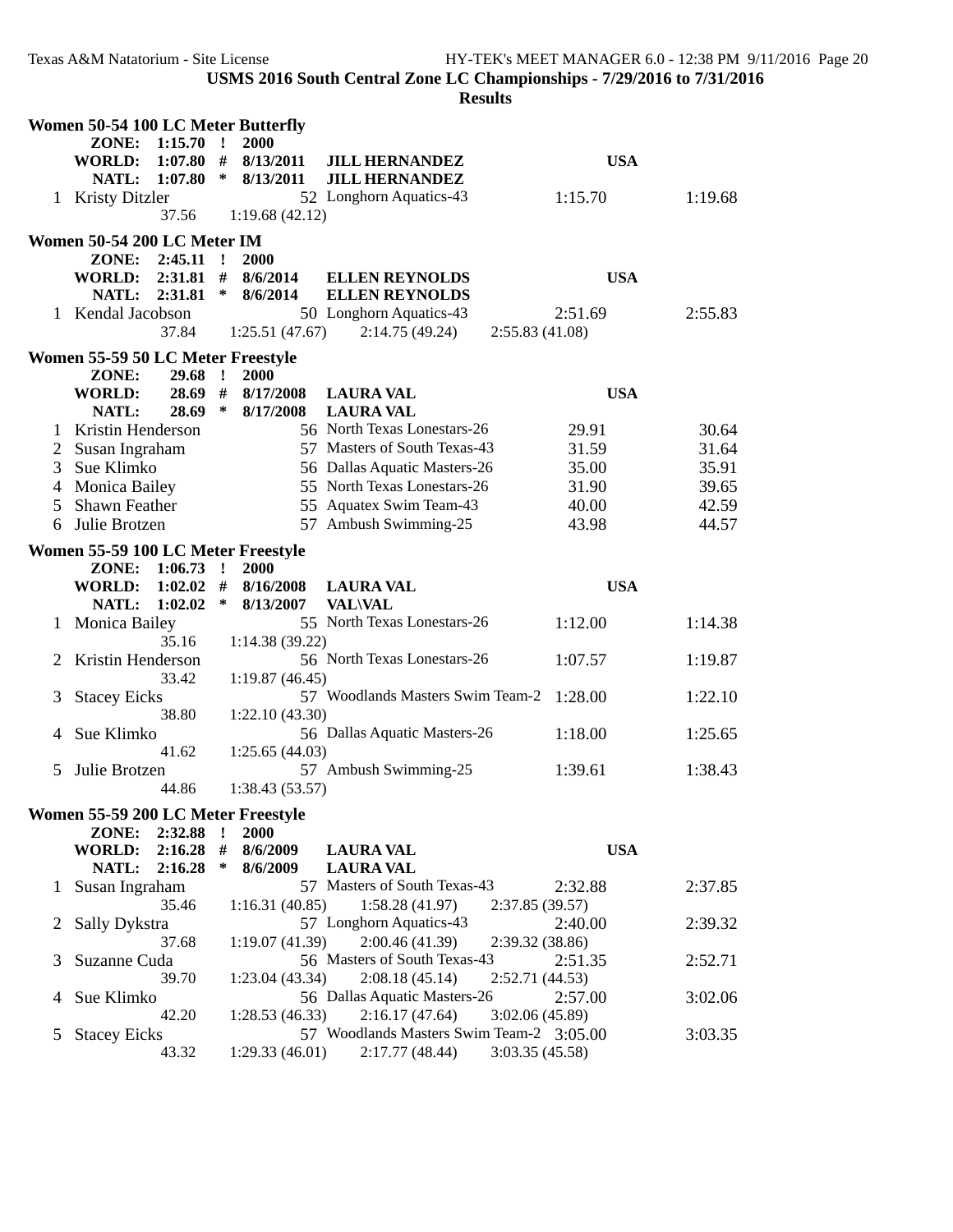USMS 2016 South Central Zone LC Championships - 7/29/2016 to 7/31/2016

**Results**

### Women 50-54 100 LC Meter Butterfly

| | | | | | |
|---|---|---|---|---|---|
| **ZONE:** | **1:15.70** | **!** | **2000** | | |
| **WORLD:** | **1:07.80** | **#** | **8/13/2011** | **JILL HERNANDEZ** | **USA** |
| **NATL:** | **1:07.80** | **\*** | **8/13/2011** | **JILL HERNANDEZ** | |

| Place | Name | Age | Team | Seed Time | Finals Time |
|---|---|---|---|---|---|
| 1 | Kristy Ditzler | 52 | Longhorn Aquatics-43 | 1:15.70 | 1:19.68 |
| | 37.56 1:19.68 (42.12) | | | | |

### Women 50-54 200 LC Meter IM

| | | | | | |
|---|---|---|---|---|---|
| **ZONE:** | **2:45.11** | **!** | **2000** | | |
| **WORLD:** | **2:31.81** | **#** | **8/6/2014** | **ELLEN REYNOLDS** | **USA** |
| **NATL:** | **2:31.81** | **\*** | **8/6/2014** | **ELLEN REYNOLDS** | |

| Place | Name | Age | Team | Seed Time | Finals Time |
|---|---|---|---|---|---|
| 1 | Kendal Jacobson | 50 | Longhorn Aquatics-43 | 2:51.69 | 2:55.83 |
| | 37.84 1:25.51 (47.67) 2:14.75 (49.24) 2:55.83 (41.08) | | | | |

### Women 55-59 50 LC Meter Freestyle

| | | | | | |
|---|---|---|---|---|---|
| **ZONE:** | **29.68** | **!** | **2000** | | |
| **WORLD:** | **28.69** | **#** | **8/17/2008** | **LAURA VAL** | **USA** |
| **NATL:** | **28.69** | **\*** | **8/17/2008** | **LAURA VAL** | |

| Place | Name | Age | Team | Seed Time | Finals Time |
|---|---|---|---|---|---|
| 1 | Kristin Henderson | 56 | North Texas Lonestars-26 | 29.91 | 30.64 |
| 2 | Susan Ingraham | 57 | Masters of South Texas-43 | 31.59 | 31.64 |
| 3 | Sue Klimko | 56 | Dallas Aquatic Masters-26 | 35.00 | 35.91 |
| 4 | Monica Bailey | 55 | North Texas Lonestars-26 | 31.90 | 39.65 |
| 5 | Shawn Feather | 55 | Aquatex Swim Team-43 | 40.00 | 42.59 |
| 6 | Julie Brotzen | 57 | Ambush Swimming-25 | 43.98 | 44.57 |

### Women 55-59 100 LC Meter Freestyle

| | | | | | |
|---|---|---|---|---|---|
| **ZONE:** | **1:06.73** | **!** | **2000** | | |
| **WORLD:** | **1:02.02** | **#** | **8/16/2008** | **LAURA VAL** | **USA** |
| **NATL:** | **1:02.02** | **\*** | **8/13/2007** | **VAL\VAL** | |

| Place | Name | Age | Team | Seed Time | Finals Time |
|---|---|---|---|---|---|
| 1 | Monica Bailey | 55 | North Texas Lonestars-26 | 1:12.00 | 1:14.38 |
| | 35.16 1:14.38 (39.22) | | | | |
| 2 | Kristin Henderson | 56 | North Texas Lonestars-26 | 1:07.57 | 1:19.87 |
| | 33.42 1:19.87 (46.45) | | | | |
| 3 | Stacey Eicks | 57 | Woodlands Masters Swim Team-2 | 1:28.00 | 1:22.10 |
| | 38.80 1:22.10 (43.30) | | | | |
| 4 | Sue Klimko | 56 | Dallas Aquatic Masters-26 | 1:18.00 | 1:25.65 |
| | 41.62 1:25.65 (44.03) | | | | |
| 5 | Julie Brotzen | 57 | Ambush Swimming-25 | 1:39.61 | 1:38.43 |
| | 44.86 1:38.43 (53.57) | | | | |

### Women 55-59 200 LC Meter Freestyle

| | | | | | |
|---|---|---|---|---|---|
| **ZONE:** | **2:32.88** | **!** | **2000** | | |
| **WORLD:** | **2:16.28** | **#** | **8/6/2009** | **LAURA VAL** | **USA** |
| **NATL:** | **2:16.28** | **\*** | **8/6/2009** | **LAURA VAL** | |

| Place | Name | Age | Team | Seed Time | Finals Time |
|---|---|---|---|---|---|
| 1 | Susan Ingraham | 57 | Masters of South Texas-43 | 2:32.88 | 2:37.85 |
| | 35.46 1:16.31 (40.85) 1:58.28 (41.97) 2:37.85 (39.57) | | | | |
| 2 | Sally Dykstra | 57 | Longhorn Aquatics-43 | 2:40.00 | 2:39.32 |
| | 37.68 1:19.07 (41.39) 2:00.46 (41.39) 2:39.32 (38.86) | | | | |
| 3 | Suzanne Cuda | 56 | Masters of South Texas-43 | 2:51.35 | 2:52.71 |
| | 39.70 1:23.04 (43.34) 2:08.18 (45.14) 2:52.71 (44.53) | | | | |
| 4 | Sue Klimko | 56 | Dallas Aquatic Masters-26 | 2:57.00 | 3:02.06 |
| | 42.20 1:28.53 (46.33) 2:16.17 (47.64) 3:02.06 (45.89) | | | | |
| 5 | Stacey Eicks | 57 | Woodlands Masters Swim Team-2 | 3:05.00 | 3:03.35 |
| | 43.32 1:29.33 (46.01) 2:17.77 (48.44) 3:03.35 (45.58) | | | | |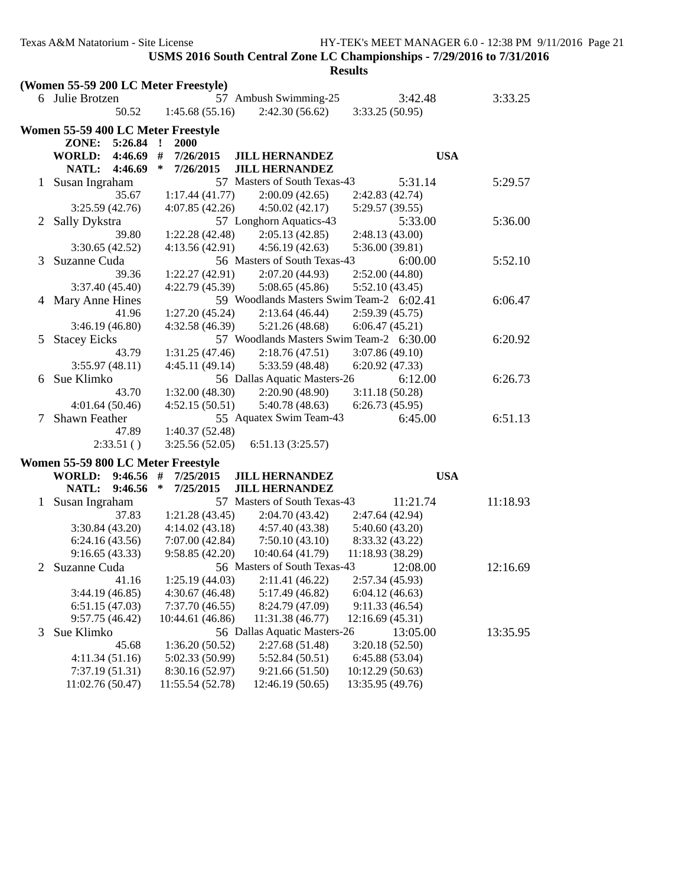**USMS 2016 South Central Zone LC Championships - 7/29/2016 to 7/31/2016**

**Results**

**(Women 55-59 200 LC Meter Freestyle)**

```
  6 Julie Brotzen               57 Ambush Swimming-25             3:42.48        3:33.25
              50.52    1:45.68 (55.16)    2:42.30 (56.62)    3:33.25 (50.95)
```

**Women 55-59 400 LC Meter Freestyle**

```
       ZONE:   5:26.84  !  2000
       WORLD:  4:46.69  #  7/26/2015   JILL HERNANDEZ                     USA
       NATL:   4:46.69  *  7/26/2015   JILL HERNANDEZ
  1 Susan Ingraham              57 Masters of South Texas-43      5:31.14        5:29.57
              35.67    1:17.44 (41.77)    2:00.09 (42.65)    2:42.83 (42.74)
      3:25.59 (42.76)  4:07.85 (42.26)    4:50.02 (42.17)    5:29.57 (39.55)
  2 Sally Dykstra               57 Longhorn Aquatics-43           5:33.00        5:36.00
              39.80    1:22.28 (42.48)    2:05.13 (42.85)    2:48.13 (43.00)
      3:30.65 (42.52)  4:13.56 (42.91)    4:56.19 (42.63)    5:36.00 (39.81)
  3 Suzanne Cuda                56 Masters of South Texas-43      6:00.00        5:52.10
              39.36    1:22.27 (42.91)    2:07.20 (44.93)    2:52.00 (44.80)
      3:37.40 (45.40)  4:22.79 (45.39)    5:08.65 (45.86)    5:52.10 (43.45)
  4 Mary Anne Hines             59 Woodlands Masters Swim Team-2  6:02.41        6:06.47
              41.96    1:27.20 (45.24)    2:13.64 (46.44)    2:59.39 (45.75)
      3:46.19 (46.80)  4:32.58 (46.39)    5:21.26 (48.68)    6:06.47 (45.21)
  5 Stacey Eicks                57 Woodlands Masters Swim Team-2  6:30.00        6:20.92
              43.79    1:31.25 (47.46)    2:18.76 (47.51)    3:07.86 (49.10)
      3:55.97 (48.11)  4:45.11 (49.14)    5:33.59 (48.48)    6:20.92 (47.33)
  6 Sue Klimko                  56 Dallas Aquatic Masters-26      6:12.00        6:26.73
              43.70    1:32.00 (48.30)    2:20.90 (48.90)    3:11.18 (50.28)
      4:01.64 (50.46)  4:52.15 (50.51)    5:40.78 (48.63)    6:26.73 (45.95)
  7 Shawn Feather               55 Aquatex Swim Team-43           6:45.00        6:51.13
              47.89    1:40.37 (52.48)
         2:33.51 ( )   3:25.56 (52.05)    6:51.13 (3:25.57)
```

**Women 55-59 800 LC Meter Freestyle**

```
       WORLD:  9:46.56  #  7/25/2015   JILL HERNANDEZ                     USA
       NATL:   9:46.56  *  7/25/2015   JILL HERNANDEZ
  1 Susan Ingraham              57 Masters of South Texas-43     11:21.74       11:18.93
              37.83    1:21.28 (43.45)    2:04.70 (43.42)    2:47.64 (42.94)
      3:30.84 (43.20)  4:14.02 (43.18)    4:57.40 (43.38)    5:40.60 (43.20)
      6:24.16 (43.56)  7:07.00 (42.84)    7:50.10 (43.10)    8:33.32 (43.22)
      9:16.65 (43.33)  9:58.85 (42.20)   10:40.64 (41.79)   11:18.93 (38.29)
  2 Suzanne Cuda                56 Masters of South Texas-43     12:08.00       12:16.69
              41.16    1:25.19 (44.03)    2:11.41 (46.22)    2:57.34 (45.93)
      3:44.19 (46.85)  4:30.67 (46.48)    5:17.49 (46.82)    6:04.12 (46.63)
      6:51.15 (47.03)  7:37.70 (46.55)    8:24.79 (47.09)    9:11.33 (46.54)
      9:57.75 (46.42) 10:44.61 (46.86)   11:31.38 (46.77)   12:16.69 (45.31)
  3 Sue Klimko                  56 Dallas Aquatic Masters-26     13:05.00       13:35.95
              45.68    1:36.20 (50.52)    2:27.68 (51.48)    3:20.18 (52.50)
      4:11.34 (51.16)  5:02.33 (50.99)    5:52.84 (50.51)    6:45.88 (53.04)
      7:37.19 (51.31)  8:30.16 (52.97)    9:21.66 (51.50)   10:12.29 (50.63)
     11:02.76 (50.47) 11:55.54 (52.78)   12:46.19 (50.65)   13:35.95 (49.76)
```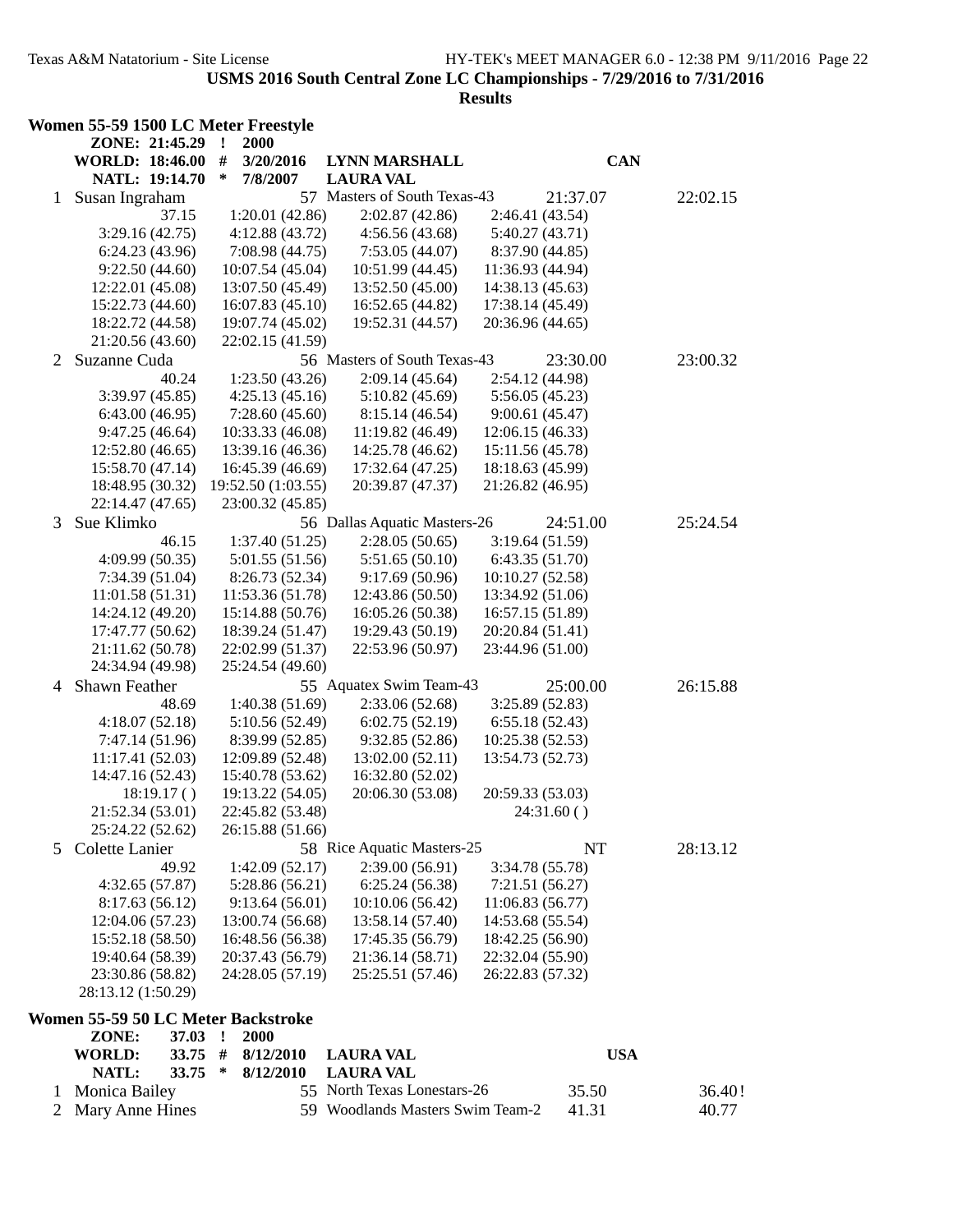USMS 2016 South Central Zone LC Championships - 7/29/2016 to 7/31/2016

**Results**

## Women 55-59 1500 LC Meter Freestyle

| | | | | | |
|---|---|---|---|---|---|
| ZONE: 21:45.29 | ! | 2000 | | | |
| WORLD: 18:46.00 | # | 3/20/2016 | LYNN MARSHALL | CAN | |
| NATL: 19:14.70 | * | 7/8/2007 | LAURA VAL | | |

1 Susan Ingraham — 57 Masters of South Texas-43 — Seed: 21:37.07 — Finals: 22:02.15

37.15, 1:20.01 (42.86), 2:02.87 (42.86), 2:46.41 (43.54), 3:29.16 (42.75), 4:12.88 (43.72), 4:56.56 (43.68), 5:40.27 (43.71), 6:24.23 (43.96), 7:08.98 (44.75), 7:53.05 (44.07), 8:37.90 (44.85), 9:22.50 (44.60), 10:07.54 (45.04), 10:51.99 (44.45), 11:36.93 (44.94), 12:22.01 (45.08), 13:07.50 (45.49), 13:52.50 (45.00), 14:38.13 (45.63), 15:22.73 (44.60), 16:07.83 (45.10), 16:52.65 (44.82), 17:38.14 (45.49), 18:22.72 (44.58), 19:07.74 (45.02), 19:52.31 (44.57), 20:36.96 (44.65), 21:20.56 (43.60), 22:02.15 (41.59)

2 Suzanne Cuda — 56 Masters of South Texas-43 — Seed: 23:30.00 — Finals: 23:00.32

40.24, 1:23.50 (43.26), 2:09.14 (45.64), 2:54.12 (44.98), 3:39.97 (45.85), 4:25.13 (45.16), 5:10.82 (45.69), 5:56.05 (45.23), 6:43.00 (46.95), 7:28.60 (45.60), 8:15.14 (46.54), 9:00.61 (45.47), 9:47.25 (46.64), 10:33.33 (46.08), 11:19.82 (46.49), 12:06.15 (46.33), 12:52.80 (46.65), 13:39.16 (46.36), 14:25.78 (46.62), 15:11.56 (45.78), 15:58.70 (47.14), 16:45.39 (46.69), 17:32.64 (47.25), 18:18.63 (45.99), 18:48.95 (30.32), 19:52.50 (1:03.55), 20:39.87 (47.37), 21:26.82 (46.95), 22:14.47 (47.65), 23:00.32 (45.85)

3 Sue Klimko — 56 Dallas Aquatic Masters-26 — Seed: 24:51.00 — Finals: 25:24.54

46.15, 1:37.40 (51.25), 2:28.05 (50.65), 3:19.64 (51.59), 4:09.99 (50.35), 5:01.55 (51.56), 5:51.65 (50.10), 6:43.35 (51.70), 7:34.39 (51.04), 8:26.73 (52.34), 9:17.69 (50.96), 10:10.27 (52.58), 11:01.58 (51.31), 11:53.36 (51.78), 12:43.86 (50.50), 13:34.92 (51.06), 14:24.12 (49.20), 15:14.88 (50.76), 16:05.26 (50.38), 16:57.15 (51.89), 17:47.77 (50.62), 18:39.24 (51.47), 19:29.43 (50.19), 20:20.84 (51.41), 21:11.62 (50.78), 22:02.99 (51.37), 22:53.96 (50.97), 23:44.96 (51.00), 24:34.94 (49.98), 25:24.54 (49.60)

4 Shawn Feather — 55 Aquatex Swim Team-43 — Seed: 25:00.00 — Finals: 26:15.88

48.69, 1:40.38 (51.69), 2:33.06 (52.68), 3:25.89 (52.83), 4:18.07 (52.18), 5:10.56 (52.49), 6:02.75 (52.19), 6:55.18 (52.43), 7:47.14 (51.96), 8:39.99 (52.85), 9:32.85 (52.86), 10:25.38 (52.53), 11:17.41 (52.03), 12:09.89 (52.48), 13:02.00 (52.11), 13:54.73 (52.73), 14:47.16 (52.43), 15:40.78 (53.62), 16:32.80 (52.02), 18:19.17 ( ), 19:13.22 (54.05), 20:06.30 (53.08), 20:59.33 (53.03), 21:52.34 (53.01), 22:45.82 (53.48), 24:31.60 ( ), 25:24.22 (52.62), 26:15.88 (51.66)

5 Colette Lanier — 58 Rice Aquatic Masters-25 — Seed: NT — Finals: 28:13.12

49.92, 1:42.09 (52.17), 2:39.00 (56.91), 3:34.78 (55.78), 4:32.65 (57.87), 5:28.86 (56.21), 6:25.24 (56.38), 7:21.51 (56.27), 8:17.63 (56.12), 9:13.64 (56.01), 10:10.06 (56.42), 11:06.83 (56.77), 12:04.06 (57.23), 13:00.74 (56.68), 13:58.14 (57.40), 14:53.68 (55.54), 15:52.18 (58.50), 16:48.56 (56.38), 17:45.35 (56.79), 18:42.25 (56.90), 19:40.64 (58.39), 20:37.43 (56.79), 21:36.14 (58.71), 22:32.04 (55.90), 23:30.86 (58.82), 24:28.05 (57.19), 25:25.51 (57.46), 26:22.83 (57.32), 28:13.12 (1:50.29)

## Women 55-59 50 LC Meter Backstroke

| | | | | | |
|---|---|---|---|---|---|
| ZONE: | 37.03 | ! | 2000 | | |
| WORLD: | 33.75 | # | 8/12/2010 | LAURA VAL | USA |
| NATL: | 33.75 | * | 8/12/2010 | LAURA VAL | |

| Place | Name | Age | Team | Seed | Finals |
|---|---|---|---|---|---|
| 1 | Monica Bailey | 55 | North Texas Lonestars-26 | 35.50 | 36.40! |
| 2 | Mary Anne Hines | 59 | Woodlands Masters Swim Team-2 | 41.31 | 40.77 |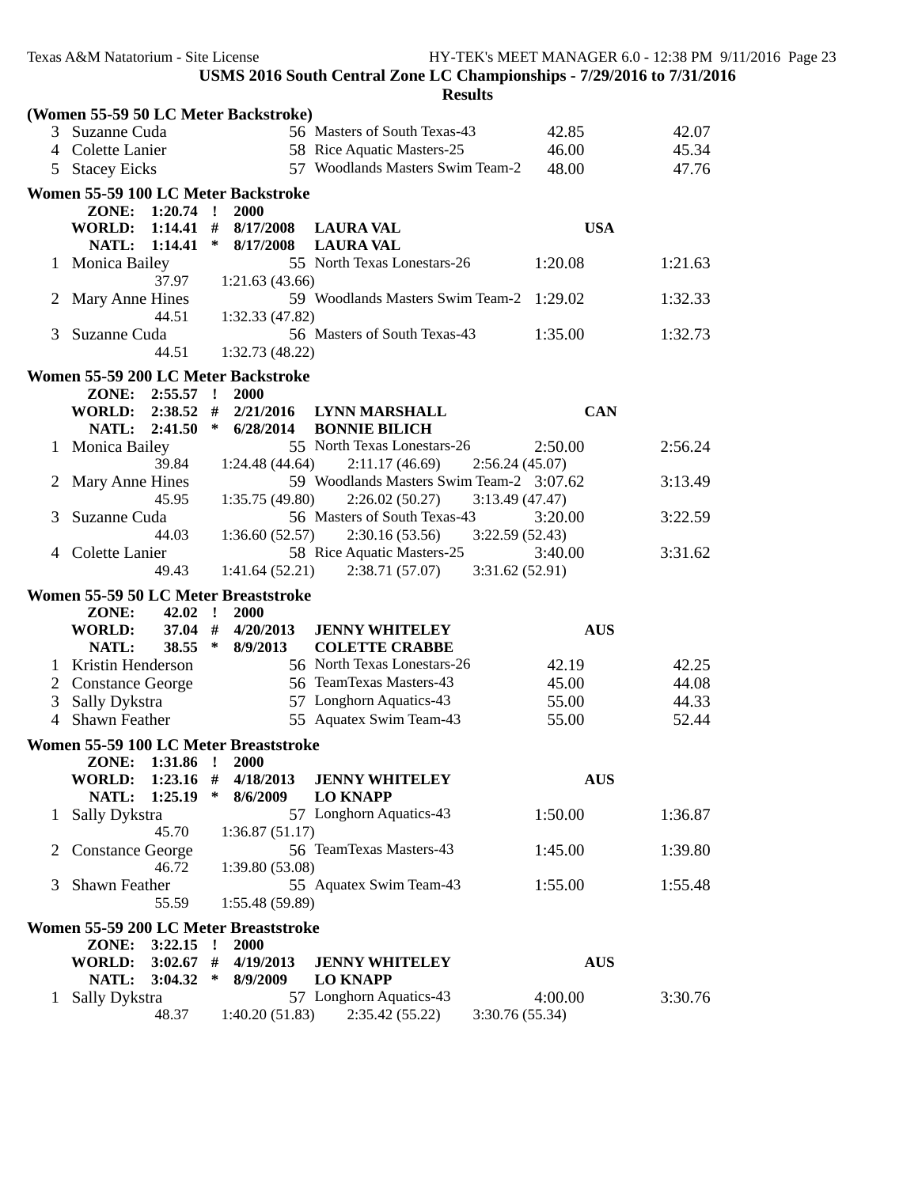USMS 2016 South Central Zone LC Championships - 7/29/2016 to 7/31/2016

**Results**

### (Women 55-59 50 LC Meter Backstroke)

| Place | Name | Age | Team | Seed Time | Finals Time |
|---|---|---|---|---|---|
| 3 | Suzanne Cuda | 56 | Masters of South Texas-43 | 42.85 | 42.07 |
| 4 | Colette Lanier | 58 | Rice Aquatic Masters-25 | 46.00 | 45.34 |
| 5 | Stacey Eicks | 57 | Woodlands Masters Swim Team-2 | 48.00 | 47.76 |

### Women 55-59 100 LC Meter Backstroke

ZONE: 1:20.74 ! 2000
WORLD: 1:14.41 # 8/17/2008 LAURA VAL USA
NATL: 1:14.41 * 8/17/2008 LAURA VAL

| Place | Name | Age | Team | Seed Time | Finals Time |
|---|---|---|---|---|---|
| 1 | Monica Bailey | 55 | North Texas Lonestars-26 | 1:20.08 | 1:21.63 |
| | 37.97 | | 1:21.63 (43.66) | | |
| 2 | Mary Anne Hines | 59 | Woodlands Masters Swim Team-2 | 1:29.02 | 1:32.33 |
| | 44.51 | | 1:32.33 (47.82) | | |
| 3 | Suzanne Cuda | 56 | Masters of South Texas-43 | 1:35.00 | 1:32.73 |
| | 44.51 | | 1:32.73 (48.22) | | |

### Women 55-59 200 LC Meter Backstroke

ZONE: 2:55.57 ! 2000
WORLD: 2:38.52 # 2/21/2016 LYNN MARSHALL CAN
NATL: 2:41.50 * 6/28/2014 BONNIE BILICH

| Place | Name | Age | Team | Seed Time | Finals Time |
|---|---|---|---|---|---|
| 1 | Monica Bailey | 55 | North Texas Lonestars-26 | 2:50.00 | 2:56.24 |
| | 39.84 | 1:24.48 (44.64) | 2:11.17 (46.69) | 2:56.24 (45.07) | |
| 2 | Mary Anne Hines | 59 | Woodlands Masters Swim Team-2 | 3:07.62 | 3:13.49 |
| | 45.95 | 1:35.75 (49.80) | 2:26.02 (50.27) | 3:13.49 (47.47) | |
| 3 | Suzanne Cuda | 56 | Masters of South Texas-43 | 3:20.00 | 3:22.59 |
| | 44.03 | 1:36.60 (52.57) | 2:30.16 (53.56) | 3:22.59 (52.43) | |
| 4 | Colette Lanier | 58 | Rice Aquatic Masters-25 | 3:40.00 | 3:31.62 |
| | 49.43 | 1:41.64 (52.21) | 2:38.71 (57.07) | 3:31.62 (52.91) | |

### Women 55-59 50 LC Meter Breaststroke

ZONE: 42.02 ! 2000
WORLD: 37.04 # 4/20/2013 JENNY WHITELEY AUS
NATL: 38.55 * 8/9/2013 COLETTE CRABBE

| Place | Name | Age | Team | Seed Time | Finals Time |
|---|---|---|---|---|---|
| 1 | Kristin Henderson | 56 | North Texas Lonestars-26 | 42.19 | 42.25 |
| 2 | Constance George | 56 | TeamTexas Masters-43 | 45.00 | 44.08 |
| 3 | Sally Dykstra | 57 | Longhorn Aquatics-43 | 55.00 | 44.33 |
| 4 | Shawn Feather | 55 | Aquatex Swim Team-43 | 55.00 | 52.44 |

### Women 55-59 100 LC Meter Breaststroke

ZONE: 1:31.86 ! 2000
WORLD: 1:23.16 # 4/18/2013 JENNY WHITELEY AUS
NATL: 1:25.19 * 8/6/2009 LO KNAPP

| Place | Name | Age | Team | Seed Time | Finals Time |
|---|---|---|---|---|---|
| 1 | Sally Dykstra | 57 | Longhorn Aquatics-43 | 1:50.00 | 1:36.87 |
| | 45.70 | | 1:36.87 (51.17) | | |
| 2 | Constance George | 56 | TeamTexas Masters-43 | 1:45.00 | 1:39.80 |
| | 46.72 | | 1:39.80 (53.08) | | |
| 3 | Shawn Feather | 55 | Aquatex Swim Team-43 | 1:55.00 | 1:55.48 |
| | 55.59 | | 1:55.48 (59.89) | | |

### Women 55-59 200 LC Meter Breaststroke

ZONE: 3:22.15 ! 2000
WORLD: 3:02.67 # 4/19/2013 JENNY WHITELEY AUS
NATL: 3:04.32 * 8/9/2009 LO KNAPP

| Place | Name | Age | Team | Seed Time | Finals Time |
|---|---|---|---|---|---|
| 1 | Sally Dykstra | 57 | Longhorn Aquatics-43 | 4:00.00 | 3:30.76 |
| | 48.37 | 1:40.20 (51.83) | 2:35.42 (55.22) | 3:30.76 (55.34) | |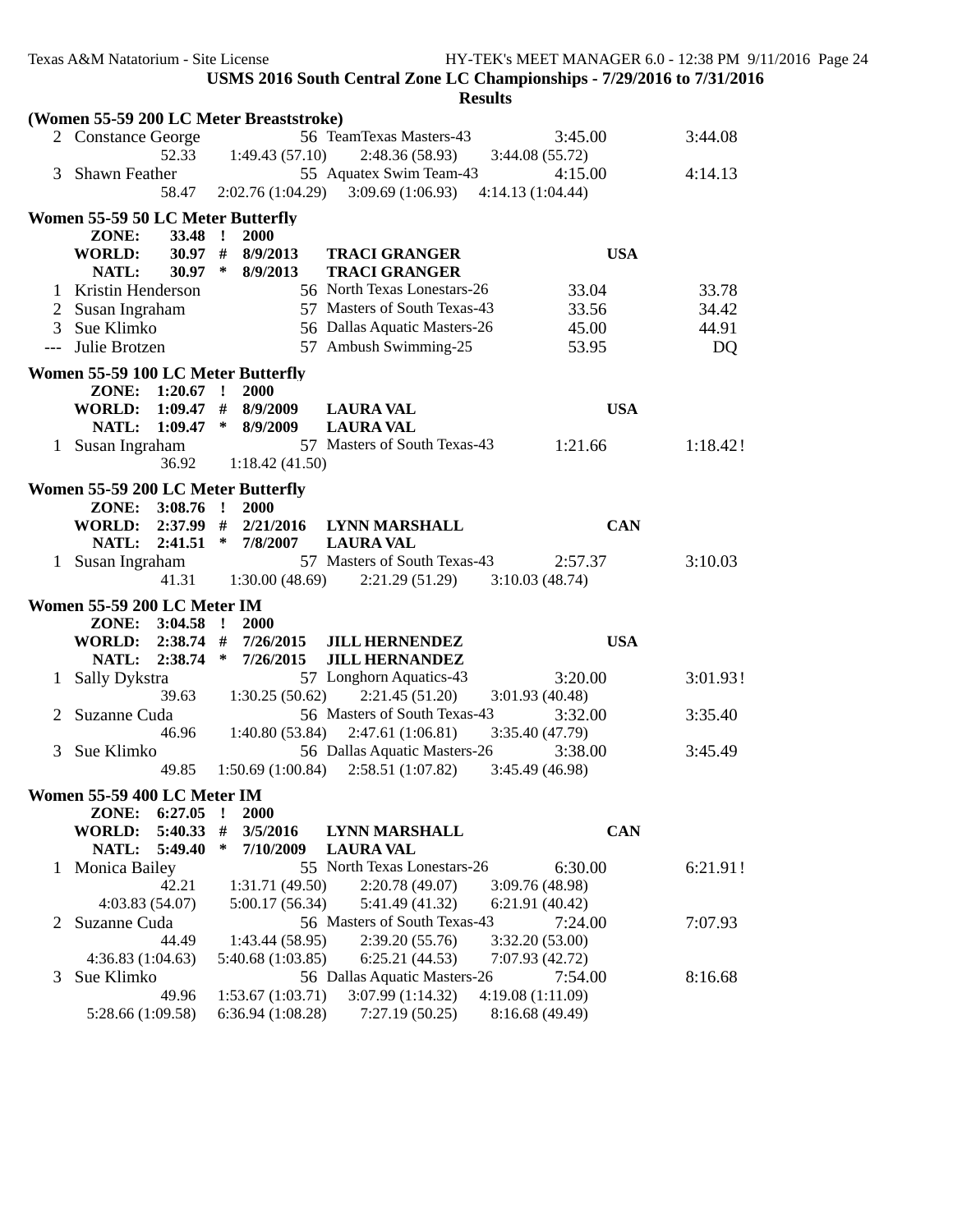USMS 2016 South Central Zone LC Championships - 7/29/2016 to 7/31/2016

Results

**(Women 55-59 200 LC Meter Breaststroke)**

```
  2 Constance George               56 TeamTexas Masters-43          3:45.00           3:44.08
              52.33     1:49.43 (57.10)     2:48.36 (58.93)     3:44.08 (55.72)
  3 Shawn Feather                  55 Aquatex Swim Team-43          4:15.00           4:14.13
              58.47   2:02.76 (1:04.29)   3:09.69 (1:06.93)   4:14.13 (1:04.44)
```

**Women 55-59 50 LC Meter Butterfly**

```
      ZONE:     33.48  !  2000
      WORLD:    30.97  #  8/9/2013    TRACI GRANGER                   USA
      NATL:     30.97  *  8/9/2013    TRACI GRANGER
  1 Kristin Henderson              56 North Texas Lonestars-26        33.04             33.78
  2 Susan Ingraham                 57 Masters of South Texas-43       33.56             34.42
  3 Sue Klimko                     56 Dallas Aquatic Masters-26       45.00             44.91
--- Julie Brotzen                  57 Ambush Swimming-25              53.95                DQ
```

**Women 55-59 100 LC Meter Butterfly**

```
      ZONE:   1:20.67  !  2000
      WORLD:  1:09.47  #  8/9/2009    LAURA VAL                       USA
      NATL:   1:09.47  *  8/9/2009    LAURA VAL
  1 Susan Ingraham                 57 Masters of South Texas-43     1:21.66           1:18.42!
              36.92     1:18.42 (41.50)
```

**Women 55-59 200 LC Meter Butterfly**

```
      ZONE:   3:08.76  !  2000
      WORLD:  2:37.99  #  2/21/2016   LYNN MARSHALL                   CAN
      NATL:   2:41.51  *  7/8/2007    LAURA VAL
  1 Susan Ingraham                 57 Masters of South Texas-43     2:57.37           3:10.03
              41.31     1:30.00 (48.69)     2:21.29 (51.29)     3:10.03 (48.74)
```

**Women 55-59 200 LC Meter IM**

```
      ZONE:   3:04.58  !  2000
      WORLD:  2:38.74  #  7/26/2015   JILL HERNENDEZ                  USA
      NATL:   2:38.74  *  7/26/2015   JILL HERNANDEZ
  1 Sally Dykstra                  57 Longhorn Aquatics-43          3:20.00           3:01.93!
              39.63     1:30.25 (50.62)     2:21.45 (51.20)     3:01.93 (40.48)
  2 Suzanne Cuda                   56 Masters of South Texas-43     3:32.00           3:35.40
              46.96     1:40.80 (53.84)   2:47.61 (1:06.81)     3:35.40 (47.79)
  3 Sue Klimko                     56 Dallas Aquatic Masters-26     3:38.00           3:45.49
              49.85   1:50.69 (1:00.84)   2:58.51 (1:07.82)     3:45.49 (46.98)
```

**Women 55-59 400 LC Meter IM**

```
      ZONE:   6:27.05  !  2000
      WORLD:  5:40.33  #  3/5/2016    LYNN MARSHALL                   CAN
      NATL:   5:49.40  *  7/10/2009   LAURA VAL
  1 Monica Bailey                  55 North Texas Lonestars-26      6:30.00           6:21.91!
              42.21     1:31.71 (49.50)     2:20.78 (49.07)     3:09.76 (48.98)
    4:03.83 (54.07)     5:00.17 (56.34)     5:41.49 (41.32)     6:21.91 (40.42)
  2 Suzanne Cuda                   56 Masters of South Texas-43     7:24.00           7:07.93
              44.49     1:43.44 (58.95)     2:39.20 (55.76)     3:32.20 (53.00)
  4:36.83 (1:04.63)   5:40.68 (1:03.85)     6:25.21 (44.53)     7:07.93 (42.72)
  3 Sue Klimko                     56 Dallas Aquatic Masters-26     7:54.00           8:16.68
              49.96   1:53.67 (1:03.71)   3:07.99 (1:14.32)   4:19.08 (1:11.09)
  5:28.66 (1:09.58)   6:36.94 (1:08.28)     7:27.19 (50.25)     8:16.68 (49.49)
```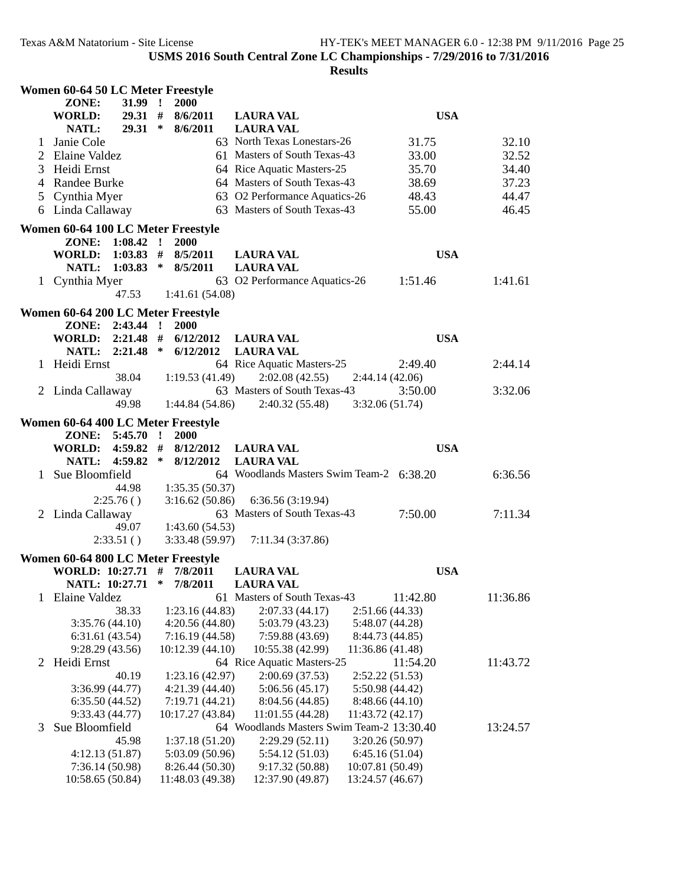USMS 2016 South Central Zone LC Championships - 7/29/2016 to 7/31/2016

**Results**

### Women 60-64 50 LC Meter Freestyle

| | | | | | |
|---|---|---|---|---|---|
| ZONE: | 31.99 ! | 2000 | | | |
| WORLD: | 29.31 # | 8/6/2011 | LAURA VAL | USA | |
| NATL: | 29.31 * | 8/6/2011 | LAURA VAL | | |

| Place | Name | Age | Team | Seed Time | Finals Time |
|---|---|---|---|---|---|
| 1 | Janie Cole | 63 | North Texas Lonestars-26 | 31.75 | 32.10 |
| 2 | Elaine Valdez | 61 | Masters of South Texas-43 | 33.00 | 32.52 |
| 3 | Heidi Ernst | 64 | Rice Aquatic Masters-25 | 35.70 | 34.40 |
| 4 | Randee Burke | 64 | Masters of South Texas-43 | 38.69 | 37.23 |
| 5 | Cynthia Myer | 63 | O2 Performance Aquatics-26 | 48.43 | 44.47 |
| 6 | Linda Callaway | 63 | Masters of South Texas-43 | 55.00 | 46.45 |

### Women 60-64 100 LC Meter Freestyle

| | | | | | |
|---|---|---|---|---|---|
| ZONE: | 1:08.42 ! | 2000 | | | |
| WORLD: | 1:03.83 # | 8/5/2011 | LAURA VAL | USA | |
| NATL: | 1:03.83 * | 8/5/2011 | LAURA VAL | | |

| Place | Name | Age | Team | Seed Time | Finals Time |
|---|---|---|---|---|---|
| 1 | Cynthia Myer | 63 | O2 Performance Aquatics-26 | 1:51.46 | 1:41.61 |

47.53 1:41.61 (54.08)

### Women 60-64 200 LC Meter Freestyle

| | | | | | |
|---|---|---|---|---|---|
| ZONE: | 2:43.44 ! | 2000 | | | |
| WORLD: | 2:21.48 # | 6/12/2012 | LAURA VAL | USA | |
| NATL: | 2:21.48 * | 6/12/2012 | LAURA VAL | | |

| Place | Name | Age | Team | Seed Time | Finals Time |
|---|---|---|---|---|---|
| 1 | Heidi Ernst | 64 | Rice Aquatic Masters-25 | 2:49.40 | 2:44.14 |
| | 38.04 | 1:19.53 (41.49) | 2:02.08 (42.55) | 2:44.14 (42.06) | |
| 2 | Linda Callaway | 63 | Masters of South Texas-43 | 3:50.00 | 3:32.06 |
| | 49.98 | 1:44.84 (54.86) | 2:40.32 (55.48) | 3:32.06 (51.74) | |

### Women 60-64 400 LC Meter Freestyle

| | | | | | |
|---|---|---|---|---|---|
| ZONE: | 5:45.70 ! | 2000 | | | |
| WORLD: | 4:59.82 # | 8/12/2012 | LAURA VAL | USA | |
| NATL: | 4:59.82 * | 8/12/2012 | LAURA VAL | | |

| Place | Name | Age | Team | Seed Time | Finals Time |
|---|---|---|---|---|---|
| 1 | Sue Bloomfield | 64 | Woodlands Masters Swim Team-2 | 6:38.20 | 6:36.56 |
| | 44.98 | 1:35.35 (50.37) | | | |
| | 2:25.76 ( ) | 3:16.62 (50.86) | 6:36.56 (3:19.94) | | |
| 2 | Linda Callaway | 63 | Masters of South Texas-43 | 7:50.00 | 7:11.34 |
| | 49.07 | 1:43.60 (54.53) | | | |
| | 2:33.51 ( ) | 3:33.48 (59.97) | 7:11.34 (3:37.86) | | |

### Women 60-64 800 LC Meter Freestyle

| | | | | | |
|---|---|---|---|---|---|
| WORLD: | 10:27.71 # | 7/8/2011 | LAURA VAL | USA | |
| NATL: | 10:27.71 * | 7/8/2011 | LAURA VAL | | |

| Place | Name | Age | Team | Seed Time | Finals Time |
|---|---|---|---|---|---|
| 1 | Elaine Valdez | 61 | Masters of South Texas-43 | 11:42.80 | 11:36.86 |
| | 38.33 | 1:23.16 (44.83) | 2:07.33 (44.17) | 2:51.66 (44.33) | |
| | 3:35.76 (44.10) | 4:20.56 (44.80) | 5:03.79 (43.23) | 5:48.07 (44.28) | |
| | 6:31.61 (43.54) | 7:16.19 (44.58) | 7:59.88 (43.69) | 8:44.73 (44.85) | |
| | 9:28.29 (43.56) | 10:12.39 (44.10) | 10:55.38 (42.99) | 11:36.86 (41.48) | |
| 2 | Heidi Ernst | 64 | Rice Aquatic Masters-25 | 11:54.20 | 11:43.72 |
| | 40.19 | 1:23.16 (42.97) | 2:00.69 (37.53) | 2:52.22 (51.53) | |
| | 3:36.99 (44.77) | 4:21.39 (44.40) | 5:06.56 (45.17) | 5:50.98 (44.42) | |
| | 6:35.50 (44.52) | 7:19.71 (44.21) | 8:04.56 (44.85) | 8:48.66 (44.10) | |
| | 9:33.43 (44.77) | 10:17.27 (43.84) | 11:01.55 (44.28) | 11:43.72 (42.17) | |
| 3 | Sue Bloomfield | 64 | Woodlands Masters Swim Team-2 | 13:30.40 | 13:24.57 |
| | 45.98 | 1:37.18 (51.20) | 2:29.29 (52.11) | 3:20.26 (50.97) | |
| | 4:12.13 (51.87) | 5:03.09 (50.96) | 5:54.12 (51.03) | 6:45.16 (51.04) | |
| | 7:36.14 (50.98) | 8:26.44 (50.30) | 9:17.32 (50.88) | 10:07.81 (50.49) | |
| | 10:58.65 (50.84) | 11:48.03 (49.38) | 12:37.90 (49.87) | 13:24.57 (46.67) | |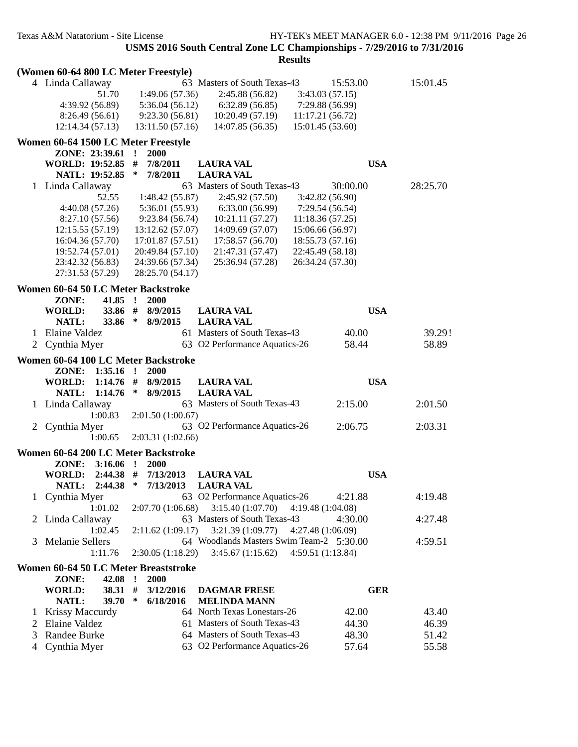USMS 2016 South Central Zone LC Championships - 7/29/2016 to 7/31/2016

Results

### (Women 60-64 800 LC Meter Freestyle)

```
  4 Linda Callaway              63 Masters of South Texas-43      15:53.00        15:01.45
              51.70     1:49.06 (57.36)    2:45.88 (56.82)    3:43.03 (57.15)
    4:39.92 (56.89)     5:36.04 (56.12)    6:32.89 (56.85)    7:29.88 (56.99)
    8:26.49 (56.61)     9:23.30 (56.81)   10:20.49 (57.19)   11:17.21 (56.72)
   12:14.34 (57.13)    13:11.50 (57.16)   14:07.85 (56.35)   15:01.45 (53.60)
```

### Women 60-64 1500 LC Meter Freestyle

```
     ZONE: 23:39.61  !  2000
    WORLD: 19:52.85  #  7/8/2011    LAURA VAL                          USA
     NATL: 19:52.85  *  7/8/2011    LAURA VAL
  1 Linda Callaway              63 Masters of South Texas-43      30:00.00        28:25.70
              52.55     1:48.42 (55.87)    2:45.92 (57.50)    3:42.82 (56.90)
    4:40.08 (57.26)     5:36.01 (55.93)    6:33.00 (56.99)    7:29.54 (56.54)
    8:27.10 (57.56)     9:23.84 (56.74)   10:21.11 (57.27)   11:18.36 (57.25)
   12:15.55 (57.19)    13:12.62 (57.07)   14:09.69 (57.07)   15:06.66 (56.97)
   16:04.36 (57.70)    17:01.87 (57.51)   17:58.57 (56.70)   18:55.73 (57.16)
   19:52.74 (57.01)    20:49.84 (57.10)   21:47.31 (57.47)   22:45.49 (58.18)
   23:42.32 (56.83)    24:39.66 (57.34)   25:36.94 (57.28)   26:34.24 (57.30)
   27:31.53 (57.29)    28:25.70 (54.17)
```

### Women 60-64 50 LC Meter Backstroke

```
     ZONE:    41.85  !  2000
    WORLD:    33.86  #  8/9/2015    LAURA VAL                          USA
     NATL:    33.86  *  8/9/2015    LAURA VAL
  1 Elaine Valdez               61 Masters of South Texas-43         40.00          39.29!
  2 Cynthia Myer                63 O2 Performance Aquatics-26        58.44          58.89
```

### Women 60-64 100 LC Meter Backstroke

```
     ZONE:  1:35.16  !  2000
    WORLD:  1:14.76  #  8/9/2015    LAURA VAL                          USA
     NATL:  1:14.76  *  8/9/2015    LAURA VAL
  1 Linda Callaway              63 Masters of South Texas-43       2:15.00         2:01.50
            1:00.83     2:01.50 (1:00.67)
  2 Cynthia Myer                63 O2 Performance Aquatics-26      2:06.75         2:03.31
            1:00.65     2:03.31 (1:02.66)
```

### Women 60-64 200 LC Meter Backstroke

```
     ZONE:  3:16.06  !  2000
    WORLD:  2:44.38  #  7/13/2013   LAURA VAL                          USA
     NATL:  2:44.38  *  7/13/2013   LAURA VAL
  1 Cynthia Myer                63 O2 Performance Aquatics-26      4:21.88         4:19.48
            1:01.02     2:07.70 (1:06.68)    3:15.40 (1:07.70)    4:19.48 (1:04.08)
  2 Linda Callaway              63 Masters of South Texas-43       4:30.00         4:27.48
            1:02.45     2:11.62 (1:09.17)    3:21.39 (1:09.77)    4:27.48 (1:06.09)
  3 Melanie Sellers             64 Woodlands Masters Swim Team-2   5:30.00         4:59.51
            1:11.76     2:30.05 (1:18.29)    3:45.67 (1:15.62)    4:59.51 (1:13.84)
```

### Women 60-64 50 LC Meter Breaststroke

```
     ZONE:    42.08  !  2000
    WORLD:    38.31  #  3/12/2016   DAGMAR FRESE                       GER
     NATL:    39.70  *  6/18/2016   MELINDA MANN
  1 Krissy Maccurdy             64 North Texas Lonestars-26          42.00          43.40
  2 Elaine Valdez               61 Masters of South Texas-43         44.30          46.39
  3 Randee Burke                64 Masters of South Texas-43         48.30          51.42
  4 Cynthia Myer                63 O2 Performance Aquatics-26        57.64          55.58
```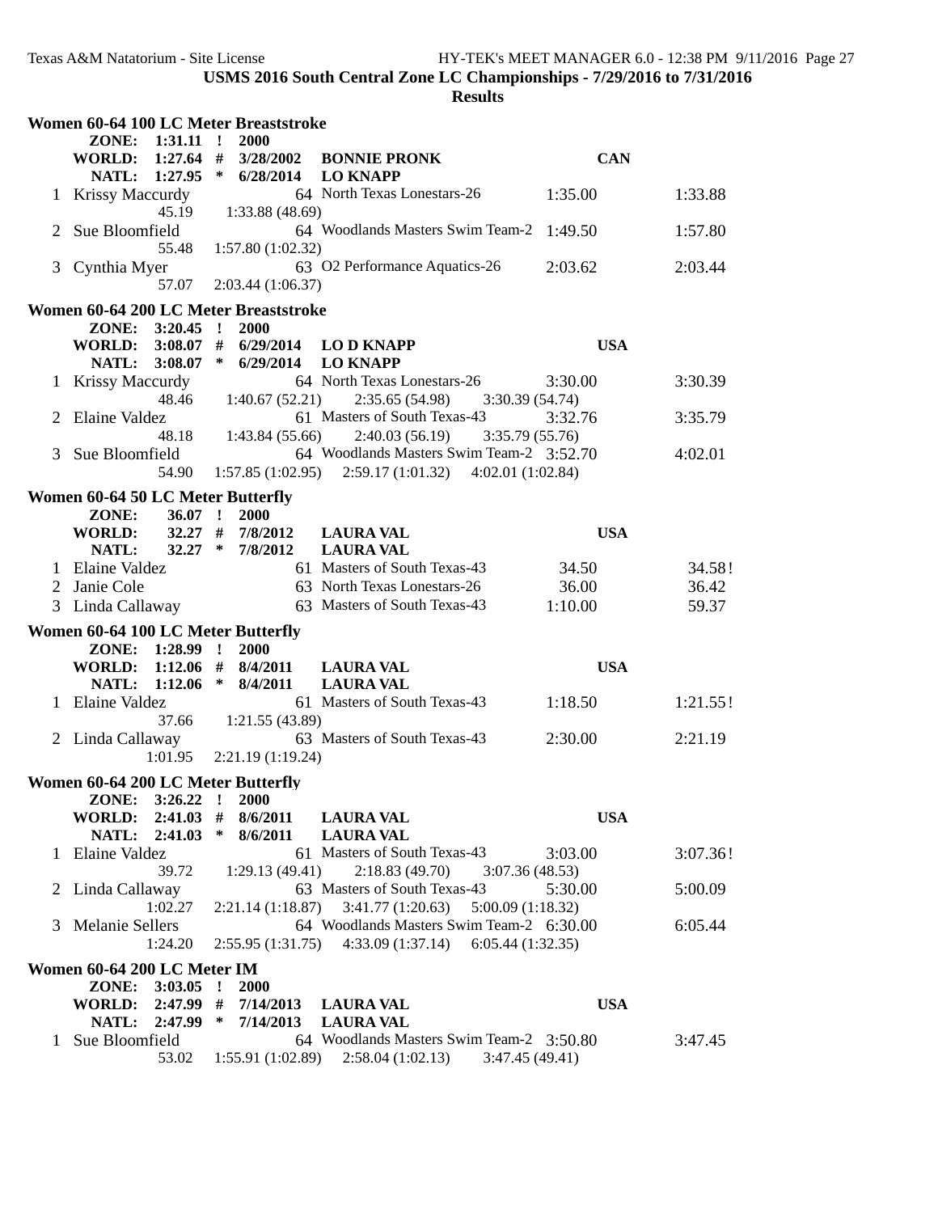**USMS 2016 South Central Zone LC Championships - 7/29/2016 to 7/31/2016**

**Results**

### Women 60-64 100 LC Meter Breaststroke

**ZONE:** 1:31.11 ! 2000
**WORLD:** 1:27.64 # 3/28/2002 BONNIE PRONK CAN
**NATL:** 1:27.95 * 6/28/2014 LO KNAPP

| Place | Name | Age | Team | Seed | Finals |
|---|---|---|---|---|---|
| 1 | Krissy Maccurdy | 64 | North Texas Lonestars-26 | 1:35.00 | 1:33.88 |
| | 45.19 1:33.88 (48.69) | | | | |
| 2 | Sue Bloomfield | 64 | Woodlands Masters Swim Team-2 | 1:49.50 | 1:57.80 |
| | 55.48 1:57.80 (1:02.32) | | | | |
| 3 | Cynthia Myer | 63 | O2 Performance Aquatics-26 | 2:03.62 | 2:03.44 |
| | 57.07 2:03.44 (1:06.37) | | | | |

### Women 60-64 200 LC Meter Breaststroke

**ZONE:** 3:20.45 ! 2000
**WORLD:** 3:08.07 # 6/29/2014 LO D KNAPP USA
**NATL:** 3:08.07 * 6/29/2014 LO KNAPP

| Place | Name | Age | Team | Seed | Finals |
|---|---|---|---|---|---|
| 1 | Krissy Maccurdy | 64 | North Texas Lonestars-26 | 3:30.00 | 3:30.39 |
| | 48.46 1:40.67 (52.21) 2:35.65 (54.98) 3:30.39 (54.74) | | | | |
| 2 | Elaine Valdez | 61 | Masters of South Texas-43 | 3:32.76 | 3:35.79 |
| | 48.18 1:43.84 (55.66) 2:40.03 (56.19) 3:35.79 (55.76) | | | | |
| 3 | Sue Bloomfield | 64 | Woodlands Masters Swim Team-2 | 3:52.70 | 4:02.01 |
| | 54.90 1:57.85 (1:02.95) 2:59.17 (1:01.32) 4:02.01 (1:02.84) | | | | |

### Women 60-64 50 LC Meter Butterfly

**ZONE:** 36.07 ! 2000
**WORLD:** 32.27 # 7/8/2012 LAURA VAL USA
**NATL:** 32.27 * 7/8/2012 LAURA VAL

| Place | Name | Age | Team | Seed | Finals |
|---|---|---|---|---|---|
| 1 | Elaine Valdez | 61 | Masters of South Texas-43 | 34.50 | 34.58! |
| 2 | Janie Cole | 63 | North Texas Lonestars-26 | 36.00 | 36.42 |
| 3 | Linda Callaway | 63 | Masters of South Texas-43 | 1:10.00 | 59.37 |

### Women 60-64 100 LC Meter Butterfly

**ZONE:** 1:28.99 ! 2000
**WORLD:** 1:12.06 # 8/4/2011 LAURA VAL USA
**NATL:** 1:12.06 * 8/4/2011 LAURA VAL

| Place | Name | Age | Team | Seed | Finals |
|---|---|---|---|---|---|
| 1 | Elaine Valdez | 61 | Masters of South Texas-43 | 1:18.50 | 1:21.55! |
| | 37.66 1:21.55 (43.89) | | | | |
| 2 | Linda Callaway | 63 | Masters of South Texas-43 | 2:30.00 | 2:21.19 |
| | 1:01.95 2:21.19 (1:19.24) | | | | |

### Women 60-64 200 LC Meter Butterfly

**ZONE:** 3:26.22 ! 2000
**WORLD:** 2:41.03 # 8/6/2011 LAURA VAL USA
**NATL:** 2:41.03 * 8/6/2011 LAURA VAL

| Place | Name | Age | Team | Seed | Finals |
|---|---|---|---|---|---|
| 1 | Elaine Valdez | 61 | Masters of South Texas-43 | 3:03.00 | 3:07.36! |
| | 39.72 1:29.13 (49.41) 2:18.83 (49.70) 3:07.36 (48.53) | | | | |
| 2 | Linda Callaway | 63 | Masters of South Texas-43 | 5:30.00 | 5:00.09 |
| | 1:02.27 2:21.14 (1:18.87) 3:41.77 (1:20.63) 5:00.09 (1:18.32) | | | | |
| 3 | Melanie Sellers | 64 | Woodlands Masters Swim Team-2 | 6:30.00 | 6:05.44 |
| | 1:24.20 2:55.95 (1:31.75) 4:33.09 (1:37.14) 6:05.44 (1:32.35) | | | | |

### Women 60-64 200 LC Meter IM

**ZONE:** 3:03.05 ! 2000
**WORLD:** 2:47.99 # 7/14/2013 LAURA VAL USA
**NATL:** 2:47.99 * 7/14/2013 LAURA VAL

| Place | Name | Age | Team | Seed | Finals |
|---|---|---|---|---|---|
| 1 | Sue Bloomfield | 64 | Woodlands Masters Swim Team-2 | 3:50.80 | 3:47.45 |
| | 53.02 1:55.91 (1:02.89) 2:58.04 (1:02.13) 3:47.45 (49.41) | | | | |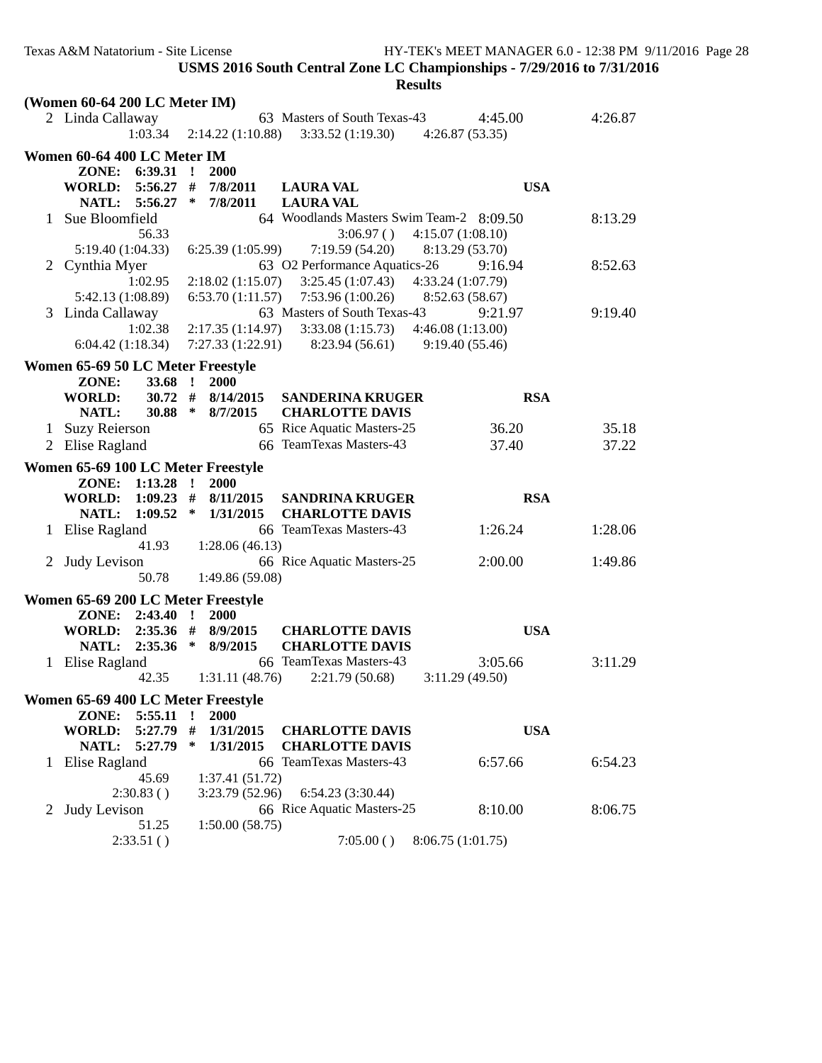**USMS 2016 South Central Zone LC Championships - 7/29/2016 to 7/31/2016**

**Results**

**(Women 60-64 200 LC Meter IM)**

```
  2 Linda Callaway                 63 Masters of South Texas-43         4:45.00          4:26.87
              1:03.34    2:14.22 (1:10.88)    3:33.52 (1:19.30)    4:26.87 (53.35)
```

**Women 60-64 400 LC Meter IM**

```
      ZONE:   6:39.31  !   2000
     WORLD:   5:56.27  #   7/8/2011     LAURA VAL                              USA
      NATL:   5:56.27  *   7/8/2011     LAURA VAL
  1 Sue Bloomfield                 64 Woodlands Masters Swim Team-2  8:09.50          8:13.29
                56.33                           3:06.97 ()    4:15.07 (1:08.10)
     5:19.40 (1:04.33)   6:25.39 (1:05.99)    7:19.59 (54.20)    8:13.29 (53.70)
  2 Cynthia Myer                   63 O2 Performance Aquatics-26     9:16.94          8:52.63
              1:02.95    2:18.02 (1:15.07)    3:25.45 (1:07.43)    4:33.24 (1:07.79)
     5:42.13 (1:08.89)   6:53.70 (1:11.57)    7:53.96 (1:00.26)    8:52.63 (58.67)
  3 Linda Callaway                 63 Masters of South Texas-43      9:21.97          9:19.40
              1:02.38    2:17.35 (1:14.97)    3:33.08 (1:15.73)    4:46.08 (1:13.00)
     6:04.42 (1:18.34)   7:27.33 (1:22.91)    8:23.94 (56.61)    9:19.40 (55.46)
```

**Women 65-69 50 LC Meter Freestyle**

```
      ZONE:     33.68  !   2000
     WORLD:     30.72  #   8/14/2015    SANDERINA KRUGER                       RSA
      NATL:     30.88  *   8/7/2015     CHARLOTTE DAVIS
  1 Suzy Reierson                  65 Rice Aquatic Masters-25          36.20            35.18
  2 Elise Ragland                  66 TeamTexas Masters-43             37.40            37.22
```

**Women 65-69 100 LC Meter Freestyle**

```
      ZONE:   1:13.28  !   2000
     WORLD:   1:09.23  #   8/11/2015    SANDRINA KRUGER                        RSA
      NATL:   1:09.52  *   1/31/2015    CHARLOTTE DAVIS
  1 Elise Ragland                  66 TeamTexas Masters-43           1:26.24          1:28.06
                41.93    1:28.06 (46.13)
  2 Judy Levison                   66 Rice Aquatic Masters-25        2:00.00          1:49.86
                50.78    1:49.86 (59.08)
```

**Women 65-69 200 LC Meter Freestyle**

```
      ZONE:   2:43.40  !   2000
     WORLD:   2:35.36  #   8/9/2015     CHARLOTTE DAVIS                        USA
      NATL:   2:35.36  *   8/9/2015     CHARLOTTE DAVIS
  1 Elise Ragland                  66 TeamTexas Masters-43           3:05.66          3:11.29
                42.35    1:31.11 (48.76)    2:21.79 (50.68)    3:11.29 (49.50)
```

**Women 65-69 400 LC Meter Freestyle**

```
      ZONE:   5:55.11  !   2000
     WORLD:   5:27.79  #   1/31/2015    CHARLOTTE DAVIS                        USA
      NATL:   5:27.79  *   1/31/2015    CHARLOTTE DAVIS
  1 Elise Ragland                  66 TeamTexas Masters-43           6:57.66          6:54.23
                45.69    1:37.41 (51.72)
            2:30.83 ()   3:23.79 (52.96)    6:54.23 (3:30.44)
  2 Judy Levison                   66 Rice Aquatic Masters-25        8:10.00          8:06.75
                51.25    1:50.00 (58.75)
            2:33.51 ()                          7:05.00 ()    8:06.75 (1:01.75)
```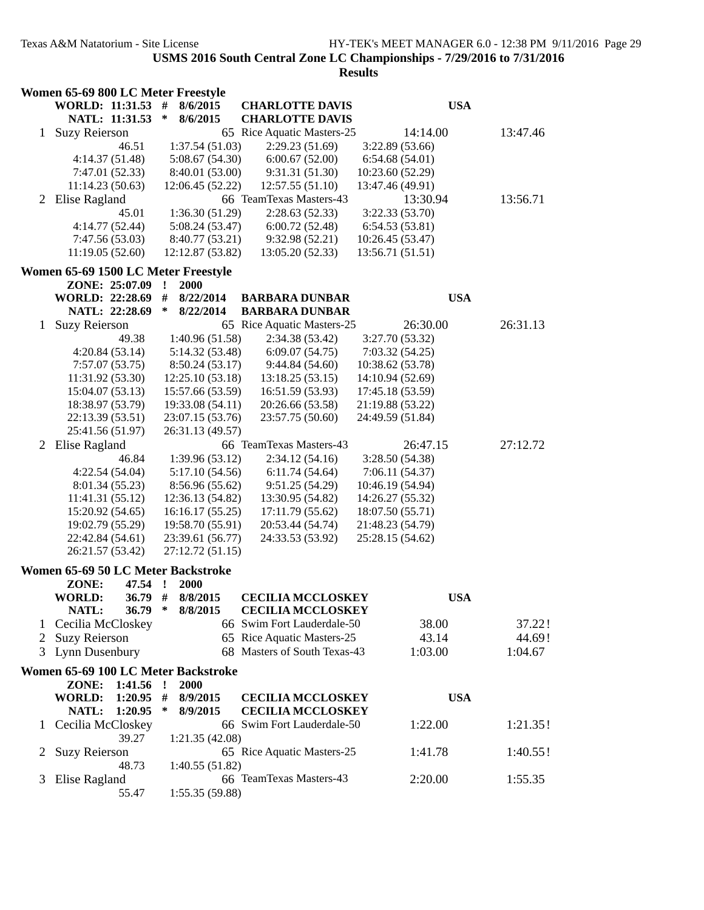**USMS 2016 South Central Zone LC Championships - 7/29/2016 to 7/31/2016**

**Results**

### Women 65-69 800 LC Meter Freestyle

| | | | | | |
|---|---|---|---|---|---|
| WORLD: 11:31.53 # 8/6/2015 | | CHARLOTTE DAVIS | | USA | |
| NATL: 11:31.53 * 8/6/2015 | | CHARLOTTE DAVIS | | | |

| Place | Name | Age | Team | Seed Time | Finals Time |
|---|---|---|---|---|---|
| 1 | Suzy Reierson | 65 | Rice Aquatic Masters-25 | 14:14.00 | 13:47.46 |
| | 46.51 | 1:37.54 (51.03) | 2:29.23 (51.69) | 3:22.89 (53.66) | |
| | 4:14.37 (51.48) | 5:08.67 (54.30) | 6:00.67 (52.00) | 6:54.68 (54.01) | |
| | 7:47.01 (52.33) | 8:40.01 (53.00) | 9:31.31 (51.30) | 10:23.60 (52.29) | |
| | 11:14.23 (50.63) | 12:06.45 (52.22) | 12:57.55 (51.10) | 13:47.46 (49.91) | |
| 2 | Elise Ragland | 66 | TeamTexas Masters-43 | 13:30.94 | 13:56.71 |
| | 45.01 | 1:36.30 (51.29) | 2:28.63 (52.33) | 3:22.33 (53.70) | |
| | 4:14.77 (52.44) | 5:08.24 (53.47) | 6:00.72 (52.48) | 6:54.53 (53.81) | |
| | 7:47.56 (53.03) | 8:40.77 (53.21) | 9:32.98 (52.21) | 10:26.45 (53.47) | |
| | 11:19.05 (52.60) | 12:12.87 (53.82) | 13:05.20 (52.33) | 13:56.71 (51.51) | |

### Women 65-69 1500 LC Meter Freestyle

| | | | | | |
|---|---|---|---|---|---|
| ZONE: 25:07.09 ! 2000 | | | | | |
| WORLD: 22:28.69 # 8/22/2014 | | BARBARA DUNBAR | | USA | |
| NATL: 22:28.69 * 8/22/2014 | | BARBARA DUNBAR | | | |

| Place | Name | Age | Team | Seed Time | Finals Time |
|---|---|---|---|---|---|
| 1 | Suzy Reierson | 65 | Rice Aquatic Masters-25 | 26:30.00 | 26:31.13 |
| | 49.38 | 1:40.96 (51.58) | 2:34.38 (53.42) | 3:27.70 (53.32) | |
| | 4:20.84 (53.14) | 5:14.32 (53.48) | 6:09.07 (54.75) | 7:03.32 (54.25) | |
| | 7:57.07 (53.75) | 8:50.24 (53.17) | 9:44.84 (54.60) | 10:38.62 (53.78) | |
| | 11:31.92 (53.30) | 12:25.10 (53.18) | 13:18.25 (53.15) | 14:10.94 (52.69) | |
| | 15:04.07 (53.13) | 15:57.66 (53.59) | 16:51.59 (53.93) | 17:45.18 (53.59) | |
| | 18:38.97 (53.79) | 19:33.08 (54.11) | 20:26.66 (53.58) | 21:19.88 (53.22) | |
| | 22:13.39 (53.51) | 23:07.15 (53.76) | 23:57.75 (50.60) | 24:49.59 (51.84) | |
| | 25:41.56 (51.97) | 26:31.13 (49.57) | | | |
| 2 | Elise Ragland | 66 | TeamTexas Masters-43 | 26:47.15 | 27:12.72 |
| | 46.84 | 1:39.96 (53.12) | 2:34.12 (54.16) | 3:28.50 (54.38) | |
| | 4:22.54 (54.04) | 5:17.10 (54.56) | 6:11.74 (54.64) | 7:06.11 (54.37) | |
| | 8:01.34 (55.23) | 8:56.96 (55.62) | 9:51.25 (54.29) | 10:46.19 (54.94) | |
| | 11:41.31 (55.12) | 12:36.13 (54.82) | 13:30.95 (54.82) | 14:26.27 (55.32) | |
| | 15:20.92 (54.65) | 16:16.17 (55.25) | 17:11.79 (55.62) | 18:07.50 (55.71) | |
| | 19:02.79 (55.29) | 19:58.70 (55.91) | 20:53.44 (54.74) | 21:48.23 (54.79) | |
| | 22:42.84 (54.61) | 23:39.61 (56.77) | 24:33.53 (53.92) | 25:28.15 (54.62) | |
| | 26:21.57 (53.42) | 27:12.72 (51.15) | | | |

### Women 65-69 50 LC Meter Backstroke

| | | | | | |
|---|---|---|---|---|---|
| ZONE: 47.54 ! 2000 | | | | | |
| WORLD: 36.79 # 8/8/2015 | | CECILIA MCCLOSKEY | | USA | |
| NATL: 36.79 * 8/8/2015 | | CECILIA MCCLOSKEY | | | |

| Place | Name | Age | Team | Seed Time | Finals Time |
|---|---|---|---|---|---|
| 1 | Cecilia McCloskey | 66 | Swim Fort Lauderdale-50 | 38.00 | 37.22! |
| 2 | Suzy Reierson | 65 | Rice Aquatic Masters-25 | 43.14 | 44.69! |
| 3 | Lynn Dusenbury | 68 | Masters of South Texas-43 | 1:03.00 | 1:04.67 |

### Women 65-69 100 LC Meter Backstroke

| | | | | | |
|---|---|---|---|---|---|
| ZONE: 1:41.56 ! 2000 | | | | | |
| WORLD: 1:20.95 # 8/9/2015 | | CECILIA MCCLOSKEY | | USA | |
| NATL: 1:20.95 * 8/9/2015 | | CECILIA MCCLOSKEY | | | |

| Place | Name | Age | Team | Seed Time | Finals Time |
|---|---|---|---|---|---|
| 1 | Cecilia McCloskey | 66 | Swim Fort Lauderdale-50 | 1:22.00 | 1:21.35! |
| | 39.27 | 1:21.35 (42.08) | | | |
| 2 | Suzy Reierson | 65 | Rice Aquatic Masters-25 | 1:41.78 | 1:40.55! |
| | 48.73 | 1:40.55 (51.82) | | | |
| 3 | Elise Ragland | 66 | TeamTexas Masters-43 | 2:20.00 | 1:55.35 |
| | 55.47 | 1:55.35 (59.88) | | | |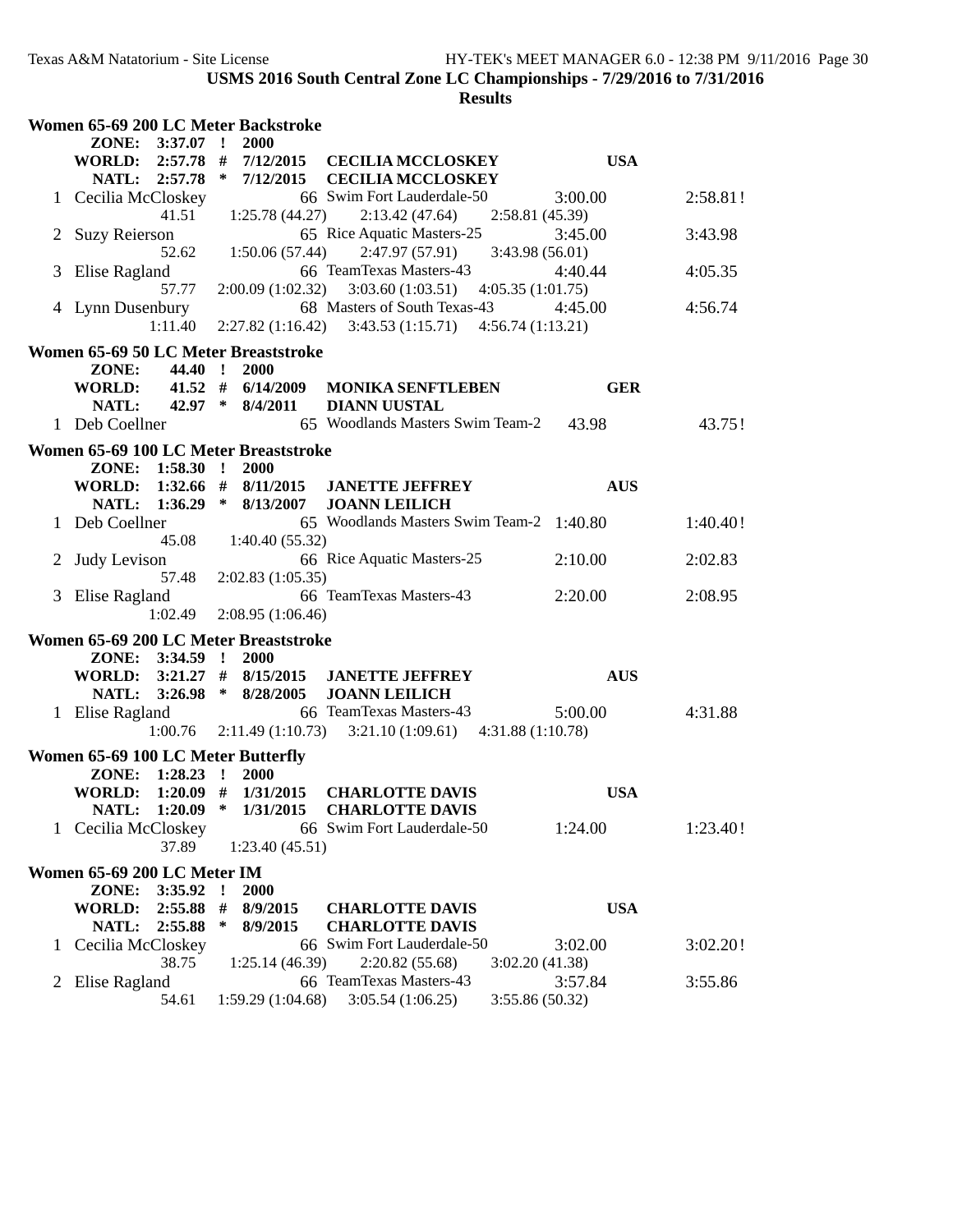USMS 2016 South Central Zone LC Championships - 7/29/2016 to 7/31/2016

**Results**

### Women 65-69 200 LC Meter Backstroke

| | | | | |
|---|---|---|---|---|
| ZONE: 3:37.07 ! | 2000 | | | |
| WORLD: 2:57.78 # | 7/12/2015 | CECILIA MCCLOSKEY | USA | |
| NATL: 2:57.78 * | 7/12/2015 | CECILIA MCCLOSKEY | | |

| Place | Name | Age | Team | Seed Time | Finals Time |
|---|---|---|---|---|---|
| 1 | Cecilia McCloskey | 66 | Swim Fort Lauderdale-50 | 3:00.00 | 2:58.81! |
| | 41.51 | 1:25.78 (44.27) | 2:13.42 (47.64) | 2:58.81 (45.39) | |
| 2 | Suzy Reierson | 65 | Rice Aquatic Masters-25 | 3:45.00 | 3:43.98 |
| | 52.62 | 1:50.06 (57.44) | 2:47.97 (57.91) | 3:43.98 (56.01) | |
| 3 | Elise Ragland | 66 | TeamTexas Masters-43 | 4:40.44 | 4:05.35 |
| | 57.77 | 2:00.09 (1:02.32) | 3:03.60 (1:03.51) | 4:05.35 (1:01.75) | |
| 4 | Lynn Dusenbury | 68 | Masters of South Texas-43 | 4:45.00 | 4:56.74 |
| | 1:11.40 | 2:27.82 (1:16.42) | 3:43.53 (1:15.71) | 4:56.74 (1:13.21) | |

### Women 65-69 50 LC Meter Breaststroke

| | | | | |
|---|---|---|---|---|
| ZONE: 44.40 ! | 2000 | | | |
| WORLD: 41.52 # | 6/14/2009 | MONIKA SENFTLEBEN | GER | |
| NATL: 42.97 * | 8/4/2011 | DIANN UUSTAL | | |

| Place | Name | Age | Team | Seed Time | Finals Time |
|---|---|---|---|---|---|
| 1 | Deb Coellner | 65 | Woodlands Masters Swim Team-2 | 43.98 | 43.75! |

### Women 65-69 100 LC Meter Breaststroke

| | | | | |
|---|---|---|---|---|
| ZONE: 1:58.30 ! | 2000 | | | |
| WORLD: 1:32.66 # | 8/11/2015 | JANETTE JEFFREY | AUS | |
| NATL: 1:36.29 * | 8/13/2007 | JOANN LEILICH | | |

| Place | Name | Age | Team | Seed Time | Finals Time |
|---|---|---|---|---|---|
| 1 | Deb Coellner | 65 | Woodlands Masters Swim Team-2 | 1:40.80 | 1:40.40! |
| | 45.08 | 1:40.40 (55.32) | | | |
| 2 | Judy Levison | 66 | Rice Aquatic Masters-25 | 2:10.00 | 2:02.83 |
| | 57.48 | 2:02.83 (1:05.35) | | | |
| 3 | Elise Ragland | 66 | TeamTexas Masters-43 | 2:20.00 | 2:08.95 |
| | 1:02.49 | 2:08.95 (1:06.46) | | | |

### Women 65-69 200 LC Meter Breaststroke

| | | | | |
|---|---|---|---|---|
| ZONE: 3:34.59 ! | 2000 | | | |
| WORLD: 3:21.27 # | 8/15/2015 | JANETTE JEFFREY | AUS | |
| NATL: 3:26.98 * | 8/28/2005 | JOANN LEILICH | | |

| Place | Name | Age | Team | Seed Time | Finals Time |
|---|---|---|---|---|---|
| 1 | Elise Ragland | 66 | TeamTexas Masters-43 | 5:00.00 | 4:31.88 |
| | 1:00.76 | 2:11.49 (1:10.73) | 3:21.10 (1:09.61) | 4:31.88 (1:10.78) | |

### Women 65-69 100 LC Meter Butterfly

| | | | | |
|---|---|---|---|---|
| ZONE: 1:28.23 ! | 2000 | | | |
| WORLD: 1:20.09 # | 1/31/2015 | CHARLOTTE DAVIS | USA | |
| NATL: 1:20.09 * | 1/31/2015 | CHARLOTTE DAVIS | | |

| Place | Name | Age | Team | Seed Time | Finals Time |
|---|---|---|---|---|---|
| 1 | Cecilia McCloskey | 66 | Swim Fort Lauderdale-50 | 1:24.00 | 1:23.40! |
| | 37.89 | 1:23.40 (45.51) | | | |

### Women 65-69 200 LC Meter IM

| | | | | |
|---|---|---|---|---|
| ZONE: 3:35.92 ! | 2000 | | | |
| WORLD: 2:55.88 # | 8/9/2015 | CHARLOTTE DAVIS | USA | |
| NATL: 2:55.88 * | 8/9/2015 | CHARLOTTE DAVIS | | |

| Place | Name | Age | Team | Seed Time | Finals Time |
|---|---|---|---|---|---|
| 1 | Cecilia McCloskey | 66 | Swim Fort Lauderdale-50 | 3:02.00 | 3:02.20! |
| | 38.75 | 1:25.14 (46.39) | 2:20.82 (55.68) | 3:02.20 (41.38) | |
| 2 | Elise Ragland | 66 | TeamTexas Masters-43 | 3:57.84 | 3:55.86 |
| | 54.61 | 1:59.29 (1:04.68) | 3:05.54 (1:06.25) | 3:55.86 (50.32) | |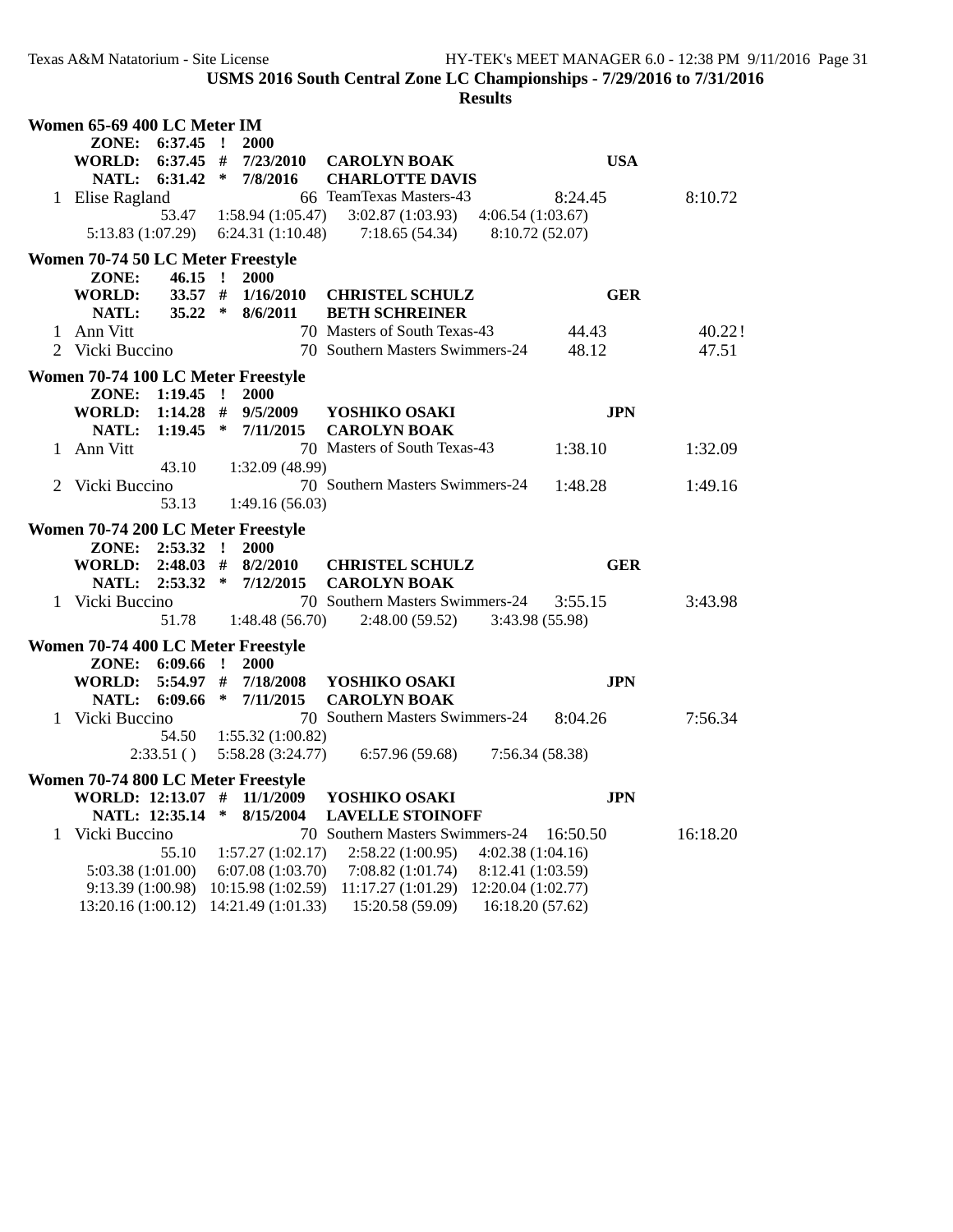**USMS 2016 South Central Zone LC Championships - 7/29/2016 to 7/31/2016**

**Results**

### Women 65-69 400 LC Meter IM

| | | | | |
|---|---|---|---|---|
| **ZONE:** | **6:37.45 !** | **2000** | | |
| **WORLD:** | **6:37.45 #** | **7/23/2010** | **CAROLYN BOAK** | **USA** |
| **NATL:** | **6:31.42 \*** | **7/8/2016** | **CHARLOTTE DAVIS** | |

| Place | Name | Age | Team | Seed Time | Finals Time |
|---|---|---|---|---|---|
| 1 | Elise Ragland | 66 | TeamTexas Masters-43 | 8:24.45 | 8:10.72 |

53.47 &nbsp; 1:58.94 (1:05.47) &nbsp; 3:02.87 (1:03.93) &nbsp; 4:06.54 (1:03.67)
5:13.83 (1:07.29) &nbsp; 6:24.31 (1:10.48) &nbsp; 7:18.65 (54.34) &nbsp; 8:10.72 (52.07)

### Women 70-74 50 LC Meter Freestyle

| | | | | |
|---|---|---|---|---|
| **ZONE:** | **46.15 !** | **2000** | | |
| **WORLD:** | **33.57 #** | **1/16/2010** | **CHRISTEL SCHULZ** | **GER** |
| **NATL:** | **35.22 \*** | **8/6/2011** | **BETH SCHREINER** | |

| Place | Name | Age | Team | Seed Time | Finals Time |
|---|---|---|---|---|---|
| 1 | Ann Vitt | 70 | Masters of South Texas-43 | 44.43 | 40.22! |
| 2 | Vicki Buccino | 70 | Southern Masters Swimmers-24 | 48.12 | 47.51 |

### Women 70-74 100 LC Meter Freestyle

| | | | | |
|---|---|---|---|---|
| **ZONE:** | **1:19.45 !** | **2000** | | |
| **WORLD:** | **1:14.28 #** | **9/5/2009** | **YOSHIKO OSAKI** | **JPN** |
| **NATL:** | **1:19.45 \*** | **7/11/2015** | **CAROLYN BOAK** | |

| Place | Name | Age | Team | Seed Time | Finals Time |
|---|---|---|---|---|---|
| 1 | Ann Vitt | 70 | Masters of South Texas-43 | 1:38.10 | 1:32.09 |
| | 43.10 &nbsp; 1:32.09 (48.99) | | | | |
| 2 | Vicki Buccino | 70 | Southern Masters Swimmers-24 | 1:48.28 | 1:49.16 |
| | 53.13 &nbsp; 1:49.16 (56.03) | | | | |

### Women 70-74 200 LC Meter Freestyle

| | | | | |
|---|---|---|---|---|
| **ZONE:** | **2:53.32 !** | **2000** | | |
| **WORLD:** | **2:48.03 #** | **8/2/2010** | **CHRISTEL SCHULZ** | **GER** |
| **NATL:** | **2:53.32 \*** | **7/12/2015** | **CAROLYN BOAK** | |

| Place | Name | Age | Team | Seed Time | Finals Time |
|---|---|---|---|---|---|
| 1 | Vicki Buccino | 70 | Southern Masters Swimmers-24 | 3:55.15 | 3:43.98 |

51.78 &nbsp; 1:48.48 (56.70) &nbsp; 2:48.00 (59.52) &nbsp; 3:43.98 (55.98)

### Women 70-74 400 LC Meter Freestyle

| | | | | |
|---|---|---|---|---|
| **ZONE:** | **6:09.66 !** | **2000** | | |
| **WORLD:** | **5:54.97 #** | **7/18/2008** | **YOSHIKO OSAKI** | **JPN** |
| **NATL:** | **6:09.66 \*** | **7/11/2015** | **CAROLYN BOAK** | |

| Place | Name | Age | Team | Seed Time | Finals Time |
|---|---|---|---|---|---|
| 1 | Vicki Buccino | 70 | Southern Masters Swimmers-24 | 8:04.26 | 7:56.34 |

54.50 &nbsp; 1:55.32 (1:00.82)
2:33.51 ( ) &nbsp; 5:58.28 (3:24.77) &nbsp; 6:57.96 (59.68) &nbsp; 7:56.34 (58.38)

### Women 70-74 800 LC Meter Freestyle

| | | | | |
|---|---|---|---|---|
| **WORLD:** | **12:13.07 #** | **11/1/2009** | **YOSHIKO OSAKI** | **JPN** |
| **NATL:** | **12:35.14 \*** | **8/15/2004** | **LAVELLE STOINOFF** | |

| Place | Name | Age | Team | Seed Time | Finals Time |
|---|---|---|---|---|---|
| 1 | Vicki Buccino | 70 | Southern Masters Swimmers-24 | 16:50.50 | 16:18.20 |

55.10 &nbsp; 1:57.27 (1:02.17) &nbsp; 2:58.22 (1:00.95) &nbsp; 4:02.38 (1:04.16)
5:03.38 (1:01.00) &nbsp; 6:07.08 (1:03.70) &nbsp; 7:08.82 (1:01.74) &nbsp; 8:12.41 (1:03.59)
9:13.39 (1:00.98) &nbsp; 10:15.98 (1:02.59) &nbsp; 11:17.27 (1:01.29) &nbsp; 12:20.04 (1:02.77)
13:20.16 (1:00.12) &nbsp; 14:21.49 (1:01.33) &nbsp; 15:20.58 (59.09) &nbsp; 16:18.20 (57.62)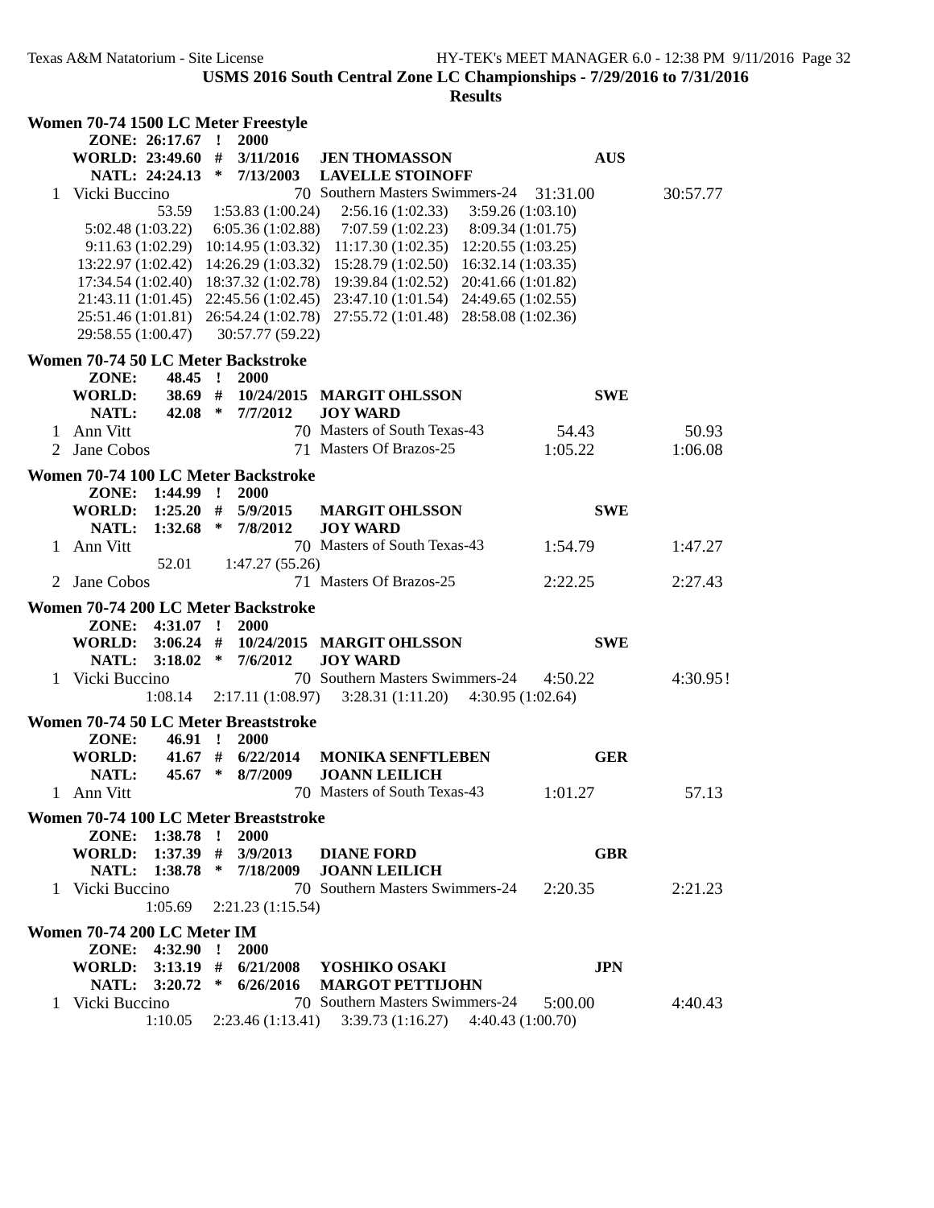USMS 2016 South Central Zone LC Championships - 7/29/2016 to 7/31/2016

**Results**

**Women 70-74 1500 LC Meter Freestyle**

```
    ZONE: 26:17.67  !  2000
   WORLD: 23:49.60  #  3/11/2016   JEN THOMASSON                         AUS
    NATL: 24:24.13  *  7/13/2003   LAVELLE STOINOFF
 1 Vicki Buccino                 70 Southern Masters Swimmers-24  31:31.00        30:57.77
               53.59    1:53.83 (1:00.24)   2:56.16 (1:02.33)   3:59.26 (1:03.10)
     5:02.48 (1:03.22)    6:05.36 (1:02.88)   7:07.59 (1:02.23)   8:09.34 (1:01.75)
     9:11.63 (1:02.29)   10:14.95 (1:03.32)  11:17.30 (1:02.35)  12:20.55 (1:03.25)
    13:22.97 (1:02.42)   14:26.29 (1:03.32)  15:28.79 (1:02.50)  16:32.14 (1:03.35)
    17:34.54 (1:02.40)   18:37.32 (1:02.78)  19:39.84 (1:02.52)  20:41.66 (1:01.82)
    21:43.11 (1:01.45)   22:45.56 (1:02.45)  23:47.10 (1:01.54)  24:49.65 (1:02.55)
    25:51.46 (1:01.81)   26:54.24 (1:02.78)  27:55.72 (1:01.48)  28:58.08 (1:02.36)
    29:58.55 (1:00.47)   30:57.77 (59.22)
```

**Women 70-74 50 LC Meter Backstroke**

```
    ZONE:    48.45  !  2000
   WORLD:    38.69  #  10/24/2015  MARGIT OHLSSON                        SWE
    NATL:    42.08  *  7/7/2012    JOY WARD
 1 Ann Vitt                      70 Masters of South Texas-43       54.43           50.93
 2 Jane Cobos                    71 Masters Of Brazos-25          1:05.22         1:06.08
```

**Women 70-74 100 LC Meter Backstroke**

```
    ZONE:  1:44.99  !  2000
   WORLD:  1:25.20  #  5/9/2015    MARGIT OHLSSON                        SWE
    NATL:  1:32.68  *  7/8/2012    JOY WARD
 1 Ann Vitt                      70 Masters of South Texas-43     1:54.79         1:47.27
               52.01    1:47.27 (55.26)
 2 Jane Cobos                    71 Masters Of Brazos-25          2:22.25         2:27.43
```

**Women 70-74 200 LC Meter Backstroke**

```
    ZONE:  4:31.07  !  2000
   WORLD:  3:06.24  #  10/24/2015  MARGIT OHLSSON                        SWE
    NATL:  3:18.02  *  7/6/2012    JOY WARD
 1 Vicki Buccino                 70 Southern Masters Swimmers-24   4:50.22        4:30.95!
             1:08.14    2:17.11 (1:08.97)   3:28.31 (1:11.20)   4:30.95 (1:02.64)
```

**Women 70-74 50 LC Meter Breaststroke**

```
    ZONE:    46.91  !  2000
   WORLD:    41.67  #  6/22/2014   MONIKA SENFTLEBEN                     GER
    NATL:    45.67  *  8/7/2009    JOANN LEILICH
 1 Ann Vitt                      70 Masters of South Texas-43     1:01.27           57.13
```

**Women 70-74 100 LC Meter Breaststroke**

```
    ZONE:  1:38.78  !  2000
   WORLD:  1:37.39  #  3/9/2013    DIANE FORD                            GBR
    NATL:  1:38.78  *  7/18/2009   JOANN LEILICH
 1 Vicki Buccino                 70 Southern Masters Swimmers-24   2:20.35        2:21.23
             1:05.69    2:21.23 (1:15.54)
```

**Women 70-74 200 LC Meter IM**

```
    ZONE:  4:32.90  !  2000
   WORLD:  3:13.19  #  6/21/2008   YOSHIKO OSAKI                         JPN
    NATL:  3:20.72  *  6/26/2016   MARGOT PETTIJOHN
 1 Vicki Buccino                 70 Southern Masters Swimmers-24   5:00.00        4:40.43
             1:10.05    2:23.46 (1:13.41)   3:39.73 (1:16.27)   4:40.43 (1:00.70)
```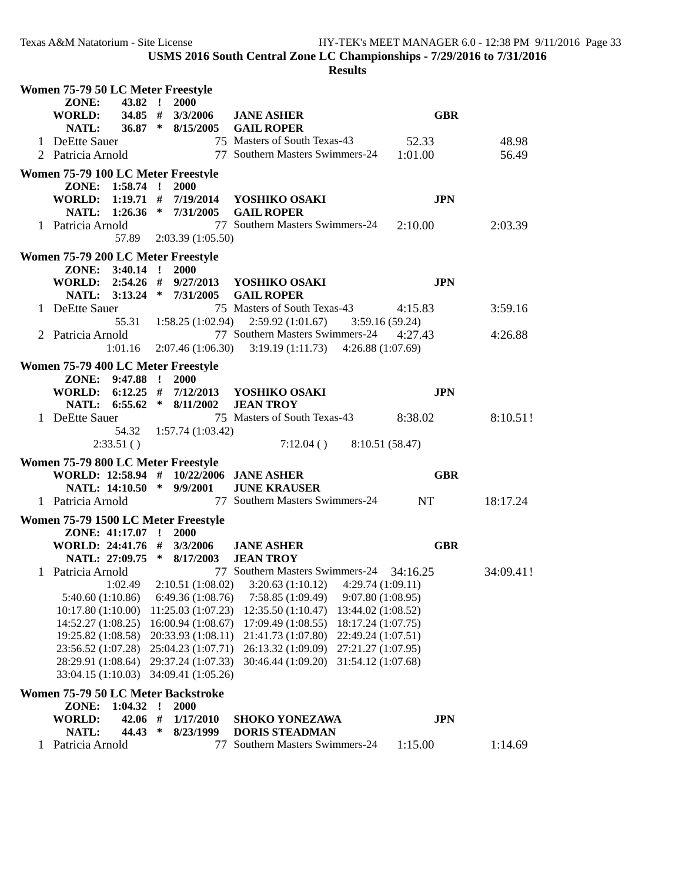**USMS 2016 South Central Zone LC Championships - 7/29/2016 to 7/31/2016**

**Results**

### Women 75-79 50 LC Meter Freestyle

```
    ZONE:    43.82  !  2000
    WORLD:   34.85  #  3/3/2006    JANE ASHER                          GBR
    NATL:    36.87  *  8/15/2005   GAIL ROPER
 1 DeEtte Sauer                 75 Masters of South Texas-43       52.33          48.98
 2 Patricia Arnold              77 Southern Masters Swimmers-24  1:01.00          56.49
```

### Women 75-79 100 LC Meter Freestyle

```
    ZONE:  1:58.74  !  2000
    WORLD: 1:19.71  #  7/19/2014   YOSHIKO OSAKI                       JPN
    NATL:  1:26.36  *  7/31/2005   GAIL ROPER
 1 Patricia Arnold              77 Southern Masters Swimmers-24  2:10.00        2:03.39
            57.89    2:03.39 (1:05.50)
```

### Women 75-79 200 LC Meter Freestyle

```
    ZONE:  3:40.14  !  2000
    WORLD: 2:54.26  #  9/27/2013   YOSHIKO OSAKI                       JPN
    NATL:  3:13.24  *  7/31/2005   GAIL ROPER
 1 DeEtte Sauer                 75 Masters of South Texas-43     4:15.83        3:59.16
            55.31    1:58.25 (1:02.94)    2:59.92 (1:01.67)    3:59.16 (59.24)
 2 Patricia Arnold              77 Southern Masters Swimmers-24  4:27.43        4:26.88
          1:01.16    2:07.46 (1:06.30)    3:19.19 (1:11.73)    4:26.88 (1:07.69)
```

### Women 75-79 400 LC Meter Freestyle

```
    ZONE:  9:47.88  !  2000
    WORLD: 6:12.25  #  7/12/2013   YOSHIKO OSAKI                       JPN
    NATL:  6:55.62  *  8/11/2002   JEAN TROY
 1 DeEtte Sauer                 75 Masters of South Texas-43     8:38.02        8:10.51!
            54.32    1:57.74 (1:03.42)
        2:33.51 ()                        7:12.04 ()    8:10.51 (58.47)
```

### Women 75-79 800 LC Meter Freestyle

```
    WORLD: 12:58.94  #  10/22/2006  JANE ASHER                         GBR
    NATL:  14:10.50  *  9/9/2001    JUNE KRAUSER
 1 Patricia Arnold              77 Southern Masters Swimmers-24     NT         18:17.24
```

### Women 75-79 1500 LC Meter Freestyle

```
    ZONE:  41:17.07  !  2000
    WORLD: 24:41.76  #  3/3/2006    JANE ASHER                         GBR
    NATL:  27:09.75  *  8/17/2003   JEAN TROY
 1 Patricia Arnold              77 Southern Masters Swimmers-24  34:16.25      34:09.41!
              1:02.49    2:10.51 (1:08.02)    3:20.63 (1:10.12)    4:29.74 (1:09.11)
     5:40.60 (1:10.86)   6:49.36 (1:08.76)    7:58.85 (1:09.49)    9:07.80 (1:08.95)
    10:17.80 (1:10.00)  11:25.03 (1:07.23)   12:35.50 (1:10.47)   13:44.02 (1:08.52)
    14:52.27 (1:08.25)  16:00.94 (1:08.67)   17:09.49 (1:08.55)   18:17.24 (1:07.75)
    19:25.82 (1:08.58)  20:33.93 (1:08.11)   21:41.73 (1:07.80)   22:49.24 (1:07.51)
    23:56.52 (1:07.28)  25:04.23 (1:07.71)   26:13.32 (1:09.09)   27:21.27 (1:07.95)
    28:29.91 (1:08.64)  29:37.24 (1:07.33)   30:46.44 (1:09.20)   31:54.12 (1:07.68)
    33:04.15 (1:10.03)  34:09.41 (1:05.26)
```

### Women 75-79 50 LC Meter Backstroke

```
    ZONE:  1:04.32  !  2000
    WORLD:   42.06  #  1/17/2010   SHOKO YONEZAWA                      JPN
    NATL:    44.43  *  8/23/1999   DORIS STEADMAN
 1 Patricia Arnold              77 Southern Masters Swimmers-24  1:15.00        1:14.69
```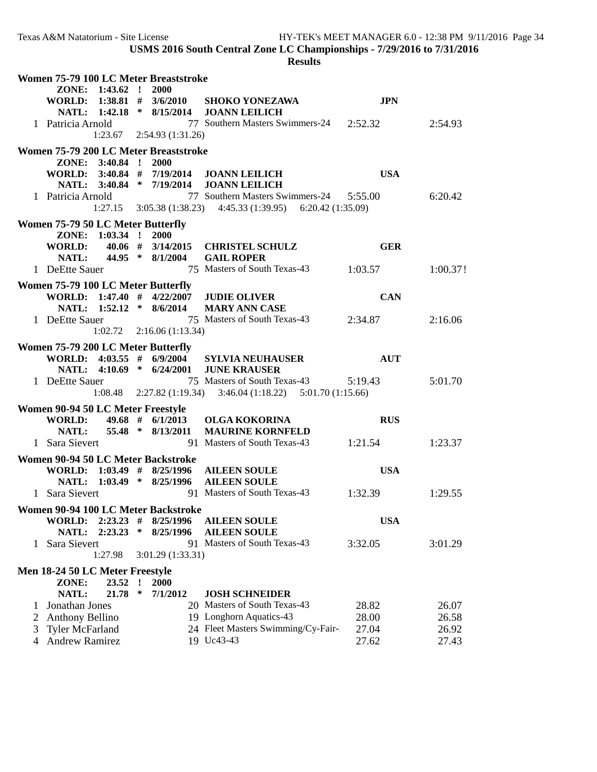USMS 2016 South Central Zone LC Championships - 7/29/2016 to 7/31/2016

**Results**

### Women 75-79 100 LC Meter Breaststroke

**ZONE: 1:43.62 ! 2000**
**WORLD: 1:38.81 # 3/6/2010 SHOKO YONEZAWA JPN**
**NATL: 1:42.18 * 8/15/2014 JOANN LEILICH**

| Place | Name | Age | Team | Seed Time | Finals Time |
|---|---|---|---|---|---|
| 1 | Patricia Arnold | 77 | Southern Masters Swimmers-24 | 2:52.32 | 2:54.93 |

1:23.67 2:54.93 (1:31.26)

### Women 75-79 200 LC Meter Breaststroke

**ZONE: 3:40.84 ! 2000**
**WORLD: 3:40.84 # 7/19/2014 JOANN LEILICH USA**
**NATL: 3:40.84 * 7/19/2014 JOANN LEILICH**

| Place | Name | Age | Team | Seed Time | Finals Time |
|---|---|---|---|---|---|
| 1 | Patricia Arnold | 77 | Southern Masters Swimmers-24 | 5:55.00 | 6:20.42 |

1:27.15 3:05.38 (1:38.23) 4:45.33 (1:39.95) 6:20.42 (1:35.09)

### Women 75-79 50 LC Meter Butterfly

**ZONE: 1:03.34 ! 2000**
**WORLD: 40.06 # 3/14/2015 CHRISTEL SCHULZ GER**
**NATL: 44.95 * 8/1/2004 GAIL ROPER**

| Place | Name | Age | Team | Seed Time | Finals Time |
|---|---|---|---|---|---|
| 1 | DeEtte Sauer | 75 | Masters of South Texas-43 | 1:03.57 | 1:00.37! |

### Women 75-79 100 LC Meter Butterfly

**WORLD: 1:47.40 # 4/22/2007 JUDIE OLIVER CAN**
**NATL: 1:52.12 * 8/6/2014 MARY ANN CASE**

| Place | Name | Age | Team | Seed Time | Finals Time |
|---|---|---|---|---|---|
| 1 | DeEtte Sauer | 75 | Masters of South Texas-43 | 2:34.87 | 2:16.06 |

1:02.72 2:16.06 (1:13.34)

### Women 75-79 200 LC Meter Butterfly

**WORLD: 4:03.55 # 6/9/2004 SYLVIA NEUHAUSER AUT**
**NATL: 4:10.69 * 6/24/2001 JUNE KRAUSER**

| Place | Name | Age | Team | Seed Time | Finals Time |
|---|---|---|---|---|---|
| 1 | DeEtte Sauer | 75 | Masters of South Texas-43 | 5:19.43 | 5:01.70 |

1:08.48 2:27.82 (1:19.34) 3:46.04 (1:18.22) 5:01.70 (1:15.66)

### Women 90-94 50 LC Meter Freestyle

**WORLD: 49.68 # 6/1/2013 OLGA KOKORINA RUS**
**NATL: 55.48 * 8/13/2011 MAURINE KORNFELD**

| Place | Name | Age | Team | Seed Time | Finals Time |
|---|---|---|---|---|---|
| 1 | Sara Sievert | 91 | Masters of South Texas-43 | 1:21.54 | 1:23.37 |

### Women 90-94 50 LC Meter Backstroke

**WORLD: 1:03.49 # 8/25/1996 AILEEN SOULE USA**
**NATL: 1:03.49 * 8/25/1996 AILEEN SOULE**

| Place | Name | Age | Team | Seed Time | Finals Time |
|---|---|---|---|---|---|
| 1 | Sara Sievert | 91 | Masters of South Texas-43 | 1:32.39 | 1:29.55 |

### Women 90-94 100 LC Meter Backstroke

**WORLD: 2:23.23 # 8/25/1996 AILEEN SOULE USA**
**NATL: 2:23.23 * 8/25/1996 AILEEN SOULE**

| Place | Name | Age | Team | Seed Time | Finals Time |
|---|---|---|---|---|---|
| 1 | Sara Sievert | 91 | Masters of South Texas-43 | 3:32.05 | 3:01.29 |

1:27.98 3:01.29 (1:33.31)

### Men 18-24 50 LC Meter Freestyle

**ZONE: 23.52 ! 2000**
**NATL: 21.78 * 7/1/2012 JOSH SCHNEIDER**

| Place | Name | Age | Team | Seed Time | Finals Time |
|---|---|---|---|---|---|
| 1 | Jonathan Jones | 20 | Masters of South Texas-43 | 28.82 | 26.07 |
| 2 | Anthony Bellino | 19 | Longhorn Aquatics-43 | 28.00 | 26.58 |
| 3 | Tyler McFarland | 24 | Fleet Masters Swimming/Cy-Fair- | 27.04 | 26.92 |
| 4 | Andrew Ramirez | 19 | Uc43-43 | 27.62 | 27.43 |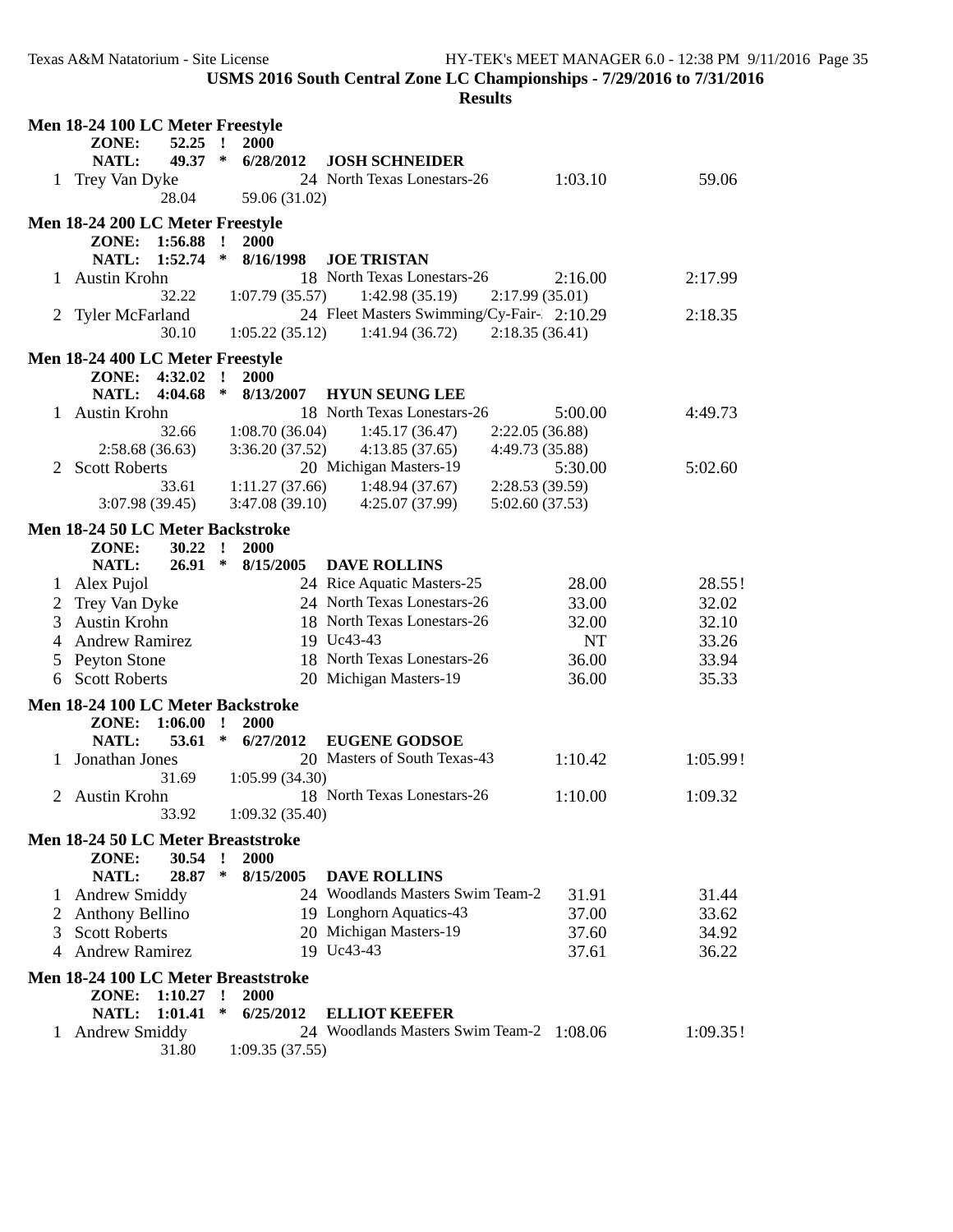USMS 2016 South Central Zone LC Championships - 7/29/2016 to 7/31/2016

**Results**

### Men 18-24 100 LC Meter Freestyle

**ZONE: 52.25 ! 2000**
**NATL: 49.37 * 6/28/2012 JOSH SCHNEIDER**

| Place | Name | Age | Team | Seed Time | Finals Time |
|---|---|---|---|---|---|
| 1 | Trey Van Dyke | 24 | North Texas Lonestars-26 | 1:03.10 | 59.06 |
| | 28.04 | 59.06 (31.02) | | | |

### Men 18-24 200 LC Meter Freestyle

**ZONE: 1:56.88 ! 2000**
**NATL: 1:52.74 * 8/16/1998 JOE TRISTAN**

| Place | Name | Age | Team | Seed Time | Finals Time |
|---|---|---|---|---|---|
| 1 | Austin Krohn | 18 | North Texas Lonestars-26 | 2:16.00 | 2:17.99 |
| | 32.22 | 1:07.79 (35.57) | 1:42.98 (35.19) | 2:17.99 (35.01) | |
| 2 | Tyler McFarland | 24 | Fleet Masters Swimming/Cy-Fair- | 2:10.29 | 2:18.35 |
| | 30.10 | 1:05.22 (35.12) | 1:41.94 (36.72) | 2:18.35 (36.41) | |

### Men 18-24 400 LC Meter Freestyle

**ZONE: 4:32.02 ! 2000**
**NATL: 4:04.68 * 8/13/2007 HYUN SEUNG LEE**

| Place | Name | Age | Team | Seed Time | Finals Time |
|---|---|---|---|---|---|
| 1 | Austin Krohn | 18 | North Texas Lonestars-26 | 5:00.00 | 4:49.73 |
| | 32.66 | 1:08.70 (36.04) | 1:45.17 (36.47) | 2:22.05 (36.88) | |
| | 2:58.68 (36.63) | 3:36.20 (37.52) | 4:13.85 (37.65) | 4:49.73 (35.88) | |
| 2 | Scott Roberts | 20 | Michigan Masters-19 | 5:30.00 | 5:02.60 |
| | 33.61 | 1:11.27 (37.66) | 1:48.94 (37.67) | 2:28.53 (39.59) | |
| | 3:07.98 (39.45) | 3:47.08 (39.10) | 4:25.07 (37.99) | 5:02.60 (37.53) | |

### Men 18-24 50 LC Meter Backstroke

**ZONE: 30.22 ! 2000**
**NATL: 26.91 * 8/15/2005 DAVE ROLLINS**

| Place | Name | Age | Team | Seed Time | Finals Time |
|---|---|---|---|---|---|
| 1 | Alex Pujol | 24 | Rice Aquatic Masters-25 | 28.00 | 28.55! |
| 2 | Trey Van Dyke | 24 | North Texas Lonestars-26 | 33.00 | 32.02 |
| 3 | Austin Krohn | 18 | North Texas Lonestars-26 | 32.00 | 32.10 |
| 4 | Andrew Ramirez | 19 | Uc43-43 | NT | 33.26 |
| 5 | Peyton Stone | 18 | North Texas Lonestars-26 | 36.00 | 33.94 |
| 6 | Scott Roberts | 20 | Michigan Masters-19 | 36.00 | 35.33 |

### Men 18-24 100 LC Meter Backstroke

**ZONE: 1:06.00 ! 2000**
**NATL: 53.61 * 6/27/2012 EUGENE GODSOE**

| Place | Name | Age | Team | Seed Time | Finals Time |
|---|---|---|---|---|---|
| 1 | Jonathan Jones | 20 | Masters of South Texas-43 | 1:10.42 | 1:05.99! |
| | 31.69 | 1:05.99 (34.30) | | | |
| 2 | Austin Krohn | 18 | North Texas Lonestars-26 | 1:10.00 | 1:09.32 |
| | 33.92 | 1:09.32 (35.40) | | | |

### Men 18-24 50 LC Meter Breaststroke

**ZONE: 30.54 ! 2000**
**NATL: 28.87 * 8/15/2005 DAVE ROLLINS**

| Place | Name | Age | Team | Seed Time | Finals Time |
|---|---|---|---|---|---|
| 1 | Andrew Smiddy | 24 | Woodlands Masters Swim Team-2 | 31.91 | 31.44 |
| 2 | Anthony Bellino | 19 | Longhorn Aquatics-43 | 37.00 | 33.62 |
| 3 | Scott Roberts | 20 | Michigan Masters-19 | 37.60 | 34.92 |
| 4 | Andrew Ramirez | 19 | Uc43-43 | 37.61 | 36.22 |

### Men 18-24 100 LC Meter Breaststroke

**ZONE: 1:10.27 ! 2000**
**NATL: 1:01.41 * 6/25/2012 ELLIOT KEEFER**

| Place | Name | Age | Team | Seed Time | Finals Time |
|---|---|---|---|---|---|
| 1 | Andrew Smiddy | 24 | Woodlands Masters Swim Team-2 | 1:08.06 | 1:09.35! |
| | 31.80 | 1:09.35 (37.55) | | | |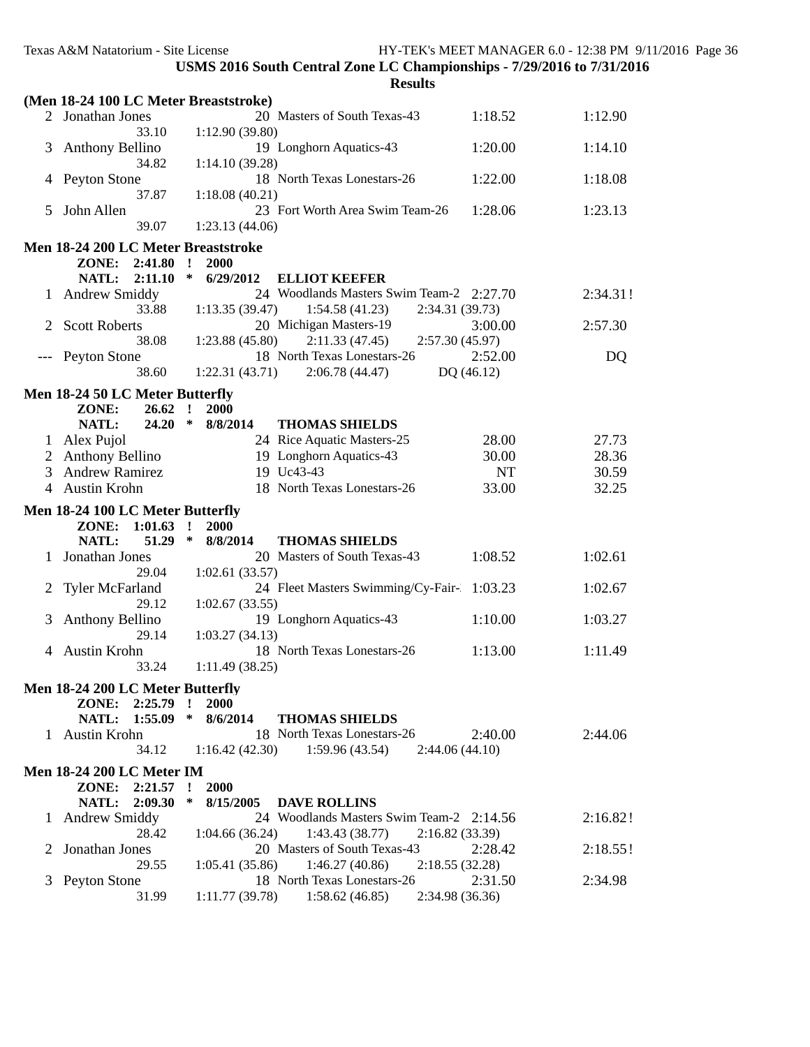**USMS 2016 South Central Zone LC Championships - 7/29/2016 to 7/31/2016**

**Results**

### (Men 18-24 100 LC Meter Breaststroke)

| | Name | Age | Team | Seed Time | Finals Time |
|---|---|---|---|---|---|
| 2 | Jonathan Jones | 20 | Masters of South Texas-43 | 1:18.52 | 1:12.90 |
| | 33.10 | 1:12.90 (39.80) | | | |
| 3 | Anthony Bellino | 19 | Longhorn Aquatics-43 | 1:20.00 | 1:14.10 |
| | 34.82 | 1:14.10 (39.28) | | | |
| 4 | Peyton Stone | 18 | North Texas Lonestars-26 | 1:22.00 | 1:18.08 |
| | 37.87 | 1:18.08 (40.21) | | | |
| 5 | John Allen | 23 | Fort Worth Area Swim Team-26 | 1:28.06 | 1:23.13 |
| | 39.07 | 1:23.13 (44.06) | | | |

### Men 18-24 200 LC Meter Breaststroke

ZONE: 2:41.80 ! 2000
NATL: 2:11.10 * 6/29/2012 ELLIOT KEEFER

| | Name | Age | Team | Seed Time | Finals Time |
|---|---|---|---|---|---|
| 1 | Andrew Smiddy | 24 | Woodlands Masters Swim Team-2 | 2:27.70 | 2:34.31! |
| | 33.88 | 1:13.35 (39.47) | 1:54.58 (41.23) | 2:34.31 (39.73) | |
| 2 | Scott Roberts | 20 | Michigan Masters-19 | 3:00.00 | 2:57.30 |
| | 38.08 | 1:23.88 (45.80) | 2:11.33 (47.45) | 2:57.30 (45.97) | |
| --- | Peyton Stone | 18 | North Texas Lonestars-26 | 2:52.00 | DQ |
| | 38.60 | 1:22.31 (43.71) | 2:06.78 (44.47) | DQ (46.12) | |

### Men 18-24 50 LC Meter Butterfly

ZONE: 26.62 ! 2000
NATL: 24.20 * 8/8/2014 THOMAS SHIELDS

| | Name | Age | Team | Seed Time | Finals Time |
|---|---|---|---|---|---|
| 1 | Alex Pujol | 24 | Rice Aquatic Masters-25 | 28.00 | 27.73 |
| 2 | Anthony Bellino | 19 | Longhorn Aquatics-43 | 30.00 | 28.36 |
| 3 | Andrew Ramirez | 19 | Uc43-43 | NT | 30.59 |
| 4 | Austin Krohn | 18 | North Texas Lonestars-26 | 33.00 | 32.25 |

### Men 18-24 100 LC Meter Butterfly

ZONE: 1:01.63 ! 2000
NATL: 51.29 * 8/8/2014 THOMAS SHIELDS

| | Name | Age | Team | Seed Time | Finals Time |
|---|---|---|---|---|---|
| 1 | Jonathan Jones | 20 | Masters of South Texas-43 | 1:08.52 | 1:02.61 |
| | 29.04 | 1:02.61 (33.57) | | | |
| 2 | Tyler McFarland | 24 | Fleet Masters Swimming/Cy-Fair-1 | 1:03.23 | 1:02.67 |
| | 29.12 | 1:02.67 (33.55) | | | |
| 3 | Anthony Bellino | 19 | Longhorn Aquatics-43 | 1:10.00 | 1:03.27 |
| | 29.14 | 1:03.27 (34.13) | | | |
| 4 | Austin Krohn | 18 | North Texas Lonestars-26 | 1:13.00 | 1:11.49 |
| | 33.24 | 1:11.49 (38.25) | | | |

### Men 18-24 200 LC Meter Butterfly

ZONE: 2:25.79 ! 2000
NATL: 1:55.09 * 8/6/2014 THOMAS SHIELDS

| | Name | Age | Team | Seed Time | Finals Time |
|---|---|---|---|---|---|
| 1 | Austin Krohn | 18 | North Texas Lonestars-26 | 2:40.00 | 2:44.06 |
| | 34.12 | 1:16.42 (42.30) | 1:59.96 (43.54) | 2:44.06 (44.10) | |

### Men 18-24 200 LC Meter IM

ZONE: 2:21.57 ! 2000
NATL: 2:09.30 * 8/15/2005 DAVE ROLLINS

| | Name | Age | Team | Seed Time | Finals Time |
|---|---|---|---|---|---|
| 1 | Andrew Smiddy | 24 | Woodlands Masters Swim Team-2 | 2:14.56 | 2:16.82! |
| | 28.42 | 1:04.66 (36.24) | 1:43.43 (38.77) | 2:16.82 (33.39) | |
| 2 | Jonathan Jones | 20 | Masters of South Texas-43 | 2:28.42 | 2:18.55! |
| | 29.55 | 1:05.41 (35.86) | 1:46.27 (40.86) | 2:18.55 (32.28) | |
| 3 | Peyton Stone | 18 | North Texas Lonestars-26 | 2:31.50 | 2:34.98 |
| | 31.99 | 1:11.77 (39.78) | 1:58.62 (46.85) | 2:34.98 (36.36) | |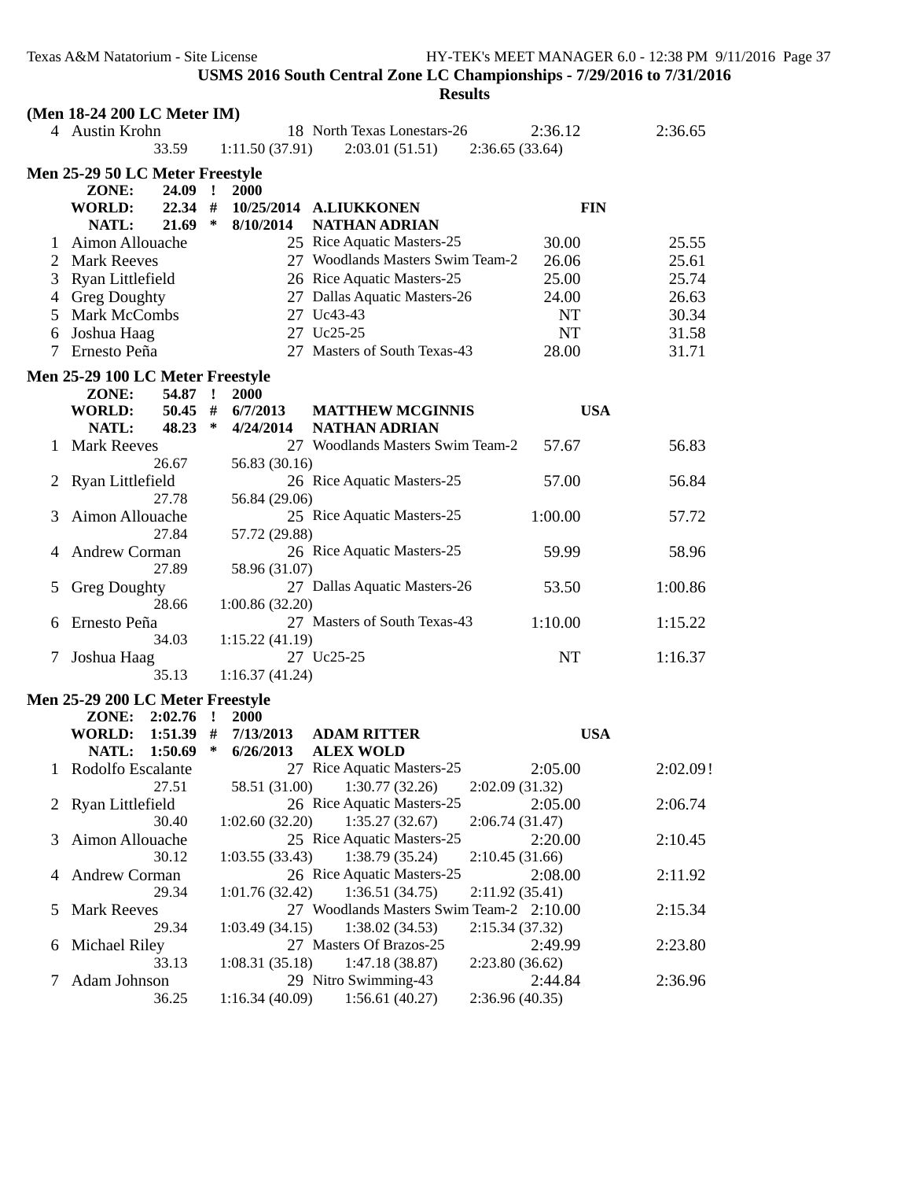**USMS 2016 South Central Zone LC Championships - 7/29/2016 to 7/31/2016**

**Results**

**(Men 18-24 200 LC Meter IM)**

| | Name | Age | Team | Seed Time | Finals Time |
|---|---|---|---|---|---|
| 4 | Austin Krohn | 18 | North Texas Lonestars-26 | 2:36.12 | 2:36.65 |
| | 33.59 | 1:11.50 (37.91) | 2:03.01 (51.51) | 2:36.65 (33.64) | |

**Men 25-29 50 LC Meter Freestyle**

| | | | | |
|---|---|---|---|---|
| ZONE: | 24.09 ! | 2000 | | |
| WORLD: | 22.34 # | 10/25/2014 | A.LIUKKONEN | FIN |
| NATL: | 21.69 * | 8/10/2014 | NATHAN ADRIAN | |

| | Name | Age | Team | Seed Time | Finals Time |
|---|---|---|---|---|---|
| 1 | Aimon Allouache | 25 | Rice Aquatic Masters-25 | 30.00 | 25.55 |
| 2 | Mark Reeves | 27 | Woodlands Masters Swim Team-2 | 26.06 | 25.61 |
| 3 | Ryan Littlefield | 26 | Rice Aquatic Masters-25 | 25.00 | 25.74 |
| 4 | Greg Doughty | 27 | Dallas Aquatic Masters-26 | 24.00 | 26.63 |
| 5 | Mark McCombs | 27 | Uc43-43 | NT | 30.34 |
| 6 | Joshua Haag | 27 | Uc25-25 | NT | 31.58 |
| 7 | Ernesto Peña | 27 | Masters of South Texas-43 | 28.00 | 31.71 |

**Men 25-29 100 LC Meter Freestyle**

| | | | | |
|---|---|---|---|---|
| ZONE: | 54.87 ! | 2000 | | |
| WORLD: | 50.45 # | 6/7/2013 | MATTHEW MCGINNIS | USA |
| NATL: | 48.23 * | 4/24/2014 | NATHAN ADRIAN | |

| | Name | Age | Team | Seed Time | Finals Time |
|---|---|---|---|---|---|
| 1 | Mark Reeves | 27 | Woodlands Masters Swim Team-2 | 57.67 | 56.83 |
| | 26.67 | 56.83 (30.16) | | | |
| 2 | Ryan Littlefield | 26 | Rice Aquatic Masters-25 | 57.00 | 56.84 |
| | 27.78 | 56.84 (29.06) | | | |
| 3 | Aimon Allouache | 25 | Rice Aquatic Masters-25 | 1:00.00 | 57.72 |
| | 27.84 | 57.72 (29.88) | | | |
| 4 | Andrew Corman | 26 | Rice Aquatic Masters-25 | 59.99 | 58.96 |
| | 27.89 | 58.96 (31.07) | | | |
| 5 | Greg Doughty | 27 | Dallas Aquatic Masters-26 | 53.50 | 1:00.86 |
| | 28.66 | 1:00.86 (32.20) | | | |
| 6 | Ernesto Peña | 27 | Masters of South Texas-43 | 1:10.00 | 1:15.22 |
| | 34.03 | 1:15.22 (41.19) | | | |
| 7 | Joshua Haag | 27 | Uc25-25 | NT | 1:16.37 |
| | 35.13 | 1:16.37 (41.24) | | | |

**Men 25-29 200 LC Meter Freestyle**

| | | | | |
|---|---|---|---|---|
| ZONE: | 2:02.76 ! | 2000 | | |
| WORLD: | 1:51.39 # | 7/13/2013 | ADAM RITTER | USA |
| NATL: | 1:50.69 * | 6/26/2013 | ALEX WOLD | |

| | Name | Age | Team | Seed Time | Finals Time |
|---|---|---|---|---|---|
| 1 | Rodolfo Escalante | 27 | Rice Aquatic Masters-25 | 2:05.00 | 2:02.09! |
| | 27.51 | 58.51 (31.00) | 1:30.77 (32.26) | 2:02.09 (31.32) | |
| 2 | Ryan Littlefield | 26 | Rice Aquatic Masters-25 | 2:05.00 | 2:06.74 |
| | 30.40 | 1:02.60 (32.20) | 1:35.27 (32.67) | 2:06.74 (31.47) | |
| 3 | Aimon Allouache | 25 | Rice Aquatic Masters-25 | 2:20.00 | 2:10.45 |
| | 30.12 | 1:03.55 (33.43) | 1:38.79 (35.24) | 2:10.45 (31.66) | |
| 4 | Andrew Corman | 26 | Rice Aquatic Masters-25 | 2:08.00 | 2:11.92 |
| | 29.34 | 1:01.76 (32.42) | 1:36.51 (34.75) | 2:11.92 (35.41) | |
| 5 | Mark Reeves | 27 | Woodlands Masters Swim Team-2 | 2:10.00 | 2:15.34 |
| | 29.34 | 1:03.49 (34.15) | 1:38.02 (34.53) | 2:15.34 (37.32) | |
| 6 | Michael Riley | 27 | Masters Of Brazos-25 | 2:49.99 | 2:23.80 |
| | 33.13 | 1:08.31 (35.18) | 1:47.18 (38.87) | 2:23.80 (36.62) | |
| 7 | Adam Johnson | 29 | Nitro Swimming-43 | 2:44.84 | 2:36.96 |
| | 36.25 | 1:16.34 (40.09) | 1:56.61 (40.27) | 2:36.96 (40.35) | |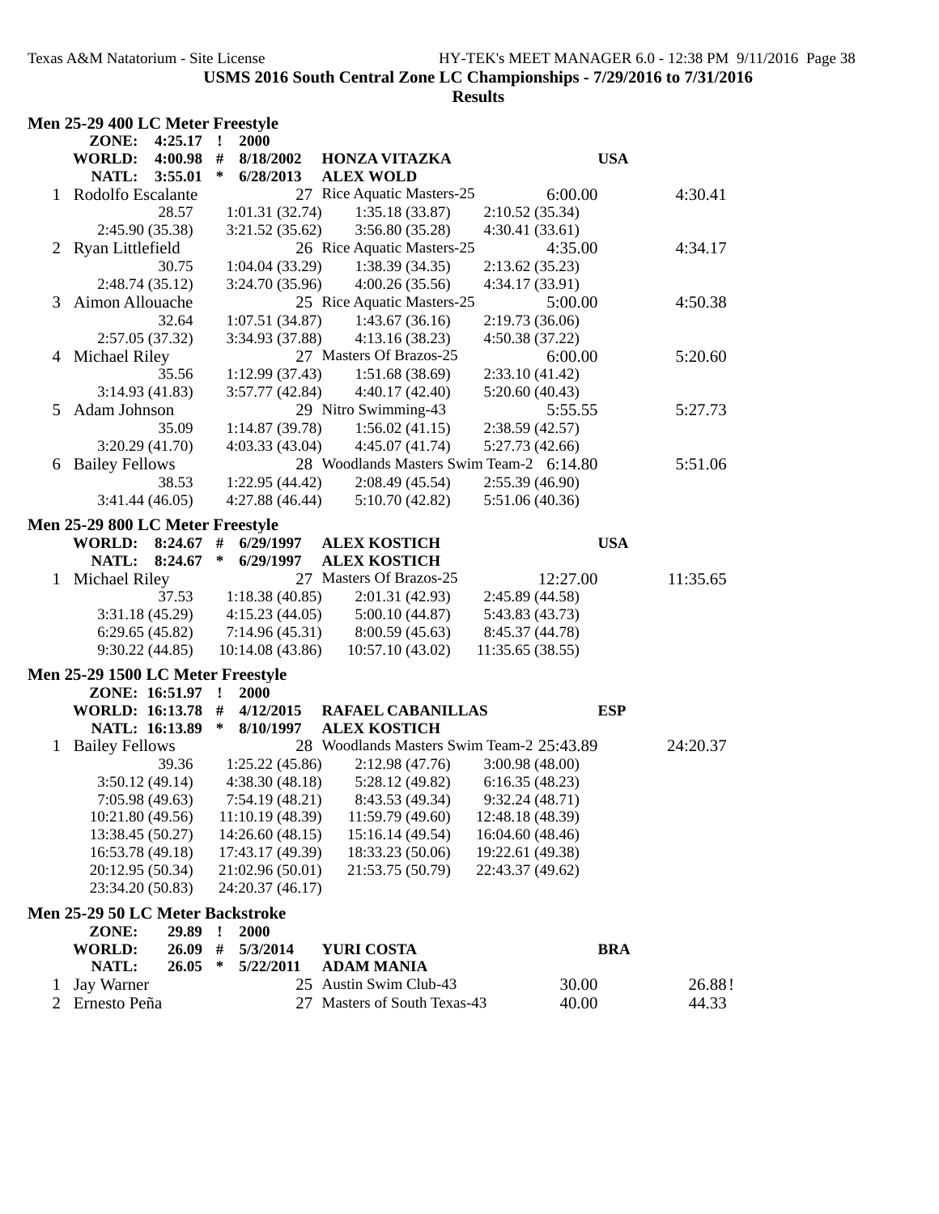**USMS 2016 South Central Zone LC Championships - 7/29/2016 to 7/31/2016**

**Results**

### Men 25-29 400 LC Meter Freestyle

| | | | | | |
|---|---|---|---|---|---|
| **ZONE:** | **4:25.17** | **!** | **2000** | | |
| **WORLD:** | **4:00.98** | **#** | **8/18/2002** | **HONZA VITAZKA** | **USA** |
| **NATL:** | **3:55.01** | **\*** | **6/28/2013** | **ALEX WOLD** | |

| Place | Name | Age | Team | Seed Time | Finals Time |
|---|---|---|---|---|---|
| 1 | Rodolfo Escalante | 27 | Rice Aquatic Masters-25 | 6:00.00 | 4:30.41 |
| | 28.57 | 1:01.31 (32.74) | 1:35.18 (33.87) | 2:10.52 (35.34) | |
| | 2:45.90 (35.38) | 3:21.52 (35.62) | 3:56.80 (35.28) | 4:30.41 (33.61) | |
| 2 | Ryan Littlefield | 26 | Rice Aquatic Masters-25 | 4:35.00 | 4:34.17 |
| | 30.75 | 1:04.04 (33.29) | 1:38.39 (34.35) | 2:13.62 (35.23) | |
| | 2:48.74 (35.12) | 3:24.70 (35.96) | 4:00.26 (35.56) | 4:34.17 (33.91) | |
| 3 | Aimon Allouache | 25 | Rice Aquatic Masters-25 | 5:00.00 | 4:50.38 |
| | 32.64 | 1:07.51 (34.87) | 1:43.67 (36.16) | 2:19.73 (36.06) | |
| | 2:57.05 (37.32) | 3:34.93 (37.88) | 4:13.16 (38.23) | 4:50.38 (37.22) | |
| 4 | Michael Riley | 27 | Masters Of Brazos-25 | 6:00.00 | 5:20.60 |
| | 35.56 | 1:12.99 (37.43) | 1:51.68 (38.69) | 2:33.10 (41.42) | |
| | 3:14.93 (41.83) | 3:57.77 (42.84) | 4:40.17 (42.40) | 5:20.60 (40.43) | |
| 5 | Adam Johnson | 29 | Nitro Swimming-43 | 5:55.55 | 5:27.73 |
| | 35.09 | 1:14.87 (39.78) | 1:56.02 (41.15) | 2:38.59 (42.57) | |
| | 3:20.29 (41.70) | 4:03.33 (43.04) | 4:45.07 (41.74) | 5:27.73 (42.66) | |
| 6 | Bailey Fellows | 28 | Woodlands Masters Swim Team-2 | 6:14.80 | 5:51.06 |
| | 38.53 | 1:22.95 (44.42) | 2:08.49 (45.54) | 2:55.39 (46.90) | |
| | 3:41.44 (46.05) | 4:27.88 (46.44) | 5:10.70 (42.82) | 5:51.06 (40.36) | |

### Men 25-29 800 LC Meter Freestyle

| | | | | | |
|---|---|---|---|---|---|
| **WORLD:** | **8:24.67** | **#** | **6/29/1997** | **ALEX KOSTICH** | **USA** |
| **NATL:** | **8:24.67** | **\*** | **6/29/1997** | **ALEX KOSTICH** | |

| Place | Name | Age | Team | Seed Time | Finals Time |
|---|---|---|---|---|---|
| 1 | Michael Riley | 27 | Masters Of Brazos-25 | 12:27.00 | 11:35.65 |
| | 37.53 | 1:18.38 (40.85) | 2:01.31 (42.93) | 2:45.89 (44.58) | |
| | 3:31.18 (45.29) | 4:15.23 (44.05) | 5:00.10 (44.87) | 5:43.83 (43.73) | |
| | 6:29.65 (45.82) | 7:14.96 (45.31) | 8:00.59 (45.63) | 8:45.37 (44.78) | |
| | 9:30.22 (44.85) | 10:14.08 (43.86) | 10:57.10 (43.02) | 11:35.65 (38.55) | |

### Men 25-29 1500 LC Meter Freestyle

| | | | | | |
|---|---|---|---|---|---|
| **ZONE:** | **16:51.97** | **!** | **2000** | | |
| **WORLD:** | **16:13.78** | **#** | **4/12/2015** | **RAFAEL CABANILLAS** | **ESP** |
| **NATL:** | **16:13.89** | **\*** | **8/10/1997** | **ALEX KOSTICH** | |

| Place | Name | Age | Team | Seed Time | Finals Time |
|---|---|---|---|---|---|
| 1 | Bailey Fellows | 28 | Woodlands Masters Swim Team-2 | 25:43.89 | 24:20.37 |
| | 39.36 | 1:25.22 (45.86) | 2:12.98 (47.76) | 3:00.98 (48.00) | |
| | 3:50.12 (49.14) | 4:38.30 (48.18) | 5:28.12 (49.82) | 6:16.35 (48.23) | |
| | 7:05.98 (49.63) | 7:54.19 (48.21) | 8:43.53 (49.34) | 9:32.24 (48.71) | |
| | 10:21.80 (49.56) | 11:10.19 (48.39) | 11:59.79 (49.60) | 12:48.18 (48.39) | |
| | 13:38.45 (50.27) | 14:26.60 (48.15) | 15:16.14 (49.54) | 16:04.60 (48.46) | |
| | 16:53.78 (49.18) | 17:43.17 (49.39) | 18:33.23 (50.06) | 19:22.61 (49.38) | |
| | 20:12.95 (50.34) | 21:02.96 (50.01) | 21:53.75 (50.79) | 22:43.37 (49.62) | |
| | 23:34.20 (50.83) | 24:20.37 (46.17) | | | |

### Men 25-29 50 LC Meter Backstroke

| | | | | | |
|---|---|---|---|---|---|
| **ZONE:** | **29.89** | **!** | **2000** | | |
| **WORLD:** | **26.09** | **#** | **5/3/2014** | **YURI COSTA** | **BRA** |
| **NATL:** | **26.05** | **\*** | **5/22/2011** | **ADAM MANIA** | |

| Place | Name | Age | Team | Seed Time | Finals Time |
|---|---|---|---|---|---|
| 1 | Jay Warner | 25 | Austin Swim Club-43 | 30.00 | 26.88! |
| 2 | Ernesto Peña | 27 | Masters of South Texas-43 | 40.00 | 44.33 |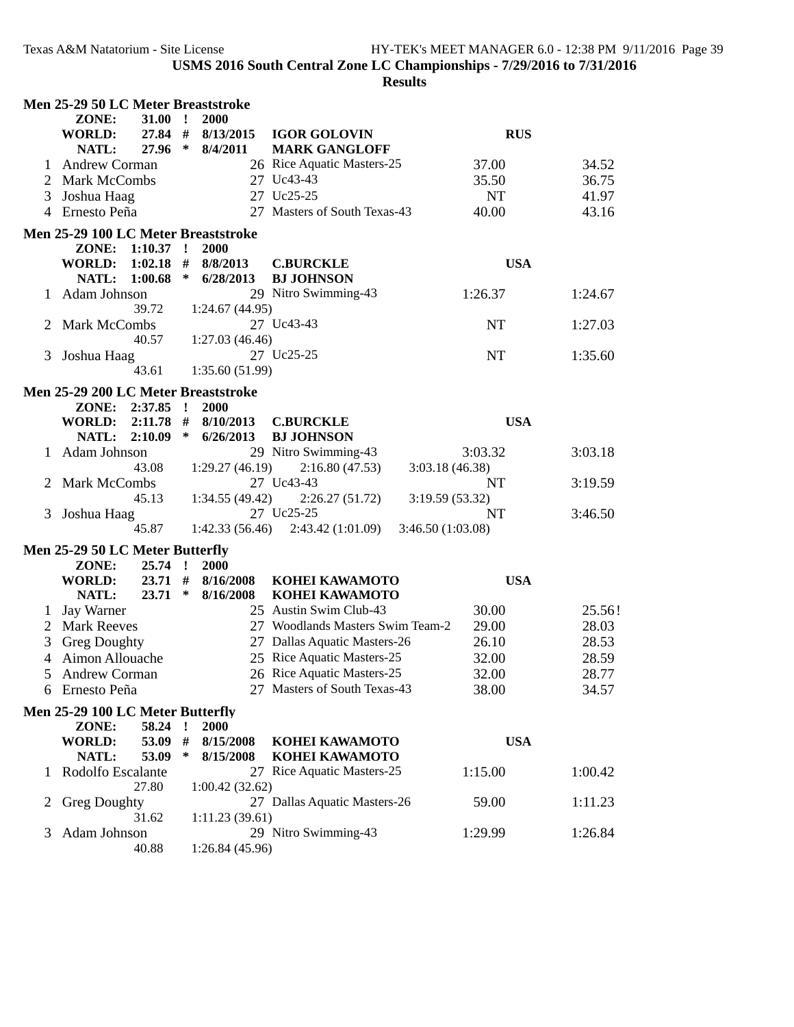USMS 2016 South Central Zone LC Championships - 7/29/2016 to 7/31/2016

Results

## Men 25-29 50 LC Meter Breaststroke

ZONE: 31.00 ! 2000
WORLD: 27.84 # 8/13/2015 IGOR GOLOVIN RUS
NATL: 27.96 * 8/4/2011 MARK GANGLOFF

| Place | Name | Age | Team | Seed Time | Finals Time |
|---|---|---|---|---|---|
| 1 | Andrew Corman | 26 | Rice Aquatic Masters-25 | 37.00 | 34.52 |
| 2 | Mark McCombs | 27 | Uc43-43 | 35.50 | 36.75 |
| 3 | Joshua Haag | 27 | Uc25-25 | NT | 41.97 |
| 4 | Ernesto Peña | 27 | Masters of South Texas-43 | 40.00 | 43.16 |

## Men 25-29 100 LC Meter Breaststroke

ZONE: 1:10.37 ! 2000
WORLD: 1:02.18 # 8/8/2013 C.BURCKLE USA
NATL: 1:00.68 * 6/28/2013 BJ JOHNSON

| Place | Name | Age | Team | Seed Time | Finals Time |
|---|---|---|---|---|---|
| 1 | Adam Johnson | 29 | Nitro Swimming-43 | 1:26.37 | 1:24.67 |
| | 39.72 | 1:24.67 (44.95) | | | |
| 2 | Mark McCombs | 27 | Uc43-43 | NT | 1:27.03 |
| | 40.57 | 1:27.03 (46.46) | | | |
| 3 | Joshua Haag | 27 | Uc25-25 | NT | 1:35.60 |
| | 43.61 | 1:35.60 (51.99) | | | |

## Men 25-29 200 LC Meter Breaststroke

ZONE: 2:37.85 ! 2000
WORLD: 2:11.78 # 8/10/2013 C.BURCKLE USA
NATL: 2:10.09 * 6/26/2013 BJ JOHNSON

| Place | Name | Age | Team | Seed Time | Finals Time |
|---|---|---|---|---|---|
| 1 | Adam Johnson | 29 | Nitro Swimming-43 | 3:03.32 | 3:03.18 |
| | 43.08 | 1:29.27 (46.19) | 2:16.80 (47.53) | 3:03.18 (46.38) | |
| 2 | Mark McCombs | 27 | Uc43-43 | NT | 3:19.59 |
| | 45.13 | 1:34.55 (49.42) | 2:26.27 (51.72) | 3:19.59 (53.32) | |
| 3 | Joshua Haag | 27 | Uc25-25 | NT | 3:46.50 |
| | 45.87 | 1:42.33 (56.46) | 2:43.42 (1:01.09) | 3:46.50 (1:03.08) | |

## Men 25-29 50 LC Meter Butterfly

ZONE: 25.74 ! 2000
WORLD: 23.71 # 8/16/2008 KOHEI KAWAMOTO USA
NATL: 23.71 * 8/16/2008 KOHEI KAWAMOTO

| Place | Name | Age | Team | Seed Time | Finals Time |
|---|---|---|---|---|---|
| 1 | Jay Warner | 25 | Austin Swim Club-43 | 30.00 | 25.56! |
| 2 | Mark Reeves | 27 | Woodlands Masters Swim Team-2 | 29.00 | 28.03 |
| 3 | Greg Doughty | 27 | Dallas Aquatic Masters-26 | 26.10 | 28.53 |
| 4 | Aimon Allouache | 25 | Rice Aquatic Masters-25 | 32.00 | 28.59 |
| 5 | Andrew Corman | 26 | Rice Aquatic Masters-25 | 32.00 | 28.77 |
| 6 | Ernesto Peña | 27 | Masters of South Texas-43 | 38.00 | 34.57 |

## Men 25-29 100 LC Meter Butterfly

ZONE: 58.24 ! 2000
WORLD: 53.09 # 8/15/2008 KOHEI KAWAMOTO USA
NATL: 53.09 * 8/15/2008 KOHEI KAWAMOTO

| Place | Name | Age | Team | Seed Time | Finals Time |
|---|---|---|---|---|---|
| 1 | Rodolfo Escalante | 27 | Rice Aquatic Masters-25 | 1:15.00 | 1:00.42 |
| | 27.80 | 1:00.42 (32.62) | | | |
| 2 | Greg Doughty | 27 | Dallas Aquatic Masters-26 | 59.00 | 1:11.23 |
| | 31.62 | 1:11.23 (39.61) | | | |
| 3 | Adam Johnson | 29 | Nitro Swimming-43 | 1:29.99 | 1:26.84 |
| | 40.88 | 1:26.84 (45.96) | | | |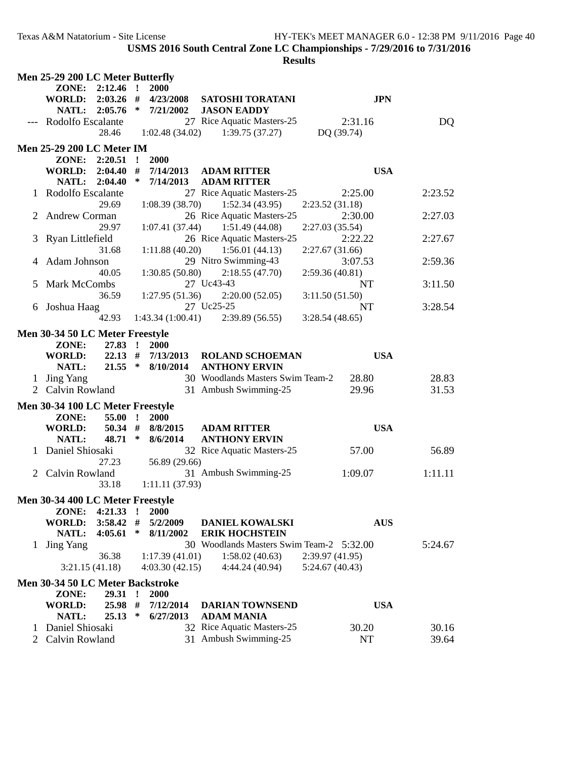**USMS 2016 South Central Zone LC Championships - 7/29/2016 to 7/31/2016**

**Results**

### Men 25-29 200 LC Meter Butterfly

| | | | | | |
|---|---|---|---|---|---|
| ZONE: | 2:12.46 | ! | 2000 | | |
| WORLD: | 2:03.26 | # | 4/23/2008 | SATOSHI TORATANI | JPN |
| NATL: | 2:05.76 | * | 7/21/2002 | JASON EADDY | |

| Place | Name | Age | Team | Seed Time | Finals Time |
|---|---|---|---|---|---|
| --- | Rodolfo Escalante | 27 | Rice Aquatic Masters-25 | 2:31.16 | DQ |
| | 28.46 | 1:02.48 (34.02) | 1:39.75 (37.27) | DQ (39.74) | |

### Men 25-29 200 LC Meter IM

| | | | | | |
|---|---|---|---|---|---|
| ZONE: | 2:20.51 | ! | 2000 | | |
| WORLD: | 2:04.40 | # | 7/14/2013 | ADAM RITTER | USA |
| NATL: | 2:04.40 | * | 7/14/2013 | ADAM RITTER | |

| Place | Name | Age | Team | Seed Time | Finals Time |
|---|---|---|---|---|---|
| 1 | Rodolfo Escalante | 27 | Rice Aquatic Masters-25 | 2:25.00 | 2:23.52 |
| | 29.69 | 1:08.39 (38.70) | 1:52.34 (43.95) | 2:23.52 (31.18) | |
| 2 | Andrew Corman | 26 | Rice Aquatic Masters-25 | 2:30.00 | 2:27.03 |
| | 29.97 | 1:07.41 (37.44) | 1:51.49 (44.08) | 2:27.03 (35.54) | |
| 3 | Ryan Littlefield | 26 | Rice Aquatic Masters-25 | 2:22.22 | 2:27.67 |
| | 31.68 | 1:11.88 (40.20) | 1:56.01 (44.13) | 2:27.67 (31.66) | |
| 4 | Adam Johnson | 29 | Nitro Swimming-43 | 3:07.53 | 2:59.36 |
| | 40.05 | 1:30.85 (50.80) | 2:18.55 (47.70) | 2:59.36 (40.81) | |
| 5 | Mark McCombs | 27 | Uc43-43 | NT | 3:11.50 |
| | 36.59 | 1:27.95 (51.36) | 2:20.00 (52.05) | 3:11.50 (51.50) | |
| 6 | Joshua Haag | 27 | Uc25-25 | NT | 3:28.54 |
| | 42.93 | 1:43.34 (1:00.41) | 2:39.89 (56.55) | 3:28.54 (48.65) | |

### Men 30-34 50 LC Meter Freestyle

| | | | | | |
|---|---|---|---|---|---|
| ZONE: | 27.83 | ! | 2000 | | |
| WORLD: | 22.13 | # | 7/13/2013 | ROLAND SCHOEMAN | USA |
| NATL: | 21.55 | * | 8/10/2014 | ANTHONY ERVIN | |

| Place | Name | Age | Team | Seed Time | Finals Time |
|---|---|---|---|---|---|
| 1 | Jing Yang | 30 | Woodlands Masters Swim Team-2 | 28.80 | 28.83 |
| 2 | Calvin Rowland | 31 | Ambush Swimming-25 | 29.96 | 31.53 |

### Men 30-34 100 LC Meter Freestyle

| | | | | | |
|---|---|---|---|---|---|
| ZONE: | 55.00 | ! | 2000 | | |
| WORLD: | 50.34 | # | 8/8/2015 | ADAM RITTER | USA |
| NATL: | 48.71 | * | 8/6/2014 | ANTHONY ERVIN | |

| Place | Name | Age | Team | Seed Time | Finals Time |
|---|---|---|---|---|---|
| 1 | Daniel Shiosaki | 32 | Rice Aquatic Masters-25 | 57.00 | 56.89 |
| | 27.23 | 56.89 (29.66) | | | |
| 2 | Calvin Rowland | 31 | Ambush Swimming-25 | 1:09.07 | 1:11.11 |
| | 33.18 | 1:11.11 (37.93) | | | |

### Men 30-34 400 LC Meter Freestyle

| | | | | | |
|---|---|---|---|---|---|
| ZONE: | 4:21.33 | ! | 2000 | | |
| WORLD: | 3:58.42 | # | 5/2/2009 | DANIEL KOWALSKI | AUS |
| NATL: | 4:05.61 | * | 8/11/2002 | ERIK HOCHSTEIN | |

| Place | Name | Age | Team | Seed Time | Finals Time |
|---|---|---|---|---|---|
| 1 | Jing Yang | 30 | Woodlands Masters Swim Team-2 | 5:32.00 | 5:24.67 |
| | 36.38 | 1:17.39 (41.01) | 1:58.02 (40.63) | 2:39.97 (41.95) | |
| | 3:21.15 (41.18) | 4:03.30 (42.15) | 4:44.24 (40.94) | 5:24.67 (40.43) | |

### Men 30-34 50 LC Meter Backstroke

| | | | | | |
|---|---|---|---|---|---|
| ZONE: | 29.31 | ! | 2000 | | |
| WORLD: | 25.98 | # | 7/12/2014 | DARIAN TOWNSEND | USA |
| NATL: | 25.13 | * | 6/27/2013 | ADAM MANIA | |

| Place | Name | Age | Team | Seed Time | Finals Time |
|---|---|---|---|---|---|
| 1 | Daniel Shiosaki | 32 | Rice Aquatic Masters-25 | 30.20 | 30.16 |
| 2 | Calvin Rowland | 31 | Ambush Swimming-25 | NT | 39.64 |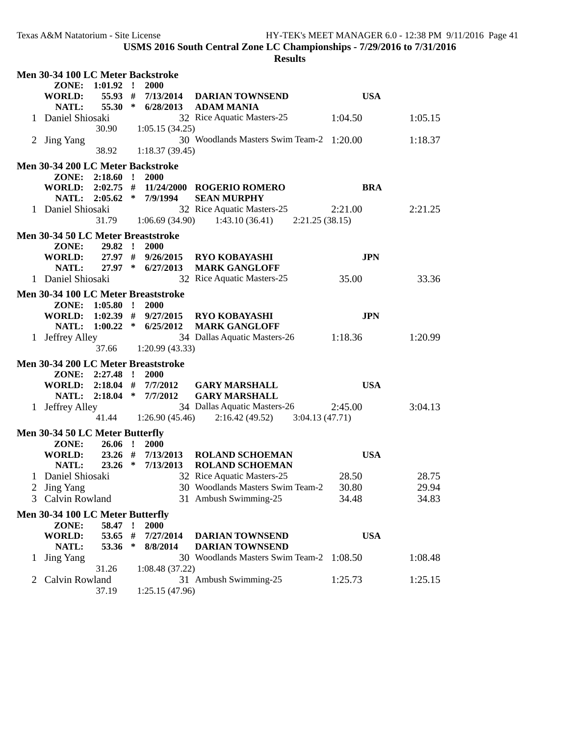**USMS 2016 South Central Zone LC Championships - 7/29/2016 to 7/31/2016**

**Results**

### Men 30-34 100 LC Meter Backstroke

| | | | | | | |
|---|---|---|---|---|---|---|
| **ZONE:** | **1:01.92** | **!** | **2000** | | | |
| **WORLD:** | **55.93** | **#** | **7/13/2014** | **DARIAN TOWNSEND** | **USA** | |
| **NATL:** | **55.30** | ***** | **6/28/2013** | **ADAM MANIA** | | |

| Place | Name | Age | Team | Seed Time | Finals Time |
|---|---|---|---|---|---|
| 1 | Daniel Shiosaki | 32 | Rice Aquatic Masters-25 | 1:04.50 | 1:05.15 |
| | 30.90 | | 1:05.15 (34.25) | | |
| 2 | Jing Yang | 30 | Woodlands Masters Swim Team-2 | 1:20.00 | 1:18.37 |
| | 38.92 | | 1:18.37 (39.45) | | |

### Men 30-34 200 LC Meter Backstroke

| | | | | | | |
|---|---|---|---|---|---|---|
| **ZONE:** | **2:18.60** | **!** | **2000** | | | |
| **WORLD:** | **2:02.75** | **#** | **11/24/2000** | **ROGERIO ROMERO** | **BRA** | |
| **NATL:** | **2:05.62** | ***** | **7/9/1994** | **SEAN MURPHY** | | |

| Place | Name | Age | Team | Seed Time | Finals Time |
|---|---|---|---|---|---|
| 1 | Daniel Shiosaki | 32 | Rice Aquatic Masters-25 | 2:21.00 | 2:21.25 |
| | 31.79 | 1:06.69 (34.90) | 1:43.10 (36.41) | 2:21.25 (38.15) | |

### Men 30-34 50 LC Meter Breaststroke

| | | | | | | |
|---|---|---|---|---|---|---|
| **ZONE:** | **29.82** | **!** | **2000** | | | |
| **WORLD:** | **27.97** | **#** | **9/26/2015** | **RYO KOBAYASHI** | **JPN** | |
| **NATL:** | **27.97** | ***** | **6/27/2013** | **MARK GANGLOFF** | | |

| Place | Name | Age | Team | Seed Time | Finals Time |
|---|---|---|---|---|---|
| 1 | Daniel Shiosaki | 32 | Rice Aquatic Masters-25 | 35.00 | 33.36 |

### Men 30-34 100 LC Meter Breaststroke

| | | | | | | |
|---|---|---|---|---|---|---|
| **ZONE:** | **1:05.80** | **!** | **2000** | | | |
| **WORLD:** | **1:02.39** | **#** | **9/27/2015** | **RYO KOBAYASHI** | **JPN** | |
| **NATL:** | **1:00.22** | ***** | **6/25/2012** | **MARK GANGLOFF** | | |

| Place | Name | Age | Team | Seed Time | Finals Time |
|---|---|---|---|---|---|
| 1 | Jeffrey Alley | 34 | Dallas Aquatic Masters-26 | 1:18.36 | 1:20.99 |
| | 37.66 | | 1:20.99 (43.33) | | |

### Men 30-34 200 LC Meter Breaststroke

| | | | | | | |
|---|---|---|---|---|---|---|
| **ZONE:** | **2:27.48** | **!** | **2000** | | | |
| **WORLD:** | **2:18.04** | **#** | **7/7/2012** | **GARY MARSHALL** | **USA** | |
| **NATL:** | **2:18.04** | ***** | **7/7/2012** | **GARY MARSHALL** | | |

| Place | Name | Age | Team | Seed Time | Finals Time |
|---|---|---|---|---|---|
| 1 | Jeffrey Alley | 34 | Dallas Aquatic Masters-26 | 2:45.00 | 3:04.13 |
| | 41.44 | 1:26.90 (45.46) | 2:16.42 (49.52) | 3:04.13 (47.71) | |

### Men 30-34 50 LC Meter Butterfly

| | | | | | | |
|---|---|---|---|---|---|---|
| **ZONE:** | **26.06** | **!** | **2000** | | | |
| **WORLD:** | **23.26** | **#** | **7/13/2013** | **ROLAND SCHOEMAN** | **USA** | |
| **NATL:** | **23.26** | ***** | **7/13/2013** | **ROLAND SCHOEMAN** | | |

| Place | Name | Age | Team | Seed Time | Finals Time |
|---|---|---|---|---|---|
| 1 | Daniel Shiosaki | 32 | Rice Aquatic Masters-25 | 28.50 | 28.75 |
| 2 | Jing Yang | 30 | Woodlands Masters Swim Team-2 | 30.80 | 29.94 |
| 3 | Calvin Rowland | 31 | Ambush Swimming-25 | 34.48 | 34.83 |

### Men 30-34 100 LC Meter Butterfly

| | | | | | | |
|---|---|---|---|---|---|---|
| **ZONE:** | **58.47** | **!** | **2000** | | | |
| **WORLD:** | **53.65** | **#** | **7/27/2014** | **DARIAN TOWNSEND** | **USA** | |
| **NATL:** | **53.36** | ***** | **8/8/2014** | **DARIAN TOWNSEND** | | |

| Place | Name | Age | Team | Seed Time | Finals Time |
|---|---|---|---|---|---|
| 1 | Jing Yang | 30 | Woodlands Masters Swim Team-2 | 1:08.50 | 1:08.48 |
| | 31.26 | | 1:08.48 (37.22) | | |
| 2 | Calvin Rowland | 31 | Ambush Swimming-25 | 1:25.73 | 1:25.15 |
| | 37.19 | | 1:25.15 (47.96) | | |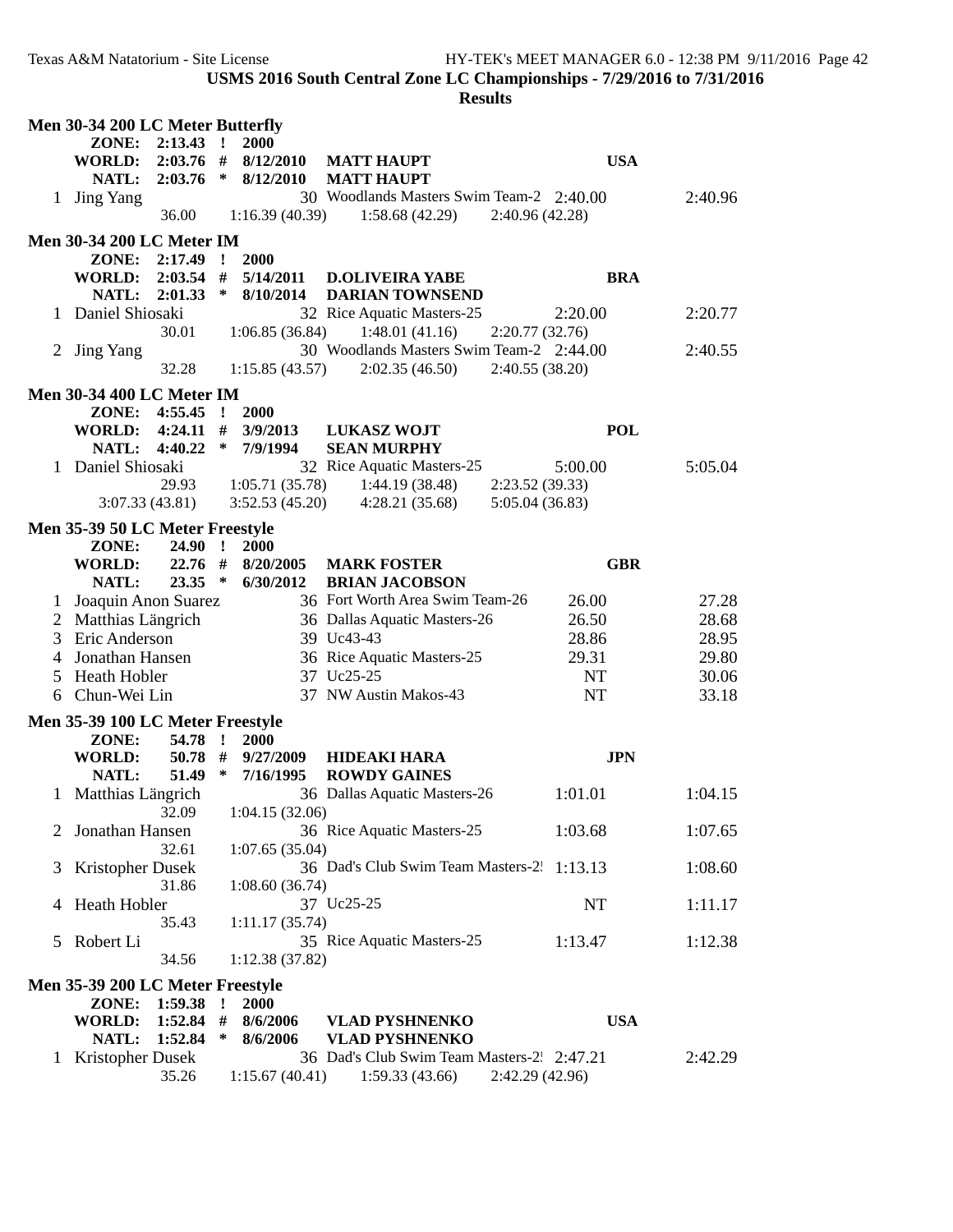**USMS 2016 South Central Zone LC Championships - 7/29/2016 to 7/31/2016**

**Results**

### Men 30-34 200 LC Meter Butterfly

| | | | | | | |
|---|---|---|---|---|---|---|
| **ZONE:** | **2:13.43 !** | **2000** | | | | |
| **WORLD:** | **2:03.76 #** | **8/12/2010** | **MATT HAUPT** | | **USA** | |
| **NATL:** | **2:03.76 *** | **8/12/2010** | **MATT HAUPT** | | | |
| 1 | Jing Yang | | 30 | Woodlands Masters Swim Team-2 | 2:40.00 | 2:40.96 |
| | 36.00 | 1:16.39 (40.39) | 1:58.68 (42.29) | 2:40.96 (42.28) | | |

### Men 30-34 200 LC Meter IM

| | | | | | | |
|---|---|---|---|---|---|---|
| **ZONE:** | **2:17.49 !** | **2000** | | | | |
| **WORLD:** | **2:03.54 #** | **5/14/2011** | **D.OLIVEIRA YABE** | | **BRA** | |
| **NATL:** | **2:01.33 *** | **8/10/2014** | **DARIAN TOWNSEND** | | | |
| 1 | Daniel Shiosaki | | 32 | Rice Aquatic Masters-25 | 2:20.00 | 2:20.77 |
| | 30.01 | 1:06.85 (36.84) | 1:48.01 (41.16) | 2:20.77 (32.76) | | |
| 2 | Jing Yang | | 30 | Woodlands Masters Swim Team-2 | 2:44.00 | 2:40.55 |
| | 32.28 | 1:15.85 (43.57) | 2:02.35 (46.50) | 2:40.55 (38.20) | | |

### Men 30-34 400 LC Meter IM

| | | | | | | |
|---|---|---|---|---|---|---|
| **ZONE:** | **4:55.45 !** | **2000** | | | | |
| **WORLD:** | **4:24.11 #** | **3/9/2013** | **LUKASZ WOJT** | | **POL** | |
| **NATL:** | **4:40.22 *** | **7/9/1994** | **SEAN MURPHY** | | | |
| 1 | Daniel Shiosaki | | 32 | Rice Aquatic Masters-25 | 5:00.00 | 5:05.04 |
| | 29.93 | 1:05.71 (35.78) | 1:44.19 (38.48) | 2:23.52 (39.33) | | |
| | 3:07.33 (43.81) | 3:52.53 (45.20) | 4:28.21 (35.68) | 5:05.04 (36.83) | | |

### Men 35-39 50 LC Meter Freestyle

| | | | | | | |
|---|---|---|---|---|---|---|
| **ZONE:** | **24.90 !** | **2000** | | | | |
| **WORLD:** | **22.76 #** | **8/20/2005** | **MARK FOSTER** | | **GBR** | |
| **NATL:** | **23.35 *** | **6/30/2012** | **BRIAN JACOBSON** | | | |
| 1 | Joaquin Anon Suarez | | 36 | Fort Worth Area Swim Team-26 | 26.00 | 27.28 |
| 2 | Matthias Längrich | | 36 | Dallas Aquatic Masters-26 | 26.50 | 28.68 |
| 3 | Eric Anderson | | 39 | Uc43-43 | 28.86 | 28.95 |
| 4 | Jonathan Hansen | | 36 | Rice Aquatic Masters-25 | 29.31 | 29.80 |
| 5 | Heath Hobler | | 37 | Uc25-25 | NT | 30.06 |
| 6 | Chun-Wei Lin | | 37 | NW Austin Makos-43 | NT | 33.18 |

### Men 35-39 100 LC Meter Freestyle

| | | | | | | |
|---|---|---|---|---|---|---|
| **ZONE:** | **54.78 !** | **2000** | | | | |
| **WORLD:** | **50.78 #** | **9/27/2009** | **HIDEAKI HARA** | | **JPN** | |
| **NATL:** | **51.49 *** | **7/16/1995** | **ROWDY GAINES** | | | |
| 1 | Matthias Längrich | | 36 | Dallas Aquatic Masters-26 | 1:01.01 | 1:04.15 |
| | 32.09 | 1:04.15 (32.06) | | | | |
| 2 | Jonathan Hansen | | 36 | Rice Aquatic Masters-25 | 1:03.68 | 1:07.65 |
| | 32.61 | 1:07.65 (35.04) | | | | |
| 3 | Kristopher Dusek | | 36 | Dad's Club Swim Team Masters-2! | 1:13.13 | 1:08.60 |
| | 31.86 | 1:08.60 (36.74) | | | | |
| 4 | Heath Hobler | | 37 | Uc25-25 | NT | 1:11.17 |
| | 35.43 | 1:11.17 (35.74) | | | | |
| 5 | Robert Li | | 35 | Rice Aquatic Masters-25 | 1:13.47 | 1:12.38 |
| | 34.56 | 1:12.38 (37.82) | | | | |

### Men 35-39 200 LC Meter Freestyle

| | | | | | | |
|---|---|---|---|---|---|---|
| **ZONE:** | **1:59.38 !** | **2000** | | | | |
| **WORLD:** | **1:52.84 #** | **8/6/2006** | **VLAD PYSHNENKO** | | **USA** | |
| **NATL:** | **1:52.84 *** | **8/6/2006** | **VLAD PYSHNENKO** | | | |
| 1 | Kristopher Dusek | | 36 | Dad's Club Swim Team Masters-2! | 2:47.21 | 2:42.29 |
| | 35.26 | 1:15.67 (40.41) | 1:59.33 (43.66) | 2:42.29 (42.96) | | |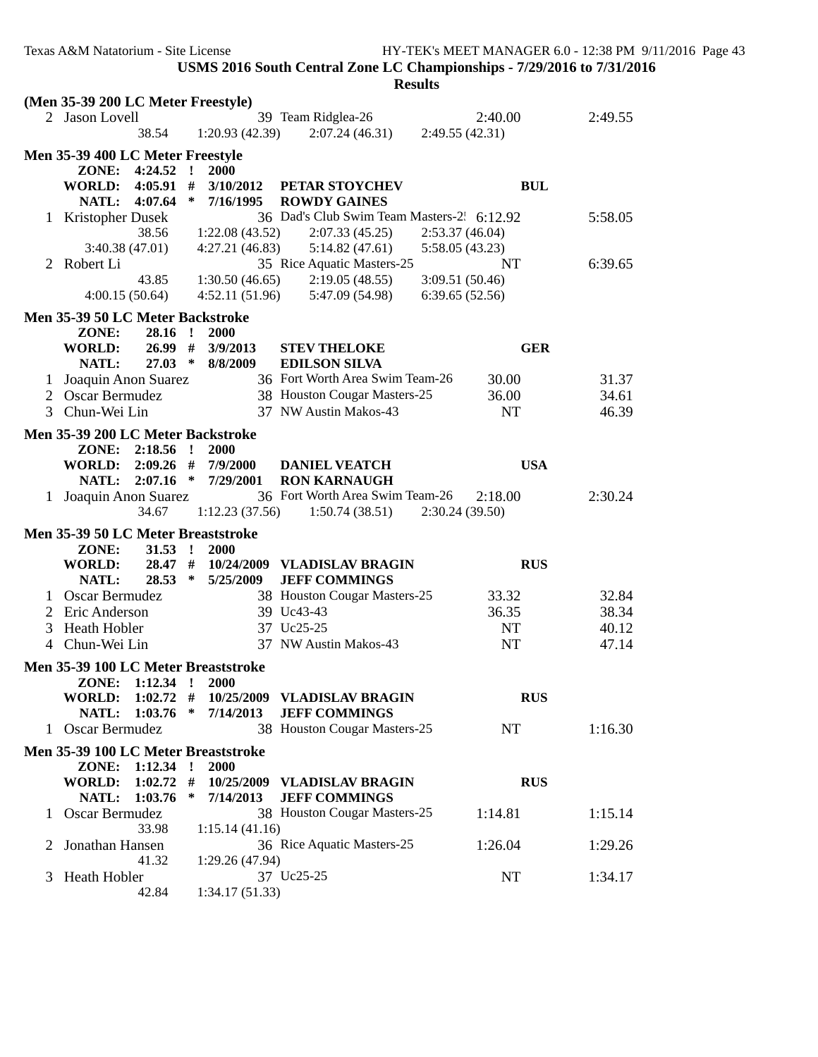USMS 2016 South Central Zone LC Championships - 7/29/2016 to 7/31/2016

Results

**(Men 35-39 200 LC Meter Freestyle)**

```
  2 Jason Lovell                 39 Team Ridglea-26               2:40.00          2:49.55
          38.54    1:20.93 (42.39)    2:07.24 (46.31)    2:49.55 (42.31)
```

**Men 35-39 400 LC Meter Freestyle**

```
     ZONE:   4:24.52  !  2000
     WORLD:  4:05.91  #  3/10/2012   PETAR STOYCHEV           BUL
     NATL:   4:07.64  *  7/16/1995   ROWDY GAINES
  1 Kristopher Dusek             36 Dad's Club Swim Team Masters-2! 6:12.92        5:58.05
          38.56    1:22.08 (43.52)    2:07.33 (45.25)    2:53.37 (46.04)
   3:40.38 (47.01)  4:27.21 (46.83)    5:14.82 (47.61)    5:58.05 (43.23)
  2 Robert Li                    35 Rice Aquatic Masters-25        NT               6:39.65
          43.85    1:30.50 (46.65)    2:19.05 (48.55)    3:09.51 (50.46)
   4:00.15 (50.64)  4:52.11 (51.96)    5:47.09 (54.98)    6:39.65 (52.56)
```

**Men 35-39 50 LC Meter Backstroke**

```
     ZONE:    28.16  !  2000
     WORLD:   26.99  #  3/9/2013    STEV THELOKE             GER
     NATL:    27.03  *  8/8/2009    EDILSON SILVA
  1 Joaquin Anon Suarez          36 Fort Worth Area Swim Team-26    30.00            31.37
  2 Oscar Bermudez               38 Houston Cougar Masters-25       36.00            34.61
  3 Chun-Wei Lin                 37 NW Austin Makos-43              NT               46.39
```

**Men 35-39 200 LC Meter Backstroke**

```
     ZONE:   2:18.56  !  2000
     WORLD:  2:09.26  #  7/9/2000    DANIEL VEATCH            USA
     NATL:   2:07.16  *  7/29/2001   RON KARNAUGH
  1 Joaquin Anon Suarez          36 Fort Worth Area Swim Team-26    2:18.00          2:30.24
          34.67    1:12.23 (37.56)    1:50.74 (38.51)    2:30.24 (39.50)
```

**Men 35-39 50 LC Meter Breaststroke**

```
     ZONE:    31.53  !  2000
     WORLD:   28.47  #  10/24/2009  VLADISLAV BRAGIN         RUS
     NATL:    28.53  *  5/25/2009   JEFF COMMINGS
  1 Oscar Bermudez               38 Houston Cougar Masters-25       33.32            32.84
  2 Eric Anderson                39 Uc43-43                         36.35            38.34
  3 Heath Hobler                 37 Uc25-25                         NT               40.12
  4 Chun-Wei Lin                 37 NW Austin Makos-43              NT               47.14
```

**Men 35-39 100 LC Meter Breaststroke**

```
     ZONE:   1:12.34  !  2000
     WORLD:  1:02.72  #  10/25/2009  VLADISLAV BRAGIN         RUS
     NATL:   1:03.76  *  7/14/2013   JEFF COMMINGS
  1 Oscar Bermudez               38 Houston Cougar Masters-25       NT               1:16.30
```

**Men 35-39 100 LC Meter Breaststroke**

```
     ZONE:   1:12.34  !  2000
     WORLD:  1:02.72  #  10/25/2009  VLADISLAV BRAGIN         RUS
     NATL:   1:03.76  *  7/14/2013   JEFF COMMINGS
  1 Oscar Bermudez               38 Houston Cougar Masters-25       1:14.81          1:15.14
          33.98    1:15.14 (41.16)
  2 Jonathan Hansen              36 Rice Aquatic Masters-25         1:26.04          1:29.26
          41.32    1:29.26 (47.94)
  3 Heath Hobler                 37 Uc25-25                         NT               1:34.17
          42.84    1:34.17 (51.33)
```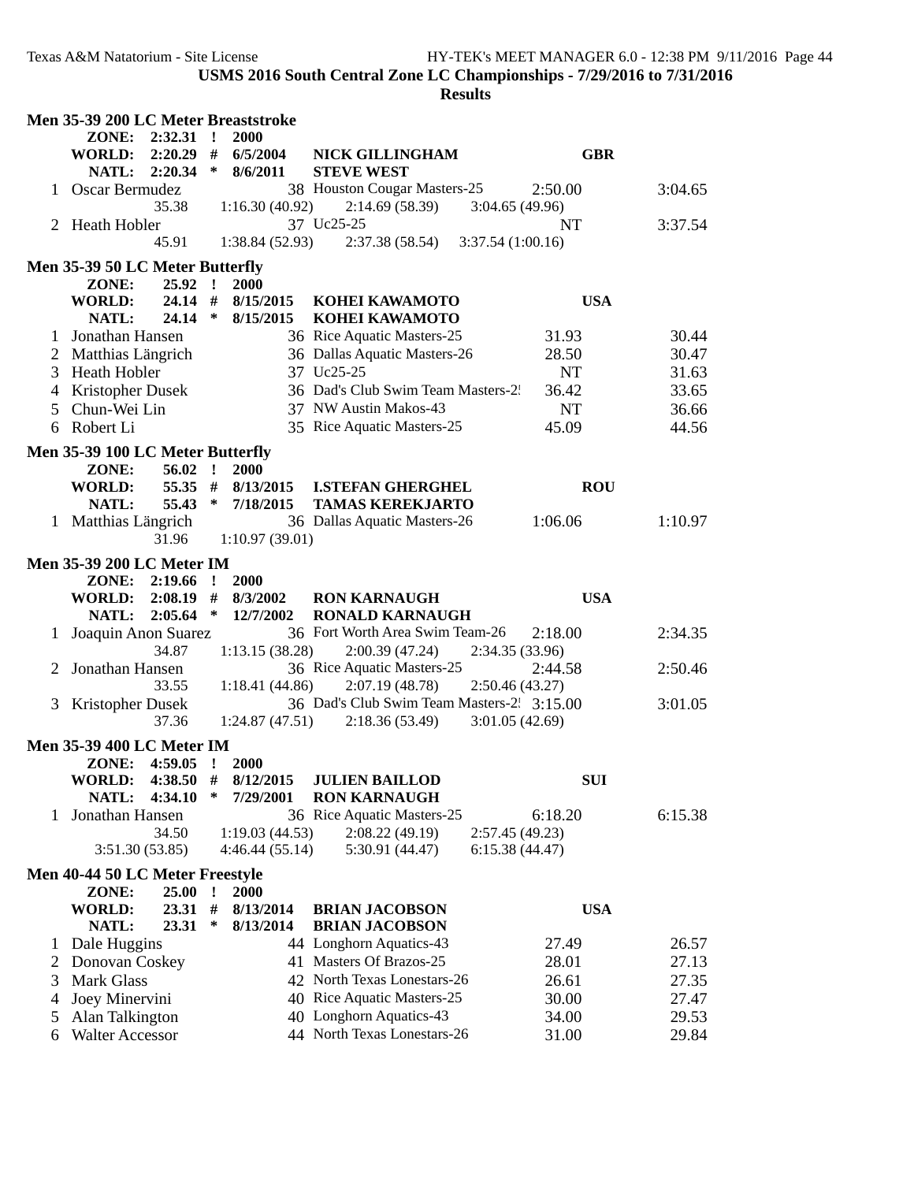**USMS 2016 South Central Zone LC Championships - 7/29/2016 to 7/31/2016**

**Results**

### Men 35-39 200 LC Meter Breaststroke

| | ZONE: | 2:32.31 | ! | 2000 | | |
|---|---|---|---|---|---|---|
| | WORLD: | 2:20.29 | # | 6/5/2004 | NICK GILLINGHAM | GBR |
| | NATL: | 2:20.34 | * | 8/6/2011 | STEVE WEST | |

| Place | Name | Age | Team | Seed Time | Finals Time |
|---|---|---|---|---|---|
| 1 | Oscar Bermudez | 38 | Houston Cougar Masters-25 | 2:50.00 | 3:04.65 |
| | 35.38 | 1:16.30 (40.92) | 2:14.69 (58.39) | 3:04.65 (49.96) | |
| 2 | Heath Hobler | 37 | Uc25-25 | NT | 3:37.54 |
| | 45.91 | 1:38.84 (52.93) | 2:37.38 (58.54) | 3:37.54 (1:00.16) | |

### Men 35-39 50 LC Meter Butterfly

| | ZONE: | 25.92 | ! | 2000 | | |
|---|---|---|---|---|---|---|
| | WORLD: | 24.14 | # | 8/15/2015 | KOHEI KAWAMOTO | USA |
| | NATL: | 24.14 | * | 8/15/2015 | KOHEI KAWAMOTO | |

| Place | Name | Age | Team | Seed Time | Finals Time |
|---|---|---|---|---|---|
| 1 | Jonathan Hansen | 36 | Rice Aquatic Masters-25 | 31.93 | 30.44 |
| 2 | Matthias Längrich | 36 | Dallas Aquatic Masters-26 | 28.50 | 30.47 |
| 3 | Heath Hobler | 37 | Uc25-25 | NT | 31.63 |
| 4 | Kristopher Dusek | 36 | Dad's Club Swim Team Masters-2! | 36.42 | 33.65 |
| 5 | Chun-Wei Lin | 37 | NW Austin Makos-43 | NT | 36.66 |
| 6 | Robert Li | 35 | Rice Aquatic Masters-25 | 45.09 | 44.56 |

### Men 35-39 100 LC Meter Butterfly

| | ZONE: | 56.02 | ! | 2000 | | |
|---|---|---|---|---|---|---|
| | WORLD: | 55.35 | # | 8/13/2015 | I.STEFAN GHERGHEL | ROU |
| | NATL: | 55.43 | * | 7/18/2015 | TAMAS KEREKJARTO | |

| Place | Name | Age | Team | Seed Time | Finals Time |
|---|---|---|---|---|---|
| 1 | Matthias Längrich | 36 | Dallas Aquatic Masters-26 | 1:06.06 | 1:10.97 |
| | 31.96 | 1:10.97 (39.01) | | | |

### Men 35-39 200 LC Meter IM

| | ZONE: | 2:19.66 | ! | 2000 | | |
|---|---|---|---|---|---|---|
| | WORLD: | 2:08.19 | # | 8/3/2002 | RON KARNAUGH | USA |
| | NATL: | 2:05.64 | * | 12/7/2002 | RONALD KARNAUGH | |

| Place | Name | Age | Team | Seed Time | Finals Time |
|---|---|---|---|---|---|
| 1 | Joaquin Anon Suarez | 36 | Fort Worth Area Swim Team-26 | 2:18.00 | 2:34.35 |
| | 34.87 | 1:13.15 (38.28) | 2:00.39 (47.24) | 2:34.35 (33.96) | |
| 2 | Jonathan Hansen | 36 | Rice Aquatic Masters-25 | 2:44.58 | 2:50.46 |
| | 33.55 | 1:18.41 (44.86) | 2:07.19 (48.78) | 2:50.46 (43.27) | |
| 3 | Kristopher Dusek | 36 | Dad's Club Swim Team Masters-2! | 3:15.00 | 3:01.05 |
| | 37.36 | 1:24.87 (47.51) | 2:18.36 (53.49) | 3:01.05 (42.69) | |

### Men 35-39 400 LC Meter IM

| | ZONE: | 4:59.05 | ! | 2000 | | |
|---|---|---|---|---|---|---|
| | WORLD: | 4:38.50 | # | 8/12/2015 | JULIEN BAILLOD | SUI |
| | NATL: | 4:34.10 | * | 7/29/2001 | RON KARNAUGH | |

| Place | Name | Age | Team | Seed Time | Finals Time |
|---|---|---|---|---|---|
| 1 | Jonathan Hansen | 36 | Rice Aquatic Masters-25 | 6:18.20 | 6:15.38 |
| | 34.50 | 1:19.03 (44.53) | 2:08.22 (49.19) | 2:57.45 (49.23) | |
| | 3:51.30 (53.85) | 4:46.44 (55.14) | 5:30.91 (44.47) | 6:15.38 (44.47) | |

### Men 40-44 50 LC Meter Freestyle

| | ZONE: | 25.00 | ! | 2000 | | |
|---|---|---|---|---|---|---|
| | WORLD: | 23.31 | # | 8/13/2014 | BRIAN JACOBSON | USA |
| | NATL: | 23.31 | * | 8/13/2014 | BRIAN JACOBSON | |

| Place | Name | Age | Team | Seed Time | Finals Time |
|---|---|---|---|---|---|
| 1 | Dale Huggins | 44 | Longhorn Aquatics-43 | 27.49 | 26.57 |
| 2 | Donovan Coskey | 41 | Masters Of Brazos-25 | 28.01 | 27.13 |
| 3 | Mark Glass | 42 | North Texas Lonestars-26 | 26.61 | 27.35 |
| 4 | Joey Minervini | 40 | Rice Aquatic Masters-25 | 30.00 | 27.47 |
| 5 | Alan Talkington | 40 | Longhorn Aquatics-43 | 34.00 | 29.53 |
| 6 | Walter Accessor | 44 | North Texas Lonestars-26 | 31.00 | 29.84 |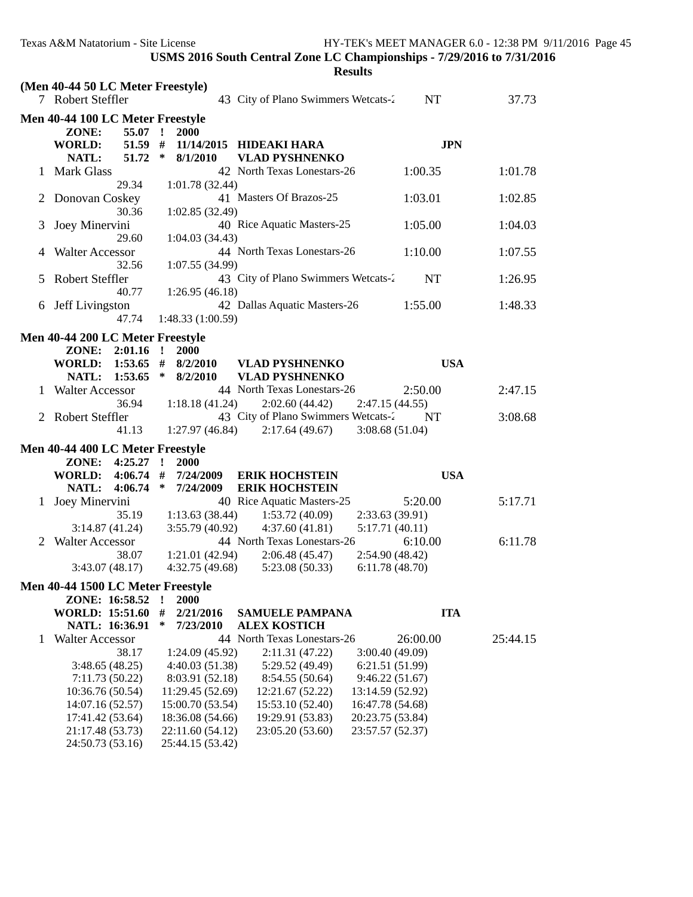**USMS 2016 South Central Zone LC Championships - 7/29/2016 to 7/31/2016**

**Results**

### (Men 40-44 50 LC Meter Freestyle)

```
  7 Robert Steffler              43 City of Plano Swimmers Wetcats-2       NT          37.73
```

### Men 40-44 100 LC Meter Freestyle

```
      ZONE:     55.07  !  2000
      WORLD:    51.59  #  11/14/2015  HIDEAKI HARA                        JPN
      NATL:     51.72  *  8/1/2010    VLAD PYSHNENKO
  1 Mark Glass                   42 North Texas Lonestars-26          1:00.35        1:01.78
            29.34     1:01.78 (32.44)
  2 Donovan Coskey               41 Masters Of Brazos-25              1:03.01        1:02.85
            30.36     1:02.85 (32.49)
  3 Joey Minervini               40 Rice Aquatic Masters-25           1:05.00        1:04.03
            29.60     1:04.03 (34.43)
  4 Walter Accessor              44 North Texas Lonestars-26          1:10.00        1:07.55
            32.56     1:07.55 (34.99)
  5 Robert Steffler              43 City of Plano Swimmers Wetcats-2       NT        1:26.95
            40.77     1:26.95 (46.18)
  6 Jeff Livingston              42 Dallas Aquatic Masters-26         1:55.00        1:48.33
            47.74     1:48.33 (1:00.59)
```

### Men 40-44 200 LC Meter Freestyle

```
      ZONE:   2:01.16  !  2000
      WORLD:  1:53.65  #  8/2/2010    VLAD PYSHNENKO                      USA
      NATL:   1:53.65  *  8/2/2010    VLAD PYSHNENKO
  1 Walter Accessor              44 North Texas Lonestars-26          2:50.00        2:47.15
            36.94     1:18.18 (41.24)     2:02.60 (44.42)     2:47.15 (44.55)
  2 Robert Steffler              43 City of Plano Swimmers Wetcats-2       NT        3:08.68
            41.13     1:27.97 (46.84)     2:17.64 (49.67)     3:08.68 (51.04)
```

### Men 40-44 400 LC Meter Freestyle

```
      ZONE:   4:25.27  !  2000
      WORLD:  4:06.74  #  7/24/2009   ERIK HOCHSTEIN                      USA
      NATL:   4:06.74  *  7/24/2009   ERIK HOCHSTEIN
  1 Joey Minervini               40 Rice Aquatic Masters-25           5:20.00        5:17.71
            35.19     1:13.63 (38.44)     1:53.72 (40.09)     2:33.63 (39.91)
     3:14.87 (41.24)  3:55.79 (40.92)     4:37.60 (41.81)     5:17.71 (40.11)
  2 Walter Accessor              44 North Texas Lonestars-26          6:10.00        6:11.78
            38.07     1:21.01 (42.94)     2:06.48 (45.47)     2:54.90 (48.42)
     3:43.07 (48.17)  4:32.75 (49.68)     5:23.08 (50.33)     6:11.78 (48.70)
```

### Men 40-44 1500 LC Meter Freestyle

```
      ZONE:  16:58.52  !  2000
      WORLD: 15:51.60  #  2/21/2016   SAMUELE PAMPANA                     ITA
      NATL:  16:36.91  *  7/23/2010   ALEX KOSTICH
  1 Walter Accessor              44 North Texas Lonestars-26         26:00.00       25:44.15
            38.17     1:24.09 (45.92)     2:11.31 (47.22)     3:00.40 (49.09)
     3:48.65 (48.25)  4:40.03 (51.38)     5:29.52 (49.49)     6:21.51 (51.99)
     7:11.73 (50.22)  8:03.91 (52.18)     8:54.55 (50.64)     9:46.22 (51.67)
    10:36.76 (50.54) 11:29.45 (52.69)    12:21.67 (52.22)    13:14.59 (52.92)
    14:07.16 (52.57) 15:00.70 (53.54)    15:53.10 (52.40)    16:47.78 (54.68)
    17:41.42 (53.64) 18:36.08 (54.66)    19:29.91 (53.83)    20:23.75 (53.84)
    21:17.48 (53.73) 22:11.60 (54.12)    23:05.20 (53.60)    23:57.57 (52.37)
    24:50.73 (53.16) 25:44.15 (53.42)
```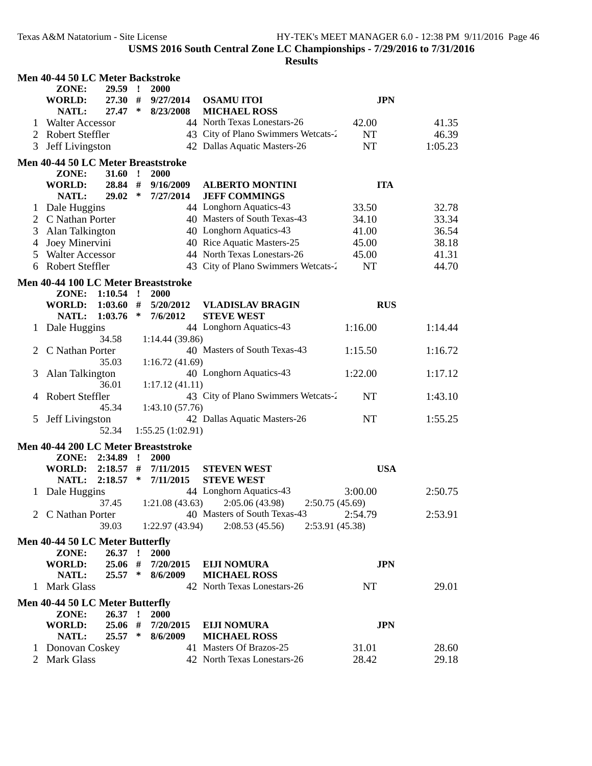USMS 2016 South Central Zone LC Championships - 7/29/2016 to 7/31/2016

Results

### Men 40-44 50 LC Meter Backstroke

| | | | | | |
|---|---|---|---|---|---|
| ZONE: | 29.59 ! | 2000 | | | |
| WORLD: | 27.30 # | 9/27/2014 | OSAMU ITOI | JPN | |
| NATL: | 27.47 * | 8/23/2008 | MICHAEL ROSS | | |

| Place | Name | Age | Team | Seed Time | Finals Time |
|---|---|---|---|---|---|
| 1 | Walter Accessor | 44 | North Texas Lonestars-26 | 42.00 | 41.35 |
| 2 | Robert Steffler | 43 | City of Plano Swimmers Wetcats-2 | NT | 46.39 |
| 3 | Jeff Livingston | 42 | Dallas Aquatic Masters-26 | NT | 1:05.23 |

### Men 40-44 50 LC Meter Breaststroke

| | | | | | |
|---|---|---|---|---|---|
| ZONE: | 31.60 ! | 2000 | | | |
| WORLD: | 28.84 # | 9/16/2009 | ALBERTO MONTINI | ITA | |
| NATL: | 29.02 * | 7/27/2014 | JEFF COMMINGS | | |

| Place | Name | Age | Team | Seed Time | Finals Time |
|---|---|---|---|---|---|
| 1 | Dale Huggins | 44 | Longhorn Aquatics-43 | 33.50 | 32.78 |
| 2 | C Nathan Porter | 40 | Masters of South Texas-43 | 34.10 | 33.34 |
| 3 | Alan Talkington | 40 | Longhorn Aquatics-43 | 41.00 | 36.54 |
| 4 | Joey Minervini | 40 | Rice Aquatic Masters-25 | 45.00 | 38.18 |
| 5 | Walter Accessor | 44 | North Texas Lonestars-26 | 45.00 | 41.31 |
| 6 | Robert Steffler | 43 | City of Plano Swimmers Wetcats-2 | NT | 44.70 |

### Men 40-44 100 LC Meter Breaststroke

| | | | | | |
|---|---|---|---|---|---|
| ZONE: | 1:10.54 ! | 2000 | | | |
| WORLD: | 1:03.60 # | 5/20/2012 | VLADISLAV BRAGIN | RUS | |
| NATL: | 1:03.76 * | 7/6/2012 | STEVE WEST | | |

| Place | Name | Age | Team | Seed Time | Finals Time |
|---|---|---|---|---|---|
| 1 | Dale Huggins | 44 | Longhorn Aquatics-43 | 1:16.00 | 1:14.44 |
| | 34.58 | 1:14.44 (39.86) | | | |
| 2 | C Nathan Porter | 40 | Masters of South Texas-43 | 1:15.50 | 1:16.72 |
| | 35.03 | 1:16.72 (41.69) | | | |
| 3 | Alan Talkington | 40 | Longhorn Aquatics-43 | 1:22.00 | 1:17.12 |
| | 36.01 | 1:17.12 (41.11) | | | |
| 4 | Robert Steffler | 43 | City of Plano Swimmers Wetcats-2 | NT | 1:43.10 |
| | 45.34 | 1:43.10 (57.76) | | | |
| 5 | Jeff Livingston | 42 | Dallas Aquatic Masters-26 | NT | 1:55.25 |
| | 52.34 | 1:55.25 (1:02.91) | | | |

### Men 40-44 200 LC Meter Breaststroke

| | | | | | |
|---|---|---|---|---|---|
| ZONE: | 2:34.89 ! | 2000 | | | |
| WORLD: | 2:18.57 # | 7/11/2015 | STEVEN WEST | USA | |
| NATL: | 2:18.57 * | 7/11/2015 | STEVE WEST | | |

| Place | Name | Age | Team | Seed Time | Finals Time |
|---|---|---|---|---|---|
| 1 | Dale Huggins | 44 | Longhorn Aquatics-43 | 3:00.00 | 2:50.75 |
| | 37.45 | 1:21.08 (43.63) | 2:05.06 (43.98) | 2:50.75 (45.69) | |
| 2 | C Nathan Porter | 40 | Masters of South Texas-43 | 2:54.79 | 2:53.91 |
| | 39.03 | 1:22.97 (43.94) | 2:08.53 (45.56) | 2:53.91 (45.38) | |

### Men 40-44 50 LC Meter Butterfly

| | | | | | |
|---|---|---|---|---|---|
| ZONE: | 26.37 ! | 2000 | | | |
| WORLD: | 25.06 # | 7/20/2015 | EIJI NOMURA | JPN | |
| NATL: | 25.57 * | 8/6/2009 | MICHAEL ROSS | | |

| Place | Name | Age | Team | Seed Time | Finals Time |
|---|---|---|---|---|---|
| 1 | Mark Glass | 42 | North Texas Lonestars-26 | NT | 29.01 |

### Men 40-44 50 LC Meter Butterfly

| | | | | | |
|---|---|---|---|---|---|
| ZONE: | 26.37 ! | 2000 | | | |
| WORLD: | 25.06 # | 7/20/2015 | EIJI NOMURA | JPN | |
| NATL: | 25.57 * | 8/6/2009 | MICHAEL ROSS | | |

| Place | Name | Age | Team | Seed Time | Finals Time |
|---|---|---|---|---|---|
| 1 | Donovan Coskey | 41 | Masters Of Brazos-25 | 31.01 | 28.60 |
| 2 | Mark Glass | 42 | North Texas Lonestars-26 | 28.42 | 29.18 |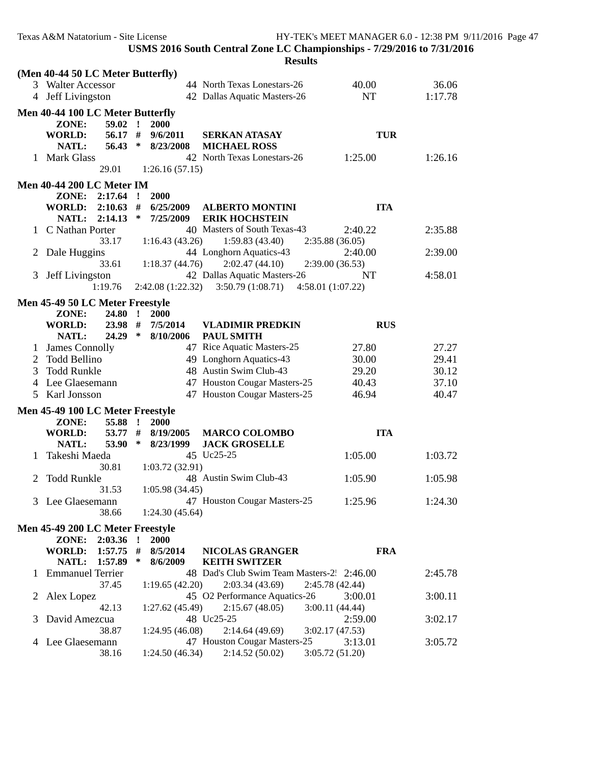USMS 2016 South Central Zone LC Championships - 7/29/2016 to 7/31/2016

**Results**

**(Men 40-44 50 LC Meter Butterfly)**

| Place | Name | Age | Team | Seed Time | Finals Time |
|---|---|---|---|---|---|
| 3 | Walter Accessor | 44 | North Texas Lonestars-26 | 40.00 | 36.06 |
| 4 | Jeff Livingston | 42 | Dallas Aquatic Masters-26 | NT | 1:17.78 |

**Men 40-44 100 LC Meter Butterfly**

ZONE: 59.02 ! 2000
WORLD: 56.17 # 9/6/2011 SERKAN ATASAY TUR
NATL: 56.43 * 8/23/2008 MICHAEL ROSS

| Place | Name | Age | Team | Seed Time | Finals Time |
|---|---|---|---|---|---|
| 1 | Mark Glass | 42 | North Texas Lonestars-26 | 1:25.00 | 1:26.16 |
| | 29.01 &nbsp; 1:26.16 (57.15) | | | | |

**Men 40-44 200 LC Meter IM**

ZONE: 2:17.64 ! 2000
WORLD: 2:10.63 # 6/25/2009 ALBERTO MONTINI ITA
NATL: 2:14.13 * 7/25/2009 ERIK HOCHSTEIN

| Place | Name | Age | Team | Seed Time | Finals Time |
|---|---|---|---|---|---|
| 1 | C Nathan Porter | 40 | Masters of South Texas-43 | 2:40.22 | 2:35.88 |
| | 33.17 &nbsp; 1:16.43 (43.26) &nbsp; 1:59.83 (43.40) &nbsp; 2:35.88 (36.05) | | | | |
| 2 | Dale Huggins | 44 | Longhorn Aquatics-43 | 2:40.00 | 2:39.00 |
| | 33.61 &nbsp; 1:18.37 (44.76) &nbsp; 2:02.47 (44.10) &nbsp; 2:39.00 (36.53) | | | | |
| 3 | Jeff Livingston | 42 | Dallas Aquatic Masters-26 | NT | 4:58.01 |
| | 1:19.76 &nbsp; 2:42.08 (1:22.32) &nbsp; 3:50.79 (1:08.71) &nbsp; 4:58.01 (1:07.22) | | | | |

**Men 45-49 50 LC Meter Freestyle**

ZONE: 24.80 ! 2000
WORLD: 23.98 # 7/5/2014 VLADIMIR PREDKIN RUS
NATL: 24.29 * 8/10/2006 PAUL SMITH

| Place | Name | Age | Team | Seed Time | Finals Time |
|---|---|---|---|---|---|
| 1 | James Connolly | 47 | Rice Aquatic Masters-25 | 27.80 | 27.27 |
| 2 | Todd Bellino | 49 | Longhorn Aquatics-43 | 30.00 | 29.41 |
| 3 | Todd Runkle | 48 | Austin Swim Club-43 | 29.20 | 30.12 |
| 4 | Lee Glaesemann | 47 | Houston Cougar Masters-25 | 40.43 | 37.10 |
| 5 | Karl Jonsson | 47 | Houston Cougar Masters-25 | 46.94 | 40.47 |

**Men 45-49 100 LC Meter Freestyle**

ZONE: 55.88 ! 2000
WORLD: 53.77 # 8/19/2005 MARCO COLOMBO ITA
NATL: 53.90 * 8/23/1999 JACK GROSELLE

| Place | Name | Age | Team | Seed Time | Finals Time |
|---|---|---|---|---|---|
| 1 | Takeshi Maeda | 45 | Uc25-25 | 1:05.00 | 1:03.72 |
| | 30.81 &nbsp; 1:03.72 (32.91) | | | | |
| 2 | Todd Runkle | 48 | Austin Swim Club-43 | 1:05.90 | 1:05.98 |
| | 31.53 &nbsp; 1:05.98 (34.45) | | | | |
| 3 | Lee Glaesemann | 47 | Houston Cougar Masters-25 | 1:25.96 | 1:24.30 |
| | 38.66 &nbsp; 1:24.30 (45.64) | | | | |

**Men 45-49 200 LC Meter Freestyle**

ZONE: 2:03.36 ! 2000
WORLD: 1:57.75 # 8/5/2014 NICOLAS GRANGER FRA
NATL: 1:57.89 * 8/6/2009 KEITH SWITZER

| Place | Name | Age | Team | Seed Time | Finals Time |
|---|---|---|---|---|---|
| 1 | Emmanuel Terrier | 48 | Dad's Club Swim Team Masters-2! | 2:46.00 | 2:45.78 |
| | 37.45 &nbsp; 1:19.65 (42.20) &nbsp; 2:03.34 (43.69) &nbsp; 2:45.78 (42.44) | | | | |
| 2 | Alex Lopez | 45 | O2 Performance Aquatics-26 | 3:00.01 | 3:00.11 |
| | 42.13 &nbsp; 1:27.62 (45.49) &nbsp; 2:15.67 (48.05) &nbsp; 3:00.11 (44.44) | | | | |
| 3 | David Amezcua | 48 | Uc25-25 | 2:59.00 | 3:02.17 |
| | 38.87 &nbsp; 1:24.95 (46.08) &nbsp; 2:14.64 (49.69) &nbsp; 3:02.17 (47.53) | | | | |
| 4 | Lee Glaesemann | 47 | Houston Cougar Masters-25 | 3:13.01 | 3:05.72 |
| | 38.16 &nbsp; 1:24.50 (46.34) &nbsp; 2:14.52 (50.02) &nbsp; 3:05.72 (51.20) | | | | |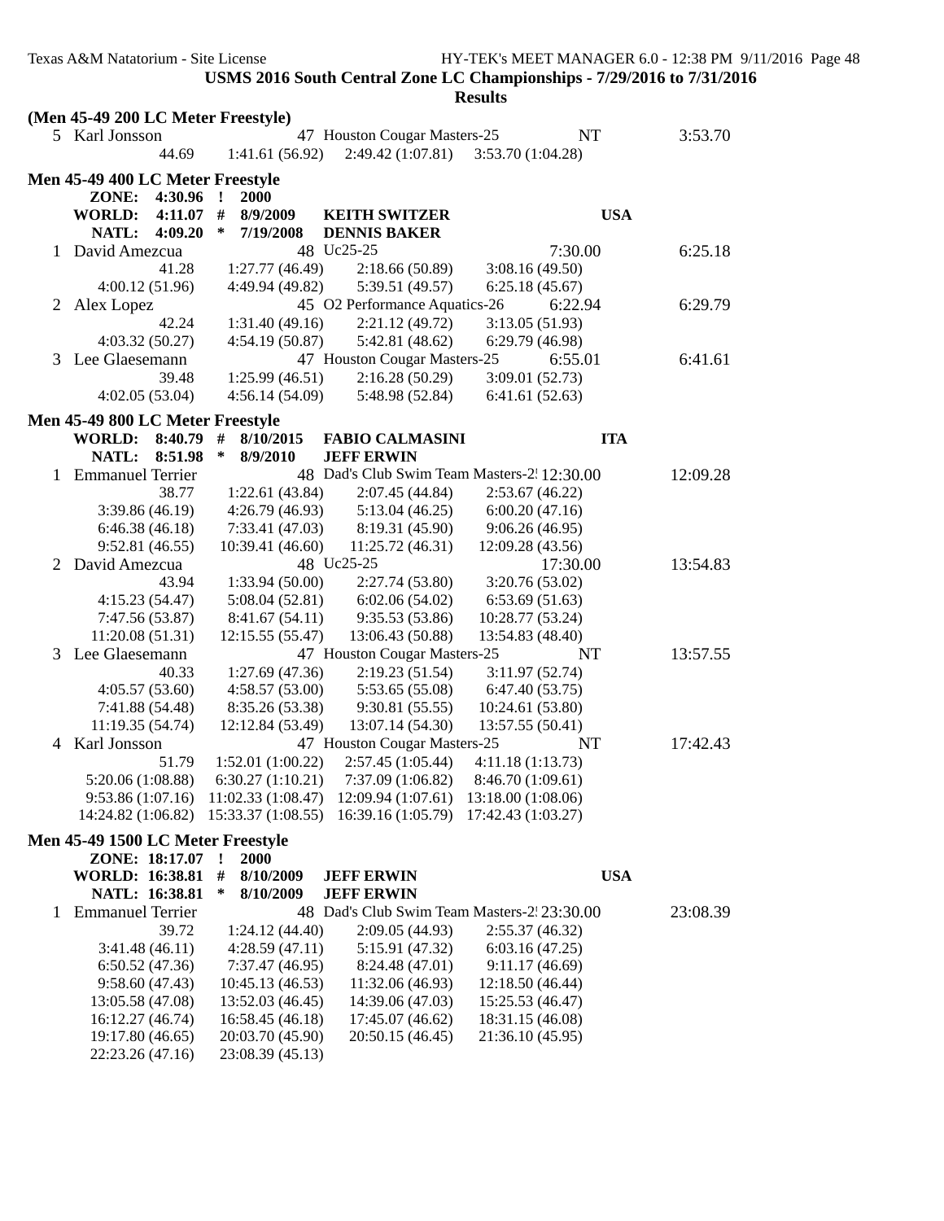**USMS 2016 South Central Zone LC Championships - 7/29/2016 to 7/31/2016**

**Results**

**(Men 45-49 200 LC Meter Freestyle)**

5 Karl Jonsson 47 Houston Cougar Masters-25 NT 3:53.70
44.69 1:41.61 (56.92) 2:49.42 (1:07.81) 3:53.70 (1:04.28)

**Men 45-49 400 LC Meter Freestyle**

**ZONE: 4:30.96 ! 2000**
**WORLD: 4:11.07 # 8/9/2009 KEITH SWITZER USA**
**NATL: 4:09.20 * 7/19/2008 DENNIS BAKER**

1 David Amezcua 48 Uc25-25 7:30.00 6:25.18
41.28 1:27.77 (46.49) 2:18.66 (50.89) 3:08.16 (49.50)
4:00.12 (51.96) 4:49.94 (49.82) 5:39.51 (49.57) 6:25.18 (45.67)

2 Alex Lopez 45 O2 Performance Aquatics-26 6:22.94 6:29.79
42.24 1:31.40 (49.16) 2:21.12 (49.72) 3:13.05 (51.93)
4:03.32 (50.27) 4:54.19 (50.87) 5:42.81 (48.62) 6:29.79 (46.98)

3 Lee Glaesemann 47 Houston Cougar Masters-25 6:55.01 6:41.61
39.48 1:25.99 (46.51) 2:16.28 (50.29) 3:09.01 (52.73)
4:02.05 (53.04) 4:56.14 (54.09) 5:48.98 (52.84) 6:41.61 (52.63)

**Men 45-49 800 LC Meter Freestyle**

**WORLD: 8:40.79 # 8/10/2015 FABIO CALMASINI ITA**
**NATL: 8:51.98 * 8/9/2010 JEFF ERWIN**

1 Emmanuel Terrier 48 Dad's Club Swim Team Masters-2! 12:30.00 12:09.28
38.77 1:22.61 (43.84) 2:07.45 (44.84) 2:53.67 (46.22)
3:39.86 (46.19) 4:26.79 (46.93) 5:13.04 (46.25) 6:00.20 (47.16)
6:46.38 (46.18) 7:33.41 (47.03) 8:19.31 (45.90) 9:06.26 (46.95)
9:52.81 (46.55) 10:39.41 (46.60) 11:25.72 (46.31) 12:09.28 (43.56)

2 David Amezcua 48 Uc25-25 17:30.00 13:54.83
43.94 1:33.94 (50.00) 2:27.74 (53.80) 3:20.76 (53.02)
4:15.23 (54.47) 5:08.04 (52.81) 6:02.06 (54.02) 6:53.69 (51.63)
7:47.56 (53.87) 8:41.67 (54.11) 9:35.53 (53.86) 10:28.77 (53.24)
11:20.08 (51.31) 12:15.55 (55.47) 13:06.43 (50.88) 13:54.83 (48.40)

3 Lee Glaesemann 47 Houston Cougar Masters-25 NT 13:57.55
40.33 1:27.69 (47.36) 2:19.23 (51.54) 3:11.97 (52.74)
4:05.57 (53.60) 4:58.57 (53.00) 5:53.65 (55.08) 6:47.40 (53.75)
7:41.88 (54.48) 8:35.26 (53.38) 9:30.81 (55.55) 10:24.61 (53.80)
11:19.35 (54.74) 12:12.84 (53.49) 13:07.14 (54.30) 13:57.55 (50.41)

4 Karl Jonsson 47 Houston Cougar Masters-25 NT 17:42.43
51.79 1:52.01 (1:00.22) 2:57.45 (1:05.44) 4:11.18 (1:13.73)
5:20.06 (1:08.88) 6:30.27 (1:10.21) 7:37.09 (1:06.82) 8:46.70 (1:09.61)
9:53.86 (1:07.16) 11:02.33 (1:08.47) 12:09.94 (1:07.61) 13:18.00 (1:08.06)
14:24.82 (1:06.82) 15:33.37 (1:08.55) 16:39.16 (1:05.79) 17:42.43 (1:03.27)

**Men 45-49 1500 LC Meter Freestyle**

**ZONE: 18:17.07 ! 2000**
**WORLD: 16:38.81 # 8/10/2009 JEFF ERWIN USA**
**NATL: 16:38.81 * 8/10/2009 JEFF ERWIN**

1 Emmanuel Terrier 48 Dad's Club Swim Team Masters-2! 23:30.00 23:08.39
39.72 1:24.12 (44.40) 2:09.05 (44.93) 2:55.37 (46.32)
3:41.48 (46.11) 4:28.59 (47.11) 5:15.91 (47.32) 6:03.16 (47.25)
6:50.52 (47.36) 7:37.47 (46.95) 8:24.48 (47.01) 9:11.17 (46.69)
9:58.60 (47.43) 10:45.13 (46.53) 11:32.06 (46.93) 12:18.50 (46.44)
13:05.58 (47.08) 13:52.03 (46.45) 14:39.06 (47.03) 15:25.53 (46.47)
16:12.27 (46.74) 16:58.45 (46.18) 17:45.07 (46.62) 18:31.15 (46.08)
19:17.80 (46.65) 20:03.70 (45.90) 20:50.15 (46.45) 21:36.10 (45.95)
22:23.26 (47.16) 23:08.39 (45.13)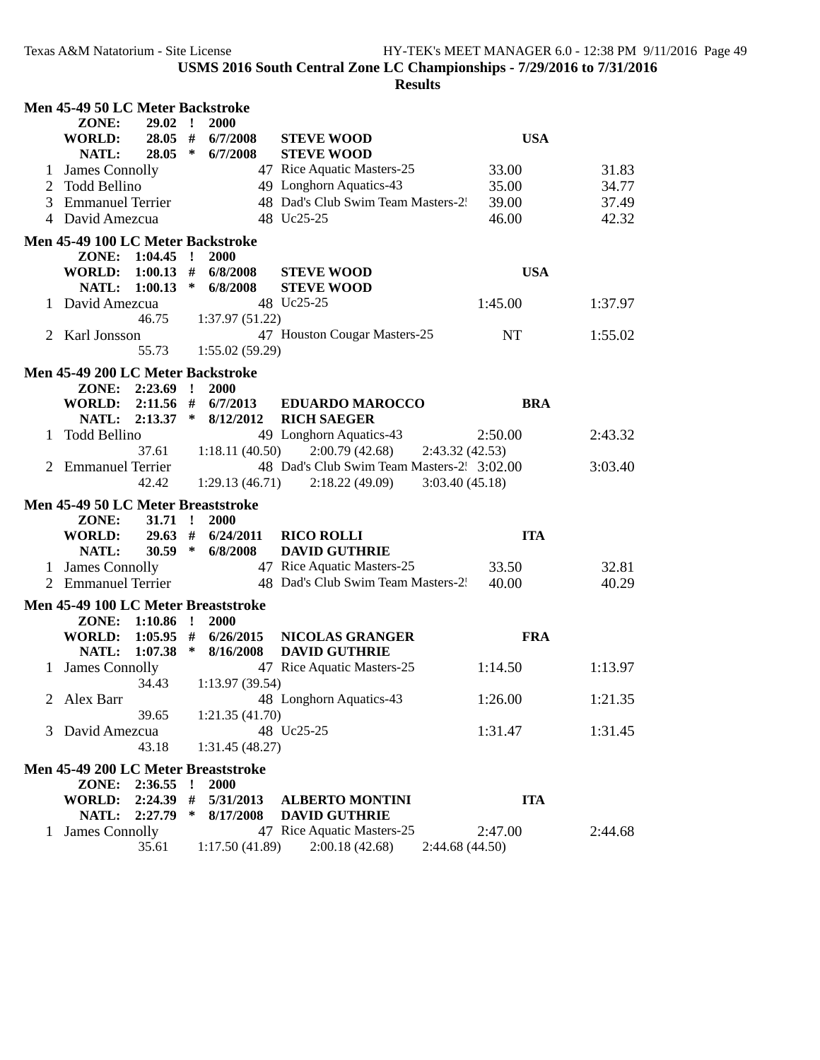**USMS 2016 South Central Zone LC Championships - 7/29/2016 to 7/31/2016**

**Results**

### Men 45-49 50 LC Meter Backstroke

| | | | | | | |
|---|---|---|---|---|---|---|
| ZONE: | 29.02 ! | 2000 | | | | |
| WORLD: | 28.05 # | 6/7/2008 | STEVE WOOD | | USA | |
| NATL: | 28.05 * | 6/7/2008 | STEVE WOOD | | | |
| 1 | James Connolly | 47 | Rice Aquatic Masters-25 | 33.00 | | 31.83 |
| 2 | Todd Bellino | 49 | Longhorn Aquatics-43 | 35.00 | | 34.77 |
| 3 | Emmanuel Terrier | 48 | Dad's Club Swim Team Masters-25 | 39.00 | | 37.49 |
| 4 | David Amezcua | 48 | Uc25-25 | 46.00 | | 42.32 |

### Men 45-49 100 LC Meter Backstroke

| | | | | | | |
|---|---|---|---|---|---|---|
| ZONE: | 1:04.45 ! | 2000 | | | | |
| WORLD: | 1:00.13 # | 6/8/2008 | STEVE WOOD | | USA | |
| NATL: | 1:00.13 * | 6/8/2008 | STEVE WOOD | | | |
| 1 | David Amezcua | 48 | Uc25-25 | 1:45.00 | | 1:37.97 |
| | 46.75 | 1:37.97 (51.22) | | | | |
| 2 | Karl Jonsson | 47 | Houston Cougar Masters-25 | NT | | 1:55.02 |
| | 55.73 | 1:55.02 (59.29) | | | | |

### Men 45-49 200 LC Meter Backstroke

| | | | | | | |
|---|---|---|---|---|---|---|
| ZONE: | 2:23.69 ! | 2000 | | | | |
| WORLD: | 2:11.56 # | 6/7/2013 | EDUARDO MAROCCO | | BRA | |
| NATL: | 2:13.37 * | 8/12/2012 | RICH SAEGER | | | |
| 1 | Todd Bellino | 49 | Longhorn Aquatics-43 | 2:50.00 | | 2:43.32 |
| | 37.61 | 1:18.11 (40.50) | 2:00.79 (42.68) | 2:43.32 (42.53) | | |
| 2 | Emmanuel Terrier | 48 | Dad's Club Swim Team Masters-25 | 3:02.00 | | 3:03.40 |
| | 42.42 | 1:29.13 (46.71) | 2:18.22 (49.09) | 3:03.40 (45.18) | | |

### Men 45-49 50 LC Meter Breaststroke

| | | | | | | |
|---|---|---|---|---|---|---|
| ZONE: | 31.71 ! | 2000 | | | | |
| WORLD: | 29.63 # | 6/24/2011 | RICO ROLLI | | ITA | |
| NATL: | 30.59 * | 6/8/2008 | DAVID GUTHRIE | | | |
| 1 | James Connolly | 47 | Rice Aquatic Masters-25 | 33.50 | | 32.81 |
| 2 | Emmanuel Terrier | 48 | Dad's Club Swim Team Masters-25 | 40.00 | | 40.29 |

### Men 45-49 100 LC Meter Breaststroke

| | | | | | | |
|---|---|---|---|---|---|---|
| ZONE: | 1:10.86 ! | 2000 | | | | |
| WORLD: | 1:05.95 # | 6/26/2015 | NICOLAS GRANGER | | FRA | |
| NATL: | 1:07.38 * | 8/16/2008 | DAVID GUTHRIE | | | |
| 1 | James Connolly | 47 | Rice Aquatic Masters-25 | 1:14.50 | | 1:13.97 |
| | 34.43 | 1:13.97 (39.54) | | | | |
| 2 | Alex Barr | 48 | Longhorn Aquatics-43 | 1:26.00 | | 1:21.35 |
| | 39.65 | 1:21.35 (41.70) | | | | |
| 3 | David Amezcua | 48 | Uc25-25 | 1:31.47 | | 1:31.45 |
| | 43.18 | 1:31.45 (48.27) | | | | |

### Men 45-49 200 LC Meter Breaststroke

| | | | | | | |
|---|---|---|---|---|---|---|
| ZONE: | 2:36.55 ! | 2000 | | | | |
| WORLD: | 2:24.39 # | 5/31/2013 | ALBERTO MONTINI | | ITA | |
| NATL: | 2:27.79 * | 8/17/2008 | DAVID GUTHRIE | | | |
| 1 | James Connolly | 47 | Rice Aquatic Masters-25 | 2:47.00 | | 2:44.68 |
| | 35.61 | 1:17.50 (41.89) | 2:00.18 (42.68) | 2:44.68 (44.50) | | |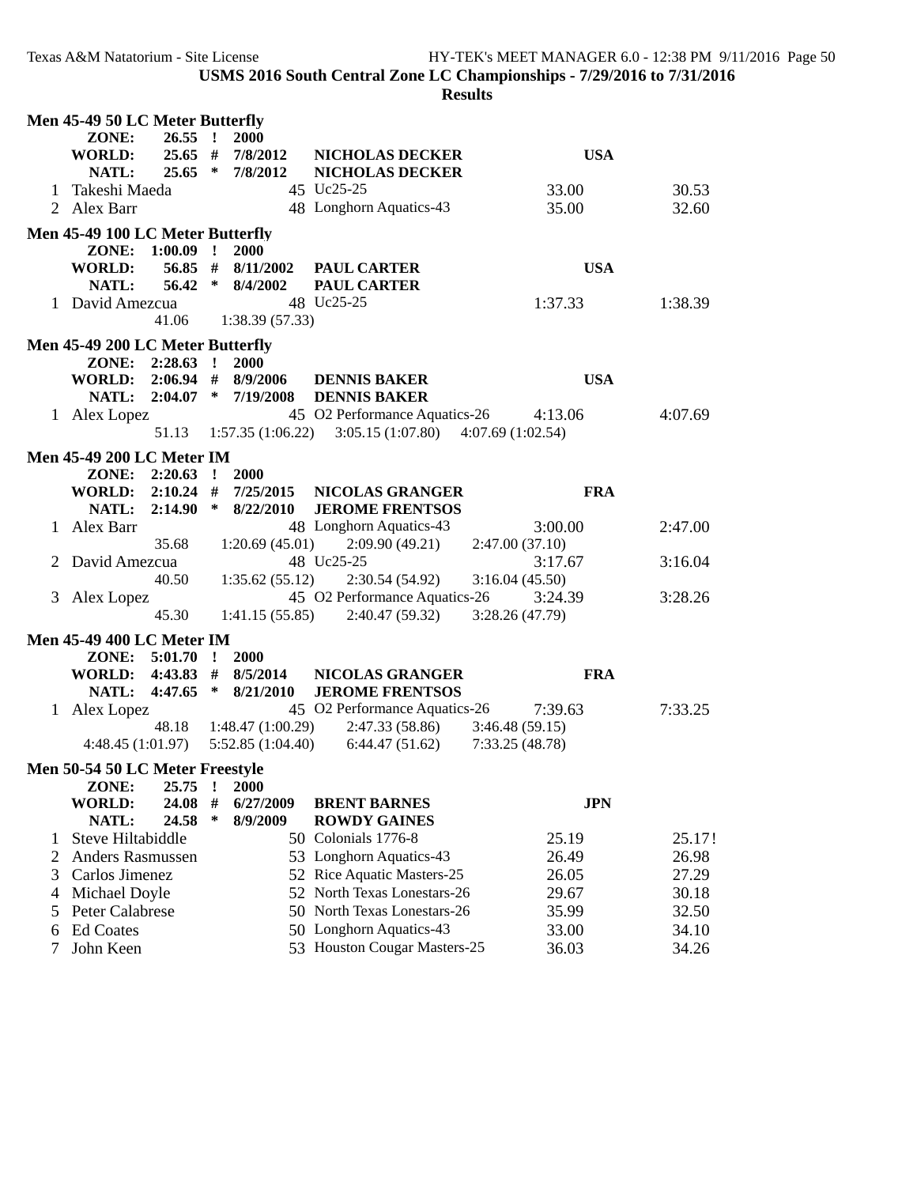**USMS 2016 South Central Zone LC Championships - 7/29/2016 to 7/31/2016**

**Results**

### Men 45-49 50 LC Meter Butterfly

| | | | | | |
|---|---|---|---|---|---|
| **ZONE:** | **26.55 !** | **2000** | | | |
| **WORLD:** | **25.65 #** | **7/8/2012** | **NICHOLAS DECKER** | **USA** | |
| **NATL:** | **25.65 \*** | **7/8/2012** | **NICHOLAS DECKER** | | |

| Place | Name | Age | Team | Seed Time | Finals Time |
|---|---|---|---|---|---|
| 1 | Takeshi Maeda | 45 | Uc25-25 | 33.00 | 30.53 |
| 2 | Alex Barr | 48 | Longhorn Aquatics-43 | 35.00 | 32.60 |

### Men 45-49 100 LC Meter Butterfly

| | | | | | |
|---|---|---|---|---|---|
| **ZONE:** | **1:00.09 !** | **2000** | | | |
| **WORLD:** | **56.85 #** | **8/11/2002** | **PAUL CARTER** | **USA** | |
| **NATL:** | **56.42 \*** | **8/4/2002** | **PAUL CARTER** | | |

| Place | Name | Age | Team | Seed Time | Finals Time |
|---|---|---|---|---|---|
| 1 | David Amezcua | 48 | Uc25-25 | 1:37.33 | 1:38.39 |
| | 41.06 | 1:38.39 (57.33) | | | |

### Men 45-49 200 LC Meter Butterfly

| | | | | | |
|---|---|---|---|---|---|
| **ZONE:** | **2:28.63 !** | **2000** | | | |
| **WORLD:** | **2:06.94 #** | **8/9/2006** | **DENNIS BAKER** | **USA** | |
| **NATL:** | **2:04.07 \*** | **7/19/2008** | **DENNIS BAKER** | | |

| Place | Name | Age | Team | Seed Time | Finals Time |
|---|---|---|---|---|---|
| 1 | Alex Lopez | 45 | O2 Performance Aquatics-26 | 4:13.06 | 4:07.69 |
| | 51.13 | 1:57.35 (1:06.22) | 3:05.15 (1:07.80) | 4:07.69 (1:02.54) | |

### Men 45-49 200 LC Meter IM

| | | | | | |
|---|---|---|---|---|---|
| **ZONE:** | **2:20.63 !** | **2000** | | | |
| **WORLD:** | **2:10.24 #** | **7/25/2015** | **NICOLAS GRANGER** | **FRA** | |
| **NATL:** | **2:14.90 \*** | **8/22/2010** | **JEROME FRENTSOS** | | |

| Place | Name | Age | Team | Seed Time | Finals Time |
|---|---|---|---|---|---|
| 1 | Alex Barr | 48 | Longhorn Aquatics-43 | 3:00.00 | 2:47.00 |
| | 35.68 | 1:20.69 (45.01) | 2:09.90 (49.21) | 2:47.00 (37.10) | |
| 2 | David Amezcua | 48 | Uc25-25 | 3:17.67 | 3:16.04 |
| | 40.50 | 1:35.62 (55.12) | 2:30.54 (54.92) | 3:16.04 (45.50) | |
| 3 | Alex Lopez | 45 | O2 Performance Aquatics-26 | 3:24.39 | 3:28.26 |
| | 45.30 | 1:41.15 (55.85) | 2:40.47 (59.32) | 3:28.26 (47.79) | |

### Men 45-49 400 LC Meter IM

| | | | | | |
|---|---|---|---|---|---|
| **ZONE:** | **5:01.70 !** | **2000** | | | |
| **WORLD:** | **4:43.83 #** | **8/5/2014** | **NICOLAS GRANGER** | **FRA** | |
| **NATL:** | **4:47.65 \*** | **8/21/2010** | **JEROME FRENTSOS** | | |

| Place | Name | Age | Team | Seed Time | Finals Time |
|---|---|---|---|---|---|
| 1 | Alex Lopez | 45 | O2 Performance Aquatics-26 | 7:39.63 | 7:33.25 |
| | 48.18 | 1:48.47 (1:00.29) | 2:47.33 (58.86) | 3:46.48 (59.15) | |
| | 4:48.45 (1:01.97) | 5:52.85 (1:04.40) | 6:44.47 (51.62) | 7:33.25 (48.78) | |

### Men 50-54 50 LC Meter Freestyle

| | | | | | |
|---|---|---|---|---|---|
| **ZONE:** | **25.75 !** | **2000** | | | |
| **WORLD:** | **24.08 #** | **6/27/2009** | **BRENT BARNES** | **JPN** | |
| **NATL:** | **24.58 \*** | **8/9/2009** | **ROWDY GAINES** | | |

| Place | Name | Age | Team | Seed Time | Finals Time |
|---|---|---|---|---|---|
| 1 | Steve Hiltabiddle | 50 | Colonials 1776-8 | 25.19 | 25.17! |
| 2 | Anders Rasmussen | 53 | Longhorn Aquatics-43 | 26.49 | 26.98 |
| 3 | Carlos Jimenez | 52 | Rice Aquatic Masters-25 | 26.05 | 27.29 |
| 4 | Michael Doyle | 52 | North Texas Lonestars-26 | 29.67 | 30.18 |
| 5 | Peter Calabrese | 50 | North Texas Lonestars-26 | 35.99 | 32.50 |
| 6 | Ed Coates | 50 | Longhorn Aquatics-43 | 33.00 | 34.10 |
| 7 | John Keen | 53 | Houston Cougar Masters-25 | 36.03 | 34.26 |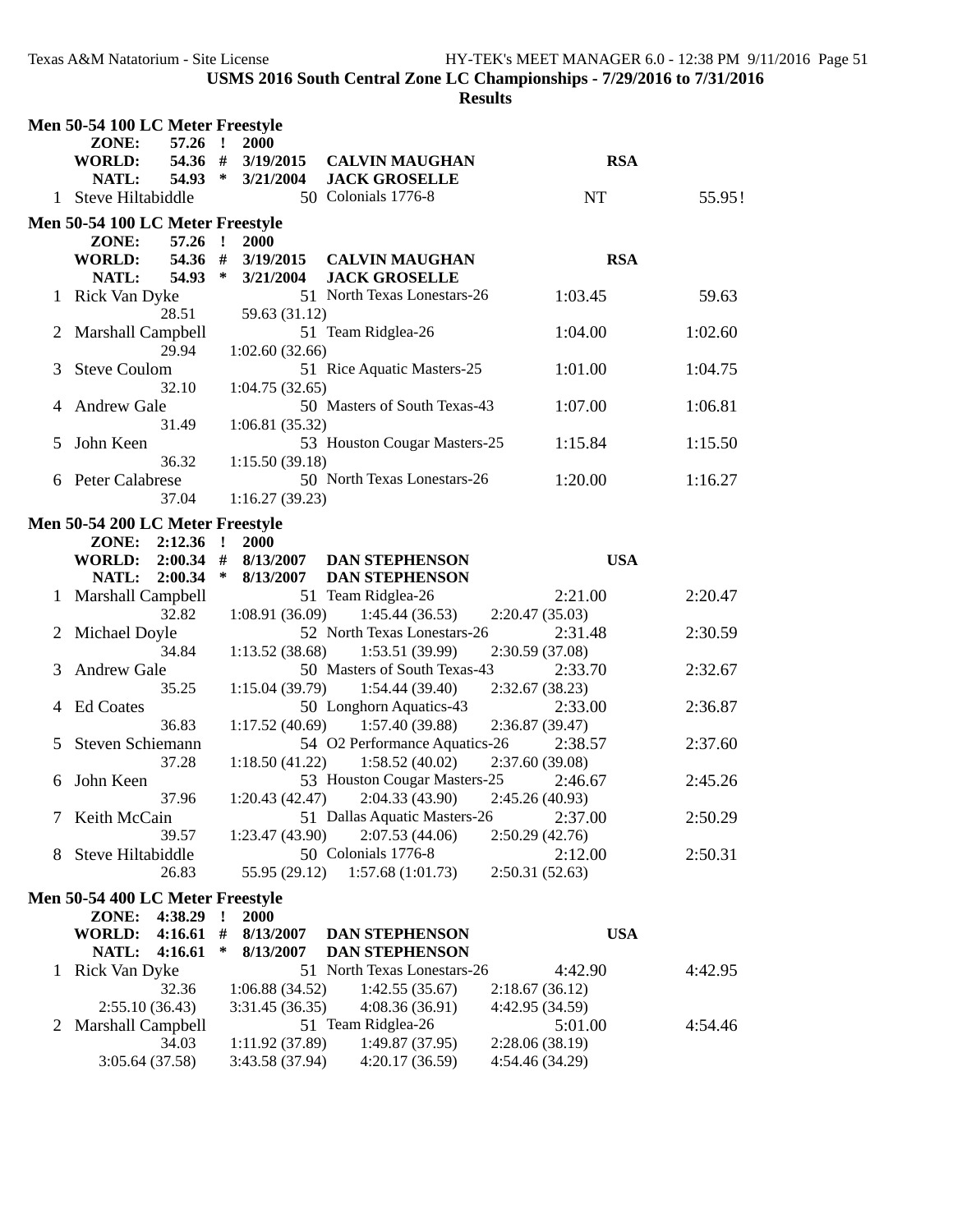USMS 2016 South Central Zone LC Championships - 7/29/2016 to 7/31/2016

**Results**

### Men 50-54 100 LC Meter Freestyle

| | | | | | |
|---|---|---|---|---|---|
| **ZONE:** | **57.26** | **!** | **2000** | | |
| **WORLD:** | **54.36** | **#** | **3/19/2015** | **CALVIN MAUGHAN** | **RSA** |
| **NATL:** | **54.93** | **\*** | **3/21/2004** | **JACK GROSELLE** | |

| Place | Name | Age | Team | Seed Time | Finals Time |
|---|---|---|---|---|---|
| 1 | Steve Hiltabiddle | 50 | Colonials 1776-8 | NT | 55.95! |

### Men 50-54 100 LC Meter Freestyle

| | | | | | |
|---|---|---|---|---|---|
| **ZONE:** | **57.26** | **!** | **2000** | | |
| **WORLD:** | **54.36** | **#** | **3/19/2015** | **CALVIN MAUGHAN** | **RSA** |
| **NATL:** | **54.93** | **\*** | **3/21/2004** | **JACK GROSELLE** | |

| Place | Name | Age | Team | Seed Time | Finals Time |
|---|---|---|---|---|---|
| 1 | Rick Van Dyke | 51 | North Texas Lonestars-26 | 1:03.45 | 59.63 |
| | 28.51 | 59.63 (31.12) | | | |
| 2 | Marshall Campbell | 51 | Team Ridglea-26 | 1:04.00 | 1:02.60 |
| | 29.94 | 1:02.60 (32.66) | | | |
| 3 | Steve Coulom | 51 | Rice Aquatic Masters-25 | 1:01.00 | 1:04.75 |
| | 32.10 | 1:04.75 (32.65) | | | |
| 4 | Andrew Gale | 50 | Masters of South Texas-43 | 1:07.00 | 1:06.81 |
| | 31.49 | 1:06.81 (35.32) | | | |
| 5 | John Keen | 53 | Houston Cougar Masters-25 | 1:15.84 | 1:15.50 |
| | 36.32 | 1:15.50 (39.18) | | | |
| 6 | Peter Calabrese | 50 | North Texas Lonestars-26 | 1:20.00 | 1:16.27 |
| | 37.04 | 1:16.27 (39.23) | | | |

### Men 50-54 200 LC Meter Freestyle

| | | | | | |
|---|---|---|---|---|---|
| **ZONE:** | **2:12.36** | **!** | **2000** | | |
| **WORLD:** | **2:00.34** | **#** | **8/13/2007** | **DAN STEPHENSON** | **USA** |
| **NATL:** | **2:00.34** | **\*** | **8/13/2007** | **DAN STEPHENSON** | |

| Place | Name | Age | Team | Seed Time | Finals Time |
|---|---|---|---|---|---|
| 1 | Marshall Campbell | 51 | Team Ridglea-26 | 2:21.00 | 2:20.47 |
| | 32.82 | 1:08.91 (36.09) | 1:45.44 (36.53) | 2:20.47 (35.03) | |
| 2 | Michael Doyle | 52 | North Texas Lonestars-26 | 2:31.48 | 2:30.59 |
| | 34.84 | 1:13.52 (38.68) | 1:53.51 (39.99) | 2:30.59 (37.08) | |
| 3 | Andrew Gale | 50 | Masters of South Texas-43 | 2:33.70 | 2:32.67 |
| | 35.25 | 1:15.04 (39.79) | 1:54.44 (39.40) | 2:32.67 (38.23) | |
| 4 | Ed Coates | 50 | Longhorn Aquatics-43 | 2:33.00 | 2:36.87 |
| | 36.83 | 1:17.52 (40.69) | 1:57.40 (39.88) | 2:36.87 (39.47) | |
| 5 | Steven Schiemann | 54 | O2 Performance Aquatics-26 | 2:38.57 | 2:37.60 |
| | 37.28 | 1:18.50 (41.22) | 1:58.52 (40.02) | 2:37.60 (39.08) | |
| 6 | John Keen | 53 | Houston Cougar Masters-25 | 2:46.67 | 2:45.26 |
| | 37.96 | 1:20.43 (42.47) | 2:04.33 (43.90) | 2:45.26 (40.93) | |
| 7 | Keith McCain | 51 | Dallas Aquatic Masters-26 | 2:37.00 | 2:50.29 |
| | 39.57 | 1:23.47 (43.90) | 2:07.53 (44.06) | 2:50.29 (42.76) | |
| 8 | Steve Hiltabiddle | 50 | Colonials 1776-8 | 2:12.00 | 2:50.31 |
| | 26.83 | 55.95 (29.12) | 1:57.68 (1:01.73) | 2:50.31 (52.63) | |

### Men 50-54 400 LC Meter Freestyle

| | | | | | |
|---|---|---|---|---|---|
| **ZONE:** | **4:38.29** | **!** | **2000** | | |
| **WORLD:** | **4:16.61** | **#** | **8/13/2007** | **DAN STEPHENSON** | **USA** |
| **NATL:** | **4:16.61** | **\*** | **8/13/2007** | **DAN STEPHENSON** | |

| Place | Name | Age | Team | Seed Time | Finals Time |
|---|---|---|---|---|---|
| 1 | Rick Van Dyke | 51 | North Texas Lonestars-26 | 4:42.90 | 4:42.95 |
| | 32.36 | 1:06.88 (34.52) | 1:42.55 (35.67) | 2:18.67 (36.12) | |
| | 2:55.10 (36.43) | 3:31.45 (36.35) | 4:08.36 (36.91) | 4:42.95 (34.59) | |
| 2 | Marshall Campbell | 51 | Team Ridglea-26 | 5:01.00 | 4:54.46 |
| | 34.03 | 1:11.92 (37.89) | 1:49.87 (37.95) | 2:28.06 (38.19) | |
| | 3:05.64 (37.58) | 3:43.58 (37.94) | 4:20.17 (36.59) | 4:54.46 (34.29) | |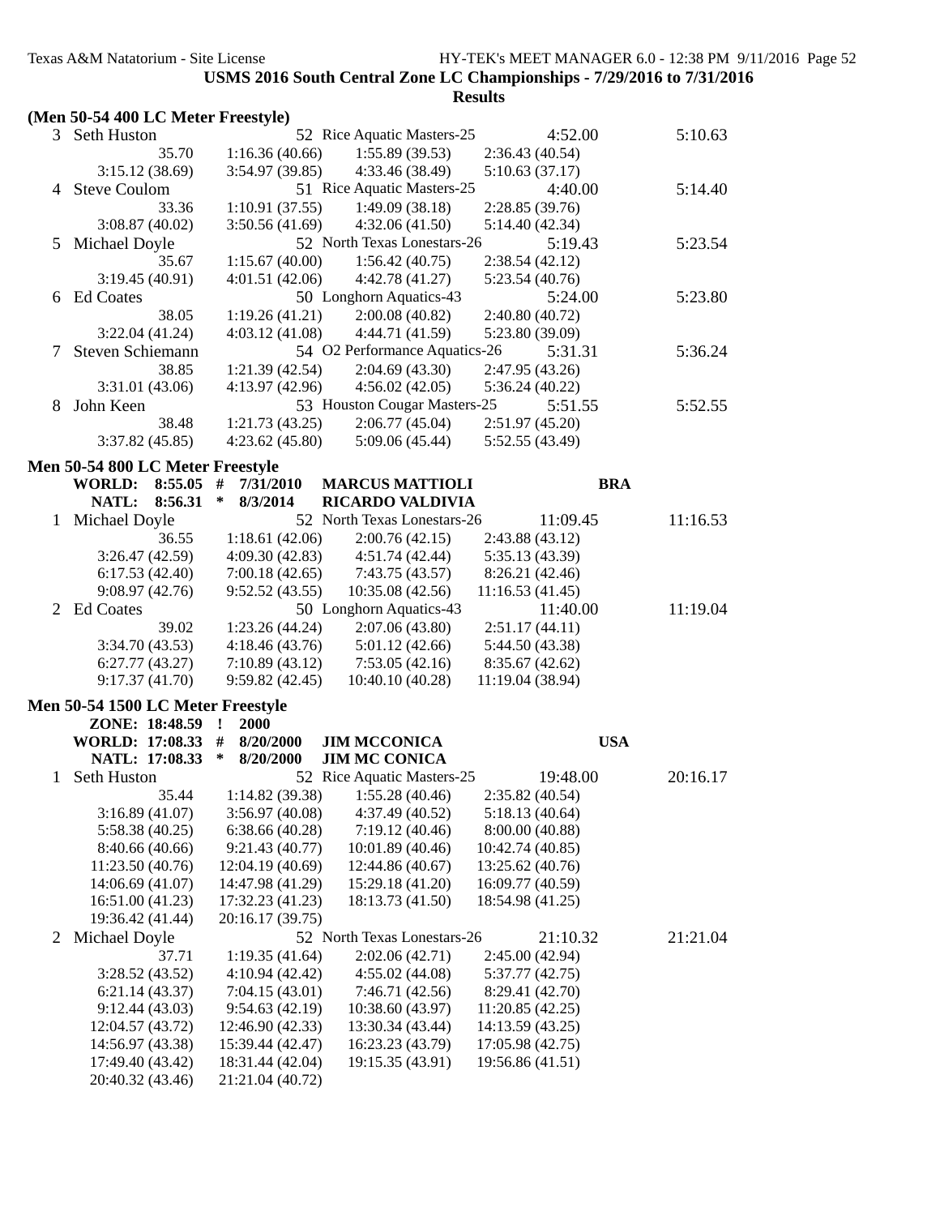**USMS 2016 South Central Zone LC Championships - 7/29/2016 to 7/31/2016**

**Results**

**(Men 50-54 400 LC Meter Freestyle)**

```
  3 Seth Huston                    52 Rice Aquatic Masters-25          4:52.00        5:10.63
          35.70      1:16.36 (40.66)    1:55.89 (39.53)    2:36.43 (40.54)
     3:15.12 (38.69)   3:54.97 (39.85)    4:33.46 (38.49)    5:10.63 (37.17)
  4 Steve Coulom                   51 Rice Aquatic Masters-25          4:40.00        5:14.40
          33.36      1:10.91 (37.55)    1:49.09 (38.18)    2:28.85 (39.76)
     3:08.87 (40.02)   3:50.56 (41.69)    4:32.06 (41.50)    5:14.40 (42.34)
  5 Michael Doyle                  52 North Texas Lonestars-26         5:19.43        5:23.54
          35.67      1:15.67 (40.00)    1:56.42 (40.75)    2:38.54 (42.12)
     3:19.45 (40.91)   4:01.51 (42.06)    4:42.78 (41.27)    5:23.54 (40.76)
  6 Ed Coates                      50 Longhorn Aquatics-43             5:24.00        5:23.80
          38.05      1:19.26 (41.21)    2:00.08 (40.82)    2:40.80 (40.72)
     3:22.04 (41.24)   4:03.12 (41.08)    4:44.71 (41.59)    5:23.80 (39.09)
  7 Steven Schiemann               54 O2 Performance Aquatics-26       5:31.31        5:36.24
          38.85      1:21.39 (42.54)    2:04.69 (43.30)    2:47.95 (43.26)
     3:31.01 (43.06)   4:13.97 (42.96)    4:56.02 (42.05)    5:36.24 (40.22)
  8 John Keen                      53 Houston Cougar Masters-25        5:51.55        5:52.55
          38.48      1:21.73 (43.25)    2:06.77 (45.04)    2:51.97 (45.20)
     3:37.82 (45.85)   4:23.62 (45.80)    5:09.06 (45.44)    5:52.55 (43.49)
```

**Men 50-54 800 LC Meter Freestyle**

```
      WORLD:  8:55.05  #  7/31/2010   MARCUS MATTIOLI                 BRA
      NATL:   8:56.31  *  8/3/2014    RICARDO VALDIVIA
  1 Michael Doyle                  52 North Texas Lonestars-26        11:09.45       11:16.53
          36.55      1:18.61 (42.06)    2:00.76 (42.15)    2:43.88 (43.12)
     3:26.47 (42.59)   4:09.30 (42.83)    4:51.74 (42.44)    5:35.13 (43.39)
     6:17.53 (42.40)   7:00.18 (42.65)    7:43.75 (43.57)    8:26.21 (42.46)
     9:08.97 (42.76)   9:52.52 (43.55)   10:35.08 (42.56)   11:16.53 (41.45)
  2 Ed Coates                      50 Longhorn Aquatics-43            11:40.00       11:19.04
          39.02      1:23.26 (44.24)    2:07.06 (43.80)    2:51.17 (44.11)
     3:34.70 (43.53)   4:18.46 (43.76)    5:01.12 (42.66)    5:44.50 (43.38)
     6:27.77 (43.27)   7:10.89 (43.12)    7:53.05 (42.16)    8:35.67 (42.62)
     9:17.37 (41.70)   9:59.82 (42.45)   10:40.10 (40.28)   11:19.04 (38.94)
```

**Men 50-54 1500 LC Meter Freestyle**

```
      ZONE:  18:48.59  !  2000
      WORLD: 17:08.33  #  8/20/2000   JIM MCCONICA                    USA
      NATL:  17:08.33  *  8/20/2000   JIM MC CONICA
  1 Seth Huston                    52 Rice Aquatic Masters-25         19:48.00       20:16.17
          35.44      1:14.82 (39.38)    1:55.28 (40.46)    2:35.82 (40.54)
     3:16.89 (41.07)   3:56.97 (40.08)    4:37.49 (40.52)    5:18.13 (40.64)
     5:58.38 (40.25)   6:38.66 (40.28)    7:19.12 (40.46)    8:00.00 (40.88)
     8:40.66 (40.66)   9:21.43 (40.77)   10:01.89 (40.46)   10:42.74 (40.85)
    11:23.50 (40.76)  12:04.19 (40.69)   12:44.86 (40.67)   13:25.62 (40.76)
    14:06.69 (41.07)  14:47.98 (41.29)   15:29.18 (41.20)   16:09.77 (40.59)
    16:51.00 (41.23)  17:32.23 (41.23)   18:13.73 (41.50)   18:54.98 (41.25)
    19:36.42 (41.44)  20:16.17 (39.75)
  2 Michael Doyle                  52 North Texas Lonestars-26        21:10.32       21:21.04
          37.71      1:19.35 (41.64)    2:02.06 (42.71)    2:45.00 (42.94)
     3:28.52 (43.52)   4:10.94 (42.42)    4:55.02 (44.08)    5:37.77 (42.75)
     6:21.14 (43.37)   7:04.15 (43.01)    7:46.71 (42.56)    8:29.41 (42.70)
     9:12.44 (43.03)   9:54.63 (42.19)   10:38.60 (43.97)   11:20.85 (42.25)
    12:04.57 (43.72)  12:46.90 (42.33)   13:30.34 (43.44)   14:13.59 (43.25)
    14:56.97 (43.38)  15:39.44 (42.47)   16:23.23 (43.79)   17:05.98 (42.75)
    17:49.40 (43.42)  18:31.44 (42.04)   19:15.35 (43.91)   19:56.86 (41.51)
    20:40.32 (43.46)  21:21.04 (40.72)
```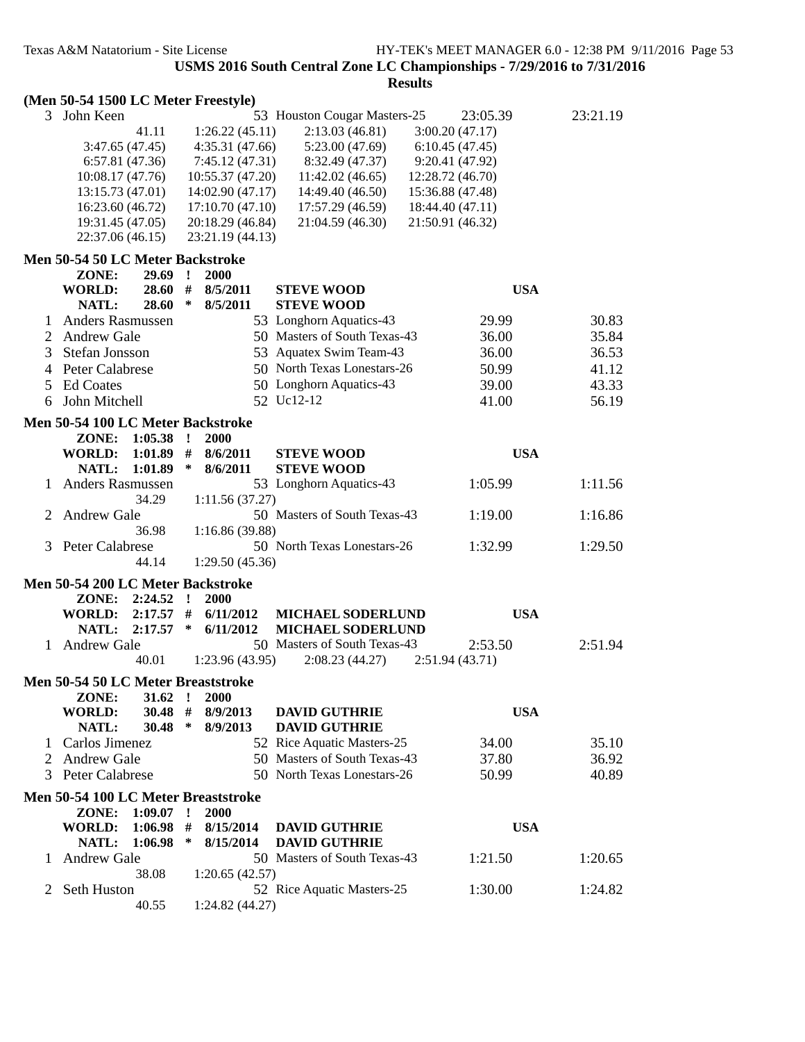USMS 2016 South Central Zone LC Championships - 7/29/2016 to 7/31/2016

Results

**(Men 50-54 1500 LC Meter Freestyle)**

| | Name | Age | Team | Seed Time | Finals Time |
|---|---|---|---|---|---|
| 3 | John Keen | 53 | Houston Cougar Masters-25 | 23:05.39 | 23:21.19 |

```
41.11            1:26.22 (45.11)   2:13.03 (46.81)   3:00.20 (47.17)
3:47.65 (47.45)  4:35.31 (47.66)   5:23.00 (47.69)   6:10.45 (47.45)
6:57.81 (47.36)  7:45.12 (47.31)   8:32.49 (47.37)   9:20.41 (47.92)
10:08.17 (47.76) 10:55.37 (47.20)  11:42.02 (46.65)  12:28.72 (46.70)
13:15.73 (47.01) 14:02.90 (47.17)  14:49.40 (46.50)  15:36.88 (47.48)
16:23.60 (46.72) 17:10.70 (47.10)  17:57.29 (46.59)  18:44.40 (47.11)
19:31.45 (47.05) 20:18.29 (46.84)  21:04.59 (46.30)  21:50.91 (46.32)
22:37.06 (46.15) 23:21.19 (44.13)
```

**Men 50-54 50 LC Meter Backstroke**

| | | | | | |
|---|---|---|---|---|---|
| ZONE: | 29.69 | ! | 2000 | | |
| WORLD: | 28.60 | # | 8/5/2011 | STEVE WOOD | USA |
| NATL: | 28.60 | * | 8/5/2011 | STEVE WOOD | |

| | Name | Age | Team | Seed Time | Finals Time |
|---|---|---|---|---|---|
| 1 | Anders Rasmussen | 53 | Longhorn Aquatics-43 | 29.99 | 30.83 |
| 2 | Andrew Gale | 50 | Masters of South Texas-43 | 36.00 | 35.84 |
| 3 | Stefan Jonsson | 53 | Aquatex Swim Team-43 | 36.00 | 36.53 |
| 4 | Peter Calabrese | 50 | North Texas Lonestars-26 | 50.99 | 41.12 |
| 5 | Ed Coates | 50 | Longhorn Aquatics-43 | 39.00 | 43.33 |
| 6 | John Mitchell | 52 | Uc12-12 | 41.00 | 56.19 |

**Men 50-54 100 LC Meter Backstroke**

| | | | | | |
|---|---|---|---|---|---|
| ZONE: | 1:05.38 | ! | 2000 | | |
| WORLD: | 1:01.89 | # | 8/6/2011 | STEVE WOOD | USA |
| NATL: | 1:01.89 | * | 8/6/2011 | STEVE WOOD | |

| | Name | Age | Team | Seed Time | Finals Time |
|---|---|---|---|---|---|
| 1 | Anders Rasmussen | 53 | Longhorn Aquatics-43 | 1:05.99 | 1:11.56 |
| | 34.29 | 1:11.56 (37.27) | | | |
| 2 | Andrew Gale | 50 | Masters of South Texas-43 | 1:19.00 | 1:16.86 |
| | 36.98 | 1:16.86 (39.88) | | | |
| 3 | Peter Calabrese | 50 | North Texas Lonestars-26 | 1:32.99 | 1:29.50 |
| | 44.14 | 1:29.50 (45.36) | | | |

**Men 50-54 200 LC Meter Backstroke**

| | | | | | |
|---|---|---|---|---|---|
| ZONE: | 2:24.52 | ! | 2000 | | |
| WORLD: | 2:17.57 | # | 6/11/2012 | MICHAEL SODERLUND | USA |
| NATL: | 2:17.57 | * | 6/11/2012 | MICHAEL SODERLUND | |

| | Name | Age | Team | Seed Time | Finals Time |
|---|---|---|---|---|---|
| 1 | Andrew Gale | 50 | Masters of South Texas-43 | 2:53.50 | 2:51.94 |
| | 40.01 | 1:23.96 (43.95) | 2:08.23 (44.27) | 2:51.94 (43.71) | |

**Men 50-54 50 LC Meter Breaststroke**

| | | | | | |
|---|---|---|---|---|---|
| ZONE: | 31.62 | ! | 2000 | | |
| WORLD: | 30.48 | # | 8/9/2013 | DAVID GUTHRIE | USA |
| NATL: | 30.48 | * | 8/9/2013 | DAVID GUTHRIE | |

| | Name | Age | Team | Seed Time | Finals Time |
|---|---|---|---|---|---|
| 1 | Carlos Jimenez | 52 | Rice Aquatic Masters-25 | 34.00 | 35.10 |
| 2 | Andrew Gale | 50 | Masters of South Texas-43 | 37.80 | 36.92 |
| 3 | Peter Calabrese | 50 | North Texas Lonestars-26 | 50.99 | 40.89 |

**Men 50-54 100 LC Meter Breaststroke**

| | | | | | |
|---|---|---|---|---|---|
| ZONE: | 1:09.07 | ! | 2000 | | |
| WORLD: | 1:06.98 | # | 8/15/2014 | DAVID GUTHRIE | USA |
| NATL: | 1:06.98 | * | 8/15/2014 | DAVID GUTHRIE | |

| | Name | Age | Team | Seed Time | Finals Time |
|---|---|---|---|---|---|
| 1 | Andrew Gale | 50 | Masters of South Texas-43 | 1:21.50 | 1:20.65 |
| | 38.08 | 1:20.65 (42.57) | | | |
| 2 | Seth Huston | 52 | Rice Aquatic Masters-25 | 1:30.00 | 1:24.82 |
| | 40.55 | 1:24.82 (44.27) | | | |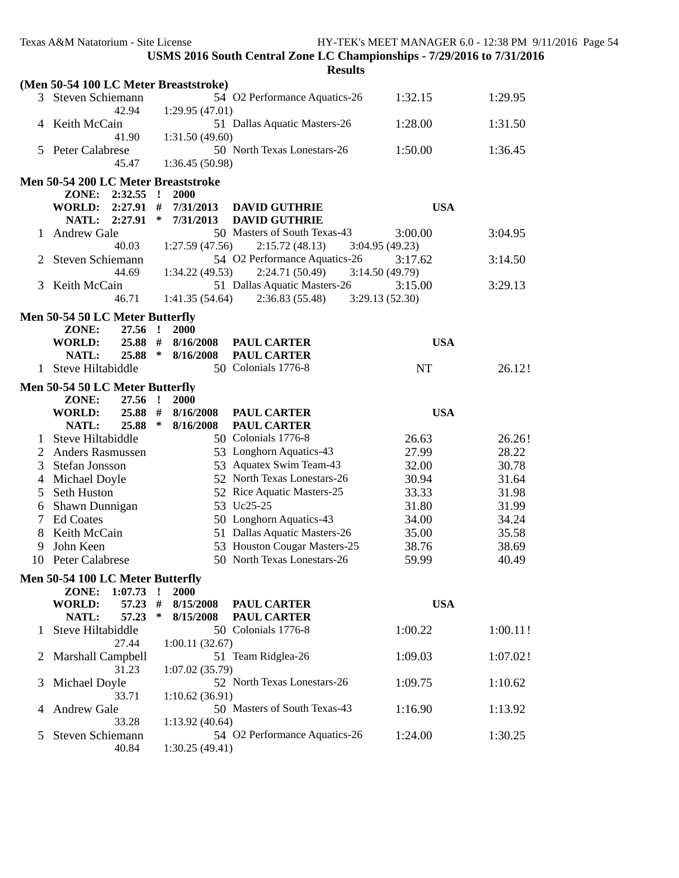USMS 2016 South Central Zone LC Championships - 7/29/2016 to 7/31/2016

**Results**

**(Men 50-54 100 LC Meter Breaststroke)**

| Place | Name | Age | Team | Seed Time | Finals Time |
|---|---|---|---|---|---|
| 3 | Steven Schiemann | 54 | O2 Performance Aquatics-26 | 1:32.15 | 1:29.95 |
| | 42.94 | 1:29.95 (47.01) | | | |
| 4 | Keith McCain | 51 | Dallas Aquatic Masters-26 | 1:28.00 | 1:31.50 |
| | 41.90 | 1:31.50 (49.60) | | | |
| 5 | Peter Calabrese | 50 | North Texas Lonestars-26 | 1:50.00 | 1:36.45 |
| | 45.47 | 1:36.45 (50.98) | | | |

**Men 50-54 200 LC Meter Breaststroke**

ZONE: 2:32.55 ! 2000
WORLD: 2:27.91 # 7/31/2013 DAVID GUTHRIE USA
NATL: 2:27.91 * 7/31/2013 DAVID GUTHRIE

| Place | Name | Age | Team | Seed Time | Finals Time |
|---|---|---|---|---|---|
| 1 | Andrew Gale | 50 | Masters of South Texas-43 | 3:00.00 | 3:04.95 |
| | 40.03 | 1:27.59 (47.56) | 2:15.72 (48.13) | 3:04.95 (49.23) | |
| 2 | Steven Schiemann | 54 | O2 Performance Aquatics-26 | 3:17.62 | 3:14.50 |
| | 44.69 | 1:34.22 (49.53) | 2:24.71 (50.49) | 3:14.50 (49.79) | |
| 3 | Keith McCain | 51 | Dallas Aquatic Masters-26 | 3:15.00 | 3:29.13 |
| | 46.71 | 1:41.35 (54.64) | 2:36.83 (55.48) | 3:29.13 (52.30) | |

**Men 50-54 50 LC Meter Butterfly**

ZONE: 27.56 ! 2000
WORLD: 25.88 # 8/16/2008 PAUL CARTER USA
NATL: 25.88 * 8/16/2008 PAUL CARTER

| Place | Name | Age | Team | Seed Time | Finals Time |
|---|---|---|---|---|---|
| 1 | Steve Hiltabiddle | 50 | Colonials 1776-8 | NT | 26.12! |

**Men 50-54 50 LC Meter Butterfly**

ZONE: 27.56 ! 2000
WORLD: 25.88 # 8/16/2008 PAUL CARTER USA
NATL: 25.88 * 8/16/2008 PAUL CARTER

| Place | Name | Age | Team | Seed Time | Finals Time |
|---|---|---|---|---|---|
| 1 | Steve Hiltabiddle | 50 | Colonials 1776-8 | 26.63 | 26.26! |
| 2 | Anders Rasmussen | 53 | Longhorn Aquatics-43 | 27.99 | 28.22 |
| 3 | Stefan Jonsson | 53 | Aquatex Swim Team-43 | 32.00 | 30.78 |
| 4 | Michael Doyle | 52 | North Texas Lonestars-26 | 30.94 | 31.64 |
| 5 | Seth Huston | 52 | Rice Aquatic Masters-25 | 33.33 | 31.98 |
| 6 | Shawn Dunnigan | 53 | Uc25-25 | 31.80 | 31.99 |
| 7 | Ed Coates | 50 | Longhorn Aquatics-43 | 34.00 | 34.24 |
| 8 | Keith McCain | 51 | Dallas Aquatic Masters-26 | 35.00 | 35.58 |
| 9 | John Keen | 53 | Houston Cougar Masters-25 | 38.76 | 38.69 |
| 10 | Peter Calabrese | 50 | North Texas Lonestars-26 | 59.99 | 40.49 |

**Men 50-54 100 LC Meter Butterfly**

ZONE: 1:07.73 ! 2000
WORLD: 57.23 # 8/15/2008 PAUL CARTER USA
NATL: 57.23 * 8/15/2008 PAUL CARTER

| Place | Name | Age | Team | Seed Time | Finals Time |
|---|---|---|---|---|---|
| 1 | Steve Hiltabiddle | 50 | Colonials 1776-8 | 1:00.22 | 1:00.11! |
| | 27.44 | 1:00.11 (32.67) | | | |
| 2 | Marshall Campbell | 51 | Team Ridglea-26 | 1:09.03 | 1:07.02! |
| | 31.23 | 1:07.02 (35.79) | | | |
| 3 | Michael Doyle | 52 | North Texas Lonestars-26 | 1:09.75 | 1:10.62 |
| | 33.71 | 1:10.62 (36.91) | | | |
| 4 | Andrew Gale | 50 | Masters of South Texas-43 | 1:16.90 | 1:13.92 |
| | 33.28 | 1:13.92 (40.64) | | | |
| 5 | Steven Schiemann | 54 | O2 Performance Aquatics-26 | 1:24.00 | 1:30.25 |
| | 40.84 | 1:30.25 (49.41) | | | |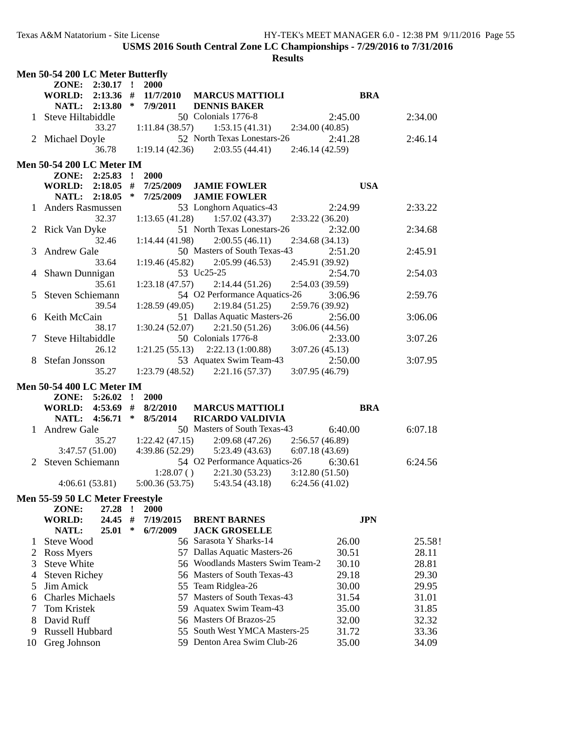USMS 2016 South Central Zone LC Championships - 7/29/2016 to 7/31/2016

**Results**

### Men 50-54 200 LC Meter Butterfly

| | | | | | |
|---|---|---|---|---|---|
| **ZONE:** | **2:30.17 !** | **2000** | | | |
| **WORLD:** | **2:13.36 #** | **11/7/2010** | **MARCUS MATTIOLI** | **BRA** | |
| **NATL:** | **2:13.80 *** | **7/9/2011** | **DENNIS BAKER** | | |

| Place | Name | Age | Team | Seed Time | Finals Time |
|---|---|---|---|---|---|
| 1 | Steve Hiltabiddle | 50 | Colonials 1776-8 | 2:45.00 | 2:34.00 |
| | 33.27 | 1:11.84 (38.57) | 1:53.15 (41.31) | 2:34.00 (40.85) | |
| 2 | Michael Doyle | 52 | North Texas Lonestars-26 | 2:41.28 | 2:46.14 |
| | 36.78 | 1:19.14 (42.36) | 2:03.55 (44.41) | 2:46.14 (42.59) | |

### Men 50-54 200 LC Meter IM

| | | | | | |
|---|---|---|---|---|---|
| **ZONE:** | **2:25.83 !** | **2000** | | | |
| **WORLD:** | **2:18.05 #** | **7/25/2009** | **JAMIE FOWLER** | **USA** | |
| **NATL:** | **2:18.05 *** | **7/25/2009** | **JAMIE FOWLER** | | |

| Place | Name | Age | Team | Seed Time | Finals Time |
|---|---|---|---|---|---|
| 1 | Anders Rasmussen | 53 | Longhorn Aquatics-43 | 2:24.99 | 2:33.22 |
| | 32.37 | 1:13.65 (41.28) | 1:57.02 (43.37) | 2:33.22 (36.20) | |
| 2 | Rick Van Dyke | 51 | North Texas Lonestars-26 | 2:32.00 | 2:34.68 |
| | 32.46 | 1:14.44 (41.98) | 2:00.55 (46.11) | 2:34.68 (34.13) | |
| 3 | Andrew Gale | 50 | Masters of South Texas-43 | 2:51.20 | 2:45.91 |
| | 33.64 | 1:19.46 (45.82) | 2:05.99 (46.53) | 2:45.91 (39.92) | |
| 4 | Shawn Dunnigan | 53 | Uc25-25 | 2:54.70 | 2:54.03 |
| | 35.61 | 1:23.18 (47.57) | 2:14.44 (51.26) | 2:54.03 (39.59) | |
| 5 | Steven Schiemann | 54 | O2 Performance Aquatics-26 | 3:06.96 | 2:59.76 |
| | 39.54 | 1:28.59 (49.05) | 2:19.84 (51.25) | 2:59.76 (39.92) | |
| 6 | Keith McCain | 51 | Dallas Aquatic Masters-26 | 2:56.00 | 3:06.06 |
| | 38.17 | 1:30.24 (52.07) | 2:21.50 (51.26) | 3:06.06 (44.56) | |
| 7 | Steve Hiltabiddle | 50 | Colonials 1776-8 | 2:33.00 | 3:07.26 |
| | 26.12 | 1:21.25 (55.13) | 2:22.13 (1:00.88) | 3:07.26 (45.13) | |
| 8 | Stefan Jonsson | 53 | Aquatex Swim Team-43 | 2:50.00 | 3:07.95 |
| | 35.27 | 1:23.79 (48.52) | 2:21.16 (57.37) | 3:07.95 (46.79) | |

### Men 50-54 400 LC Meter IM

| | | | | | |
|---|---|---|---|---|---|
| **ZONE:** | **5:26.02 !** | **2000** | | | |
| **WORLD:** | **4:53.69 #** | **8/2/2010** | **MARCUS MATTIOLI** | **BRA** | |
| **NATL:** | **4:56.71 *** | **8/5/2014** | **RICARDO VALDIVIA** | | |

| Place | Name | Age | Team | Seed Time | Finals Time |
|---|---|---|---|---|---|
| 1 | Andrew Gale | 50 | Masters of South Texas-43 | 6:40.00 | 6:07.18 |
| | 35.27 | 1:22.42 (47.15) | 2:09.68 (47.26) | 2:56.57 (46.89) | |
| | 3:47.57 (51.00) | 4:39.86 (52.29) | 5:23.49 (43.63) | 6:07.18 (43.69) | |
| 2 | Steven Schiemann | 54 | O2 Performance Aquatics-26 | 6:30.61 | 6:24.56 |
| | | 1:28.07 ( ) | 2:21.30 (53.23) | 3:12.80 (51.50) | |
| | 4:06.61 (53.81) | 5:00.36 (53.75) | 5:43.54 (43.18) | 6:24.56 (41.02) | |

### Men 55-59 50 LC Meter Freestyle

| | | | | | |
|---|---|---|---|---|---|
| **ZONE:** | **27.28 !** | **2000** | | | |
| **WORLD:** | **24.45 #** | **7/19/2015** | **BRENT BARNES** | **JPN** | |
| **NATL:** | **25.01 *** | **6/7/2009** | **JACK GROSELLE** | | |

| Place | Name | Age | Team | Seed Time | Finals Time |
|---|---|---|---|---|---|
| 1 | Steve Wood | 56 | Sarasota Y Sharks-14 | 26.00 | 25.58! |
| 2 | Ross Myers | 57 | Dallas Aquatic Masters-26 | 30.51 | 28.11 |
| 3 | Steve White | 56 | Woodlands Masters Swim Team-2 | 30.10 | 28.81 |
| 4 | Steven Richey | 56 | Masters of South Texas-43 | 29.18 | 29.30 |
| 5 | Jim Amick | 55 | Team Ridglea-26 | 30.00 | 29.95 |
| 6 | Charles Michaels | 57 | Masters of South Texas-43 | 31.54 | 31.01 |
| 7 | Tom Kristek | 59 | Aquatex Swim Team-43 | 35.00 | 31.85 |
| 8 | David Ruff | 56 | Masters Of Brazos-25 | 32.00 | 32.32 |
| 9 | Russell Hubbard | 55 | South West YMCA Masters-25 | 31.72 | 33.36 |
| 10 | Greg Johnson | 59 | Denton Area Swim Club-26 | 35.00 | 34.09 |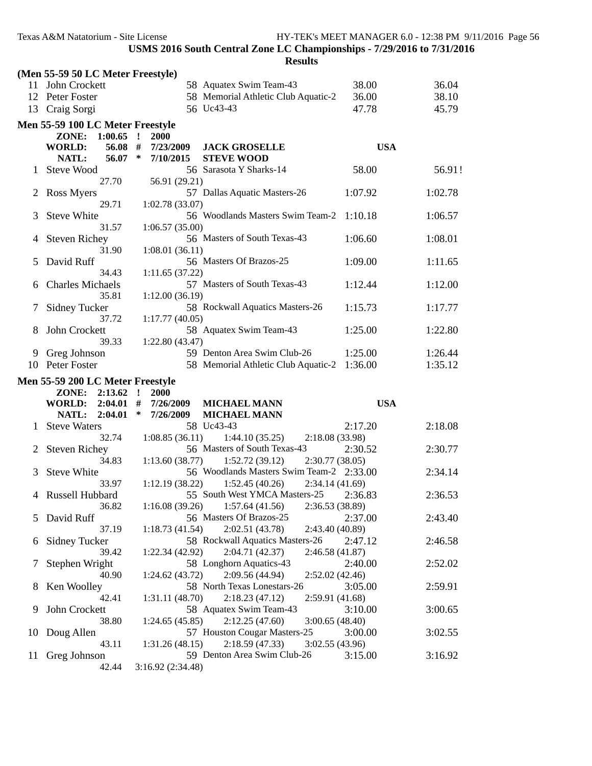**USMS 2016 South Central Zone LC Championships - 7/29/2016 to 7/31/2016**

**Results**

**(Men 55-59 50 LC Meter Freestyle)**

| | Name | Age | Team | Seed Time | Finals Time |
|---|---|---|---|---|---|
| 11 | John Crockett | 58 | Aquatex Swim Team-43 | 38.00 | 36.04 |
| 12 | Peter Foster | 58 | Memorial Athletic Club Aquatic-2 | 36.00 | 38.10 |
| 13 | Craig Sorgi | 56 | Uc43-43 | 47.78 | 45.79 |

**Men 55-59 100 LC Meter Freestyle**

ZONE: 1:00.65 ! 2000
WORLD: 56.08 # 7/23/2009 JACK GROSELLE USA
NATL: 56.07 * 7/10/2015 STEVE WOOD

| | Name | Age | Team | Seed Time | Finals Time |
|---|---|---|---|---|---|
| 1 | Steve Wood | 56 | Sarasota Y Sharks-14 | 58.00 | 56.91! |
| | 27.70 | 56.91 (29.21) | | | |
| 2 | Ross Myers | 57 | Dallas Aquatic Masters-26 | 1:07.92 | 1:02.78 |
| | 29.71 | 1:02.78 (33.07) | | | |
| 3 | Steve White | 56 | Woodlands Masters Swim Team-2 | 1:10.18 | 1:06.57 |
| | 31.57 | 1:06.57 (35.00) | | | |
| 4 | Steven Richey | 56 | Masters of South Texas-43 | 1:06.60 | 1:08.01 |
| | 31.90 | 1:08.01 (36.11) | | | |
| 5 | David Ruff | 56 | Masters Of Brazos-25 | 1:09.00 | 1:11.65 |
| | 34.43 | 1:11.65 (37.22) | | | |
| 6 | Charles Michaels | 57 | Masters of South Texas-43 | 1:12.44 | 1:12.00 |
| | 35.81 | 1:12.00 (36.19) | | | |
| 7 | Sidney Tucker | 58 | Rockwall Aquatics Masters-26 | 1:15.73 | 1:17.77 |
| | 37.72 | 1:17.77 (40.05) | | | |
| 8 | John Crockett | 58 | Aquatex Swim Team-43 | 1:25.00 | 1:22.80 |
| | 39.33 | 1:22.80 (43.47) | | | |
| 9 | Greg Johnson | 59 | Denton Area Swim Club-26 | 1:25.00 | 1:26.44 |
| 10 | Peter Foster | 58 | Memorial Athletic Club Aquatic-2 | 1:36.00 | 1:35.12 |

**Men 55-59 200 LC Meter Freestyle**

ZONE: 2:13.62 ! 2000
WORLD: 2:04.01 # 7/26/2009 MICHAEL MANN USA
NATL: 2:04.01 * 7/26/2009 MICHAEL MANN

| | Name | Age | Team | Seed Time | Finals Time |
|---|---|---|---|---|---|
| 1 | Steve Waters | 58 | Uc43-43 | 2:17.20 | 2:18.08 |
| | 32.74 | 1:08.85 (36.11) | 1:44.10 (35.25) | 2:18.08 (33.98) | |
| 2 | Steven Richey | 56 | Masters of South Texas-43 | 2:30.52 | 2:30.77 |
| | 34.83 | 1:13.60 (38.77) | 1:52.72 (39.12) | 2:30.77 (38.05) | |
| 3 | Steve White | 56 | Woodlands Masters Swim Team-2 | 2:33.00 | 2:34.14 |
| | 33.97 | 1:12.19 (38.22) | 1:52.45 (40.26) | 2:34.14 (41.69) | |
| 4 | Russell Hubbard | 55 | South West YMCA Masters-25 | 2:36.83 | 2:36.53 |
| | 36.82 | 1:16.08 (39.26) | 1:57.64 (41.56) | 2:36.53 (38.89) | |
| 5 | David Ruff | 56 | Masters Of Brazos-25 | 2:37.00 | 2:43.40 |
| | 37.19 | 1:18.73 (41.54) | 2:02.51 (43.78) | 2:43.40 (40.89) | |
| 6 | Sidney Tucker | 58 | Rockwall Aquatics Masters-26 | 2:47.12 | 2:46.58 |
| | 39.42 | 1:22.34 (42.92) | 2:04.71 (42.37) | 2:46.58 (41.87) | |
| 7 | Stephen Wright | 58 | Longhorn Aquatics-43 | 2:40.00 | 2:52.02 |
| | 40.90 | 1:24.62 (43.72) | 2:09.56 (44.94) | 2:52.02 (42.46) | |
| 8 | Ken Woolley | 58 | North Texas Lonestars-26 | 3:05.00 | 2:59.91 |
| | 42.41 | 1:31.11 (48.70) | 2:18.23 (47.12) | 2:59.91 (41.68) | |
| 9 | John Crockett | 58 | Aquatex Swim Team-43 | 3:10.00 | 3:00.65 |
| | 38.80 | 1:24.65 (45.85) | 2:12.25 (47.60) | 3:00.65 (48.40) | |
| 10 | Doug Allen | 57 | Houston Cougar Masters-25 | 3:00.00 | 3:02.55 |
| | 43.11 | 1:31.26 (48.15) | 2:18.59 (47.33) | 3:02.55 (43.96) | |
| 11 | Greg Johnson | 59 | Denton Area Swim Club-26 | 3:15.00 | 3:16.92 |
| | 42.44 | 3:16.92 (2:34.48) | | | |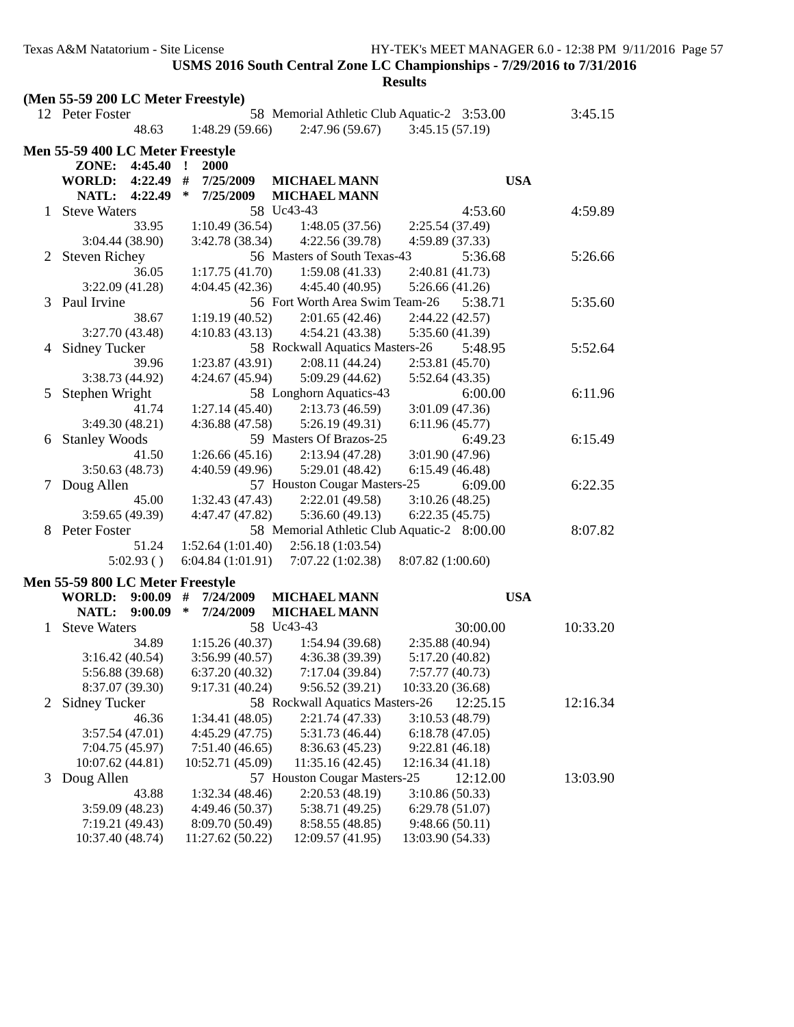**USMS 2016 South Central Zone LC Championships - 7/29/2016 to 7/31/2016**

**Results**

**(Men 55-59 200 LC Meter Freestyle)**

```
 12 Peter Foster                58 Memorial Athletic Club Aquatic-2  3:53.00       3:45.15
            48.63     1:48.29 (59.66)    2:47.96 (59.67)    3:45.15 (57.19)
```

### Men 55-59 400 LC Meter Freestyle

```
      ZONE:   4:45.40  !  2000
      WORLD:  4:22.49  #  7/25/2009   MICHAEL MANN                       USA
      NATL:   4:22.49  *  7/25/2009   MICHAEL MANN
  1 Steve Waters                58 Uc43-43                           4:53.60       4:59.89
            33.95     1:10.49 (36.54)    1:48.05 (37.56)    2:25.54 (37.49)
   3:04.44 (38.90)    3:42.78 (38.34)    4:22.56 (39.78)    4:59.89 (37.33)
  2 Steven Richey               56 Masters of South Texas-43         5:36.68       5:26.66
            36.05     1:17.75 (41.70)    1:59.08 (41.33)    2:40.81 (41.73)
   3:22.09 (41.28)    4:04.45 (42.36)    4:45.40 (40.95)    5:26.66 (41.26)
  3 Paul Irvine                 56 Fort Worth Area Swim Team-26      5:38.71       5:35.60
            38.67     1:19.19 (40.52)    2:01.65 (42.46)    2:44.22 (42.57)
   3:27.70 (43.48)    4:10.83 (43.13)    4:54.21 (43.38)    5:35.60 (41.39)
  4 Sidney Tucker               58 Rockwall Aquatics Masters-26      5:48.95       5:52.64
            39.96     1:23.87 (43.91)    2:08.11 (44.24)    2:53.81 (45.70)
   3:38.73 (44.92)    4:24.67 (45.94)    5:09.29 (44.62)    5:52.64 (43.35)
  5 Stephen Wright              58 Longhorn Aquatics-43              6:00.00       6:11.96
            41.74     1:27.14 (45.40)    2:13.73 (46.59)    3:01.09 (47.36)
   3:49.30 (48.21)    4:36.88 (47.58)    5:26.19 (49.31)    6:11.96 (45.77)
  6 Stanley Woods               59 Masters Of Brazos-25              6:49.23       6:15.49
            41.50     1:26.66 (45.16)    2:13.94 (47.28)    3:01.90 (47.96)
   3:50.63 (48.73)    4:40.59 (49.96)    5:29.01 (48.42)    6:15.49 (46.48)
  7 Doug Allen                  57 Houston Cougar Masters-25         6:09.00       6:22.35
            45.00     1:32.43 (47.43)    2:22.01 (49.58)    3:10.26 (48.25)
   3:59.65 (49.39)    4:47.47 (47.82)    5:36.60 (49.13)    6:22.35 (45.75)
  8 Peter Foster                58 Memorial Athletic Club Aquatic-2  8:00.00       8:07.82
            51.24   1:52.64 (1:01.40)  2:56.18 (1:03.54)
        5:02.93 ( )  6:04.84 (1:01.91)  7:07.22 (1:02.38)  8:07.82 (1:00.60)
```

### Men 55-59 800 LC Meter Freestyle

```
      WORLD:  9:00.09  #  7/24/2009   MICHAEL MANN                       USA
      NATL:   9:00.09  *  7/24/2009   MICHAEL MANN
  1 Steve Waters                58 Uc43-43                          30:00.00      10:33.20
            34.89     1:15.26 (40.37)    1:54.94 (39.68)    2:35.88 (40.94)
   3:16.42 (40.54)    3:56.99 (40.57)    4:36.38 (39.39)    5:17.20 (40.82)
   5:56.88 (39.68)    6:37.20 (40.32)    7:17.04 (39.84)    7:57.77 (40.73)
   8:37.07 (39.30)    9:17.31 (40.24)    9:56.52 (39.21)   10:33.20 (36.68)
  2 Sidney Tucker               58 Rockwall Aquatics Masters-26     12:25.15      12:16.34
            46.36     1:34.41 (48.05)    2:21.74 (47.33)    3:10.53 (48.79)
   3:57.54 (47.01)    4:45.29 (47.75)    5:31.73 (46.44)    6:18.78 (47.05)
   7:04.75 (45.97)    7:51.40 (46.65)    8:36.63 (45.23)    9:22.81 (46.18)
  10:07.62 (44.81)   10:52.71 (45.09)   11:35.16 (42.45)   12:16.34 (41.18)
  3 Doug Allen                  57 Houston Cougar Masters-25        12:12.00      13:03.90
            43.88     1:32.34 (48.46)    2:20.53 (48.19)    3:10.86 (50.33)
   3:59.09 (48.23)    4:49.46 (50.37)    5:38.71 (49.25)    6:29.78 (51.07)
   7:19.21 (49.43)    8:09.70 (50.49)    8:58.55 (48.85)    9:48.66 (50.11)
  10:37.40 (48.74)   11:27.62 (50.22)   12:09.57 (41.95)   13:03.90 (54.33)
```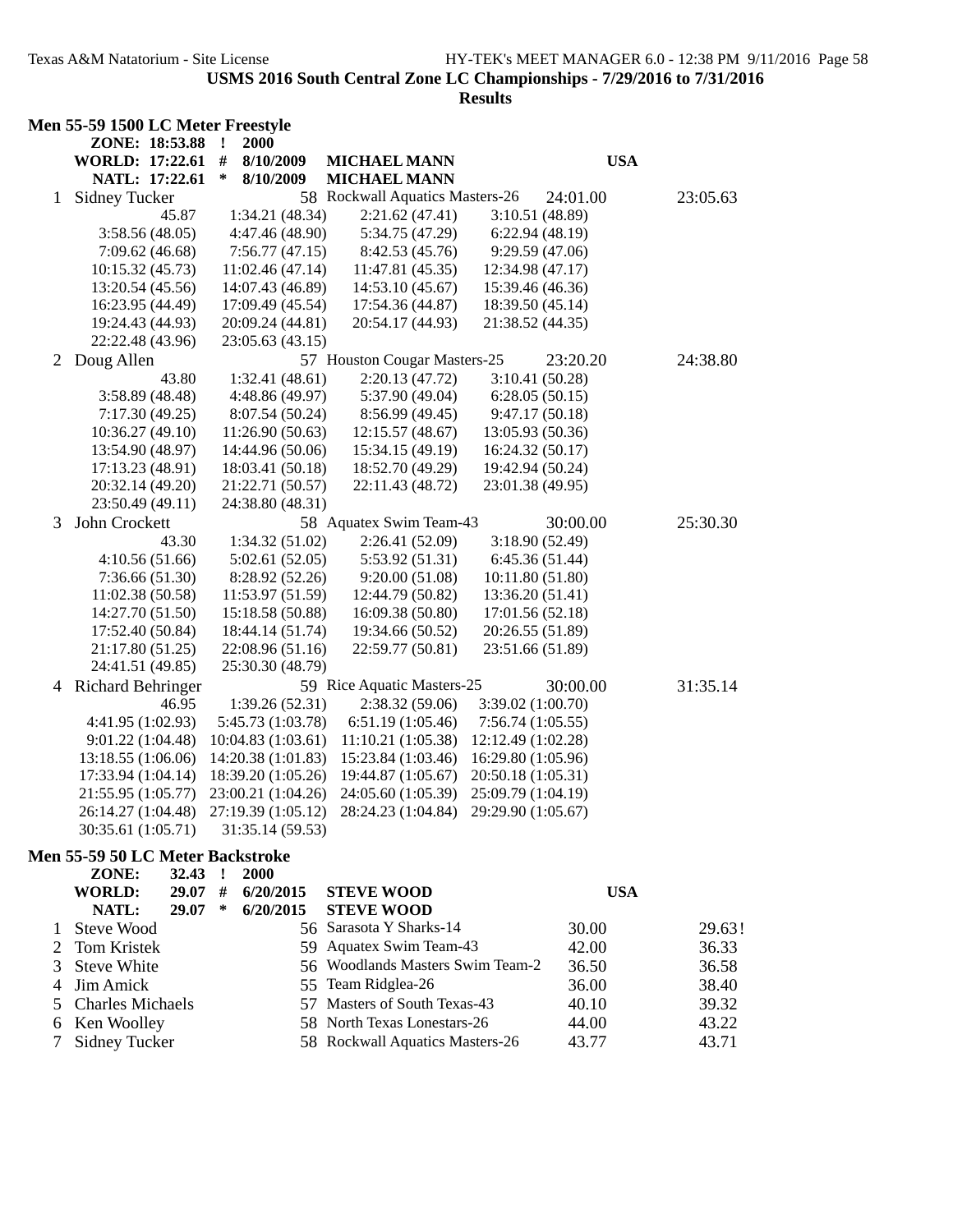## USMS 2016 South Central Zone LC Championships - 7/29/2016 to 7/31/2016

### Results

### Men 55-59 1500 LC Meter Freestyle

| | | | | |
|---|---|---|---|---|
| ZONE: 18:53.88 | ! | 2000 | | |
| WORLD: 17:22.61 | # | 8/10/2009 | MICHAEL MANN | USA |
| NATL: 17:22.61 | * | 8/10/2009 | MICHAEL MANN | |

| Place | Name | Age | Team | Seed Time | Finals Time |
|---|---|---|---|---|---|
| 1 | Sidney Tucker | 58 | Rockwall Aquatics Masters-26 | 24:01.00 | 23:05.63 |
| 2 | Doug Allen | 57 | Houston Cougar Masters-25 | 23:20.20 | 24:38.80 |
| 3 | John Crockett | 58 | Aquatex Swim Team-43 | 30:00.00 | 25:30.30 |
| 4 | Richard Behringer | 59 | Rice Aquatic Masters-25 | 30:00.00 | 31:35.14 |

**1 Sidney Tucker splits:**

| | | | |
|---|---|---|---|
| 45.87 | 1:34.21 (48.34) | 2:21.62 (47.41) | 3:10.51 (48.89) |
| 3:58.56 (48.05) | 4:47.46 (48.90) | 5:34.75 (47.29) | 6:22.94 (48.19) |
| 7:09.62 (46.68) | 7:56.77 (47.15) | 8:42.53 (45.76) | 9:29.59 (47.06) |
| 10:15.32 (45.73) | 11:02.46 (47.14) | 11:47.81 (45.35) | 12:34.98 (47.17) |
| 13:20.54 (45.56) | 14:07.43 (46.89) | 14:53.10 (45.67) | 15:39.46 (46.36) |
| 16:23.95 (44.49) | 17:09.49 (45.54) | 17:54.36 (44.87) | 18:39.50 (45.14) |
| 19:24.43 (44.93) | 20:09.24 (44.81) | 20:54.17 (44.93) | 21:38.52 (44.35) |
| 22:22.48 (43.96) | 23:05.63 (43.15) | | |

**2 Doug Allen splits:**

| | | | |
|---|---|---|---|
| 43.80 | 1:32.41 (48.61) | 2:20.13 (47.72) | 3:10.41 (50.28) |
| 3:58.89 (48.48) | 4:48.86 (49.97) | 5:37.90 (49.04) | 6:28.05 (50.15) |
| 7:17.30 (49.25) | 8:07.54 (50.24) | 8:56.99 (49.45) | 9:47.17 (50.18) |
| 10:36.27 (49.10) | 11:26.90 (50.63) | 12:15.57 (48.67) | 13:05.93 (50.36) |
| 13:54.90 (48.97) | 14:44.96 (50.06) | 15:34.15 (49.19) | 16:24.32 (50.17) |
| 17:13.23 (48.91) | 18:03.41 (50.18) | 18:52.70 (49.29) | 19:42.94 (50.24) |
| 20:32.14 (49.20) | 21:22.71 (50.57) | 22:11.43 (48.72) | 23:01.38 (49.95) |
| 23:50.49 (49.11) | 24:38.80 (48.31) | | |

**3 John Crockett splits:**

| | | | |
|---|---|---|---|
| 43.30 | 1:34.32 (51.02) | 2:26.41 (52.09) | 3:18.90 (52.49) |
| 4:10.56 (51.66) | 5:02.61 (52.05) | 5:53.92 (51.31) | 6:45.36 (51.44) |
| 7:36.66 (51.30) | 8:28.92 (52.26) | 9:20.00 (51.08) | 10:11.80 (51.80) |
| 11:02.38 (50.58) | 11:53.97 (51.59) | 12:44.79 (50.82) | 13:36.20 (51.41) |
| 14:27.70 (51.50) | 15:18.58 (50.88) | 16:09.38 (50.80) | 17:01.56 (52.18) |
| 17:52.40 (50.84) | 18:44.14 (51.74) | 19:34.66 (50.52) | 20:26.55 (51.89) |
| 21:17.80 (51.25) | 22:08.96 (51.16) | 22:59.77 (50.81) | 23:51.66 (51.89) |
| 24:41.51 (49.85) | 25:30.30 (48.79) | | |

**4 Richard Behringer splits:**

| | | | |
|---|---|---|---|
| 46.95 | 1:39.26 (52.31) | 2:38.32 (59.06) | 3:39.02 (1:00.70) |
| 4:41.95 (1:02.93) | 5:45.73 (1:03.78) | 6:51.19 (1:05.46) | 7:56.74 (1:05.55) |
| 9:01.22 (1:04.48) | 10:04.83 (1:03.61) | 11:10.21 (1:05.38) | 12:12.49 (1:02.28) |
| 13:18.55 (1:06.06) | 14:20.38 (1:01.83) | 15:23.84 (1:03.46) | 16:29.80 (1:05.96) |
| 17:33.94 (1:04.14) | 18:39.20 (1:05.26) | 19:44.87 (1:05.67) | 20:50.18 (1:05.31) |
| 21:55.95 (1:05.77) | 23:00.21 (1:04.26) | 24:05.60 (1:05.39) | 25:09.79 (1:04.19) |
| 26:14.27 (1:04.48) | 27:19.39 (1:05.12) | 28:24.23 (1:04.84) | 29:29.90 (1:05.67) |
| 30:35.61 (1:05.71) | 31:35.14 (59.53) | | |

### Men 55-59 50 LC Meter Backstroke

| | | | | | |
|---|---|---|---|---|---|
| ZONE: | 32.43 | ! | 2000 | | |
| WORLD: | 29.07 | # | 6/20/2015 | STEVE WOOD | USA |
| NATL: | 29.07 | * | 6/20/2015 | STEVE WOOD | |

| Place | Name | Age | Team | Seed Time | Finals Time |
|---|---|---|---|---|---|
| 1 | Steve Wood | 56 | Sarasota Y Sharks-14 | 30.00 | 29.63! |
| 2 | Tom Kristek | 59 | Aquatex Swim Team-43 | 42.00 | 36.33 |
| 3 | Steve White | 56 | Woodlands Masters Swim Team-2 | 36.50 | 36.58 |
| 4 | Jim Amick | 55 | Team Ridglea-26 | 36.00 | 38.40 |
| 5 | Charles Michaels | 57 | Masters of South Texas-43 | 40.10 | 39.32 |
| 6 | Ken Woolley | 58 | North Texas Lonestars-26 | 44.00 | 43.22 |
| 7 | Sidney Tucker | 58 | Rockwall Aquatics Masters-26 | 43.77 | 43.71 |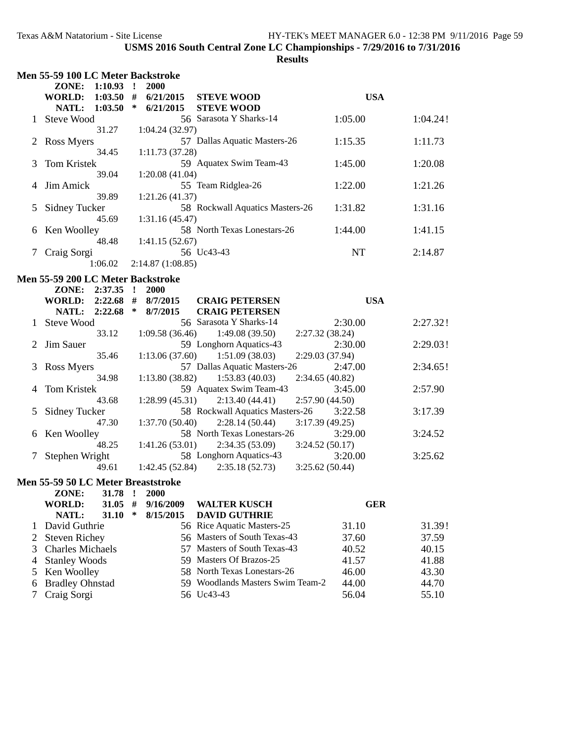**USMS 2016 South Central Zone LC Championships - 7/29/2016 to 7/31/2016**

**Results**

### Men 55-59 100 LC Meter Backstroke

| | | | | | | |
|---|---|---|---|---|---|---|
| **ZONE:** | **1:10.93** | **!** | **2000** | | | |
| **WORLD:** | **1:03.50** | **#** | **6/21/2015** | **STEVE WOOD** | **USA** | |
| **NATL:** | **1:03.50** | ***** | **6/21/2015** | **STEVE WOOD** | | |

| Place | Name | Age | Team | Seed Time | Finals Time |
|---|---|---|---|---|---|
| 1 | Steve Wood | 56 | Sarasota Y Sharks-14 | 1:05.00 | 1:04.24! |
| | 31.27 | 1:04.24 (32.97) | | | |
| 2 | Ross Myers | 57 | Dallas Aquatic Masters-26 | 1:15.35 | 1:11.73 |
| | 34.45 | 1:11.73 (37.28) | | | |
| 3 | Tom Kristek | 59 | Aquatex Swim Team-43 | 1:45.00 | 1:20.08 |
| | 39.04 | 1:20.08 (41.04) | | | |
| 4 | Jim Amick | 55 | Team Ridglea-26 | 1:22.00 | 1:21.26 |
| | 39.89 | 1:21.26 (41.37) | | | |
| 5 | Sidney Tucker | 58 | Rockwall Aquatics Masters-26 | 1:31.82 | 1:31.16 |
| | 45.69 | 1:31.16 (45.47) | | | |
| 6 | Ken Woolley | 58 | North Texas Lonestars-26 | 1:44.00 | 1:41.15 |
| | 48.48 | 1:41.15 (52.67) | | | |
| 7 | Craig Sorgi | 56 | Uc43-43 | NT | 2:14.87 |
| | 1:06.02 | 2:14.87 (1:08.85) | | | |

### Men 55-59 200 LC Meter Backstroke

| | | | | | | |
|---|---|---|---|---|---|---|
| **ZONE:** | **2:37.35** | **!** | **2000** | | | |
| **WORLD:** | **2:22.68** | **#** | **8/7/2015** | **CRAIG PETERSEN** | **USA** | |
| **NATL:** | **2:22.68** | ***** | **8/7/2015** | **CRAIG PETERSEN** | | |

| Place | Name | Age | Team | Seed Time | Finals Time |
|---|---|---|---|---|---|
| 1 | Steve Wood | 56 | Sarasota Y Sharks-14 | 2:30.00 | 2:27.32! |
| | 33.12 | 1:09.58 (36.46) | 1:49.08 (39.50) | 2:27.32 (38.24) | |
| 2 | Jim Sauer | 59 | Longhorn Aquatics-43 | 2:30.00 | 2:29.03! |
| | 35.46 | 1:13.06 (37.60) | 1:51.09 (38.03) | 2:29.03 (37.94) | |
| 3 | Ross Myers | 57 | Dallas Aquatic Masters-26 | 2:47.00 | 2:34.65! |
| | 34.98 | 1:13.80 (38.82) | 1:53.83 (40.03) | 2:34.65 (40.82) | |
| 4 | Tom Kristek | 59 | Aquatex Swim Team-43 | 3:45.00 | 2:57.90 |
| | 43.68 | 1:28.99 (45.31) | 2:13.40 (44.41) | 2:57.90 (44.50) | |
| 5 | Sidney Tucker | 58 | Rockwall Aquatics Masters-26 | 3:22.58 | 3:17.39 |
| | 47.30 | 1:37.70 (50.40) | 2:28.14 (50.44) | 3:17.39 (49.25) | |
| 6 | Ken Woolley | 58 | North Texas Lonestars-26 | 3:29.00 | 3:24.52 |
| | 48.25 | 1:41.26 (53.01) | 2:34.35 (53.09) | 3:24.52 (50.17) | |
| 7 | Stephen Wright | 58 | Longhorn Aquatics-43 | 3:20.00 | 3:25.62 |
| | 49.61 | 1:42.45 (52.84) | 2:35.18 (52.73) | 3:25.62 (50.44) | |

### Men 55-59 50 LC Meter Breaststroke

| | | | | | | |
|---|---|---|---|---|---|---|
| **ZONE:** | **31.78** | **!** | **2000** | | | |
| **WORLD:** | **31.05** | **#** | **9/16/2009** | **WALTER KUSCH** | **GER** | |
| **NATL:** | **31.10** | ***** | **8/15/2015** | **DAVID GUTHRIE** | | |

| Place | Name | Age | Team | Seed Time | Finals Time |
|---|---|---|---|---|---|
| 1 | David Guthrie | 56 | Rice Aquatic Masters-25 | 31.10 | 31.39! |
| 2 | Steven Richey | 56 | Masters of South Texas-43 | 37.60 | 37.59 |
| 3 | Charles Michaels | 57 | Masters of South Texas-43 | 40.52 | 40.15 |
| 4 | Stanley Woods | 59 | Masters Of Brazos-25 | 41.57 | 41.88 |
| 5 | Ken Woolley | 58 | North Texas Lonestars-26 | 46.00 | 43.30 |
| 6 | Bradley Ohnstad | 59 | Woodlands Masters Swim Team-2 | 44.00 | 44.70 |
| 7 | Craig Sorgi | 56 | Uc43-43 | 56.04 | 55.10 |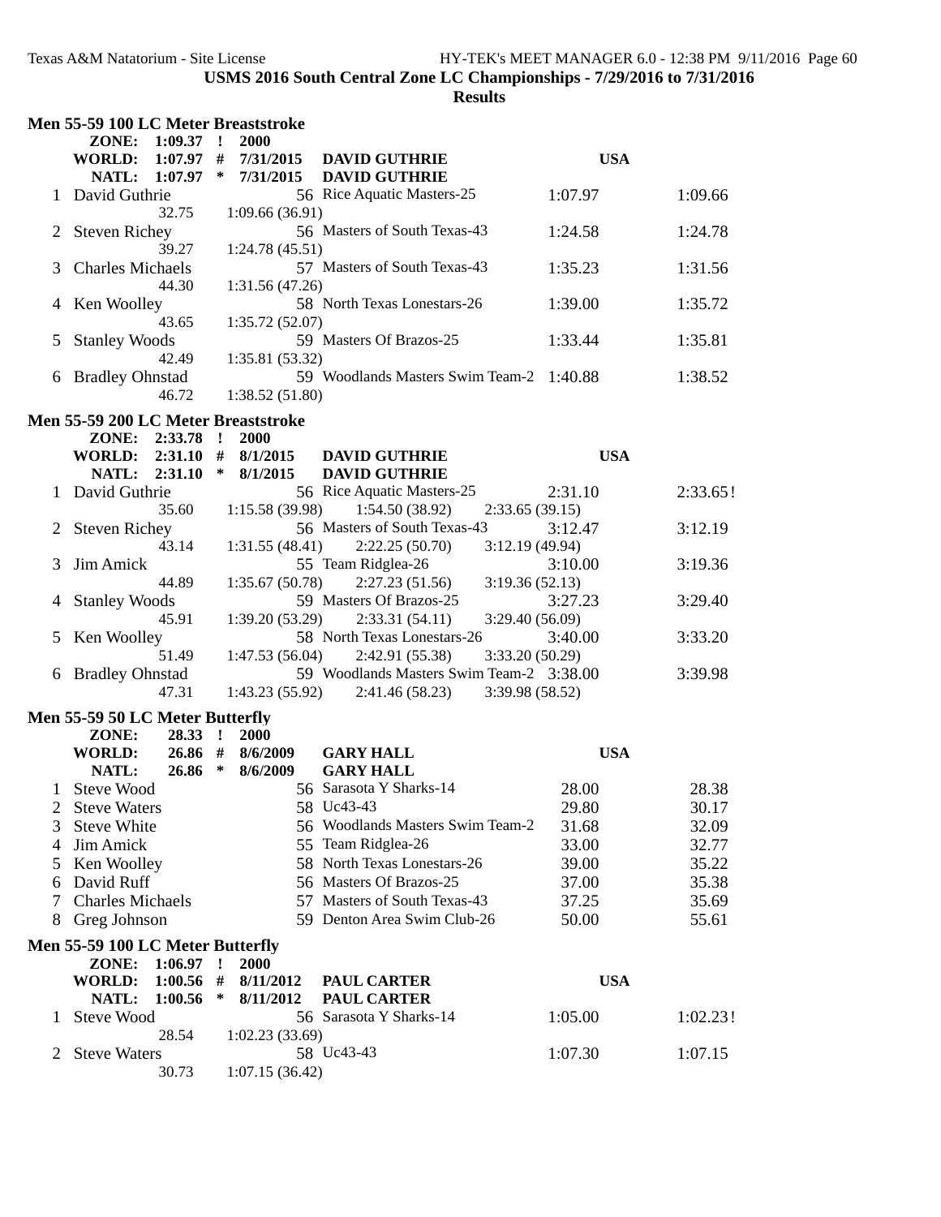**USMS 2016 South Central Zone LC Championships - 7/29/2016 to 7/31/2016**

**Results**

### Men 55-59 100 LC Meter Breaststroke

| | | | | | | |
|---|---|---|---|---|---|---|
| **ZONE:** | **1:09.37** | **!** | **2000** | | | |
| **WORLD:** | **1:07.97** | **#** | **7/31/2015** | **DAVID GUTHRIE** | **USA** | |
| **NATL:** | **1:07.97** | ***** | **7/31/2015** | **DAVID GUTHRIE** | | |

| Place | Name | Age | Team | Seed Time | Finals Time |
|---|---|---|---|---|---|
| 1 | David Guthrie | 56 | Rice Aquatic Masters-25 | 1:07.97 | 1:09.66 |
| | 32.75 | 1:09.66 (36.91) | | | |
| 2 | Steven Richey | 56 | Masters of South Texas-43 | 1:24.58 | 1:24.78 |
| | 39.27 | 1:24.78 (45.51) | | | |
| 3 | Charles Michaels | 57 | Masters of South Texas-43 | 1:35.23 | 1:31.56 |
| | 44.30 | 1:31.56 (47.26) | | | |
| 4 | Ken Woolley | 58 | North Texas Lonestars-26 | 1:39.00 | 1:35.72 |
| | 43.65 | 1:35.72 (52.07) | | | |
| 5 | Stanley Woods | 59 | Masters Of Brazos-25 | 1:33.44 | 1:35.81 |
| | 42.49 | 1:35.81 (53.32) | | | |
| 6 | Bradley Ohnstad | 59 | Woodlands Masters Swim Team-2 | 1:40.88 | 1:38.52 |
| | 46.72 | 1:38.52 (51.80) | | | |

### Men 55-59 200 LC Meter Breaststroke

| | | | | | | |
|---|---|---|---|---|---|---|
| **ZONE:** | **2:33.78** | **!** | **2000** | | | |
| **WORLD:** | **2:31.10** | **#** | **8/1/2015** | **DAVID GUTHRIE** | **USA** | |
| **NATL:** | **2:31.10** | ***** | **8/1/2015** | **DAVID GUTHRIE** | | |

| Place | Name | Age | Team | Seed Time | Finals Time |
|---|---|---|---|---|---|
| 1 | David Guthrie | 56 | Rice Aquatic Masters-25 | 2:31.10 | 2:33.65! |
| | 35.60 | 1:15.58 (39.98) | 1:54.50 (38.92) | 2:33.65 (39.15) | |
| 2 | Steven Richey | 56 | Masters of South Texas-43 | 3:12.47 | 3:12.19 |
| | 43.14 | 1:31.55 (48.41) | 2:22.25 (50.70) | 3:12.19 (49.94) | |
| 3 | Jim Amick | 55 | Team Ridglea-26 | 3:10.00 | 3:19.36 |
| | 44.89 | 1:35.67 (50.78) | 2:27.23 (51.56) | 3:19.36 (52.13) | |
| 4 | Stanley Woods | 59 | Masters Of Brazos-25 | 3:27.23 | 3:29.40 |
| | 45.91 | 1:39.20 (53.29) | 2:33.31 (54.11) | 3:29.40 (56.09) | |
| 5 | Ken Woolley | 58 | North Texas Lonestars-26 | 3:40.00 | 3:33.20 |
| | 51.49 | 1:47.53 (56.04) | 2:42.91 (55.38) | 3:33.20 (50.29) | |
| 6 | Bradley Ohnstad | 59 | Woodlands Masters Swim Team-2 | 3:38.00 | 3:39.98 |
| | 47.31 | 1:43.23 (55.92) | 2:41.46 (58.23) | 3:39.98 (58.52) | |

### Men 55-59 50 LC Meter Butterfly

| | | | | | | |
|---|---|---|---|---|---|---|
| **ZONE:** | **28.33** | **!** | **2000** | | | |
| **WORLD:** | **26.86** | **#** | **8/6/2009** | **GARY HALL** | **USA** | |
| **NATL:** | **26.86** | ***** | **8/6/2009** | **GARY HALL** | | |

| Place | Name | Age | Team | Seed Time | Finals Time |
|---|---|---|---|---|---|
| 1 | Steve Wood | 56 | Sarasota Y Sharks-14 | 28.00 | 28.38 |
| 2 | Steve Waters | 58 | Uc43-43 | 29.80 | 30.17 |
| 3 | Steve White | 56 | Woodlands Masters Swim Team-2 | 31.68 | 32.09 |
| 4 | Jim Amick | 55 | Team Ridglea-26 | 33.00 | 32.77 |
| 5 | Ken Woolley | 58 | North Texas Lonestars-26 | 39.00 | 35.22 |
| 6 | David Ruff | 56 | Masters Of Brazos-25 | 37.00 | 35.38 |
| 7 | Charles Michaels | 57 | Masters of South Texas-43 | 37.25 | 35.69 |
| 8 | Greg Johnson | 59 | Denton Area Swim Club-26 | 50.00 | 55.61 |

### Men 55-59 100 LC Meter Butterfly

| | | | | | | |
|---|---|---|---|---|---|---|
| **ZONE:** | **1:06.97** | **!** | **2000** | | | |
| **WORLD:** | **1:00.56** | **#** | **8/11/2012** | **PAUL CARTER** | **USA** | |
| **NATL:** | **1:00.56** | ***** | **8/11/2012** | **PAUL CARTER** | | |

| Place | Name | Age | Team | Seed Time | Finals Time |
|---|---|---|---|---|---|
| 1 | Steve Wood | 56 | Sarasota Y Sharks-14 | 1:05.00 | 1:02.23! |
| | 28.54 | 1:02.23 (33.69) | | | |
| 2 | Steve Waters | 58 | Uc43-43 | 1:07.30 | 1:07.15 |
| | 30.73 | 1:07.15 (36.42) | | | |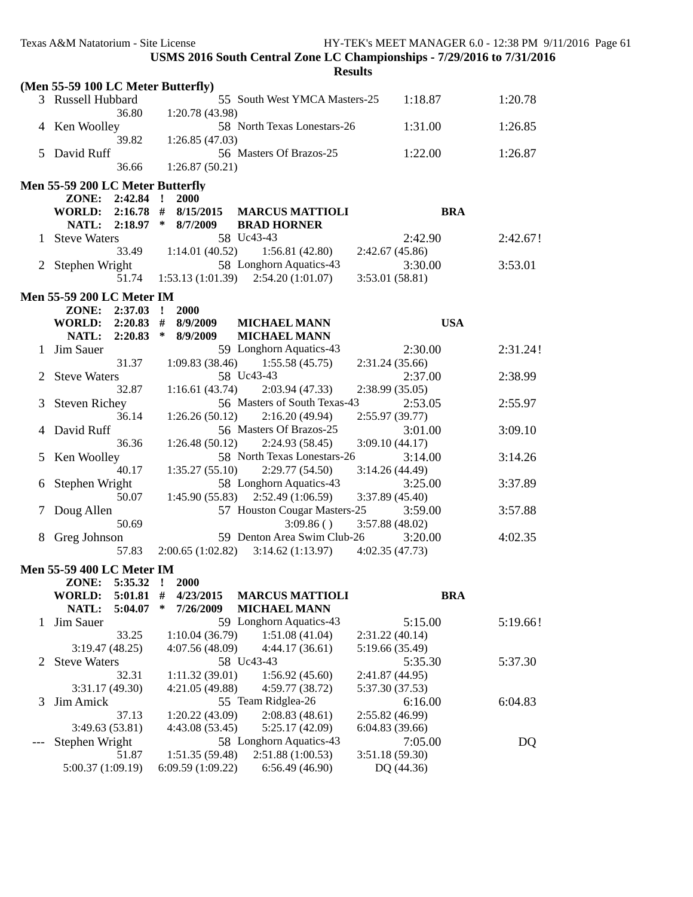**USMS 2016 South Central Zone LC Championships - 7/29/2016 to 7/31/2016**

**Results**

**(Men 55-59 100 LC Meter Butterfly)**

```
  3 Russell Hubbard            55 South West YMCA Masters-25      1:18.87          1:20.78
              36.80    1:20.78 (43.98)
  4 Ken Woolley                58 North Texas Lonestars-26        1:31.00          1:26.85
              39.82    1:26.85 (47.03)
  5 David Ruff                 56 Masters Of Brazos-25            1:22.00          1:26.87
              36.66    1:26.87 (50.21)
```

**Men 55-59 200 LC Meter Butterfly**

```
     ZONE:  2:42.84  !  2000
    WORLD:  2:16.78  #  8/15/2015   MARCUS MATTIOLI                      BRA
     NATL:  2:18.97  *  8/7/2009    BRAD HORNER
  1 Steve Waters               58 Uc43-43                         2:42.90          2:42.67!
              33.49    1:14.01 (40.52)    1:56.81 (42.80)    2:42.67 (45.86)
  2 Stephen Wright             58 Longhorn Aquatics-43            3:30.00          3:53.01
              51.74    1:53.13 (1:01.39)  2:54.20 (1:01.07)  3:53.01 (58.81)
```

**Men 55-59 200 LC Meter IM**

```
     ZONE:  2:37.03  !  2000
    WORLD:  2:20.83  #  8/9/2009    MICHAEL MANN                         USA
     NATL:  2:20.83  *  8/9/2009    MICHAEL MANN
  1 Jim Sauer                  59 Longhorn Aquatics-43            2:30.00          2:31.24!
              31.37    1:09.83 (38.46)    1:55.58 (45.75)    2:31.24 (35.66)
  2 Steve Waters               58 Uc43-43                         2:37.00          2:38.99
              32.87    1:16.61 (43.74)    2:03.94 (47.33)    2:38.99 (35.05)
  3 Steven Richey              56 Masters of South Texas-43       2:53.05          2:55.97
              36.14    1:26.26 (50.12)    2:16.20 (49.94)    2:55.97 (39.77)
  4 David Ruff                 56 Masters Of Brazos-25            3:01.00          3:09.10
              36.36    1:26.48 (50.12)    2:24.93 (58.45)    3:09.10 (44.17)
  5 Ken Woolley                58 North Texas Lonestars-26        3:14.00          3:14.26
              40.17    1:35.27 (55.10)    2:29.77 (54.50)    3:14.26 (44.49)
  6 Stephen Wright             58 Longhorn Aquatics-43            3:25.00          3:37.89
              50.07    1:45.90 (55.83)    2:52.49 (1:06.59)  3:37.89 (45.40)
  7 Doug Allen                 57 Houston Cougar Masters-25       3:59.00          3:57.88
              50.69                       3:09.86 ()         3:57.88 (48.02)
  8 Greg Johnson               59 Denton Area Swim Club-26        3:20.00          4:02.35
              57.83    2:00.65 (1:02.82)  3:14.62 (1:13.97)  4:02.35 (47.73)
```

**Men 55-59 400 LC Meter IM**

```
     ZONE:  5:35.32  !  2000
    WORLD:  5:01.81  #  4/23/2015   MARCUS MATTIOLI                      BRA
     NATL:  5:04.07  *  7/26/2009   MICHAEL MANN
  1 Jim Sauer                  59 Longhorn Aquatics-43            5:15.00          5:19.66!
              33.25    1:10.04 (36.79)    1:51.08 (41.04)    2:31.22 (40.14)
    3:19.47 (48.25)    4:07.56 (48.09)    4:44.17 (36.61)    5:19.66 (35.49)
  2 Steve Waters               58 Uc43-43                         5:35.30          5:37.30
              32.31    1:11.32 (39.01)    1:56.92 (45.60)    2:41.87 (44.95)
    3:31.17 (49.30)    4:21.05 (49.88)    4:59.77 (38.72)    5:37.30 (37.53)
  3 Jim Amick                  55 Team Ridglea-26                 6:16.00          6:04.83
              37.13    1:20.22 (43.09)    2:08.83 (48.61)    2:55.82 (46.99)
    3:49.63 (53.81)    4:43.08 (53.45)    5:25.17 (42.09)    6:04.83 (39.66)
--- Stephen Wright             58 Longhorn Aquatics-43            7:05.00               DQ
              51.87    1:51.35 (59.48)    2:51.88 (1:00.53)  3:51.18 (59.30)
  5:00.37 (1:09.19)  6:09.59 (1:09.22)    6:56.49 (46.90)    DQ (44.36)
```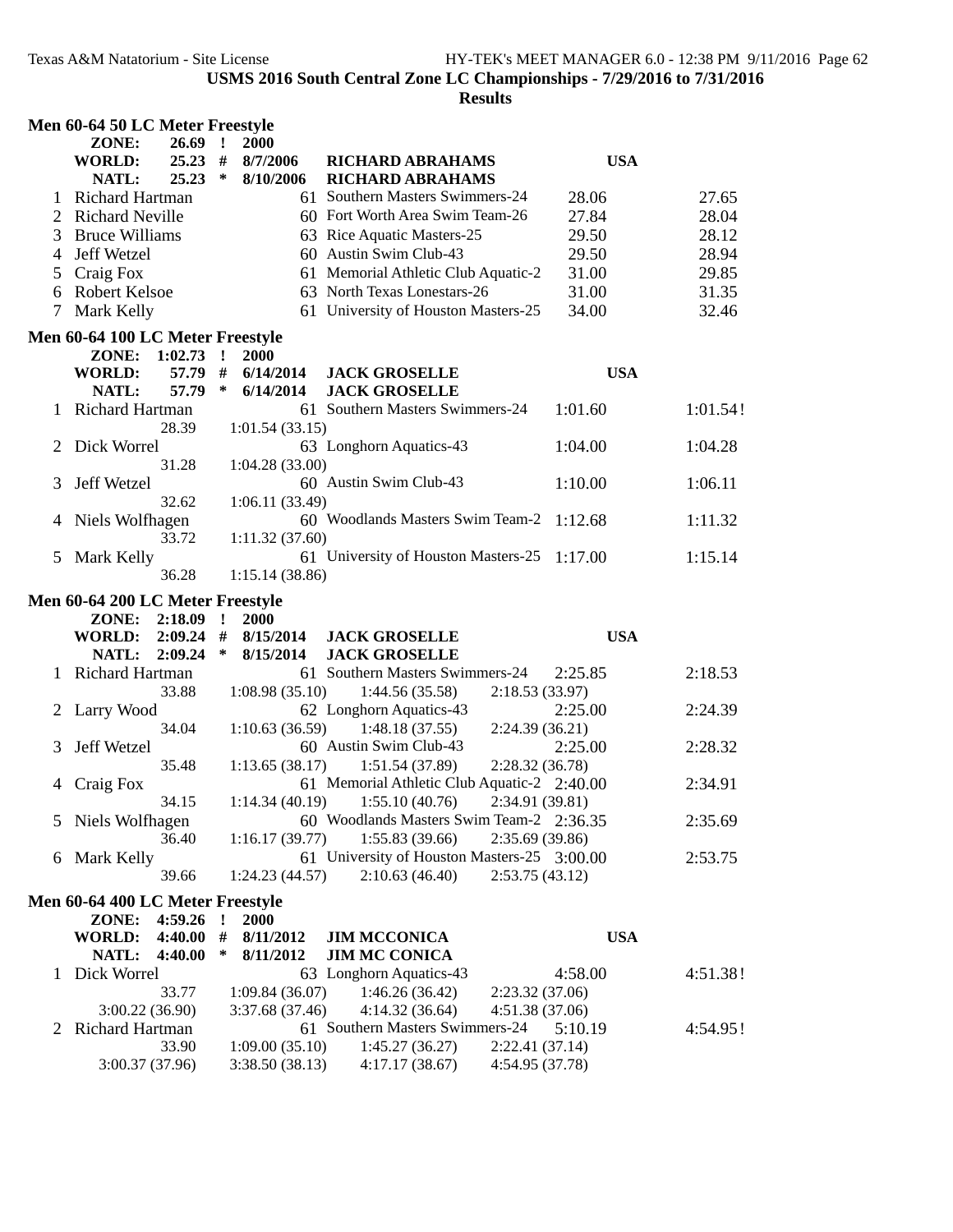**USMS 2016 South Central Zone LC Championships - 7/29/2016 to 7/31/2016**

**Results**

### Men 60-64 50 LC Meter Freestyle

| | | | | | | |
|---|---|---|---|---|---|---|
| **ZONE:** | **26.69 !** | **2000** | | | | |
| **WORLD:** | **25.23 #** | **8/7/2006** | **RICHARD ABRAHAMS** | **USA** | | |
| **NATL:** | **25.23 \*** | **8/10/2006** | **RICHARD ABRAHAMS** | | | |
| 1 | Richard Hartman | 61 | Southern Masters Swimmers-24 | 28.06 | 27.65 | |
| 2 | Richard Neville | 60 | Fort Worth Area Swim Team-26 | 27.84 | 28.04 | |
| 3 | Bruce Williams | 63 | Rice Aquatic Masters-25 | 29.50 | 28.12 | |
| 4 | Jeff Wetzel | 60 | Austin Swim Club-43 | 29.50 | 28.94 | |
| 5 | Craig Fox | 61 | Memorial Athletic Club Aquatic-2 | 31.00 | 29.85 | |
| 6 | Robert Kelsoe | 63 | North Texas Lonestars-26 | 31.00 | 31.35 | |
| 7 | Mark Kelly | 61 | University of Houston Masters-25 | 34.00 | 32.46 | |

### Men 60-64 100 LC Meter Freestyle

| | | | | | | |
|---|---|---|---|---|---|---|
| **ZONE:** | **1:02.73 !** | **2000** | | | | |
| **WORLD:** | **57.79 #** | **6/14/2014** | **JACK GROSELLE** | **USA** | | |
| **NATL:** | **57.79 \*** | **6/14/2014** | **JACK GROSELLE** | | | |
| 1 | Richard Hartman | 61 | Southern Masters Swimmers-24 | 1:01.60 | 1:01.54! | |
| | 28.39 | 1:01.54 (33.15) | | | | |
| 2 | Dick Worrel | 63 | Longhorn Aquatics-43 | 1:04.00 | 1:04.28 | |
| | 31.28 | 1:04.28 (33.00) | | | | |
| 3 | Jeff Wetzel | 60 | Austin Swim Club-43 | 1:10.00 | 1:06.11 | |
| | 32.62 | 1:06.11 (33.49) | | | | |
| 4 | Niels Wolfhagen | 60 | Woodlands Masters Swim Team-2 | 1:12.68 | 1:11.32 | |
| | 33.72 | 1:11.32 (37.60) | | | | |
| 5 | Mark Kelly | 61 | University of Houston Masters-25 | 1:17.00 | 1:15.14 | |
| | 36.28 | 1:15.14 (38.86) | | | | |

### Men 60-64 200 LC Meter Freestyle

| | | | | | | |
|---|---|---|---|---|---|---|
| **ZONE:** | **2:18.09 !** | **2000** | | | | |
| **WORLD:** | **2:09.24 #** | **8/15/2014** | **JACK GROSELLE** | **USA** | | |
| **NATL:** | **2:09.24 \*** | **8/15/2014** | **JACK GROSELLE** | | | |
| 1 | Richard Hartman | 61 | Southern Masters Swimmers-24 | 2:25.85 | 2:18.53 | |
| | 33.88 | 1:08.98 (35.10) | 1:44.56 (35.58) | 2:18.53 (33.97) | | |
| 2 | Larry Wood | 62 | Longhorn Aquatics-43 | 2:25.00 | 2:24.39 | |
| | 34.04 | 1:10.63 (36.59) | 1:48.18 (37.55) | 2:24.39 (36.21) | | |
| 3 | Jeff Wetzel | 60 | Austin Swim Club-43 | 2:25.00 | 2:28.32 | |
| | 35.48 | 1:13.65 (38.17) | 1:51.54 (37.89) | 2:28.32 (36.78) | | |
| 4 | Craig Fox | 61 | Memorial Athletic Club Aquatic-2 | 2:40.00 | 2:34.91 | |
| | 34.15 | 1:14.34 (40.19) | 1:55.10 (40.76) | 2:34.91 (39.81) | | |
| 5 | Niels Wolfhagen | 60 | Woodlands Masters Swim Team-2 | 2:36.35 | 2:35.69 | |
| | 36.40 | 1:16.17 (39.77) | 1:55.83 (39.66) | 2:35.69 (39.86) | | |
| 6 | Mark Kelly | 61 | University of Houston Masters-25 | 3:00.00 | 2:53.75 | |
| | 39.66 | 1:24.23 (44.57) | 2:10.63 (46.40) | 2:53.75 (43.12) | | |

### Men 60-64 400 LC Meter Freestyle

| | | | | | | |
|---|---|---|---|---|---|---|
| **ZONE:** | **4:59.26 !** | **2000** | | | | |
| **WORLD:** | **4:40.00 #** | **8/11/2012** | **JIM MCCONICA** | **USA** | | |
| **NATL:** | **4:40.00 \*** | **8/11/2012** | **JIM MC CONICA** | | | |
| 1 | Dick Worrel | 63 | Longhorn Aquatics-43 | 4:58.00 | 4:51.38! | |
| | 33.77 | 1:09.84 (36.07) | 1:46.26 (36.42) | 2:23.32 (37.06) | | |
| | 3:00.22 (36.90) | 3:37.68 (37.46) | 4:14.32 (36.64) | 4:51.38 (37.06) | | |
| 2 | Richard Hartman | 61 | Southern Masters Swimmers-24 | 5:10.19 | 4:54.95! | |
| | 33.90 | 1:09.00 (35.10) | 1:45.27 (36.27) | 2:22.41 (37.14) | | |
| | 3:00.37 (37.96) | 3:38.50 (38.13) | 4:17.17 (38.67) | 4:54.95 (37.78) | | |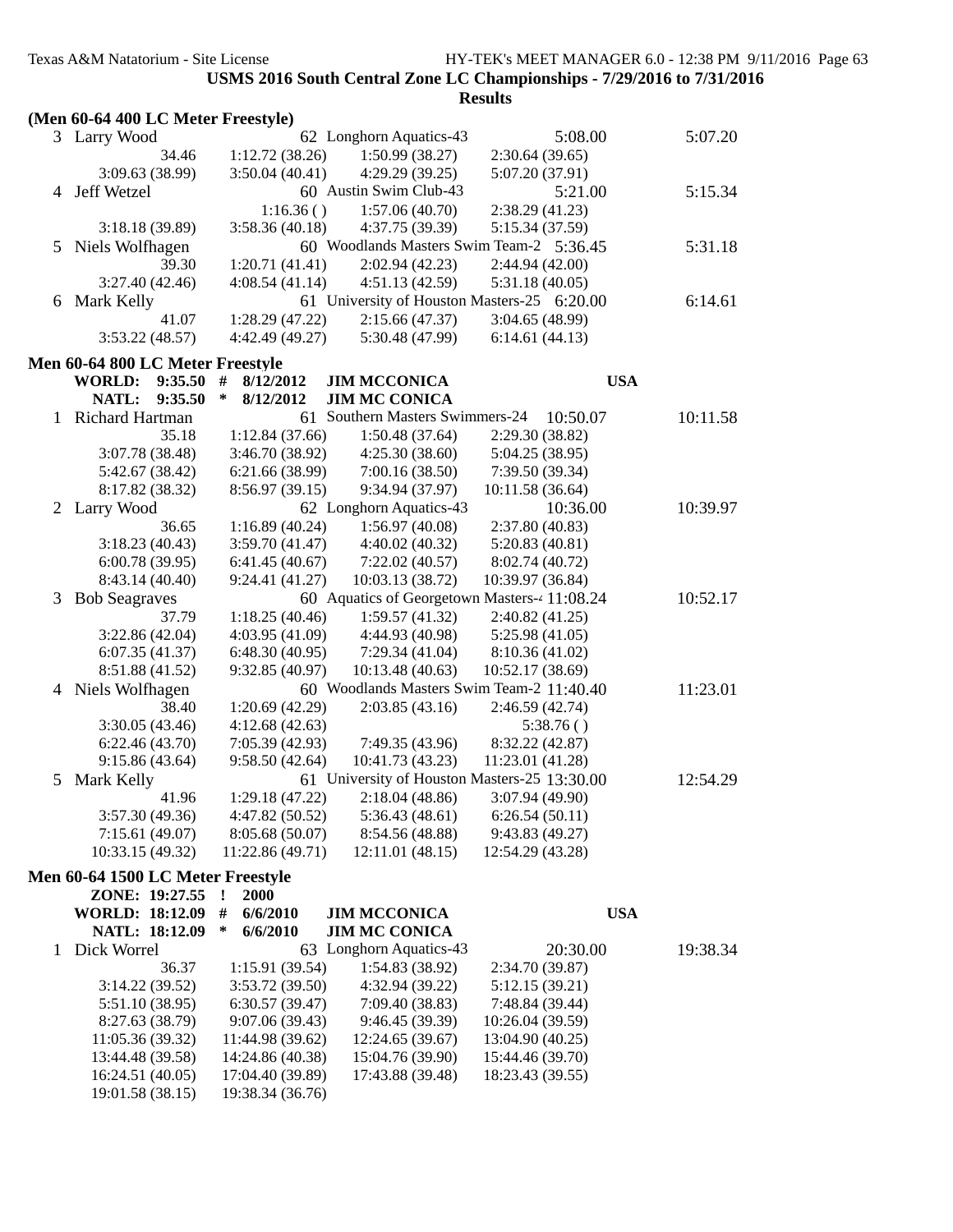**USMS 2016 South Central Zone LC Championships - 7/29/2016 to 7/31/2016**

**Results**

### (Men 60-64 400 LC Meter Freestyle)

```
  3 Larry Wood                 62 Longhorn Aquatics-43              5:08.00          5:07.20
             34.46    1:12.72 (38.26)    1:50.99 (38.27)    2:30.64 (39.65)
   3:09.63 (38.99)    3:50.04 (40.41)    4:29.29 (39.25)    5:07.20 (37.91)
  4 Jeff Wetzel                60 Austin Swim Club-43               5:21.00          5:15.34
                         1:16.36 ( )     1:57.06 (40.70)    2:38.29 (41.23)
   3:18.18 (39.89)    3:58.36 (40.18)    4:37.75 (39.39)    5:15.34 (37.59)
  5 Niels Wolfhagen            60 Woodlands Masters Swim Team-2   5:36.45          5:31.18
             39.30    1:20.71 (41.41)    2:02.94 (42.23)    2:44.94 (42.00)
   3:27.40 (42.46)    4:08.54 (41.14)    4:51.13 (42.59)    5:31.18 (40.05)
  6 Mark Kelly                 61 University of Houston Masters-25  6:20.00          6:14.61
             41.07    1:28.29 (47.22)    2:15.66 (47.37)    3:04.65 (48.99)
   3:53.22 (48.57)    4:42.49 (49.27)    5:30.48 (47.99)    6:14.61 (44.13)
```

### Men 60-64 800 LC Meter Freestyle

```
     WORLD:  9:35.50  #  8/12/2012   JIM MCCONICA                     USA
     NATL:   9:35.50  *  8/12/2012   JIM MC CONICA
  1 Richard Hartman            61 Southern Masters Swimmers-24     10:50.07         10:11.58
             35.18    1:12.84 (37.66)    1:50.48 (37.64)    2:29.30 (38.82)
   3:07.78 (38.48)    3:46.70 (38.92)    4:25.30 (38.60)    5:04.25 (38.95)
   5:42.67 (38.42)    6:21.66 (38.99)    7:00.16 (38.50)    7:39.50 (39.34)
   8:17.82 (38.32)    8:56.97 (39.15)    9:34.94 (37.97)   10:11.58 (36.64)
  2 Larry Wood                 62 Longhorn Aquatics-43             10:36.00         10:39.97
             36.65    1:16.89 (40.24)    1:56.97 (40.08)    2:37.80 (40.83)
   3:18.23 (40.43)    3:59.70 (41.47)    4:40.02 (40.32)    5:20.83 (40.81)
   6:00.78 (39.95)    6:41.45 (40.67)    7:22.02 (40.57)    8:02.74 (40.72)
   8:43.14 (40.40)    9:24.41 (41.27)   10:03.13 (38.72)   10:39.97 (36.84)
  3 Bob Seagraves              60 Aquatics of Georgetown Masters-4 11:08.24         10:52.17
             37.79    1:18.25 (40.46)    1:59.57 (41.32)    2:40.82 (41.25)
   3:22.86 (42.04)    4:03.95 (41.09)    4:44.93 (40.98)    5:25.98 (41.05)
   6:07.35 (41.37)    6:48.30 (40.95)    7:29.34 (41.04)    8:10.36 (41.02)
   8:51.88 (41.52)    9:32.85 (40.97)   10:13.48 (40.63)   10:52.17 (38.69)
  4 Niels Wolfhagen            60 Woodlands Masters Swim Team-2   11:40.40         11:23.01
             38.40    1:20.69 (42.29)    2:03.85 (43.16)    2:46.59 (42.74)
   3:30.05 (43.46)    4:12.68 (42.63)                          5:38.76 ( )
   6:22.46 (43.70)    7:05.39 (42.93)    7:49.35 (43.96)    8:32.22 (42.87)
   9:15.86 (43.64)    9:58.50 (42.64)   10:41.73 (43.23)   11:23.01 (41.28)
  5 Mark Kelly                 61 University of Houston Masters-25 13:30.00         12:54.29
             41.96    1:29.18 (47.22)    2:18.04 (48.86)    3:07.94 (49.90)
   3:57.30 (49.36)    4:47.82 (50.52)    5:36.43 (48.61)    6:26.54 (50.11)
   7:15.61 (49.07)    8:05.68 (50.07)    8:54.56 (48.88)    9:43.83 (49.27)
  10:33.15 (49.32)   11:22.86 (49.71)   12:11.01 (48.15)   12:54.29 (43.28)
```

### Men 60-64 1500 LC Meter Freestyle

```
     ZONE:  19:27.55  !  2000
     WORLD: 18:12.09  #  6/6/2010    JIM MCCONICA                     USA
     NATL:  18:12.09  *  6/6/2010    JIM MC CONICA
  1 Dick Worrel                63 Longhorn Aquatics-43             20:30.00         19:38.34
             36.37    1:15.91 (39.54)    1:54.83 (38.92)    2:34.70 (39.87)
   3:14.22 (39.52)    3:53.72 (39.50)    4:32.94 (39.22)    5:12.15 (39.21)
   5:51.10 (38.95)    6:30.57 (39.47)    7:09.40 (38.83)    7:48.84 (39.44)
   8:27.63 (38.79)    9:07.06 (39.43)    9:46.45 (39.39)   10:26.04 (39.59)
  11:05.36 (39.32)   11:44.98 (39.62)   12:24.65 (39.67)   13:04.90 (40.25)
  13:44.48 (39.58)   14:24.86 (40.38)   15:04.76 (39.90)   15:44.46 (39.70)
  16:24.51 (40.05)   17:04.40 (39.89)   17:43.88 (39.48)   18:23.43 (39.55)
  19:01.58 (38.15)   19:38.34 (36.76)
```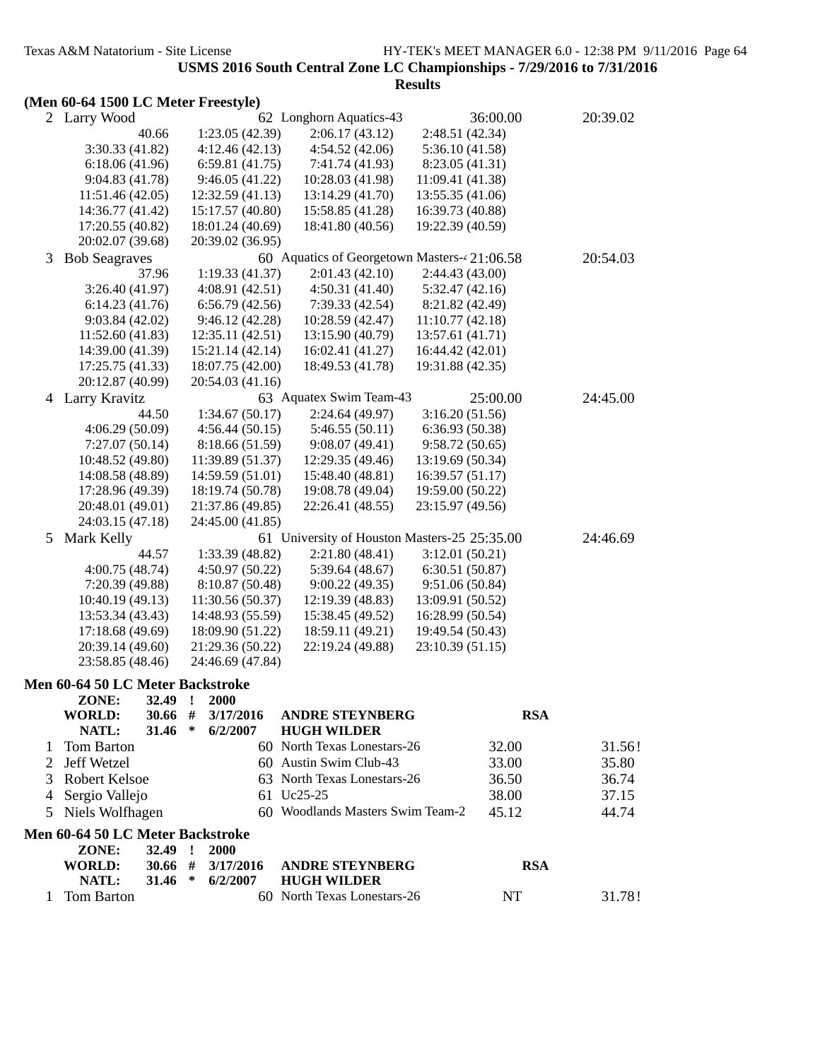**USMS 2016 South Central Zone LC Championships - 7/29/2016 to 7/31/2016**

**Results**

### (Men 60-64 1500 LC Meter Freestyle)

| | Name | Age | Team | Seed Time | Finals Time |
|---|---|---|---|---|---|
| 2 | Larry Wood | 62 | Longhorn Aquatics-43 | 36:00.00 | 20:39.02 |

40.66 | 1:23.05 (42.39) | 2:06.17 (43.12) | 2:48.51 (42.34)
3:30.33 (41.82) | 4:12.46 (42.13) | 4:54.52 (42.06) | 5:36.10 (41.58)
6:18.06 (41.96) | 6:59.81 (41.75) | 7:41.74 (41.93) | 8:23.05 (41.31)
9:04.83 (41.78) | 9:46.05 (41.22) | 10:28.03 (41.98) | 11:09.41 (41.38)
11:51.46 (42.05) | 12:32.59 (41.13) | 13:14.29 (41.70) | 13:55.35 (41.06)
14:36.77 (41.42) | 15:17.57 (40.80) | 15:58.85 (41.28) | 16:39.73 (40.88)
17:20.55 (40.82) | 18:01.24 (40.69) | 18:41.80 (40.56) | 19:22.39 (40.59)
20:02.07 (39.68) | 20:39.02 (36.95)

| | Name | Age | Team | Seed Time | Finals Time |
|---|---|---|---|---|---|
| 3 | Bob Seagraves | 60 | Aquatics of Georgetown Masters-4 | 21:06.58 | 20:54.03 |

37.96 | 1:19.33 (41.37) | 2:01.43 (42.10) | 2:44.43 (43.00)
3:26.40 (41.97) | 4:08.91 (42.51) | 4:50.31 (41.40) | 5:32.47 (42.16)
6:14.23 (41.76) | 6:56.79 (42.56) | 7:39.33 (42.54) | 8:21.82 (42.49)
9:03.84 (42.02) | 9:46.12 (42.28) | 10:28.59 (42.47) | 11:10.77 (42.18)
11:52.60 (41.83) | 12:35.11 (42.51) | 13:15.90 (40.79) | 13:57.61 (41.71)
14:39.00 (41.39) | 15:21.14 (42.14) | 16:02.41 (41.27) | 16:44.42 (42.01)
17:25.75 (41.33) | 18:07.75 (42.00) | 18:49.53 (41.78) | 19:31.88 (42.35)
20:12.87 (40.99) | 20:54.03 (41.16)

| | Name | Age | Team | Seed Time | Finals Time |
|---|---|---|---|---|---|
| 4 | Larry Kravitz | 63 | Aquatex Swim Team-43 | 25:00.00 | 24:45.00 |

44.50 | 1:34.67 (50.17) | 2:24.64 (49.97) | 3:16.20 (51.56)
4:06.29 (50.09) | 4:56.44 (50.15) | 5:46.55 (50.11) | 6:36.93 (50.38)
7:27.07 (50.14) | 8:18.66 (51.59) | 9:08.07 (49.41) | 9:58.72 (50.65)
10:48.52 (49.80) | 11:39.89 (51.37) | 12:29.35 (49.46) | 13:19.69 (50.34)
14:08.58 (48.89) | 14:59.59 (51.01) | 15:48.40 (48.81) | 16:39.57 (51.17)
17:28.96 (49.39) | 18:19.74 (50.78) | 19:08.78 (49.04) | 19:59.00 (50.22)
20:48.01 (49.01) | 21:37.86 (49.85) | 22:26.41 (48.55) | 23:15.97 (49.56)
24:03.15 (47.18) | 24:45.00 (41.85)

| | Name | Age | Team | Seed Time | Finals Time |
|---|---|---|---|---|---|
| 5 | Mark Kelly | 61 | University of Houston Masters-25 | 25:35.00 | 24:46.69 |

44.57 | 1:33.39 (48.82) | 2:21.80 (48.41) | 3:12.01 (50.21)
4:00.75 (48.74) | 4:50.97 (50.22) | 5:39.64 (48.67) | 6:30.51 (50.87)
7:20.39 (49.88) | 8:10.87 (50.48) | 9:00.22 (49.35) | 9:51.06 (50.84)
10:40.19 (49.13) | 11:30.56 (50.37) | 12:19.39 (48.83) | 13:09.91 (50.52)
13:53.34 (43.43) | 14:48.93 (55.59) | 15:38.45 (49.52) | 16:28.99 (50.54)
17:18.68 (49.69) | 18:09.90 (51.22) | 18:59.11 (49.21) | 19:49.54 (50.43)
20:39.14 (49.60) | 21:29.36 (50.22) | 22:19.24 (49.88) | 23:10.39 (51.15)
23:58.85 (48.46) | 24:46.69 (47.84)

### Men 60-64 50 LC Meter Backstroke

**ZONE:** 32.49 ! 2000
**WORLD:** 30.66 # 3/17/2016 **ANDRE STEYNBERG** **RSA**
**NATL:** 31.46 * 6/2/2007 **HUGH WILDER**

| | Name | Age | Team | Seed Time | Finals Time |
|---|---|---|---|---|---|
| 1 | Tom Barton | 60 | North Texas Lonestars-26 | 32.00 | 31.56! |
| 2 | Jeff Wetzel | 60 | Austin Swim Club-43 | 33.00 | 35.80 |
| 3 | Robert Kelsoe | 63 | North Texas Lonestars-26 | 36.50 | 36.74 |
| 4 | Sergio Vallejo | 61 | Uc25-25 | 38.00 | 37.15 |
| 5 | Niels Wolfhagen | 60 | Woodlands Masters Swim Team-2 | 45.12 | 44.74 |

### Men 60-64 50 LC Meter Backstroke

**ZONE:** 32.49 ! 2000
**WORLD:** 30.66 # 3/17/2016 **ANDRE STEYNBERG** **RSA**
**NATL:** 31.46 * 6/2/2007 **HUGH WILDER**

| | Name | Age | Team | Seed Time | Finals Time |
|---|---|---|---|---|---|
| 1 | Tom Barton | 60 | North Texas Lonestars-26 | NT | 31.78! |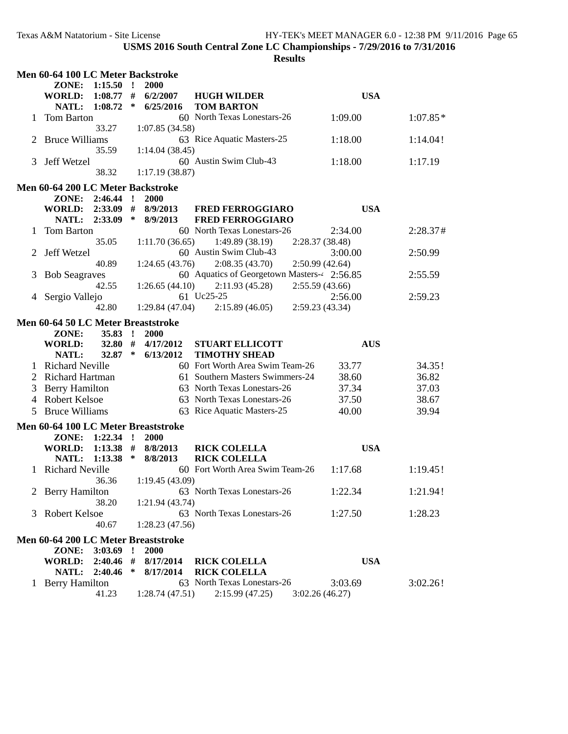**USMS 2016 South Central Zone LC Championships - 7/29/2016 to 7/31/2016**

**Results**

### Men 60-64 100 LC Meter Backstroke

| | | | | | | |
|---|---|---|---|---|---|---|
| **ZONE:** | **1:15.50** | **!** | **2000** | | | |
| **WORLD:** | **1:08.77** | **#** | **6/2/2007** | **HUGH WILDER** | **USA** | |
| **NATL:** | **1:08.72** | ***** | **6/25/2016** | **TOM BARTON** | | |

| Place | Name | Age | Team | Seed Time | Finals Time |
|---|---|---|---|---|---|
| 1 | Tom Barton | 60 | North Texas Lonestars-26 | 1:09.00 | 1:07.85* |
| | 33.27 | 1:07.85 (34.58) | | | |
| 2 | Bruce Williams | 63 | Rice Aquatic Masters-25 | 1:18.00 | 1:14.04! |
| | 35.59 | 1:14.04 (38.45) | | | |
| 3 | Jeff Wetzel | 60 | Austin Swim Club-43 | 1:18.00 | 1:17.19 |
| | 38.32 | 1:17.19 (38.87) | | | |

### Men 60-64 200 LC Meter Backstroke

| | | | | | | |
|---|---|---|---|---|---|---|
| **ZONE:** | **2:46.44** | **!** | **2000** | | | |
| **WORLD:** | **2:33.09** | **#** | **8/9/2013** | **FRED FERROGGIARO** | **USA** | |
| **NATL:** | **2:33.09** | ***** | **8/9/2013** | **FRED FERROGGIARO** | | |

| Place | Name | Age | Team | Seed Time | Finals Time |
|---|---|---|---|---|---|
| 1 | Tom Barton | 60 | North Texas Lonestars-26 | 2:34.00 | 2:28.37# |
| | 35.05 | 1:11.70 (36.65) | 1:49.89 (38.19) | 2:28.37 (38.48) | |
| 2 | Jeff Wetzel | 60 | Austin Swim Club-43 | 3:00.00 | 2:50.99 |
| | 40.89 | 1:24.65 (43.76) | 2:08.35 (43.70) | 2:50.99 (42.64) | |
| 3 | Bob Seagraves | 60 | Aquatics of Georgetown Masters-4 | 2:56.85 | 2:55.59 |
| | 42.55 | 1:26.65 (44.10) | 2:11.93 (45.28) | 2:55.59 (43.66) | |
| 4 | Sergio Vallejo | 61 | Uc25-25 | 2:56.00 | 2:59.23 |
| | 42.80 | 1:29.84 (47.04) | 2:15.89 (46.05) | 2:59.23 (43.34) | |

### Men 60-64 50 LC Meter Breaststroke

| | | | | | | |
|---|---|---|---|---|---|---|
| **ZONE:** | **35.83** | **!** | **2000** | | | |
| **WORLD:** | **32.80** | **#** | **4/17/2012** | **STUART ELLICOTT** | **AUS** | |
| **NATL:** | **32.87** | ***** | **6/13/2012** | **TIMOTHY SHEAD** | | |

| Place | Name | Age | Team | Seed Time | Finals Time |
|---|---|---|---|---|---|
| 1 | Richard Neville | 60 | Fort Worth Area Swim Team-26 | 33.77 | 34.35! |
| 2 | Richard Hartman | 61 | Southern Masters Swimmers-24 | 38.60 | 36.82 |
| 3 | Berry Hamilton | 63 | North Texas Lonestars-26 | 37.34 | 37.03 |
| 4 | Robert Kelsoe | 63 | North Texas Lonestars-26 | 37.50 | 38.67 |
| 5 | Bruce Williams | 63 | Rice Aquatic Masters-25 | 40.00 | 39.94 |

### Men 60-64 100 LC Meter Breaststroke

| | | | | | | |
|---|---|---|---|---|---|---|
| **ZONE:** | **1:22.34** | **!** | **2000** | | | |
| **WORLD:** | **1:13.38** | **#** | **8/8/2013** | **RICK COLELLA** | **USA** | |
| **NATL:** | **1:13.38** | ***** | **8/8/2013** | **RICK COLELLA** | | |

| Place | Name | Age | Team | Seed Time | Finals Time |
|---|---|---|---|---|---|
| 1 | Richard Neville | 60 | Fort Worth Area Swim Team-26 | 1:17.68 | 1:19.45! |
| | 36.36 | 1:19.45 (43.09) | | | |
| 2 | Berry Hamilton | 63 | North Texas Lonestars-26 | 1:22.34 | 1:21.94! |
| | 38.20 | 1:21.94 (43.74) | | | |
| 3 | Robert Kelsoe | 63 | North Texas Lonestars-26 | 1:27.50 | 1:28.23 |
| | 40.67 | 1:28.23 (47.56) | | | |

### Men 60-64 200 LC Meter Breaststroke

| | | | | | | |
|---|---|---|---|---|---|---|
| **ZONE:** | **3:03.69** | **!** | **2000** | | | |
| **WORLD:** | **2:40.46** | **#** | **8/17/2014** | **RICK COLELLA** | **USA** | |
| **NATL:** | **2:40.46** | ***** | **8/17/2014** | **RICK COLELLA** | | |

| Place | Name | Age | Team | Seed Time | Finals Time |
|---|---|---|---|---|---|
| 1 | Berry Hamilton | 63 | North Texas Lonestars-26 | 3:03.69 | 3:02.26! |
| | 41.23 | 1:28.74 (47.51) | 2:15.99 (47.25) | 3:02.26 (46.27) | |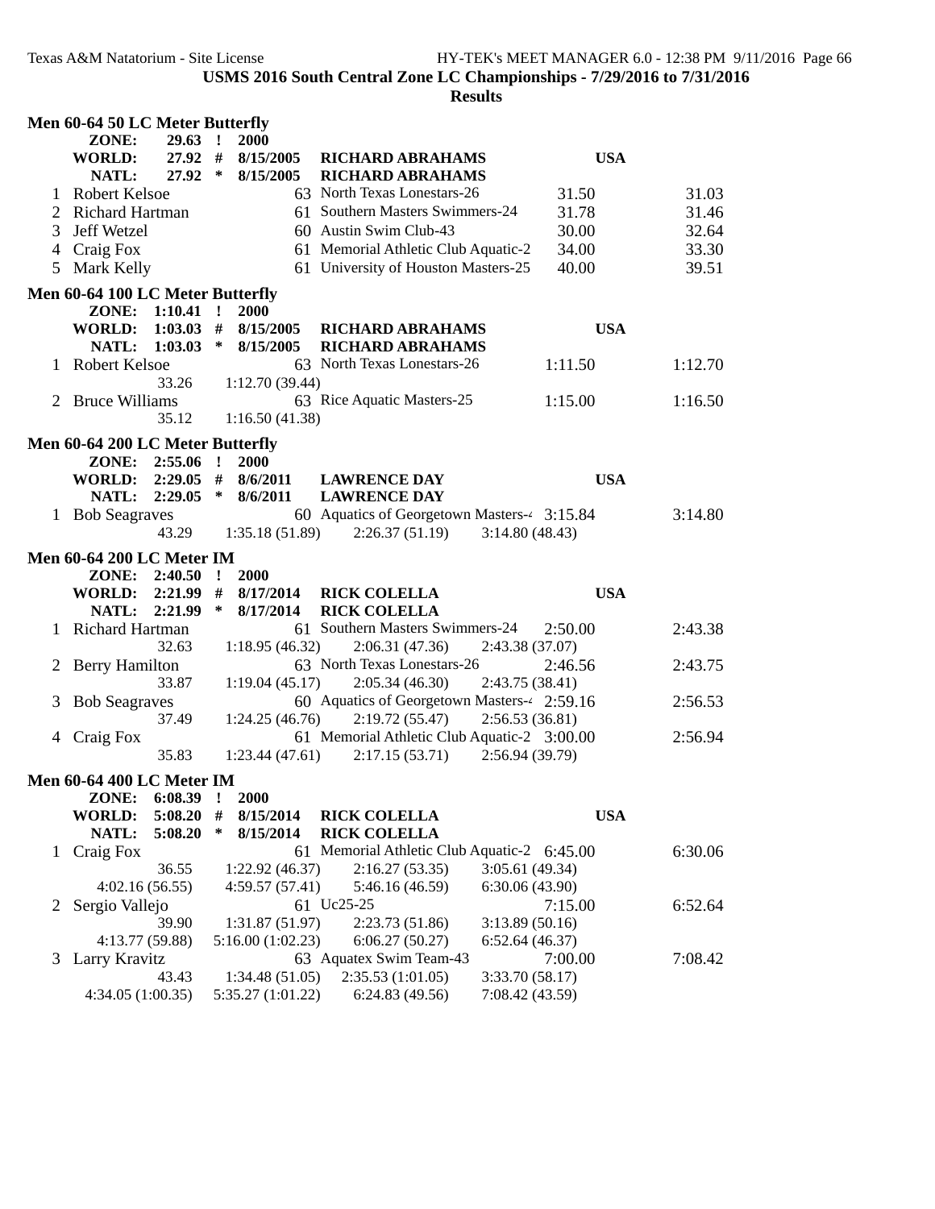## USMS 2016 South Central Zone LC Championships - 7/29/2016 to 7/31/2016

### Results

#### Men 60-64 50 LC Meter Butterfly

| | | | | | |
|---|---|---|---|---|---|
| **ZONE:** | **29.63** | **!** | **2000** | | |
| **WORLD:** | **27.92** | **#** | **8/15/2005** | **RICHARD ABRAHAMS** | **USA** |
| **NATL:** | **27.92** | ***** | **8/15/2005** | **RICHARD ABRAHAMS** | |

| Place | Name | Age | Team | Seed Time | Finals Time |
|---|---|---|---|---|---|
| 1 | Robert Kelsoe | 63 | North Texas Lonestars-26 | 31.50 | 31.03 |
| 2 | Richard Hartman | 61 | Southern Masters Swimmers-24 | 31.78 | 31.46 |
| 3 | Jeff Wetzel | 60 | Austin Swim Club-43 | 30.00 | 32.64 |
| 4 | Craig Fox | 61 | Memorial Athletic Club Aquatic-2 | 34.00 | 33.30 |
| 5 | Mark Kelly | 61 | University of Houston Masters-25 | 40.00 | 39.51 |

#### Men 60-64 100 LC Meter Butterfly

| | | | | | |
|---|---|---|---|---|---|
| **ZONE:** | **1:10.41** | **!** | **2000** | | |
| **WORLD:** | **1:03.03** | **#** | **8/15/2005** | **RICHARD ABRAHAMS** | **USA** |
| **NATL:** | **1:03.03** | ***** | **8/15/2005** | **RICHARD ABRAHAMS** | |

| Place | Name | Age | Team | Seed Time | Finals Time |
|---|---|---|---|---|---|
| 1 | Robert Kelsoe | 63 | North Texas Lonestars-26 | 1:11.50 | 1:12.70 |
| | 33.26 | 1:12.70 (39.44) | | | |
| 2 | Bruce Williams | 63 | Rice Aquatic Masters-25 | 1:15.00 | 1:16.50 |
| | 35.12 | 1:16.50 (41.38) | | | |

#### Men 60-64 200 LC Meter Butterfly

| | | | | | |
|---|---|---|---|---|---|
| **ZONE:** | **2:55.06** | **!** | **2000** | | |
| **WORLD:** | **2:29.05** | **#** | **8/6/2011** | **LAWRENCE DAY** | **USA** |
| **NATL:** | **2:29.05** | ***** | **8/6/2011** | **LAWRENCE DAY** | |

| Place | Name | Age | Team | Seed Time | Finals Time |
|---|---|---|---|---|---|
| 1 | Bob Seagraves | 60 | Aquatics of Georgetown Masters-4 | 3:15.84 | 3:14.80 |
| | 43.29 | 1:35.18 (51.89) | 2:26.37 (51.19) | 3:14.80 (48.43) | |

#### Men 60-64 200 LC Meter IM

| | | | | | |
|---|---|---|---|---|---|
| **ZONE:** | **2:40.50** | **!** | **2000** | | |
| **WORLD:** | **2:21.99** | **#** | **8/17/2014** | **RICK COLELLA** | **USA** |
| **NATL:** | **2:21.99** | ***** | **8/17/2014** | **RICK COLELLA** | |

| Place | Name | Age | Team | Seed Time | Finals Time |
|---|---|---|---|---|---|
| 1 | Richard Hartman | 61 | Southern Masters Swimmers-24 | 2:50.00 | 2:43.38 |
| | 32.63 | 1:18.95 (46.32) | 2:06.31 (47.36) | 2:43.38 (37.07) | |
| 2 | Berry Hamilton | 63 | North Texas Lonestars-26 | 2:46.56 | 2:43.75 |
| | 33.87 | 1:19.04 (45.17) | 2:05.34 (46.30) | 2:43.75 (38.41) | |
| 3 | Bob Seagraves | 60 | Aquatics of Georgetown Masters-4 | 2:59.16 | 2:56.53 |
| | 37.49 | 1:24.25 (46.76) | 2:19.72 (55.47) | 2:56.53 (36.81) | |
| 4 | Craig Fox | 61 | Memorial Athletic Club Aquatic-2 | 3:00.00 | 2:56.94 |
| | 35.83 | 1:23.44 (47.61) | 2:17.15 (53.71) | 2:56.94 (39.79) | |

#### Men 60-64 400 LC Meter IM

| | | | | | |
|---|---|---|---|---|---|
| **ZONE:** | **6:08.39** | **!** | **2000** | | |
| **WORLD:** | **5:08.20** | **#** | **8/15/2014** | **RICK COLELLA** | **USA** |
| **NATL:** | **5:08.20** | ***** | **8/15/2014** | **RICK COLELLA** | |

| Place | Name | Age | Team | Seed Time | Finals Time |
|---|---|---|---|---|---|
| 1 | Craig Fox | 61 | Memorial Athletic Club Aquatic-2 | 6:45.00 | 6:30.06 |
| | 36.55 | 1:22.92 (46.37) | 2:16.27 (53.35) | 3:05.61 (49.34) | |
| | 4:02.16 (56.55) | 4:59.57 (57.41) | 5:46.16 (46.59) | 6:30.06 (43.90) | |
| 2 | Sergio Vallejo | 61 | Uc25-25 | 7:15.00 | 6:52.64 |
| | 39.90 | 1:31.87 (51.97) | 2:23.73 (51.86) | 3:13.89 (50.16) | |
| | 4:13.77 (59.88) | 5:16.00 (1:02.23) | 6:06.27 (50.27) | 6:52.64 (46.37) | |
| 3 | Larry Kravitz | 63 | Aquatex Swim Team-43 | 7:00.00 | 7:08.42 |
| | 43.43 | 1:34.48 (51.05) | 2:35.53 (1:01.05) | 3:33.70 (58.17) | |
| | 4:34.05 (1:00.35) | 5:35.27 (1:01.22) | 6:24.83 (49.56) | 7:08.42 (43.59) | |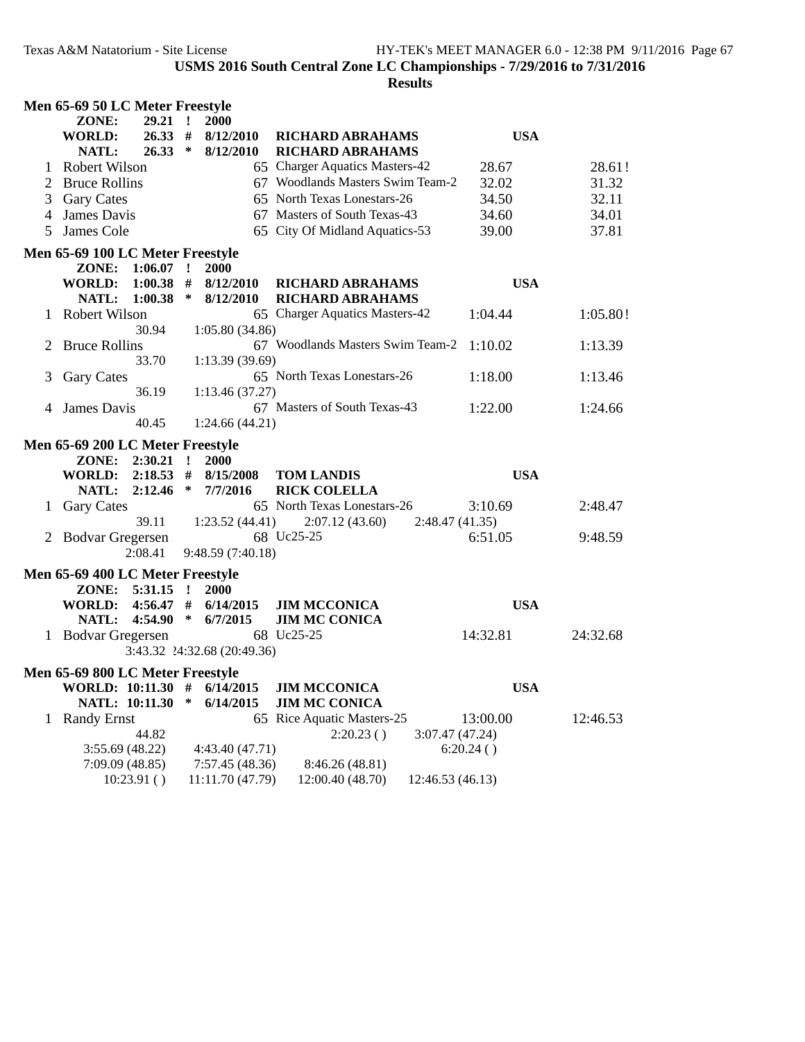**USMS 2016 South Central Zone LC Championships - 7/29/2016 to 7/31/2016**

**Results**

### Men 65-69 50 LC Meter Freestyle

| | | | | | |
|---|---|---|---|---|---|
| **ZONE:** | **29.21 !** | **2000** | | | |
| **WORLD:** | **26.33 #** | **8/12/2010** | **RICHARD ABRAHAMS** | **USA** | |
| **NATL:** | **26.33 \*** | **8/12/2010** | **RICHARD ABRAHAMS** | | |

| Place | Name | Age | Team | Seed Time | Finals Time |
|---|---|---|---|---|---|
| 1 | Robert Wilson | 65 | Charger Aquatics Masters-42 | 28.67 | 28.61! |
| 2 | Bruce Rollins | 67 | Woodlands Masters Swim Team-2 | 32.02 | 31.32 |
| 3 | Gary Cates | 65 | North Texas Lonestars-26 | 34.50 | 32.11 |
| 4 | James Davis | 67 | Masters of South Texas-43 | 34.60 | 34.01 |
| 5 | James Cole | 65 | City Of Midland Aquatics-53 | 39.00 | 37.81 |

### Men 65-69 100 LC Meter Freestyle

| | | | | | |
|---|---|---|---|---|---|
| **ZONE:** | **1:06.07 !** | **2000** | | | |
| **WORLD:** | **1:00.38 #** | **8/12/2010** | **RICHARD ABRAHAMS** | **USA** | |
| **NATL:** | **1:00.38 \*** | **8/12/2010** | **RICHARD ABRAHAMS** | | |

| Place | Name | Age | Team | Seed Time | Finals Time |
|---|---|---|---|---|---|
| 1 | Robert Wilson | 65 | Charger Aquatics Masters-42 | 1:04.44 | 1:05.80! |
| | 30.94 | 1:05.80 (34.86) | | | |
| 2 | Bruce Rollins | 67 | Woodlands Masters Swim Team-2 | 1:10.02 | 1:13.39 |
| | 33.70 | 1:13.39 (39.69) | | | |
| 3 | Gary Cates | 65 | North Texas Lonestars-26 | 1:18.00 | 1:13.46 |
| | 36.19 | 1:13.46 (37.27) | | | |
| 4 | James Davis | 67 | Masters of South Texas-43 | 1:22.00 | 1:24.66 |
| | 40.45 | 1:24.66 (44.21) | | | |

### Men 65-69 200 LC Meter Freestyle

| | | | | | |
|---|---|---|---|---|---|
| **ZONE:** | **2:30.21 !** | **2000** | | | |
| **WORLD:** | **2:18.53 #** | **8/15/2008** | **TOM LANDIS** | **USA** | |
| **NATL:** | **2:12.46 \*** | **7/7/2016** | **RICK COLELLA** | | |

| Place | Name | Age | Team | Seed Time | Finals Time |
|---|---|---|---|---|---|
| 1 | Gary Cates | 65 | North Texas Lonestars-26 | 3:10.69 | 2:48.47 |
| | 39.11 | 1:23.52 (44.41) | 2:07.12 (43.60) | 2:48.47 (41.35) | |
| 2 | Bodvar Gregersen | 68 | Uc25-25 | 6:51.05 | 9:48.59 |
| | 2:08.41 | 9:48.59 (7:40.18) | | | |

### Men 65-69 400 LC Meter Freestyle

| | | | | | |
|---|---|---|---|---|---|
| **ZONE:** | **5:31.15 !** | **2000** | | | |
| **WORLD:** | **4:56.47 #** | **6/14/2015** | **JIM MCCONICA** | **USA** | |
| **NATL:** | **4:54.90 \*** | **6/7/2015** | **JIM MC CONICA** | | |

| Place | Name | Age | Team | Seed Time | Finals Time |
|---|---|---|---|---|---|
| 1 | Bodvar Gregersen | 68 | Uc25-25 | 14:32.81 | 24:32.68 |
| | 3:43.32 | 24:32.68 (20:49.36) | | | |

### Men 65-69 800 LC Meter Freestyle

| | | | | | |
|---|---|---|---|---|---|
| **WORLD:** | **10:11.30 #** | **6/14/2015** | **JIM MCCONICA** | **USA** | |
| **NATL:** | **10:11.30 \*** | **6/14/2015** | **JIM MC CONICA** | | |

| Place | Name | Age | Team | Seed Time | Finals Time |
|---|---|---|---|---|---|
| 1 | Randy Ernst | 65 | Rice Aquatic Masters-25 | 13:00.00 | 12:46.53 |
| | 44.82 | | 2:20.23 ( ) | 3:07.47 (47.24) | |
| | 3:55.69 (48.22) | 4:43.40 (47.71) | | 6:20.24 ( ) | |
| | 7:09.09 (48.85) | 7:57.45 (48.36) | 8:46.26 (48.81) | | |
| | 10:23.91 ( ) | 11:11.70 (47.79) | 12:00.40 (48.70) | 12:46.53 (46.13) | |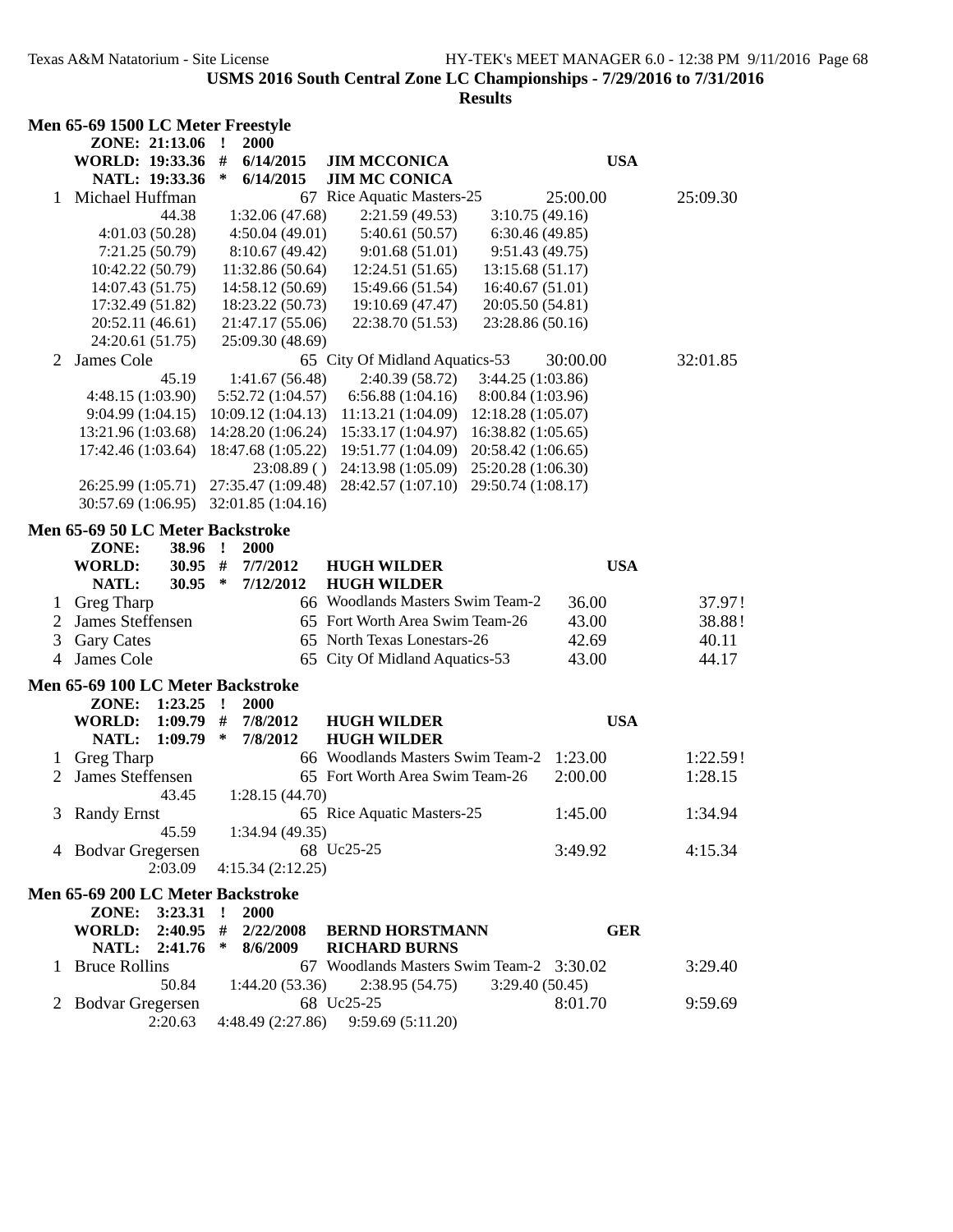**USMS 2016 South Central Zone LC Championships - 7/29/2016 to 7/31/2016**

**Results**

### Men 65-69 1500 LC Meter Freestyle

| | | | | |
|---|---|---|---|---|
| ZONE: 21:13.06 | ! | 2000 | | |
| WORLD: 19:33.36 | # | 6/14/2015 | JIM MCCONICA | USA |
| NATL: 19:33.36 | * | 6/14/2015 | JIM MC CONICA | |

| Place | Name | Age | Team | Seed Time | Finals Time |
|---|---|---|---|---|---|
| 1 | Michael Huffman | 67 | Rice Aquatic Masters-25 | 25:00.00 | 25:09.30 |
| | 44.38 | 1:32.06 (47.68) | 2:21.59 (49.53) | 3:10.75 (49.16) | |
| | 4:01.03 (50.28) | 4:50.04 (49.01) | 5:40.61 (50.57) | 6:30.46 (49.85) | |
| | 7:21.25 (50.79) | 8:10.67 (49.42) | 9:01.68 (51.01) | 9:51.43 (49.75) | |
| | 10:42.22 (50.79) | 11:32.86 (50.64) | 12:24.51 (51.65) | 13:15.68 (51.17) | |
| | 14:07.43 (51.75) | 14:58.12 (50.69) | 15:49.66 (51.54) | 16:40.67 (51.01) | |
| | 17:32.49 (51.82) | 18:23.22 (50.73) | 19:10.69 (47.47) | 20:05.50 (54.81) | |
| | 20:52.11 (46.61) | 21:47.17 (55.06) | 22:38.70 (51.53) | 23:28.86 (50.16) | |
| | 24:20.61 (51.75) | 25:09.30 (48.69) | | | |
| 2 | James Cole | 65 | City Of Midland Aquatics-53 | 30:00.00 | 32:01.85 |
| | 45.19 | 1:41.67 (56.48) | 2:40.39 (58.72) | 3:44.25 (1:03.86) | |
| | 4:48.15 (1:03.90) | 5:52.72 (1:04.57) | 6:56.88 (1:04.16) | 8:00.84 (1:03.96) | |
| | 9:04.99 (1:04.15) | 10:09.12 (1:04.13) | 11:13.21 (1:04.09) | 12:18.28 (1:05.07) | |
| | 13:21.96 (1:03.68) | 14:28.20 (1:06.24) | 15:33.17 (1:04.97) | 16:38.82 (1:05.65) | |
| | 17:42.46 (1:03.64) | 18:47.68 (1:05.22) | 19:51.77 (1:04.09) | 20:58.42 (1:06.65) | |
| | | 23:08.89 ( ) | 24:13.98 (1:05.09) | 25:20.28 (1:06.30) | |
| | 26:25.99 (1:05.71) | 27:35.47 (1:09.48) | 28:42.57 (1:07.10) | 29:50.74 (1:08.17) | |
| | 30:57.69 (1:06.95) | 32:01.85 (1:04.16) | | | |

### Men 65-69 50 LC Meter Backstroke

| | | | | |
|---|---|---|---|---|
| ZONE: 38.96 | ! | 2000 | | |
| WORLD: 30.95 | # | 7/7/2012 | HUGH WILDER | USA |
| NATL: 30.95 | * | 7/12/2012 | HUGH WILDER | |

| Place | Name | Age | Team | Seed Time | Finals Time |
|---|---|---|---|---|---|
| 1 | Greg Tharp | 66 | Woodlands Masters Swim Team-2 | 36.00 | 37.97! |
| 2 | James Steffensen | 65 | Fort Worth Area Swim Team-26 | 43.00 | 38.88! |
| 3 | Gary Cates | 65 | North Texas Lonestars-26 | 42.69 | 40.11 |
| 4 | James Cole | 65 | City Of Midland Aquatics-53 | 43.00 | 44.17 |

### Men 65-69 100 LC Meter Backstroke

| | | | | |
|---|---|---|---|---|
| ZONE: 1:23.25 | ! | 2000 | | |
| WORLD: 1:09.79 | # | 7/8/2012 | HUGH WILDER | USA |
| NATL: 1:09.79 | * | 7/8/2012 | HUGH WILDER | |

| Place | Name | Age | Team | Seed Time | Finals Time |
|---|---|---|---|---|---|
| 1 | Greg Tharp | 66 | Woodlands Masters Swim Team-2 | 1:23.00 | 1:22.59! |
| 2 | James Steffensen | 65 | Fort Worth Area Swim Team-26 | 2:00.00 | 1:28.15 |
| | 43.45 | 1:28.15 (44.70) | | | |
| 3 | Randy Ernst | 65 | Rice Aquatic Masters-25 | 1:45.00 | 1:34.94 |
| | 45.59 | 1:34.94 (49.35) | | | |
| 4 | Bodvar Gregersen | 68 | Uc25-25 | 3:49.92 | 4:15.34 |
| | 2:03.09 | 4:15.34 (2:12.25) | | | |

### Men 65-69 200 LC Meter Backstroke

| | | | | |
|---|---|---|---|---|
| ZONE: 3:23.31 | ! | 2000 | | |
| WORLD: 2:40.95 | # | 2/22/2008 | BERND HORSTMANN | GER |
| NATL: 2:41.76 | * | 8/6/2009 | RICHARD BURNS | |

| Place | Name | Age | Team | Seed Time | Finals Time |
|---|---|---|---|---|---|
| 1 | Bruce Rollins | 67 | Woodlands Masters Swim Team-2 | 3:30.02 | 3:29.40 |
| | 50.84 | 1:44.20 (53.36) | 2:38.95 (54.75) | 3:29.40 (50.45) | |
| 2 | Bodvar Gregersen | 68 | Uc25-25 | 8:01.70 | 9:59.69 |
| | 2:20.63 | 4:48.49 (2:27.86) | 9:59.69 (5:11.20) | | |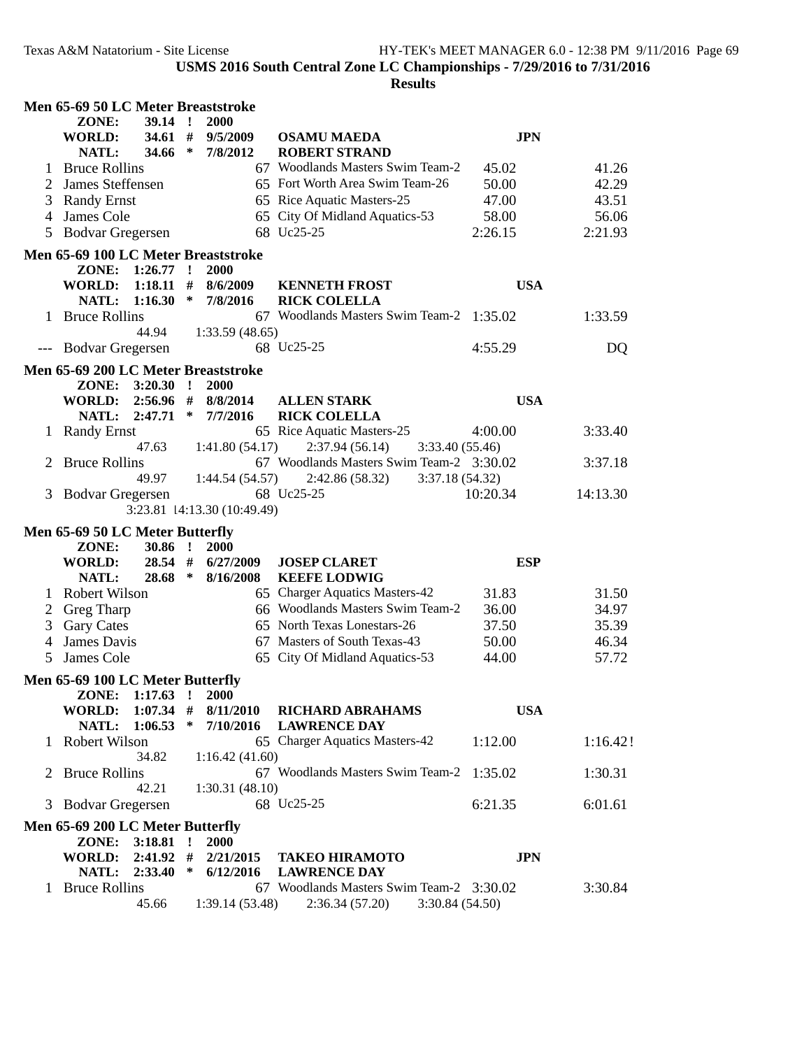**USMS 2016 South Central Zone LC Championships - 7/29/2016 to 7/31/2016**

**Results**

### Men 65-69 50 LC Meter Breaststroke

| | | | | | | | |
|---|---|---|---|---|---|---|---|
| | **ZONE:** | **39.14** | **!** | **2000** | | | |
| | **WORLD:** | **34.61** | **#** | **9/5/2009** | **OSAMU MAEDA** | **JPN** | |
| | **NATL:** | **34.66** | **\*** | **7/8/2012** | **ROBERT STRAND** | | |

| Place | Name | Age | Team | Seed Time | Finals Time |
|---|---|---|---|---|---|
| 1 | Bruce Rollins | 67 | Woodlands Masters Swim Team-2 | 45.02 | 41.26 |
| 2 | James Steffensen | 65 | Fort Worth Area Swim Team-26 | 50.00 | 42.29 |
| 3 | Randy Ernst | 65 | Rice Aquatic Masters-25 | 47.00 | 43.51 |
| 4 | James Cole | 65 | City Of Midland Aquatics-53 | 58.00 | 56.06 |
| 5 | Bodvar Gregersen | 68 | Uc25-25 | 2:26.15 | 2:21.93 |

### Men 65-69 100 LC Meter Breaststroke

| | | | | | | | |
|---|---|---|---|---|---|---|---|
| | **ZONE:** | **1:26.77** | **!** | **2000** | | | |
| | **WORLD:** | **1:18.11** | **#** | **8/6/2009** | **KENNETH FROST** | **USA** | |
| | **NATL:** | **1:16.30** | **\*** | **7/8/2016** | **RICK COLELLA** | | |

| Place | Name | Age | Team | Seed Time | Finals Time |
|---|---|---|---|---|---|
| 1 | Bruce Rollins | 67 | Woodlands Masters Swim Team-2 | 1:35.02 | 1:33.59 |
| | 44.94 &nbsp; 1:33.59 (48.65) | | | | |
| --- | Bodvar Gregersen | 68 | Uc25-25 | 4:55.29 | DQ |

### Men 65-69 200 LC Meter Breaststroke

| | | | | | | | |
|---|---|---|---|---|---|---|---|
| | **ZONE:** | **3:20.30** | **!** | **2000** | | | |
| | **WORLD:** | **2:56.96** | **#** | **8/8/2014** | **ALLEN STARK** | **USA** | |
| | **NATL:** | **2:47.71** | **\*** | **7/7/2016** | **RICK COLELLA** | | |

| Place | Name | Age | Team | Seed Time | Finals Time |
|---|---|---|---|---|---|
| 1 | Randy Ernst | 65 | Rice Aquatic Masters-25 | 4:00.00 | 3:33.40 |
| | 47.63 &nbsp; 1:41.80 (54.17) &nbsp; 2:37.94 (56.14) &nbsp; 3:33.40 (55.46) | | | | |
| 2 | Bruce Rollins | 67 | Woodlands Masters Swim Team-2 | 3:30.02 | 3:37.18 |
| | 49.97 &nbsp; 1:44.54 (54.57) &nbsp; 2:42.86 (58.32) &nbsp; 3:37.18 (54.32) | | | | |
| 3 | Bodvar Gregersen | 68 | Uc25-25 | 10:20.34 | 14:13.30 |
| | 3:23.81 &nbsp; 14:13.30 (10:49.49) | | | | |

### Men 65-69 50 LC Meter Butterfly

| | | | | | | | |
|---|---|---|---|---|---|---|---|
| | **ZONE:** | **30.86** | **!** | **2000** | | | |
| | **WORLD:** | **28.54** | **#** | **6/27/2009** | **JOSEP CLARET** | **ESP** | |
| | **NATL:** | **28.68** | **\*** | **8/16/2008** | **KEEFE LODWIG** | | |

| Place | Name | Age | Team | Seed Time | Finals Time |
|---|---|---|---|---|---|
| 1 | Robert Wilson | 65 | Charger Aquatics Masters-42 | 31.83 | 31.50 |
| 2 | Greg Tharp | 66 | Woodlands Masters Swim Team-2 | 36.00 | 34.97 |
| 3 | Gary Cates | 65 | North Texas Lonestars-26 | 37.50 | 35.39 |
| 4 | James Davis | 67 | Masters of South Texas-43 | 50.00 | 46.34 |
| 5 | James Cole | 65 | City Of Midland Aquatics-53 | 44.00 | 57.72 |

### Men 65-69 100 LC Meter Butterfly

| | | | | | | | |
|---|---|---|---|---|---|---|---|
| | **ZONE:** | **1:17.63** | **!** | **2000** | | | |
| | **WORLD:** | **1:07.34** | **#** | **8/11/2010** | **RICHARD ABRAHAMS** | **USA** | |
| | **NATL:** | **1:06.53** | **\*** | **7/10/2016** | **LAWRENCE DAY** | | |

| Place | Name | Age | Team | Seed Time | Finals Time |
|---|---|---|---|---|---|
| 1 | Robert Wilson | 65 | Charger Aquatics Masters-42 | 1:12.00 | 1:16.42! |
| | 34.82 &nbsp; 1:16.42 (41.60) | | | | |
| 2 | Bruce Rollins | 67 | Woodlands Masters Swim Team-2 | 1:35.02 | 1:30.31 |
| | 42.21 &nbsp; 1:30.31 (48.10) | | | | |
| 3 | Bodvar Gregersen | 68 | Uc25-25 | 6:21.35 | 6:01.61 |

### Men 65-69 200 LC Meter Butterfly

| | | | | | | | |
|---|---|---|---|---|---|---|---|
| | **ZONE:** | **3:18.81** | **!** | **2000** | | | |
| | **WORLD:** | **2:41.92** | **#** | **2/21/2015** | **TAKEO HIRAMOTO** | **JPN** | |
| | **NATL:** | **2:33.40** | **\*** | **6/12/2016** | **LAWRENCE DAY** | | |

| Place | Name | Age | Team | Seed Time | Finals Time |
|---|---|---|---|---|---|
| 1 | Bruce Rollins | 67 | Woodlands Masters Swim Team-2 | 3:30.02 | 3:30.84 |
| | 45.66 &nbsp; 1:39.14 (53.48) &nbsp; 2:36.34 (57.20) &nbsp; 3:30.84 (54.50) | | | | |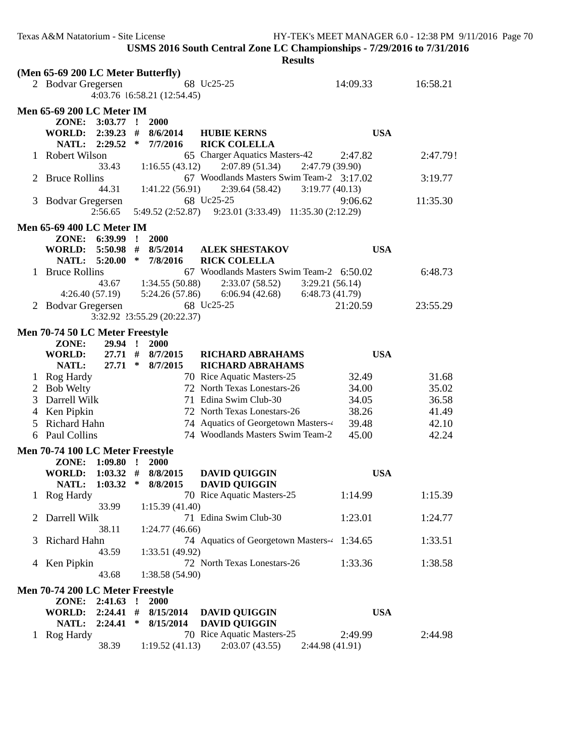**USMS 2016 South Central Zone LC Championships - 7/29/2016 to 7/31/2016**

**Results**

**(Men 65-69 200 LC Meter Butterfly)**

2 Bodvar Gregersen 68 Uc25-25 14:09.33 16:58.21
4:03.76 16:58.21 (12:54.45)

**Men 65-69 200 LC Meter IM**

| | | | | |
|---|---|---|---|---|
| **ZONE:** | **3:03.77** | **!** | **2000** | |
| **WORLD:** | **2:39.23** | **#** | **8/6/2014** | **HUBIE KERNS** **USA** |
| **NATL:** | **2:29.52** | **\*** | **7/7/2016** | **RICK COLELLA** |

1 Robert Wilson 65 Charger Aquatics Masters-42 2:47.82 2:47.79!
33.43 1:16.55 (43.12) 2:07.89 (51.34) 2:47.79 (39.90)

2 Bruce Rollins 67 Woodlands Masters Swim Team-2 3:17.02 3:19.77
44.31 1:41.22 (56.91) 2:39.64 (58.42) 3:19.77 (40.13)

3 Bodvar Gregersen 68 Uc25-25 9:06.62 11:35.30
2:56.65 5:49.52 (2:52.87) 9:23.01 (3:33.49) 11:35.30 (2:12.29)

**Men 65-69 400 LC Meter IM**

| | | | | |
|---|---|---|---|---|
| **ZONE:** | **6:39.99** | **!** | **2000** | |
| **WORLD:** | **5:50.98** | **#** | **8/5/2014** | **ALEK SHESTAKOV** **USA** |
| **NATL:** | **5:20.00** | **\*** | **7/8/2016** | **RICK COLELLA** |

1 Bruce Rollins 67 Woodlands Masters Swim Team-2 6:50.02 6:48.73
43.67 1:34.55 (50.88) 2:33.07 (58.52) 3:29.21 (56.14)
4:26.40 (57.19) 5:24.26 (57.86) 6:06.94 (42.68) 6:48.73 (41.79)

2 Bodvar Gregersen 68 Uc25-25 21:20.59 23:55.29
3:32.92 23:55.29 (20:22.37)

**Men 70-74 50 LC Meter Freestyle**

| | | | | |
|---|---|---|---|---|
| **ZONE:** | **29.94** | **!** | **2000** | |
| **WORLD:** | **27.71** | **#** | **8/7/2015** | **RICHARD ABRAHAMS** **USA** |
| **NATL:** | **27.71** | **\*** | **8/7/2015** | **RICHARD ABRAHAMS** |

| Place | Name | Age | Team | Seed | Finals |
|---|---|---|---|---|---|
| 1 | Rog Hardy | 70 | Rice Aquatic Masters-25 | 32.49 | 31.68 |
| 2 | Bob Welty | 72 | North Texas Lonestars-26 | 34.00 | 35.02 |
| 3 | Darrell Wilk | 71 | Edina Swim Club-30 | 34.05 | 36.58 |
| 4 | Ken Pipkin | 72 | North Texas Lonestars-26 | 38.26 | 41.49 |
| 5 | Richard Hahn | 74 | Aquatics of Georgetown Masters-4 | 39.48 | 42.10 |
| 6 | Paul Collins | 74 | Woodlands Masters Swim Team-2 | 45.00 | 42.24 |

**Men 70-74 100 LC Meter Freestyle**

| | | | | |
|---|---|---|---|---|
| **ZONE:** | **1:09.80** | **!** | **2000** | |
| **WORLD:** | **1:03.32** | **#** | **8/8/2015** | **DAVID QUIGGIN** **USA** |
| **NATL:** | **1:03.32** | **\*** | **8/8/2015** | **DAVID QUIGGIN** |

1 Rog Hardy 70 Rice Aquatic Masters-25 1:14.99 1:15.39
33.99 1:15.39 (41.40)

2 Darrell Wilk 71 Edina Swim Club-30 1:23.01 1:24.77
38.11 1:24.77 (46.66)

3 Richard Hahn 74 Aquatics of Georgetown Masters-4 1:34.65 1:33.51
43.59 1:33.51 (49.92)

4 Ken Pipkin 72 North Texas Lonestars-26 1:33.36 1:38.58
43.68 1:38.58 (54.90)

**Men 70-74 200 LC Meter Freestyle**

| | | | | |
|---|---|---|---|---|
| **ZONE:** | **2:41.63** | **!** | **2000** | |
| **WORLD:** | **2:24.41** | **#** | **8/15/2014** | **DAVID QUIGGIN** **USA** |
| **NATL:** | **2:24.41** | **\*** | **8/15/2014** | **DAVID QUIGGIN** |

1 Rog Hardy 70 Rice Aquatic Masters-25 2:49.99 2:44.98
38.39 1:19.52 (41.13) 2:03.07 (43.55) 2:44.98 (41.91)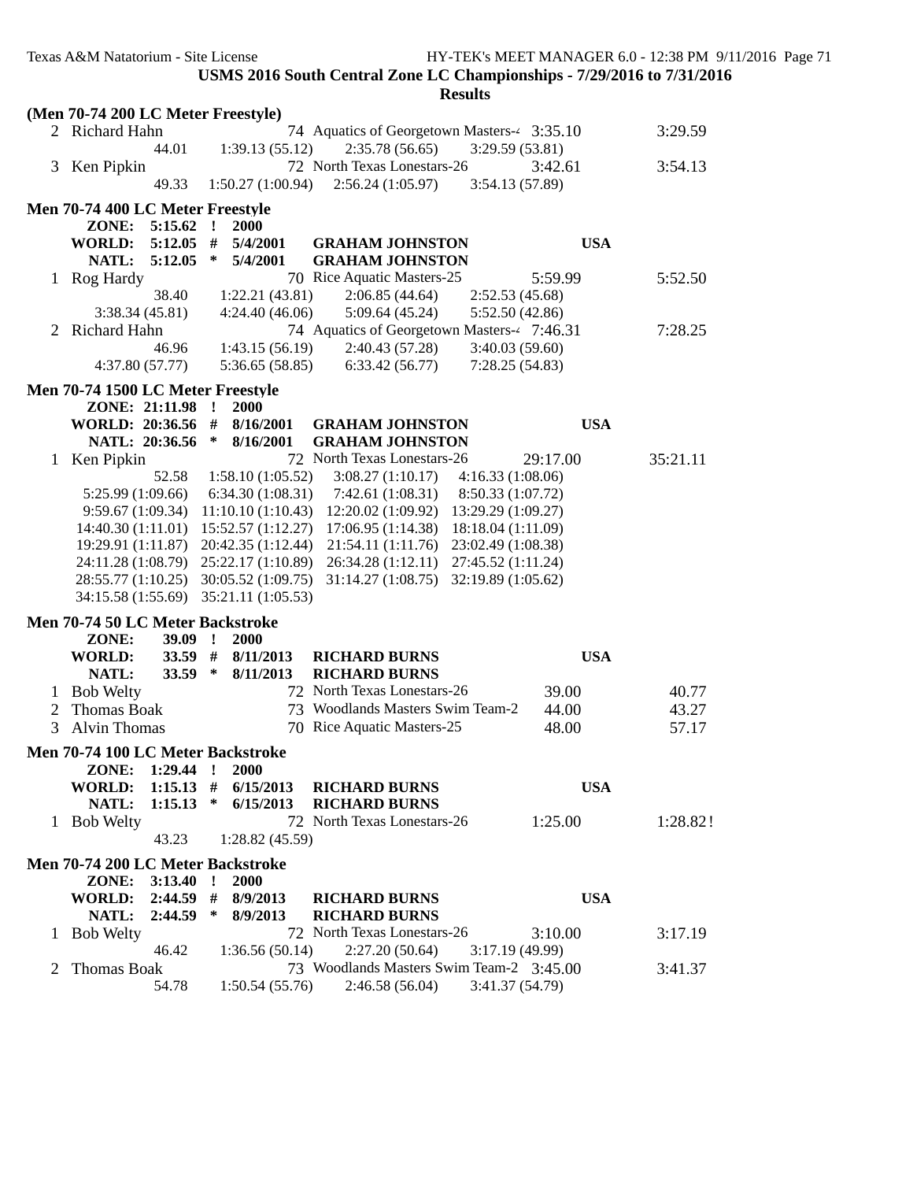USMS 2016 South Central Zone LC Championships - 7/29/2016 to 7/31/2016

Results

**(Men 70-74 200 LC Meter Freestyle)**

```
  2 Richard Hahn                  74 Aquatics of Georgetown Masters-4 3:35.10          3:29.59
            44.01     1:39.13 (55.12)     2:35.78 (56.65)     3:29.59 (53.81)
  3 Ken Pipkin                    72 North Texas Lonestars-26         3:42.61          3:54.13
            49.33     1:50.27 (1:00.94)   2:56.24 (1:05.97)   3:54.13 (57.89)
```

**Men 70-74 400 LC Meter Freestyle**

```
     ZONE:   5:15.62  !  2000
     WORLD:  5:12.05  #  5/4/2001   GRAHAM JOHNSTON                  USA
     NATL:   5:12.05  *  5/4/2001   GRAHAM JOHNSTON
  1 Rog Hardy                     70 Rice Aquatic Masters-25          5:59.99          5:52.50
            38.40     1:22.21 (43.81)     2:06.85 (44.64)     2:52.53 (45.68)
    3:38.34 (45.81)   4:24.40 (46.06)     5:09.64 (45.24)     5:52.50 (42.86)
  2 Richard Hahn                  74 Aquatics of Georgetown Masters-4 7:46.31          7:28.25
            46.96     1:43.15 (56.19)     2:40.43 (57.28)     3:40.03 (59.60)
    4:37.80 (57.77)   5:36.65 (58.85)     6:33.42 (56.77)     7:28.25 (54.83)
```

**Men 70-74 1500 LC Meter Freestyle**

```
     ZONE:  21:11.98  !  2000
     WORLD: 20:36.56  #  8/16/2001  GRAHAM JOHNSTON                  USA
     NATL:  20:36.56  *  8/16/2001  GRAHAM JOHNSTON
  1 Ken Pipkin                    72 North Texas Lonestars-26         29:17.00         35:21.11
            52.58     1:58.10 (1:05.52)   3:08.27 (1:10.17)   4:16.33 (1:08.06)
    5:25.99 (1:09.66)   6:34.30 (1:08.31)   7:42.61 (1:08.31)   8:50.33 (1:07.72)
    9:59.67 (1:09.34)   11:10.10 (1:10.43)  12:20.02 (1:09.92)  13:29.29 (1:09.27)
    14:40.30 (1:11.01)  15:52.57 (1:12.27)  17:06.95 (1:14.38)  18:18.04 (1:11.09)
    19:29.91 (1:11.87)  20:42.35 (1:12.44)  21:54.11 (1:11.76)  23:02.49 (1:08.38)
    24:11.28 (1:08.79)  25:22.17 (1:10.89)  26:34.28 (1:12.11)  27:45.52 (1:11.24)
    28:55.77 (1:10.25)  30:05.52 (1:09.75)  31:14.27 (1:08.75)  32:19.89 (1:05.62)
    34:15.58 (1:55.69)  35:21.11 (1:05.53)
```

**Men 70-74 50 LC Meter Backstroke**

```
     ZONE:     39.09  !  2000
     WORLD:    33.59  #  8/11/2013  RICHARD BURNS                    USA
     NATL:     33.59  *  8/11/2013  RICHARD BURNS
  1 Bob Welty                     72 North Texas Lonestars-26         39.00            40.77
  2 Thomas Boak                   73 Woodlands Masters Swim Team-2    44.00            43.27
  3 Alvin Thomas                  70 Rice Aquatic Masters-25          48.00            57.17
```

**Men 70-74 100 LC Meter Backstroke**

```
     ZONE:   1:29.44  !  2000
     WORLD:  1:15.13  #  6/15/2013  RICHARD BURNS                    USA
     NATL:   1:15.13  *  6/15/2013  RICHARD BURNS
  1 Bob Welty                     72 North Texas Lonestars-26         1:25.00          1:28.82!
            43.23     1:28.82 (45.59)
```

**Men 70-74 200 LC Meter Backstroke**

```
     ZONE:   3:13.40  !  2000
     WORLD:  2:44.59  #  8/9/2013   RICHARD BURNS                    USA
     NATL:   2:44.59  *  8/9/2013   RICHARD BURNS
  1 Bob Welty                     72 North Texas Lonestars-26         3:10.00          3:17.19
            46.42     1:36.56 (50.14)     2:27.20 (50.64)     3:17.19 (49.99)
  2 Thomas Boak                   73 Woodlands Masters Swim Team-2    3:45.00          3:41.37
            54.78     1:50.54 (55.76)     2:46.58 (56.04)     3:41.37 (54.79)
```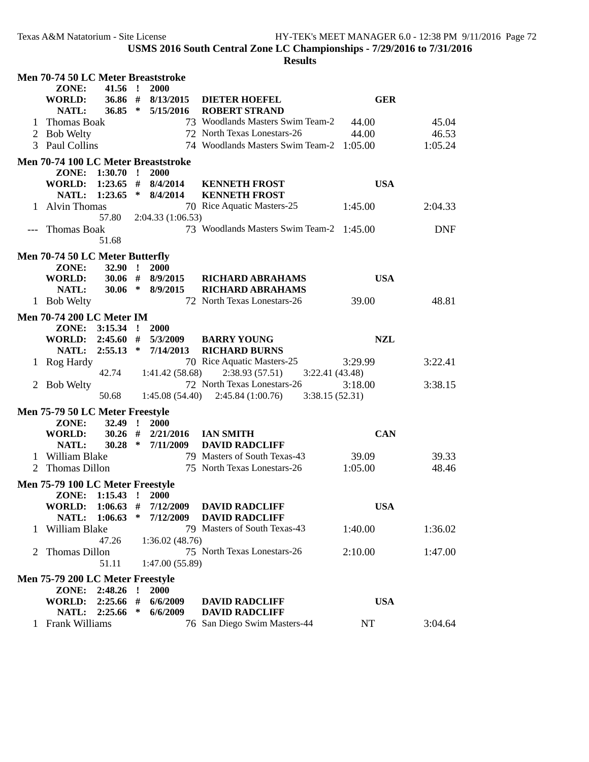**USMS 2016 South Central Zone LC Championships - 7/29/2016 to 7/31/2016**

**Results**

### Men 70-74 50 LC Meter Breaststroke

| | | | | | |
|---|---|---|---|---|---|
| **ZONE:** | **41.56 !** | **2000** | | | |
| **WORLD:** | **36.86 #** | **8/13/2015** | **DIETER HOEFEL** | **GER** | |
| **NATL:** | **36.85 *** | **5/15/2016** | **ROBERT STRAND** | | |

| Place | Name | Age | Team | Seed Time | Finals Time |
|---|---|---|---|---|---|
| 1 | Thomas Boak | 73 | Woodlands Masters Swim Team-2 | 44.00 | 45.04 |
| 2 | Bob Welty | 72 | North Texas Lonestars-26 | 44.00 | 46.53 |
| 3 | Paul Collins | 74 | Woodlands Masters Swim Team-2 | 1:05.00 | 1:05.24 |

### Men 70-74 100 LC Meter Breaststroke

| | | | | | |
|---|---|---|---|---|---|
| **ZONE:** | **1:30.70 !** | **2000** | | | |
| **WORLD:** | **1:23.65 #** | **8/4/2014** | **KENNETH FROST** | **USA** | |
| **NATL:** | **1:23.65 *** | **8/4/2014** | **KENNETH FROST** | | |

| Place | Name | Age | Team | Seed Time | Finals Time |
|---|---|---|---|---|---|
| 1 | Alvin Thomas | 70 | Rice Aquatic Masters-25 | 1:45.00 | 2:04.33 |
| | 57.80 | 2:04.33 (1:06.53) | | | |
| --- | Thomas Boak | 73 | Woodlands Masters Swim Team-2 | 1:45.00 | DNF |
| | 51.68 | | | | |

### Men 70-74 50 LC Meter Butterfly

| | | | | | |
|---|---|---|---|---|---|
| **ZONE:** | **32.90 !** | **2000** | | | |
| **WORLD:** | **30.06 #** | **8/9/2015** | **RICHARD ABRAHAMS** | **USA** | |
| **NATL:** | **30.06 *** | **8/9/2015** | **RICHARD ABRAHAMS** | | |

| Place | Name | Age | Team | Seed Time | Finals Time |
|---|---|---|---|---|---|
| 1 | Bob Welty | 72 | North Texas Lonestars-26 | 39.00 | 48.81 |

### Men 70-74 200 LC Meter IM

| | | | | | |
|---|---|---|---|---|---|
| **ZONE:** | **3:15.34 !** | **2000** | | | |
| **WORLD:** | **2:45.60 #** | **5/3/2009** | **BARRY YOUNG** | **NZL** | |
| **NATL:** | **2:55.13 *** | **7/14/2013** | **RICHARD BURNS** | | |

| Place | Name | Age | Team | Seed Time | Finals Time |
|---|---|---|---|---|---|
| 1 | Rog Hardy | 70 | Rice Aquatic Masters-25 | 3:29.99 | 3:22.41 |
| | 42.74 | 1:41.42 (58.68) | 2:38.93 (57.51) | 3:22.41 (43.48) | |
| 2 | Bob Welty | 72 | North Texas Lonestars-26 | 3:18.00 | 3:38.15 |
| | 50.68 | 1:45.08 (54.40) | 2:45.84 (1:00.76) | 3:38.15 (52.31) | |

### Men 75-79 50 LC Meter Freestyle

| | | | | | |
|---|---|---|---|---|---|
| **ZONE:** | **32.49 !** | **2000** | | | |
| **WORLD:** | **30.26 #** | **2/21/2016** | **IAN SMITH** | **CAN** | |
| **NATL:** | **30.28 *** | **7/11/2009** | **DAVID RADCLIFF** | | |

| Place | Name | Age | Team | Seed Time | Finals Time |
|---|---|---|---|---|---|
| 1 | William Blake | 79 | Masters of South Texas-43 | 39.09 | 39.33 |
| 2 | Thomas Dillon | 75 | North Texas Lonestars-26 | 1:05.00 | 48.46 |

### Men 75-79 100 LC Meter Freestyle

| | | | | | |
|---|---|---|---|---|---|
| **ZONE:** | **1:15.43 !** | **2000** | | | |
| **WORLD:** | **1:06.63 #** | **7/12/2009** | **DAVID RADCLIFF** | **USA** | |
| **NATL:** | **1:06.63 *** | **7/12/2009** | **DAVID RADCLIFF** | | |

| Place | Name | Age | Team | Seed Time | Finals Time |
|---|---|---|---|---|---|
| 1 | William Blake | 79 | Masters of South Texas-43 | 1:40.00 | 1:36.02 |
| | 47.26 | 1:36.02 (48.76) | | | |
| 2 | Thomas Dillon | 75 | North Texas Lonestars-26 | 2:10.00 | 1:47.00 |
| | 51.11 | 1:47.00 (55.89) | | | |

### Men 75-79 200 LC Meter Freestyle

| | | | | | |
|---|---|---|---|---|---|
| **ZONE:** | **2:48.26 !** | **2000** | | | |
| **WORLD:** | **2:25.66 #** | **6/6/2009** | **DAVID RADCLIFF** | **USA** | |
| **NATL:** | **2:25.66 *** | **6/6/2009** | **DAVID RADCLIFF** | | |

| Place | Name | Age | Team | Seed Time | Finals Time |
|---|---|---|---|---|---|
| 1 | Frank Williams | 76 | San Diego Swim Masters-44 | NT | 3:04.64 |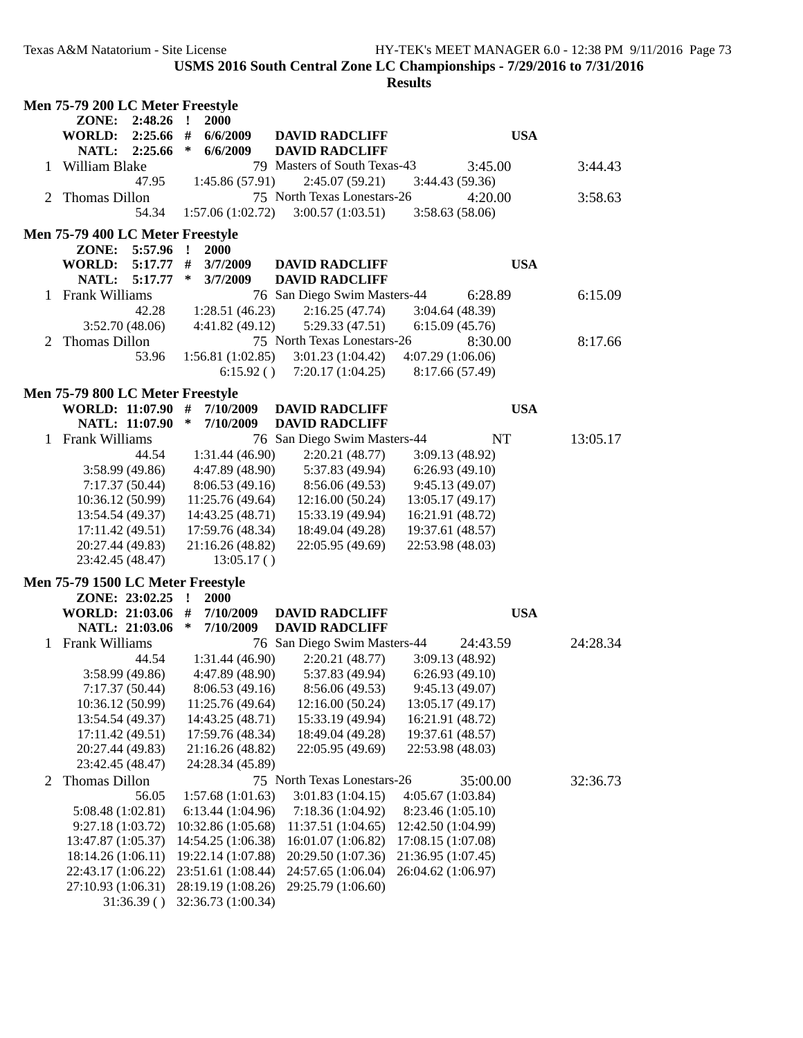**USMS 2016 South Central Zone LC Championships - 7/29/2016 to 7/31/2016**

**Results**

### Men 75-79 200 LC Meter Freestyle

| | | | | | | |
|---|---|---|---|---|---|---|
| **ZONE:** | **2:48.26** | **!** | **2000** | | | |
| **WORLD:** | **2:25.66** | **#** | **6/6/2009** | **DAVID RADCLIFF** | **USA** | |
| **NATL:** | **2:25.66** | **\*** | **6/6/2009** | **DAVID RADCLIFF** | | |

| Place | Name | Age | Team | Seed Time | Finals Time |
|---|---|---|---|---|---|
| 1 | William Blake | 79 | Masters of South Texas-43 | 3:45.00 | 3:44.43 |
| | 47.95 | 1:45.86 (57.91) | 2:45.07 (59.21) | 3:44.43 (59.36) | |
| 2 | Thomas Dillon | 75 | North Texas Lonestars-26 | 4:20.00 | 3:58.63 |
| | 54.34 | 1:57.06 (1:02.72) | 3:00.57 (1:03.51) | 3:58.63 (58.06) | |

### Men 75-79 400 LC Meter Freestyle

| | | | | | | |
|---|---|---|---|---|---|---|
| **ZONE:** | **5:57.96** | **!** | **2000** | | | |
| **WORLD:** | **5:17.77** | **#** | **3/7/2009** | **DAVID RADCLIFF** | **USA** | |
| **NATL:** | **5:17.77** | **\*** | **3/7/2009** | **DAVID RADCLIFF** | | |

| Place | Name | Age | Team | Seed Time | Finals Time |
|---|---|---|---|---|---|
| 1 | Frank Williams | 76 | San Diego Swim Masters-44 | 6:28.89 | 6:15.09 |
| | 42.28 | 1:28.51 (46.23) | 2:16.25 (47.74) | 3:04.64 (48.39) | |
| | 3:52.70 (48.06) | 4:41.82 (49.12) | 5:29.33 (47.51) | 6:15.09 (45.76) | |
| 2 | Thomas Dillon | 75 | North Texas Lonestars-26 | 8:30.00 | 8:17.66 |
| | 53.96 | 1:56.81 (1:02.85) | 3:01.23 (1:04.42) | 4:07.29 (1:06.06) | |
| | | 6:15.92 ( ) | 7:20.17 (1:04.25) | 8:17.66 (57.49) | |

### Men 75-79 800 LC Meter Freestyle

| | | | | | |
|---|---|---|---|---|---|
| **WORLD:** | **11:07.90** | **#** | **7/10/2009** | **DAVID RADCLIFF** | **USA** |
| **NATL:** | **11:07.90** | **\*** | **7/10/2009** | **DAVID RADCLIFF** | |

| Place | Name | Age | Team | Seed Time | Finals Time |
|---|---|---|---|---|---|
| 1 | Frank Williams | 76 | San Diego Swim Masters-44 | NT | 13:05.17 |
| | 44.54 | 1:31.44 (46.90) | 2:20.21 (48.77) | 3:09.13 (48.92) | |
| | 3:58.99 (49.86) | 4:47.89 (48.90) | 5:37.83 (49.94) | 6:26.93 (49.10) | |
| | 7:17.37 (50.44) | 8:06.53 (49.16) | 8:56.06 (49.53) | 9:45.13 (49.07) | |
| | 10:36.12 (50.99) | 11:25.76 (49.64) | 12:16.00 (50.24) | 13:05.17 (49.17) | |
| | 13:54.54 (49.37) | 14:43.25 (48.71) | 15:33.19 (49.94) | 16:21.91 (48.72) | |
| | 17:11.42 (49.51) | 17:59.76 (48.34) | 18:49.04 (49.28) | 19:37.61 (48.57) | |
| | 20:27.44 (49.83) | 21:16.26 (48.82) | 22:05.95 (49.69) | 22:53.98 (48.03) | |
| | 23:42.45 (48.47) | 13:05.17 ( ) | | | |

### Men 75-79 1500 LC Meter Freestyle

| | | | | | |
|---|---|---|---|---|---|
| **ZONE:** | **23:02.25** | **!** | **2000** | | |
| **WORLD:** | **21:03.06** | **#** | **7/10/2009** | **DAVID RADCLIFF** | **USA** |
| **NATL:** | **21:03.06** | **\*** | **7/10/2009** | **DAVID RADCLIFF** | |

| Place | Name | Age | Team | Seed Time | Finals Time |
|---|---|---|---|---|---|
| 1 | Frank Williams | 76 | San Diego Swim Masters-44 | 24:43.59 | 24:28.34 |
| | 44.54 | 1:31.44 (46.90) | 2:20.21 (48.77) | 3:09.13 (48.92) | |
| | 3:58.99 (49.86) | 4:47.89 (48.90) | 5:37.83 (49.94) | 6:26.93 (49.10) | |
| | 7:17.37 (50.44) | 8:06.53 (49.16) | 8:56.06 (49.53) | 9:45.13 (49.07) | |
| | 10:36.12 (50.99) | 11:25.76 (49.64) | 12:16.00 (50.24) | 13:05.17 (49.17) | |
| | 13:54.54 (49.37) | 14:43.25 (48.71) | 15:33.19 (49.94) | 16:21.91 (48.72) | |
| | 17:11.42 (49.51) | 17:59.76 (48.34) | 18:49.04 (49.28) | 19:37.61 (48.57) | |
| | 20:27.44 (49.83) | 21:16.26 (48.82) | 22:05.95 (49.69) | 22:53.98 (48.03) | |
| | 23:42.45 (48.47) | 24:28.34 (45.89) | | | |
| 2 | Thomas Dillon | 75 | North Texas Lonestars-26 | 35:00.00 | 32:36.73 |
| | 56.05 | 1:57.68 (1:01.63) | 3:01.83 (1:04.15) | 4:05.67 (1:03.84) | |
| | 5:08.48 (1:02.81) | 6:13.44 (1:04.96) | 7:18.36 (1:04.92) | 8:23.46 (1:05.10) | |
| | 9:27.18 (1:03.72) | 10:32.86 (1:05.68) | 11:37.51 (1:04.65) | 12:42.50 (1:04.99) | |
| | 13:47.87 (1:05.37) | 14:54.25 (1:06.38) | 16:01.07 (1:06.82) | 17:08.15 (1:07.08) | |
| | 18:14.26 (1:06.11) | 19:22.14 (1:07.88) | 20:29.50 (1:07.36) | 21:36.95 (1:07.45) | |
| | 22:43.17 (1:06.22) | 23:51.61 (1:08.44) | 24:57.65 (1:06.04) | 26:04.62 (1:06.97) | |
| | 27:10.93 (1:06.31) | 28:19.19 (1:08.26) | 29:25.79 (1:06.60) | | |
| | 31:36.39 ( ) | 32:36.73 (1:00.34) | | | |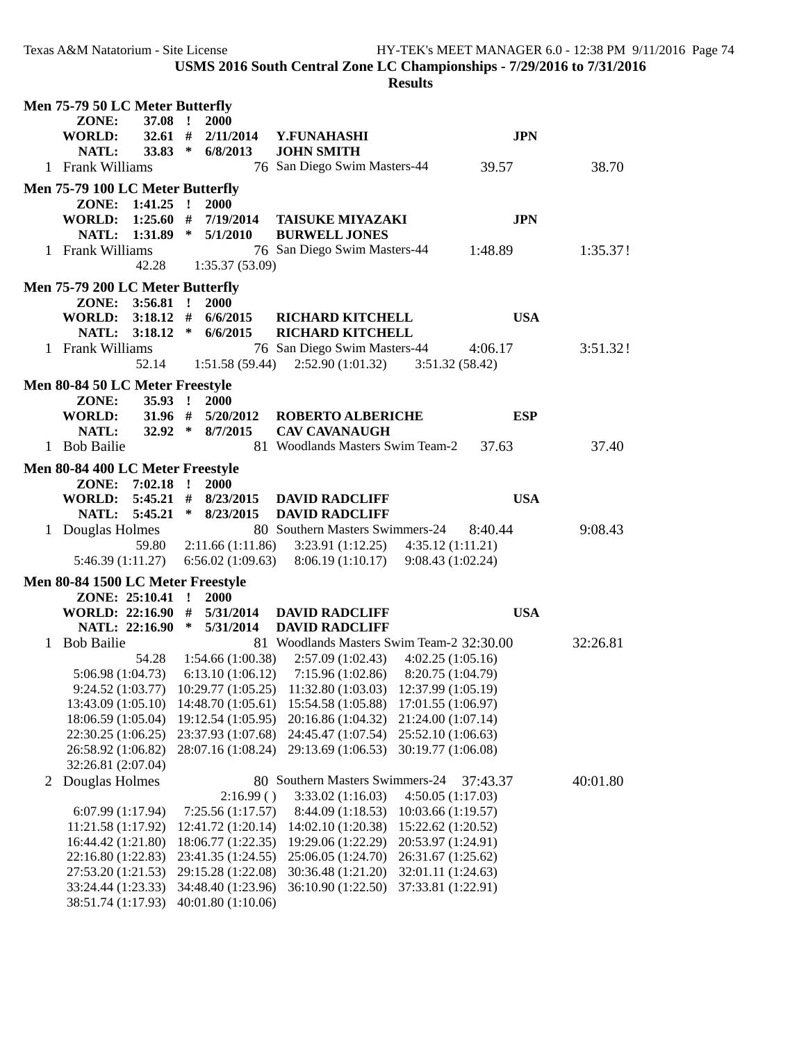USMS 2016 South Central Zone LC Championships - 7/29/2016 to 7/31/2016

**Results**

### Men 75-79 50 LC Meter Butterfly

| | | | | | |
|---|---|---|---|---|---|
| ZONE: | 37.08 | ! | 2000 | | |
| WORLD: | 32.61 | # | 2/11/2014 | Y.FUNAHASHI | JPN |
| NATL: | 33.83 | * | 6/8/2013 | JOHN SMITH | |

| Place | Name | Age | Team | Seed Time | Finals Time |
|---|---|---|---|---|---|
| 1 | Frank Williams | 76 | San Diego Swim Masters-44 | 39.57 | 38.70 |

### Men 75-79 100 LC Meter Butterfly

| | | | | | |
|---|---|---|---|---|---|
| ZONE: | 1:41.25 | ! | 2000 | | |
| WORLD: | 1:25.60 | # | 7/19/2014 | TAISUKE MIYAZAKI | JPN |
| NATL: | 1:31.89 | * | 5/1/2010 | BURWELL JONES | |

| Place | Name | Age | Team | Seed Time | Finals Time |
|---|---|---|---|---|---|
| 1 | Frank Williams | 76 | San Diego Swim Masters-44 | 1:48.89 | 1:35.37! |

42.28 1:35.37 (53.09)

### Men 75-79 200 LC Meter Butterfly

| | | | | | |
|---|---|---|---|---|---|
| ZONE: | 3:56.81 | ! | 2000 | | |
| WORLD: | 3:18.12 | # | 6/6/2015 | RICHARD KITCHELL | USA |
| NATL: | 3:18.12 | * | 6/6/2015 | RICHARD KITCHELL | |

| Place | Name | Age | Team | Seed Time | Finals Time |
|---|---|---|---|---|---|
| 1 | Frank Williams | 76 | San Diego Swim Masters-44 | 4:06.17 | 3:51.32! |

52.14 1:51.58 (59.44) 2:52.90 (1:01.32) 3:51.32 (58.42)

### Men 80-84 50 LC Meter Freestyle

| | | | | | |
|---|---|---|---|---|---|
| ZONE: | 35.93 | ! | 2000 | | |
| WORLD: | 31.96 | # | 5/20/2012 | ROBERTO ALBERICHE | ESP |
| NATL: | 32.92 | * | 8/7/2015 | CAV CAVANAUGH | |

| Place | Name | Age | Team | Seed Time | Finals Time |
|---|---|---|---|---|---|
| 1 | Bob Bailie | 81 | Woodlands Masters Swim Team-2 | 37.63 | 37.40 |

### Men 80-84 400 LC Meter Freestyle

| | | | | | |
|---|---|---|---|---|---|
| ZONE: | 7:02.18 | ! | 2000 | | |
| WORLD: | 5:45.21 | # | 8/23/2015 | DAVID RADCLIFF | USA |
| NATL: | 5:45.21 | * | 8/23/2015 | DAVID RADCLIFF | |

| Place | Name | Age | Team | Seed Time | Finals Time |
|---|---|---|---|---|---|
| 1 | Douglas Holmes | 80 | Southern Masters Swimmers-24 | 8:40.44 | 9:08.43 |

59.80 2:11.66 (1:11.86) 3:23.91 (1:12.25) 4:35.12 (1:11.21)
5:46.39 (1:11.27) 6:56.02 (1:09.63) 8:06.19 (1:10.17) 9:08.43 (1:02.24)

### Men 80-84 1500 LC Meter Freestyle

| | | | | | |
|---|---|---|---|---|---|
| ZONE: | 25:10.41 | ! | 2000 | | |
| WORLD: | 22:16.90 | # | 5/31/2014 | DAVID RADCLIFF | USA |
| NATL: | 22:16.90 | * | 5/31/2014 | DAVID RADCLIFF | |

| Place | Name | Age | Team | Seed Time | Finals Time |
|---|---|---|---|---|---|
| 1 | Bob Bailie | 81 | Woodlands Masters Swim Team-2 | 32:30.00 | 32:26.81 |

54.28 1:54.66 (1:00.38) 2:57.09 (1:02.43) 4:02.25 (1:05.16)
5:06.98 (1:04.73) 6:13.10 (1:06.12) 7:15.96 (1:02.86) 8:20.75 (1:04.79)
9:24.52 (1:03.77) 10:29.77 (1:05.25) 11:32.80 (1:03.03) 12:37.99 (1:05.19)
13:43.09 (1:05.10) 14:48.70 (1:05.61) 15:54.58 (1:05.88) 17:01.55 (1:06.97)
18:06.59 (1:05.04) 19:12.54 (1:05.95) 20:16.86 (1:04.32) 21:24.00 (1:07.14)
22:30.25 (1:06.25) 23:37.93 (1:07.68) 24:45.47 (1:07.54) 25:52.10 (1:06.63)
26:58.92 (1:06.82) 28:07.16 (1:08.24) 29:13.69 (1:06.53) 30:19.77 (1:06.08)
32:26.81 (2:07.04)

| Place | Name | Age | Team | Seed Time | Finals Time |
|---|---|---|---|---|---|
| 2 | Douglas Holmes | 80 | Southern Masters Swimmers-24 | 37:43.37 | 40:01.80 |

2:16.99 ( ) 3:33.02 (1:16.03) 4:50.05 (1:17.03)
6:07.99 (1:17.94) 7:25.56 (1:17.57) 8:44.09 (1:18.53) 10:03.66 (1:19.57)
11:21.58 (1:17.92) 12:41.72 (1:20.14) 14:02.10 (1:20.38) 15:22.62 (1:20.52)
16:44.42 (1:21.80) 18:06.77 (1:22.35) 19:29.06 (1:22.29) 20:53.97 (1:24.91)
22:16.80 (1:22.83) 23:41.35 (1:24.55) 25:06.05 (1:24.70) 26:31.67 (1:25.62)
27:53.20 (1:21.53) 29:15.28 (1:22.08) 30:36.48 (1:21.20) 32:01.11 (1:24.63)
33:24.44 (1:23.33) 34:48.40 (1:23.96) 36:10.90 (1:22.50) 37:33.81 (1:22.91)
38:51.74 (1:17.93) 40:01.80 (1:10.06)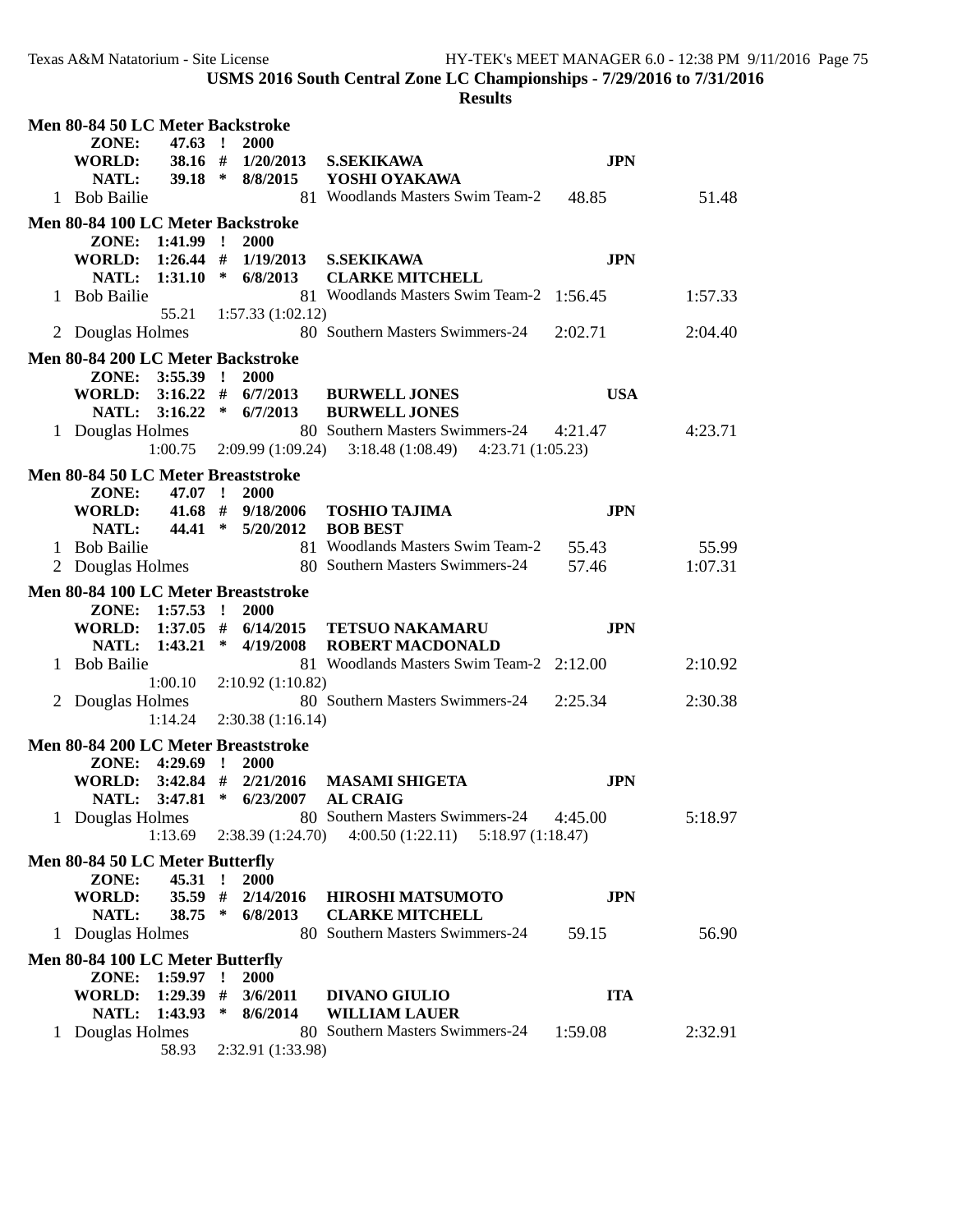**USMS 2016 South Central Zone LC Championships - 7/29/2016 to 7/31/2016**

**Results**

**Men 80-84 50 LC Meter Backstroke**

| | | | | | | |
|---|---|---|---|---|---|---|
| **ZONE:** | **47.63 !** | **2000** | | | | |
| **WORLD:** | **38.16 #** | **1/20/2013** | **S.SEKIKAWA** | **JPN** | | |
| **NATL:** | **39.18 \*** | **8/8/2015** | **YOSHI OYAKAWA** | | | |
| 1 Bob Bailie | | | 81 Woodlands Masters Swim Team-2 | | 48.85 | 51.48 |

**Men 80-84 100 LC Meter Backstroke**

| | | | | | | |
|---|---|---|---|---|---|---|
| **ZONE:** | **1:41.99 !** | **2000** | | | | |
| **WORLD:** | **1:26.44 #** | **1/19/2013** | **S.SEKIKAWA** | **JPN** | | |
| **NATL:** | **1:31.10 \*** | **6/8/2013** | **CLARKE MITCHELL** | | | |
| 1 Bob Bailie | | | 81 Woodlands Masters Swim Team-2 | | 1:56.45 | 1:57.33 |
| | 55.21 | 1:57.33 (1:02.12) | | | | |
| 2 Douglas Holmes | | | 80 Southern Masters Swimmers-24 | | 2:02.71 | 2:04.40 |

**Men 80-84 200 LC Meter Backstroke**

| | | | | | | |
|---|---|---|---|---|---|---|
| **ZONE:** | **3:55.39 !** | **2000** | | | | |
| **WORLD:** | **3:16.22 #** | **6/7/2013** | **BURWELL JONES** | **USA** | | |
| **NATL:** | **3:16.22 \*** | **6/7/2013** | **BURWELL JONES** | | | |
| 1 Douglas Holmes | | | 80 Southern Masters Swimmers-24 | | 4:21.47 | 4:23.71 |
| | 1:00.75 | 2:09.99 (1:09.24) | 3:18.48 (1:08.49) | 4:23.71 (1:05.23) | | |

**Men 80-84 50 LC Meter Breaststroke**

| | | | | | | |
|---|---|---|---|---|---|---|
| **ZONE:** | **47.07 !** | **2000** | | | | |
| **WORLD:** | **41.68 #** | **9/18/2006** | **TOSHIO TAJIMA** | **JPN** | | |
| **NATL:** | **44.41 \*** | **5/20/2012** | **BOB BEST** | | | |
| 1 Bob Bailie | | | 81 Woodlands Masters Swim Team-2 | | 55.43 | 55.99 |
| 2 Douglas Holmes | | | 80 Southern Masters Swimmers-24 | | 57.46 | 1:07.31 |

**Men 80-84 100 LC Meter Breaststroke**

| | | | | | | |
|---|---|---|---|---|---|---|
| **ZONE:** | **1:57.53 !** | **2000** | | | | |
| **WORLD:** | **1:37.05 #** | **6/14/2015** | **TETSUO NAKAMARU** | **JPN** | | |
| **NATL:** | **1:43.21 \*** | **4/19/2008** | **ROBERT MACDONALD** | | | |
| 1 Bob Bailie | | | 81 Woodlands Masters Swim Team-2 | | 2:12.00 | 2:10.92 |
| | 1:00.10 | 2:10.92 (1:10.82) | | | | |
| 2 Douglas Holmes | | | 80 Southern Masters Swimmers-24 | | 2:25.34 | 2:30.38 |
| | 1:14.24 | 2:30.38 (1:16.14) | | | | |

**Men 80-84 200 LC Meter Breaststroke**

| | | | | | | |
|---|---|---|---|---|---|---|
| **ZONE:** | **4:29.69 !** | **2000** | | | | |
| **WORLD:** | **3:42.84 #** | **2/21/2016** | **MASAMI SHIGETA** | **JPN** | | |
| **NATL:** | **3:47.81 \*** | **6/23/2007** | **AL CRAIG** | | | |
| 1 Douglas Holmes | | | 80 Southern Masters Swimmers-24 | | 4:45.00 | 5:18.97 |
| | 1:13.69 | 2:38.39 (1:24.70) | 4:00.50 (1:22.11) | 5:18.97 (1:18.47) | | |

**Men 80-84 50 LC Meter Butterfly**

| | | | | | | |
|---|---|---|---|---|---|---|
| **ZONE:** | **45.31 !** | **2000** | | | | |
| **WORLD:** | **35.59 #** | **2/14/2016** | **HIROSHI MATSUMOTO** | **JPN** | | |
| **NATL:** | **38.75 \*** | **6/8/2013** | **CLARKE MITCHELL** | | | |
| 1 Douglas Holmes | | | 80 Southern Masters Swimmers-24 | | 59.15 | 56.90 |

**Men 80-84 100 LC Meter Butterfly**

| | | | | | | |
|---|---|---|---|---|---|---|
| **ZONE:** | **1:59.97 !** | **2000** | | | | |
| **WORLD:** | **1:29.39 #** | **3/6/2011** | **DIVANO GIULIO** | **ITA** | | |
| **NATL:** | **1:43.93 \*** | **8/6/2014** | **WILLIAM LAUER** | | | |
| 1 Douglas Holmes | | | 80 Southern Masters Swimmers-24 | | 1:59.08 | 2:32.91 |
| | 58.93 | 2:32.91 (1:33.98) | | | | |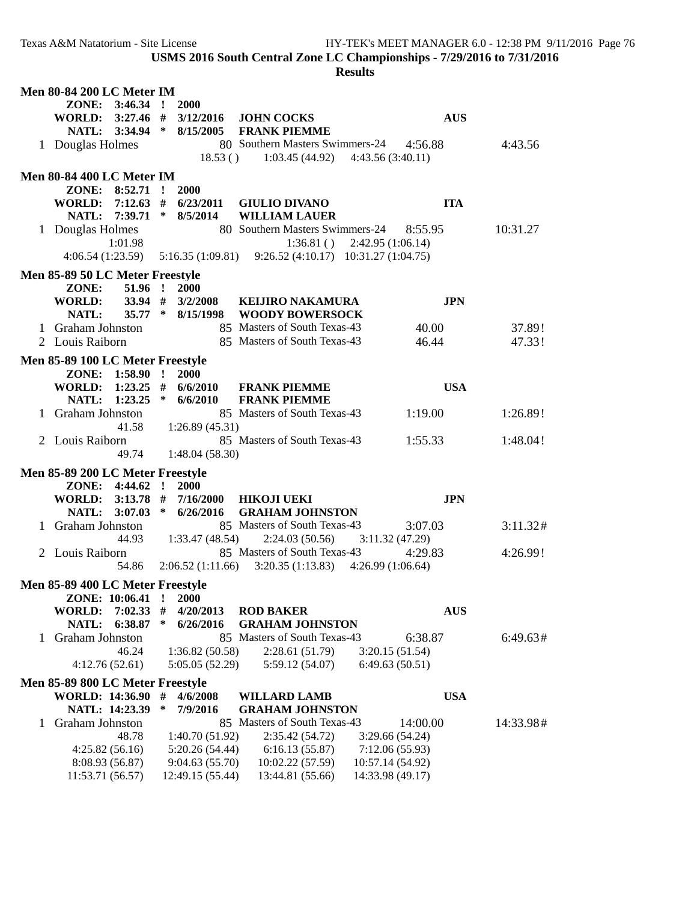**USMS 2016 South Central Zone LC Championships - 7/29/2016 to 7/31/2016**

**Results**

### Men 80-84 200 LC Meter IM

**ZONE: 3:46.34 ! 2000**
**WORLD: 3:27.46 # 3/12/2016 JOHN COCKS AUS**
**NATL: 3:34.94 * 8/15/2005 FRANK PIEMME**

1 Douglas Holmes 80 Southern Masters Swimmers-24 4:56.88 4:43.56
18.53 ( ) 1:03.45 (44.92) 4:43.56 (3:40.11)

### Men 80-84 400 LC Meter IM

**ZONE: 8:52.71 ! 2000**
**WORLD: 7:12.63 # 6/23/2011 GIULIO DIVANO ITA**
**NATL: 7:39.71 * 8/5/2014 WILLIAM LAUER**

1 Douglas Holmes 80 Southern Masters Swimmers-24 8:55.95 10:31.27
1:01.98 1:36.81 ( ) 2:42.95 (1:06.14)
4:06.54 (1:23.59) 5:16.35 (1:09.81) 9:26.52 (4:10.17) 10:31.27 (1:04.75)

### Men 85-89 50 LC Meter Freestyle

**ZONE: 51.96 ! 2000**
**WORLD: 33.94 # 3/2/2008 KEIJIRO NAKAMURA JPN**
**NATL: 35.77 * 8/15/1998 WOODY BOWERSOCK**

1 Graham Johnston 85 Masters of South Texas-43 40.00 37.89!
2 Louis Raiborn 85 Masters of South Texas-43 46.44 47.33!

### Men 85-89 100 LC Meter Freestyle

**ZONE: 1:58.90 ! 2000**
**WORLD: 1:23.25 # 6/6/2010 FRANK PIEMME USA**
**NATL: 1:23.25 * 6/6/2010 FRANK PIEMME**

1 Graham Johnston 85 Masters of South Texas-43 1:19.00 1:26.89!
41.58 1:26.89 (45.31)
2 Louis Raiborn 85 Masters of South Texas-43 1:55.33 1:48.04!
49.74 1:48.04 (58.30)

### Men 85-89 200 LC Meter Freestyle

**ZONE: 4:44.62 ! 2000**
**WORLD: 3:13.78 # 7/16/2000 HIKOJI UEKI JPN**
**NATL: 3:07.03 * 6/26/2016 GRAHAM JOHNSTON**

1 Graham Johnston 85 Masters of South Texas-43 3:07.03 3:11.32#
44.93 1:33.47 (48.54) 2:24.03 (50.56) 3:11.32 (47.29)
2 Louis Raiborn 85 Masters of South Texas-43 4:29.83 4:26.99!
54.86 2:06.52 (1:11.66) 3:20.35 (1:13.83) 4:26.99 (1:06.64)

### Men 85-89 400 LC Meter Freestyle

**ZONE: 10:06.41 ! 2000**
**WORLD: 7:02.33 # 4/20/2013 ROD BAKER AUS**
**NATL: 6:38.87 * 6/26/2016 GRAHAM JOHNSTON**

1 Graham Johnston 85 Masters of South Texas-43 6:38.87 6:49.63#
46.24 1:36.82 (50.58) 2:28.61 (51.79) 3:20.15 (51.54)
4:12.76 (52.61) 5:05.05 (52.29) 5:59.12 (54.07) 6:49.63 (50.51)

### Men 85-89 800 LC Meter Freestyle

**WORLD: 14:36.90 # 4/6/2008 WILLARD LAMB USA**
**NATL: 14:23.39 * 7/9/2016 GRAHAM JOHNSTON**

1 Graham Johnston 85 Masters of South Texas-43 14:00.00 14:33.98#
48.78 1:40.70 (51.92) 2:35.42 (54.72) 3:29.66 (54.24)
4:25.82 (56.16) 5:20.26 (54.44) 6:16.13 (55.87) 7:12.06 (55.93)
8:08.93 (56.87) 9:04.63 (55.70) 10:02.22 (57.59) 10:57.14 (54.92)
11:53.71 (56.57) 12:49.15 (55.44) 13:44.81 (55.66) 14:33.98 (49.17)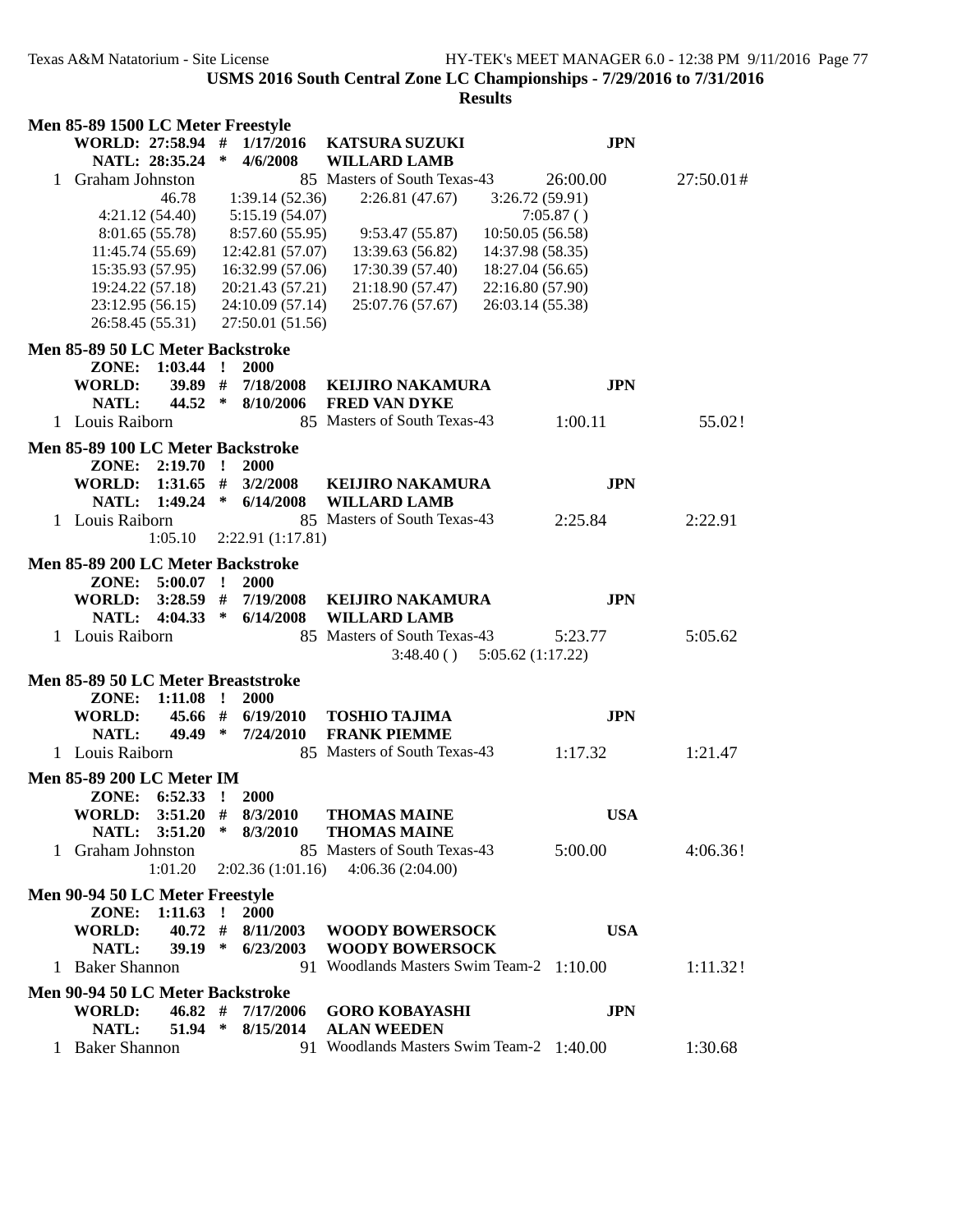**USMS 2016 South Central Zone LC Championships - 7/29/2016 to 7/31/2016**

**Results**

### Men 85-89 1500 LC Meter Freestyle

**WORLD: 27:58.94 # 1/17/2016 KATSURA SUZUKI JPN**
**NATL: 28:35.24 * 4/6/2008 WILLARD LAMB**

1 Graham Johnston 85 Masters of South Texas-43 26:00.00 27:50.01#

46.78 1:39.14 (52.36) 2:26.81 (47.67) 3:26.72 (59.91)
4:21.12 (54.40) 5:15.19 (54.07) 7:05.87 ( )
8:01.65 (55.78) 8:57.60 (55.95) 9:53.47 (55.87) 10:50.05 (56.58)
11:45.74 (55.69) 12:42.81 (57.07) 13:39.63 (56.82) 14:37.98 (58.35)
15:35.93 (57.95) 16:32.99 (57.06) 17:30.39 (57.40) 18:27.04 (56.65)
19:24.22 (57.18) 20:21.43 (57.21) 21:18.90 (57.47) 22:16.80 (57.90)
23:12.95 (56.15) 24:10.09 (57.14) 25:07.76 (57.67) 26:03.14 (55.38)
26:58.45 (55.31) 27:50.01 (51.56)

### Men 85-89 50 LC Meter Backstroke

**ZONE: 1:03.44 ! 2000**
**WORLD: 39.89 # 7/18/2008 KEIJIRO NAKAMURA JPN**
**NATL: 44.52 * 8/10/2006 FRED VAN DYKE**

1 Louis Raiborn 85 Masters of South Texas-43 1:00.11 55.02!

### Men 85-89 100 LC Meter Backstroke

**ZONE: 2:19.70 ! 2000**
**WORLD: 1:31.65 # 3/2/2008 KEIJIRO NAKAMURA JPN**
**NATL: 1:49.24 * 6/14/2008 WILLARD LAMB**

1 Louis Raiborn 85 Masters of South Texas-43 2:25.84 2:22.91

1:05.10 2:22.91 (1:17.81)

### Men 85-89 200 LC Meter Backstroke

**ZONE: 5:00.07 ! 2000**
**WORLD: 3:28.59 # 7/19/2008 KEIJIRO NAKAMURA JPN**
**NATL: 4:04.33 * 6/14/2008 WILLARD LAMB**

1 Louis Raiborn 85 Masters of South Texas-43 5:23.77 5:05.62

3:48.40 ( ) 5:05.62 (1:17.22)

### Men 85-89 50 LC Meter Breaststroke

**ZONE: 1:11.08 ! 2000**
**WORLD: 45.66 # 6/19/2010 TOSHIO TAJIMA JPN**
**NATL: 49.49 * 7/24/2010 FRANK PIEMME**

1 Louis Raiborn 85 Masters of South Texas-43 1:17.32 1:21.47

### Men 85-89 200 LC Meter IM

**ZONE: 6:52.33 ! 2000**
**WORLD: 3:51.20 # 8/3/2010 THOMAS MAINE USA**
**NATL: 3:51.20 * 8/3/2010 THOMAS MAINE**

1 Graham Johnston 85 Masters of South Texas-43 5:00.00 4:06.36!

1:01.20 2:02.36 (1:01.16) 4:06.36 (2:04.00)

### Men 90-94 50 LC Meter Freestyle

**ZONE: 1:11.63 ! 2000**
**WORLD: 40.72 # 8/11/2003 WOODY BOWERSOCK USA**
**NATL: 39.19 * 6/23/2003 WOODY BOWERSOCK**

1 Baker Shannon 91 Woodlands Masters Swim Team-2 1:10.00 1:11.32!

### Men 90-94 50 LC Meter Backstroke

**WORLD: 46.82 # 7/17/2006 GORO KOBAYASHI JPN**
**NATL: 51.94 * 8/15/2014 ALAN WEEDEN**

1 Baker Shannon 91 Woodlands Masters Swim Team-2 1:40.00 1:30.68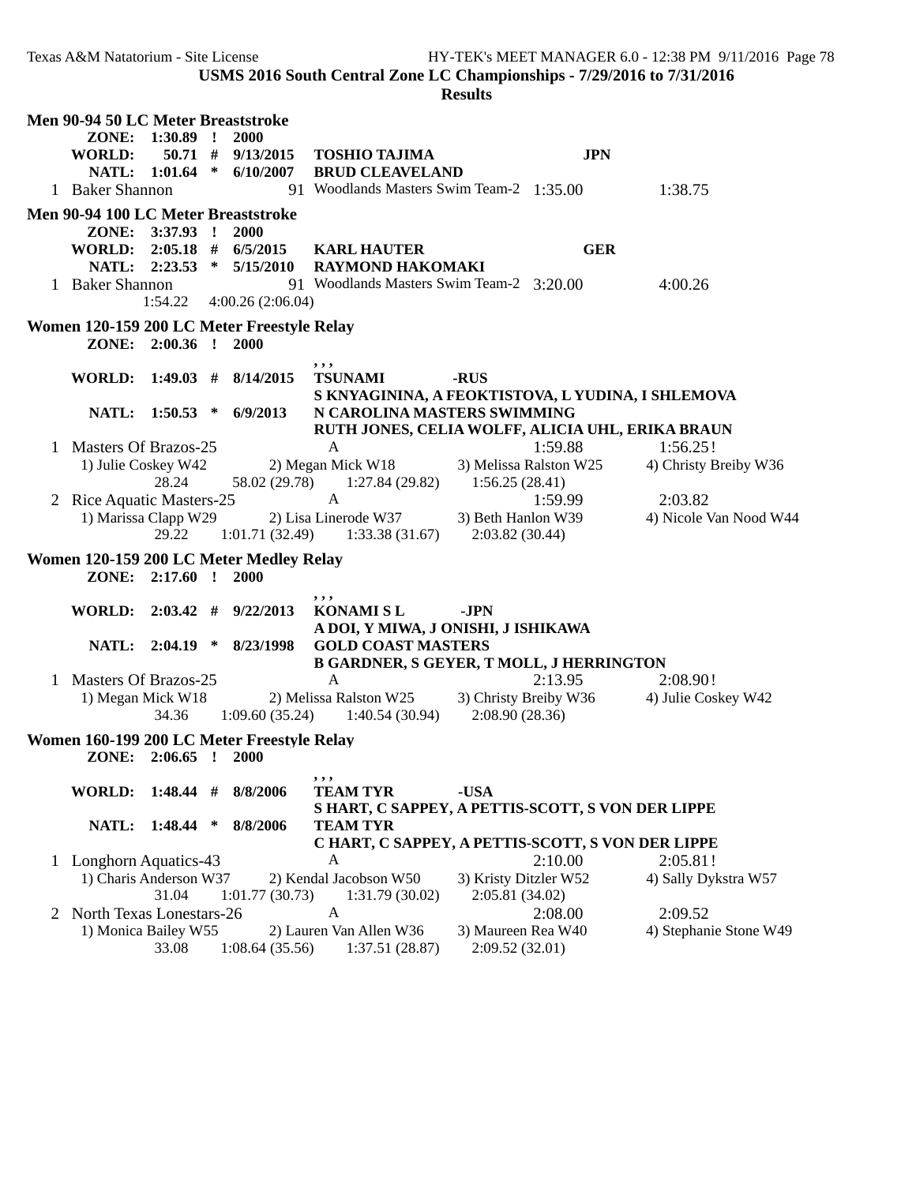**USMS 2016 South Central Zone LC Championships - 7/29/2016 to 7/31/2016**

**Results**

## Men 90-94 50 LC Meter Breaststroke

| | Time | | Date | Name | Team |
|---|---|---|---|---|---|
| ZONE: | 1:30.89 | ! | 2000 | | |
| WORLD: | 50.71 | # | 9/13/2015 | TOSHIO TAJIMA | JPN |
| NATL: | 1:01.64 | * | 6/10/2007 | BRUD CLEAVELAND | |

| Place | Name | Age | Team | Seed Time | Finals Time |
|---|---|---|---|---|---|
| 1 | Baker Shannon | 91 | Woodlands Masters Swim Team-2 | 1:35.00 | 1:38.75 |

## Men 90-94 100 LC Meter Breaststroke

| | Time | | Date | Name | Team |
|---|---|---|---|---|---|
| ZONE: | 3:37.93 | ! | 2000 | | |
| WORLD: | 2:05.18 | # | 6/5/2015 | KARL HAUTER | GER |
| NATL: | 2:23.53 | * | 5/15/2010 | RAYMOND HAKOMAKI | |

| Place | Name | Age | Team | Seed Time | Finals Time |
|---|---|---|---|---|---|
| 1 | Baker Shannon | 91 | Woodlands Masters Swim Team-2 | 3:20.00 | 4:00.26 |

1:54.22 4:00.26 (2:06.04)

## Women 120-159 200 LC Meter Freestyle Relay

| | Time | | Date | Team | |
|---|---|---|---|---|---|
| ZONE: | 2:00.36 | ! | 2000 | , , , | |
| WORLD: | 1:49.03 | # | 8/14/2015 | TSUNAMI | -RUS |
| | | | | S KNYAGININA, A FEOKTISTOVA, L YUDINA, I SHLEMOVA | |
| NATL: | 1:50.53 | * | 6/9/2013 | N CAROLINA MASTERS SWIMMING | |
| | | | | RUTH JONES, CELIA WOLFF, ALICIA UHL, ERIKA BRAUN | |

| Place | Team | Relay | Seed Time | Finals Time |
|---|---|---|---|---|
| 1 | Masters Of Brazos-25 | A | 1:59.88 | 1:56.25! |

1) Julie Coskey W42 2) Megan Mick W18 3) Melissa Ralston W25 4) Christy Breiby W36
28.24 58.02 (29.78) 1:27.84 (29.82) 1:56.25 (28.41)

| Place | Team | Relay | Seed Time | Finals Time |
|---|---|---|---|---|
| 2 | Rice Aquatic Masters-25 | A | 1:59.99 | 2:03.82 |

1) Marissa Clapp W29 2) Lisa Linerode W37 3) Beth Hanlon W39 4) Nicole Van Nood W44
29.22 1:01.71 (32.49) 1:33.38 (31.67) 2:03.82 (30.44)

## Women 120-159 200 LC Meter Medley Relay

| | Time | | Date | Team | |
|---|---|---|---|---|---|
| ZONE: | 2:17.60 | ! | 2000 | , , , | |
| WORLD: | 2:03.42 | # | 9/22/2013 | KONAMI S L | -JPN |
| | | | | A DOI, Y MIWA, J ONISHI, J ISHIKAWA | |
| NATL: | 2:04.19 | * | 8/23/1998 | GOLD COAST MASTERS | |
| | | | | B GARDNER, S GEYER, T MOLL, J HERRINGTON | |

| Place | Team | Relay | Seed Time | Finals Time |
|---|---|---|---|---|
| 1 | Masters Of Brazos-25 | A | 2:13.95 | 2:08.90! |

1) Megan Mick W18 2) Melissa Ralston W25 3) Christy Breiby W36 4) Julie Coskey W42
34.36 1:09.60 (35.24) 1:40.54 (30.94) 2:08.90 (28.36)

## Women 160-199 200 LC Meter Freestyle Relay

| | Time | | Date | Team | |
|---|---|---|---|---|---|
| ZONE: | 2:06.65 | ! | 2000 | , , , | |
| WORLD: | 1:48.44 | # | 8/8/2006 | TEAM TYR | -USA |
| | | | | S HART, C SAPPEY, A PETTIS-SCOTT, S VON DER LIPPE | |
| NATL: | 1:48.44 | * | 8/8/2006 | TEAM TYR | |
| | | | | C HART, C SAPPEY, A PETTIS-SCOTT, S VON DER LIPPE | |

| Place | Team | Relay | Seed Time | Finals Time |
|---|---|---|---|---|
| 1 | Longhorn Aquatics-43 | A | 2:10.00 | 2:05.81! |

1) Charis Anderson W37 2) Kendal Jacobson W50 3) Kristy Ditzler W52 4) Sally Dykstra W57
31.04 1:01.77 (30.73) 1:31.79 (30.02) 2:05.81 (34.02)

| Place | Team | Relay | Seed Time | Finals Time |
|---|---|---|---|---|
| 2 | North Texas Lonestars-26 | A | 2:08.00 | 2:09.52 |

1) Monica Bailey W55 2) Lauren Van Allen W36 3) Maureen Rea W40 4) Stephanie Stone W49
33.08 1:08.64 (35.56) 1:37.51 (28.87) 2:09.52 (32.01)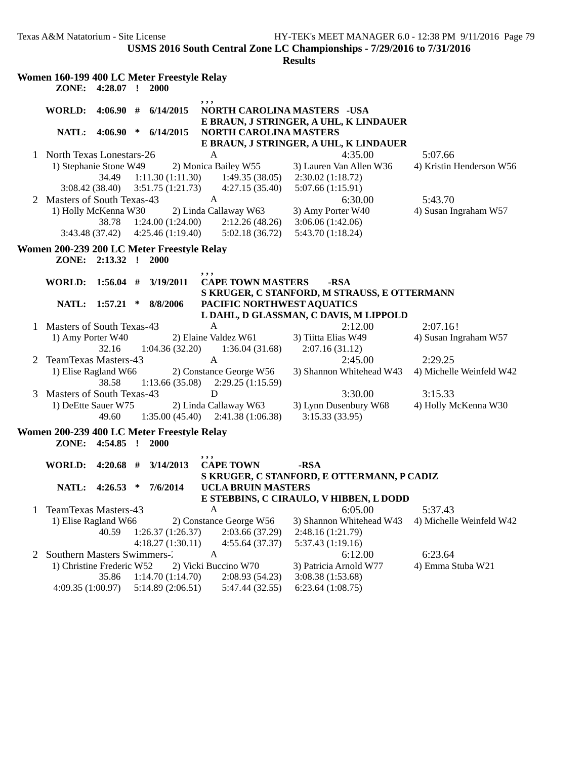**USMS 2016 South Central Zone LC Championships - 7/29/2016 to 7/31/2016**

**Results**

## Women 160-199 400 LC Meter Freestyle Relay

**ZONE: 4:28.07 ! 2000**

, , ,

**WORLD: 4:06.90 # 6/14/2015 NORTH CAROLINA MASTERS -USA**
**E BRAUN, J STRINGER, A UHL, K LINDAUER**

**NATL: 4:06.90 * 6/14/2015 NORTH CAROLINA MASTERS**
**E BRAUN, J STRINGER, A UHL, K LINDAUER**

1 North Texas Lonestars-26 A 4:35.00 5:07.66
1) Stephanie Stone W49 2) Monica Bailey W55 3) Lauren Van Allen W36 4) Kristin Henderson W56
34.49 1:11.30 (1:11.30) 1:49.35 (38.05) 2:30.02 (1:18.72)
3:08.42 (38.40) 3:51.75 (1:21.73) 4:27.15 (35.40) 5:07.66 (1:15.91)

2 Masters of South Texas-43 A 6:30.00 5:43.70
1) Holly McKenna W30 2) Linda Callaway W63 3) Amy Porter W40 4) Susan Ingraham W57
38.78 1:24.00 (1:24.00) 2:12.26 (48.26) 3:06.06 (1:42.06)
3:43.48 (37.42) 4:25.46 (1:19.40) 5:02.18 (36.72) 5:43.70 (1:18.24)

## Women 200-239 200 LC Meter Freestyle Relay

**ZONE: 2:13.32 ! 2000**

, , ,

**WORLD: 1:56.04 # 3/19/2011 CAPE TOWN MASTERS -RSA**
**S KRUGER, C STANFORD, M STRAUSS, E OTTERMANN**

**NATL: 1:57.21 * 8/8/2006 PACIFIC NORTHWEST AQUATICS**
**L DAHL, D GLASSMAN, C DAVIS, M LIPPOLD**

1 Masters of South Texas-43 A 2:12.00 2:07.16!
1) Amy Porter W40 2) Elaine Valdez W61 3) Tiitta Elias W49 4) Susan Ingraham W57
32.16 1:04.36 (32.20) 1:36.04 (31.68) 2:07.16 (31.12)

2 TeamTexas Masters-43 A 2:45.00 2:29.25
1) Elise Ragland W66 2) Constance George W56 3) Shannon Whitehead W43 4) Michelle Weinfeld W42
38.58 1:13.66 (35.08) 2:29.25 (1:15.59)

3 Masters of South Texas-43 D 3:30.00 3:15.33
1) DeEtte Sauer W75 2) Linda Callaway W63 3) Lynn Dusenbury W68 4) Holly McKenna W30
49.60 1:35.00 (45.40) 2:41.38 (1:06.38) 3:15.33 (33.95)

## Women 200-239 400 LC Meter Freestyle Relay

**ZONE: 4:54.85 ! 2000**

, , ,

**WORLD: 4:20.68 # 3/14/2013 CAPE TOWN -RSA**
**S KRUGER, C STANFORD, E OTTERMANN, P CADIZ**

**NATL: 4:26.53 * 7/6/2014 UCLA BRUIN MASTERS**
**E STEBBINS, C CIRAULO, V HIBBEN, L DODD**

1 TeamTexas Masters-43 A 6:05.00 5:37.43
1) Elise Ragland W66 2) Constance George W56 3) Shannon Whitehead W43 4) Michelle Weinfeld W42
40.59 1:26.37 (1:26.37) 2:03.66 (37.29) 2:48.16 (1:21.79)
4:18.27 (1:30.11) 4:55.64 (37.37) 5:37.43 (1:19.16)

2 Southern Masters Swimmers-: A 6:12.00 6:23.64
1) Christine Frederic W52 2) Vicki Buccino W70 3) Patricia Arnold W77 4) Emma Stuba W21
35.86 1:14.70 (1:14.70) 2:08.93 (54.23) 3:08.38 (1:53.68)
4:09.35 (1:00.97) 5:14.89 (2:06.51) 5:47.44 (32.55) 6:23.64 (1:08.75)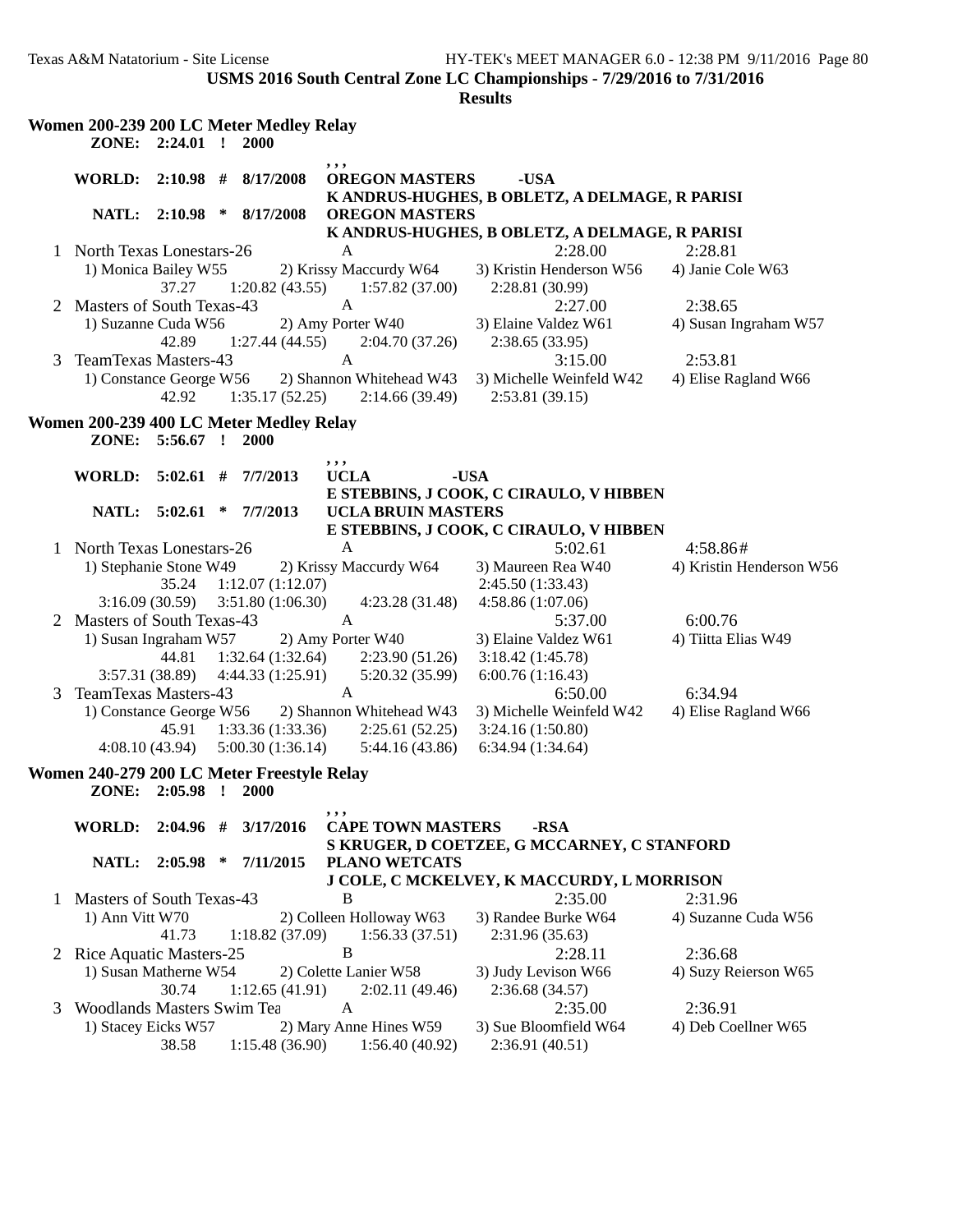**USMS 2016 South Central Zone LC Championships - 7/29/2016 to 7/31/2016**

**Results**

### Women 200-239 200 LC Meter Medley Relay

**ZONE: 2:24.01 ! 2000**

, , ,

**WORLD: 2:10.98 # 8/17/2008 OREGON MASTERS -USA**
**K ANDRUS-HUGHES, B OBLETZ, A DELMAGE, R PARISI**

**NATL: 2:10.98 * 8/17/2008 OREGON MASTERS**
**K ANDRUS-HUGHES, B OBLETZ, A DELMAGE, R PARISI**

| | Team | Relay | Seed Time | Finals Time |
|---|---|---|---|---|
| 1 | North Texas Lonestars-26 | A | 2:28.00 | 2:28.81 |
| | 1) Monica Bailey W55 | 2) Krissy Maccurdy W64 | 3) Kristin Henderson W56 | 4) Janie Cole W63 |
| | 37.27 | 1:20.82 (43.55) | 1:57.82 (37.00) | 2:28.81 (30.99) |
| 2 | Masters of South Texas-43 | A | 2:27.00 | 2:38.65 |
| | 1) Suzanne Cuda W56 | 2) Amy Porter W40 | 3) Elaine Valdez W61 | 4) Susan Ingraham W57 |
| | 42.89 | 1:27.44 (44.55) | 2:04.70 (37.26) | 2:38.65 (33.95) |
| 3 | TeamTexas Masters-43 | A | 3:15.00 | 2:53.81 |
| | 1) Constance George W56 | 2) Shannon Whitehead W43 | 3) Michelle Weinfeld W42 | 4) Elise Ragland W66 |
| | 42.92 | 1:35.17 (52.25) | 2:14.66 (39.49) | 2:53.81 (39.15) |

### Women 200-239 400 LC Meter Medley Relay

**ZONE: 5:56.67 ! 2000**

, , ,

**WORLD: 5:02.61 # 7/7/2013 UCLA -USA**
**E STEBBINS, J COOK, C CIRAULO, V HIBBEN**

**NATL: 5:02.61 * 7/7/2013 UCLA BRUIN MASTERS**
**E STEBBINS, J COOK, C CIRAULO, V HIBBEN**

| | Team | Relay | Seed Time | Finals Time |
|---|---|---|---|---|
| 1 | North Texas Lonestars-26 | A | 5:02.61 | 4:58.86# |
| | 1) Stephanie Stone W49 | 2) Krissy Maccurdy W64 | 3) Maureen Rea W40 | 4) Kristin Henderson W56 |
| | 35.24 | 1:12.07 (1:12.07) | | 2:45.50 (1:33.43) |
| | 3:16.09 (30.59) | 3:51.80 (1:06.30) | 4:23.28 (31.48) | 4:58.86 (1:07.06) |
| 2 | Masters of South Texas-43 | A | 5:37.00 | 6:00.76 |
| | 1) Susan Ingraham W57 | 2) Amy Porter W40 | 3) Elaine Valdez W61 | 4) Tiitta Elias W49 |
| | 44.81 | 1:32.64 (1:32.64) | 2:23.90 (51.26) | 3:18.42 (1:45.78) |
| | 3:57.31 (38.89) | 4:44.33 (1:25.91) | 5:20.32 (35.99) | 6:00.76 (1:16.43) |
| 3 | TeamTexas Masters-43 | A | 6:50.00 | 6:34.94 |
| | 1) Constance George W56 | 2) Shannon Whitehead W43 | 3) Michelle Weinfeld W42 | 4) Elise Ragland W66 |
| | 45.91 | 1:33.36 (1:33.36) | 2:25.61 (52.25) | 3:24.16 (1:50.80) |
| | 4:08.10 (43.94) | 5:00.30 (1:36.14) | 5:44.16 (43.86) | 6:34.94 (1:34.64) |

### Women 240-279 200 LC Meter Freestyle Relay

**ZONE: 2:05.98 ! 2000**

, , ,

**WORLD: 2:04.96 # 3/17/2016 CAPE TOWN MASTERS -RSA**
**S KRUGER, D COETZEE, G MCCARNEY, C STANFORD**

**NATL: 2:05.98 * 7/11/2015 PLANO WETCATS**
**J COLE, C MCKELVEY, K MACCURDY, L MORRISON**

| | Team | Relay | Seed Time | Finals Time |
|---|---|---|---|---|
| 1 | Masters of South Texas-43 | B | 2:35.00 | 2:31.96 |
| | 1) Ann Vitt W70 | 2) Colleen Holloway W63 | 3) Randee Burke W64 | 4) Suzanne Cuda W56 |
| | 41.73 | 1:18.82 (37.09) | 1:56.33 (37.51) | 2:31.96 (35.63) |
| 2 | Rice Aquatic Masters-25 | B | 2:28.11 | 2:36.68 |
| | 1) Susan Matherne W54 | 2) Colette Lanier W58 | 3) Judy Levison W66 | 4) Suzy Reierson W65 |
| | 30.74 | 1:12.65 (41.91) | 2:02.11 (49.46) | 2:36.68 (34.57) |
| 3 | Woodlands Masters Swim Tea | A | 2:35.00 | 2:36.91 |
| | 1) Stacey Eicks W57 | 2) Mary Anne Hines W59 | 3) Sue Bloomfield W64 | 4) Deb Coellner W65 |
| | 38.58 | 1:15.48 (36.90) | 1:56.40 (40.92) | 2:36.91 (40.51) |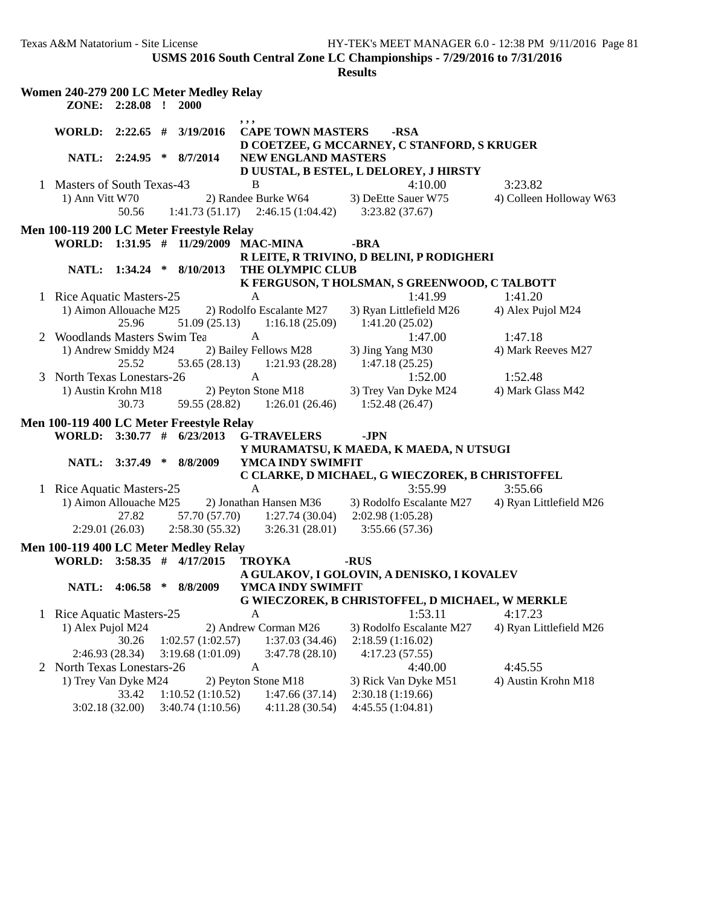**USMS 2016 South Central Zone LC Championships - 7/29/2016 to 7/31/2016**

**Results**

**Women 240-279 200 LC Meter Medley Relay**

**ZONE: 2:28.08 ! 2000**

, , ,

**WORLD: 2:22.65 # 3/19/2016 CAPE TOWN MASTERS -RSA**
**D COETZEE, G MCCARNEY, C STANFORD, S KRUGER**

**NATL: 2:24.95 * 8/7/2014 NEW ENGLAND MASTERS**
**D UUSTAL, B ESTEL, L DELOREY, J HIRSTY**

1 Masters of South Texas-43 B 4:10.00 3:23.82
1) Ann Vitt W70 2) Randee Burke W64 3) DeEtte Sauer W75 4) Colleen Holloway W63
50.56 1:41.73 (51.17) 2:46.15 (1:04.42) 3:23.82 (37.67)

**Men 100-119 200 LC Meter Freestyle Relay**

**WORLD: 1:31.95 # 11/29/2009 MAC-MINA -BRA**
**R LEITE, R TRIVINO, D BELINI, P RODIGHERI**

**NATL: 1:34.24 * 8/10/2013 THE OLYMPIC CLUB**
**K FERGUSON, T HOLSMAN, S GREENWOOD, C TALBOTT**

1 Rice Aquatic Masters-25 A 1:41.99 1:41.20
1) Aimon Allouache M25 2) Rodolfo Escalante M27 3) Ryan Littlefield M26 4) Alex Pujol M24
25.96 51.09 (25.13) 1:16.18 (25.09) 1:41.20 (25.02)

2 Woodlands Masters Swim Tea A 1:47.00 1:47.18
1) Andrew Smiddy M24 2) Bailey Fellows M28 3) Jing Yang M30 4) Mark Reeves M27
25.52 53.65 (28.13) 1:21.93 (28.28) 1:47.18 (25.25)

3 North Texas Lonestars-26 A 1:52.00 1:52.48
1) Austin Krohn M18 2) Peyton Stone M18 3) Trey Van Dyke M24 4) Mark Glass M42
30.73 59.55 (28.82) 1:26.01 (26.46) 1:52.48 (26.47)

**Men 100-119 400 LC Meter Freestyle Relay**

**WORLD: 3:30.77 # 6/23/2013 G-TRAVELERS -JPN**
**Y MURAMATSU, K MAEDA, K MAEDA, N UTSUGI**

**NATL: 3:37.49 * 8/8/2009 YMCA INDY SWIMFIT**
**C CLARKE, D MICHAEL, G WIECZOREK, B CHRISTOFFEL**

1 Rice Aquatic Masters-25 A 3:55.99 3:55.66
1) Aimon Allouache M25 2) Jonathan Hansen M36 3) Rodolfo Escalante M27 4) Ryan Littlefield M26
27.82 57.70 (57.70) 1:27.74 (30.04) 2:02.98 (1:05.28)
2:29.01 (26.03) 2:58.30 (55.32) 3:26.31 (28.01) 3:55.66 (57.36)

**Men 100-119 400 LC Meter Medley Relay**

**WORLD: 3:58.35 # 4/17/2015 TROYKA -RUS**
**A GULAKOV, I GOLOVIN, A DENISKO, I KOVALEV**

**NATL: 4:06.58 * 8/8/2009 YMCA INDY SWIMFIT**
**G WIECZOREK, B CHRISTOFFEL, D MICHAEL, W MERKLE**

1 Rice Aquatic Masters-25 A 1:53.11 4:17.23
1) Alex Pujol M24 2) Andrew Corman M26 3) Rodolfo Escalante M27 4) Ryan Littlefield M26
30.26 1:02.57 (1:02.57) 1:37.03 (34.46) 2:18.59 (1:16.02)
2:46.93 (28.34) 3:19.68 (1:01.09) 3:47.78 (28.10) 4:17.23 (57.55)

2 North Texas Lonestars-26 A 4:40.00 4:45.55
1) Trey Van Dyke M24 2) Peyton Stone M18 3) Rick Van Dyke M51 4) Austin Krohn M18
33.42 1:10.52 (1:10.52) 1:47.66 (37.14) 2:30.18 (1:19.66)
3:02.18 (32.00) 3:40.74 (1:10.56) 4:11.28 (30.54) 4:45.55 (1:04.81)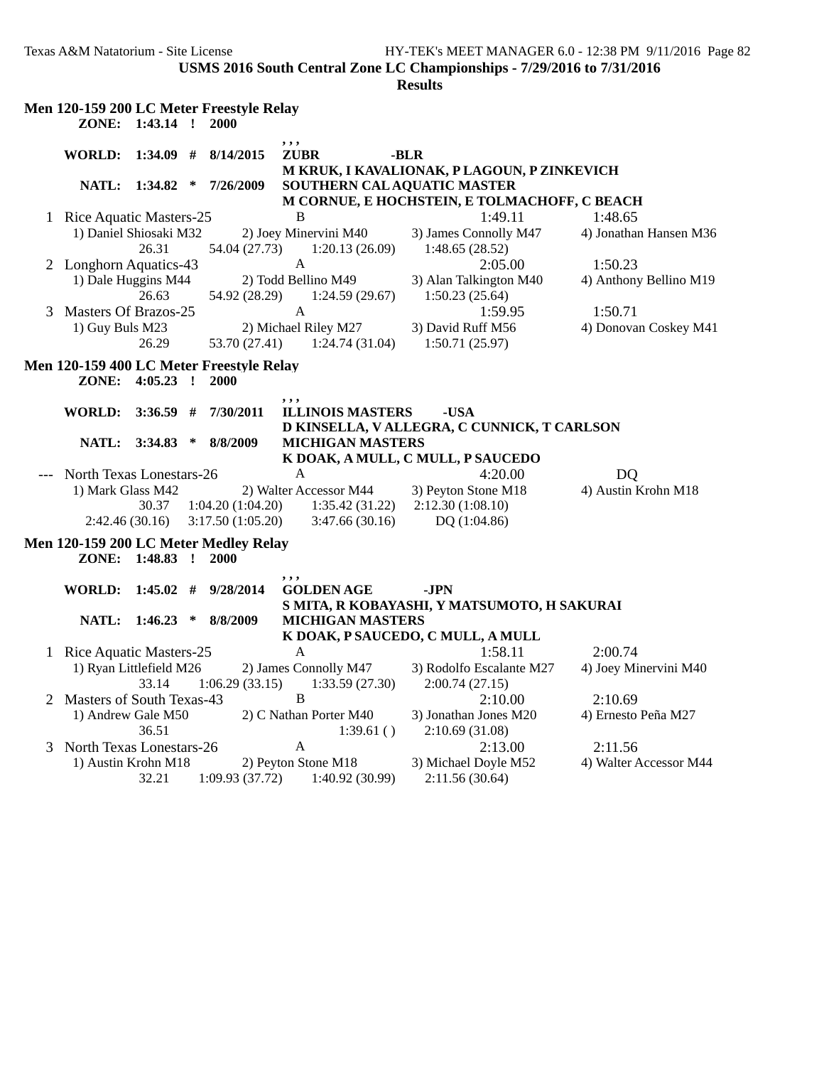**USMS 2016 South Central Zone LC Championships - 7/29/2016 to 7/31/2016**

**Results**

### Men 120-159 200 LC Meter Freestyle Relay

**ZONE: 1:43.14 ! 2000**
, , ,

**WORLD: 1:34.09 # 8/14/2015 ZUBR -BLR**
**M KRUK, I KAVALIONAK, P LAGOUN, P ZINKEVICH**

**NATL: 1:34.82 * 7/26/2009 SOUTHERN CAL AQUATIC MASTER**
**M CORNUE, E HOCHSTEIN, E TOLMACHOFF, C BEACH**

1 Rice Aquatic Masters-25 B 1:49.11 1:48.65
1) Daniel Shiosaki M32 2) Joey Minervini M40 3) James Connolly M47 4) Jonathan Hansen M36
26.31 54.04 (27.73) 1:20.13 (26.09) 1:48.65 (28.52)

2 Longhorn Aquatics-43 A 2:05.00 1:50.23
1) Dale Huggins M44 2) Todd Bellino M49 3) Alan Talkington M40 4) Anthony Bellino M19
26.63 54.92 (28.29) 1:24.59 (29.67) 1:50.23 (25.64)

3 Masters Of Brazos-25 A 1:59.95 1:50.71
1) Guy Buls M23 2) Michael Riley M27 3) David Ruff M56 4) Donovan Coskey M41
26.29 53.70 (27.41) 1:24.74 (31.04) 1:50.71 (25.97)

### Men 120-159 400 LC Meter Freestyle Relay

**ZONE: 4:05.23 ! 2000**
, , ,

**WORLD: 3:36.59 # 7/30/2011 ILLINOIS MASTERS -USA**
**D KINSELLA, V ALLEGRA, C CUNNICK, T CARLSON**

**NATL: 3:34.83 * 8/8/2009 MICHIGAN MASTERS**
**K DOAK, A MULL, C MULL, P SAUCEDO**

--- North Texas Lonestars-26 A 4:20.00 DQ
1) Mark Glass M42 2) Walter Accessor M44 3) Peyton Stone M18 4) Austin Krohn M18
30.37 1:04.20 (1:04.20) 1:35.42 (31.22) 2:12.30 (1:08.10)
2:42.46 (30.16) 3:17.50 (1:05.20) 3:47.66 (30.16) DQ (1:04.86)

### Men 120-159 200 LC Meter Medley Relay

**ZONE: 1:48.83 ! 2000**
, , ,

**WORLD: 1:45.02 # 9/28/2014 GOLDEN AGE -JPN**
**S MITA, R KOBAYASHI, Y MATSUMOTO, H SAKURAI**

**NATL: 1:46.23 * 8/8/2009 MICHIGAN MASTERS**
**K DOAK, P SAUCEDO, C MULL, A MULL**

1 Rice Aquatic Masters-25 A 1:58.11 2:00.74
1) Ryan Littlefield M26 2) James Connolly M47 3) Rodolfo Escalante M27 4) Joey Minervini M40
33.14 1:06.29 (33.15) 1:33.59 (27.30) 2:00.74 (27.15)

2 Masters of South Texas-43 B 2:10.00 2:10.69
1) Andrew Gale M50 2) C Nathan Porter M40 3) Jonathan Jones M20 4) Ernesto Peña M27
36.51 1:39.61 ( ) 2:10.69 (31.08)

3 North Texas Lonestars-26 A 2:13.00 2:11.56
1) Austin Krohn M18 2) Peyton Stone M18 3) Michael Doyle M52 4) Walter Accessor M44
32.21 1:09.93 (37.72) 1:40.92 (30.99) 2:11.56 (30.64)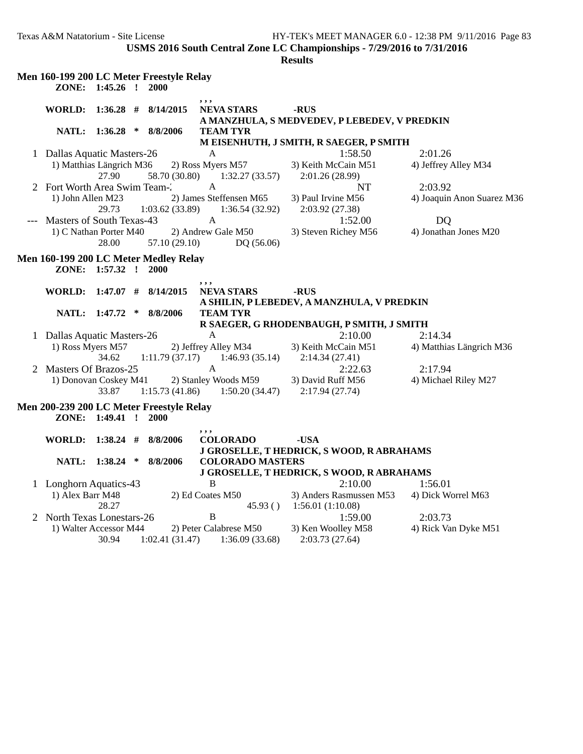**USMS 2016 South Central Zone LC Championships - 7/29/2016 to 7/31/2016**

**Results**

### Men 160-199 200 LC Meter Freestyle Relay

**ZONE: 1:45.26 ! 2000**

, , ,

**WORLD: 1:36.28 # 8/14/2015 NEVA STARS -RUS**
**A MANZHULA, S MEDVEDEV, P LEBEDEV, V PREDKIN**

**NATL: 1:36.28 * 8/8/2006 TEAM TYR**
**M EISENHUTH, J SMITH, R SAEGER, P SMITH**

| Place | Team | Relay | Seed Time | Finals Time |
|---|---|---|---|---|
| 1 | Dallas Aquatic Masters-26 | A | 1:58.50 | 2:01.26 |
| | 1) Matthias Längrich M36 | 2) Ross Myers M57 | 3) Keith McCain M51 | 4) Jeffrey Alley M34 |
| | 27.90 | 58.70 (30.80) | 1:32.27 (33.57) | 2:01.26 (28.99) |
| 2 | Fort Worth Area Swim Team-2 | A | NT | 2:03.92 |
| | 1) John Allen M23 | 2) James Steffensen M65 | 3) Paul Irvine M56 | 4) Joaquin Anon Suarez M36 |
| | 29.73 | 1:03.62 (33.89) | 1:36.54 (32.92) | 2:03.92 (27.38) |
| --- | Masters of South Texas-43 | A | 1:52.00 | DQ |
| | 1) C Nathan Porter M40 | 2) Andrew Gale M50 | 3) Steven Richey M56 | 4) Jonathan Jones M20 |
| | 28.00 | 57.10 (29.10) | DQ (56.06) | |

### Men 160-199 200 LC Meter Medley Relay

**ZONE: 1:57.32 ! 2000**

, , ,

**WORLD: 1:47.07 # 8/14/2015 NEVA STARS -RUS**
**A SHILIN, P LEBEDEV, A MANZHULA, V PREDKIN**

**NATL: 1:47.72 * 8/8/2006 TEAM TYR**
**R SAEGER, G RHODENBAUGH, P SMITH, J SMITH**

| Place | Team | Relay | Seed Time | Finals Time |
|---|---|---|---|---|
| 1 | Dallas Aquatic Masters-26 | A | 2:10.00 | 2:14.34 |
| | 1) Ross Myers M57 | 2) Jeffrey Alley M34 | 3) Keith McCain M51 | 4) Matthias Längrich M36 |
| | 34.62 | 1:11.79 (37.17) | 1:46.93 (35.14) | 2:14.34 (27.41) |
| 2 | Masters Of Brazos-25 | A | 2:22.63 | 2:17.94 |
| | 1) Donovan Coskey M41 | 2) Stanley Woods M59 | 3) David Ruff M56 | 4) Michael Riley M27 |
| | 33.87 | 1:15.73 (41.86) | 1:50.20 (34.47) | 2:17.94 (27.74) |

### Men 200-239 200 LC Meter Freestyle Relay

**ZONE: 1:49.41 ! 2000**

, , ,

**WORLD: 1:38.24 # 8/8/2006 COLORADO -USA**
**J GROSELLE, T HEDRICK, S WOOD, R ABRAHAMS**

**NATL: 1:38.24 * 8/8/2006 COLORADO MASTERS**
**J GROSELLE, T HEDRICK, S WOOD, R ABRAHAMS**

| Place | Team | Relay | Seed Time | Finals Time |
|---|---|---|---|---|
| 1 | Longhorn Aquatics-43 | B | 2:10.00 | 1:56.01 |
| | 1) Alex Barr M48 | 2) Ed Coates M50 | 3) Anders Rasmussen M53 | 4) Dick Worrel M63 |
| | 28.27 | | 45.93 ( ) | 1:56.01 (1:10.08) |
| 2 | North Texas Lonestars-26 | B | 1:59.00 | 2:03.73 |
| | 1) Walter Accessor M44 | 2) Peter Calabrese M50 | 3) Ken Woolley M58 | 4) Rick Van Dyke M51 |
| | 30.94 | 1:02.41 (31.47) | 1:36.09 (33.68) | 2:03.73 (27.64) |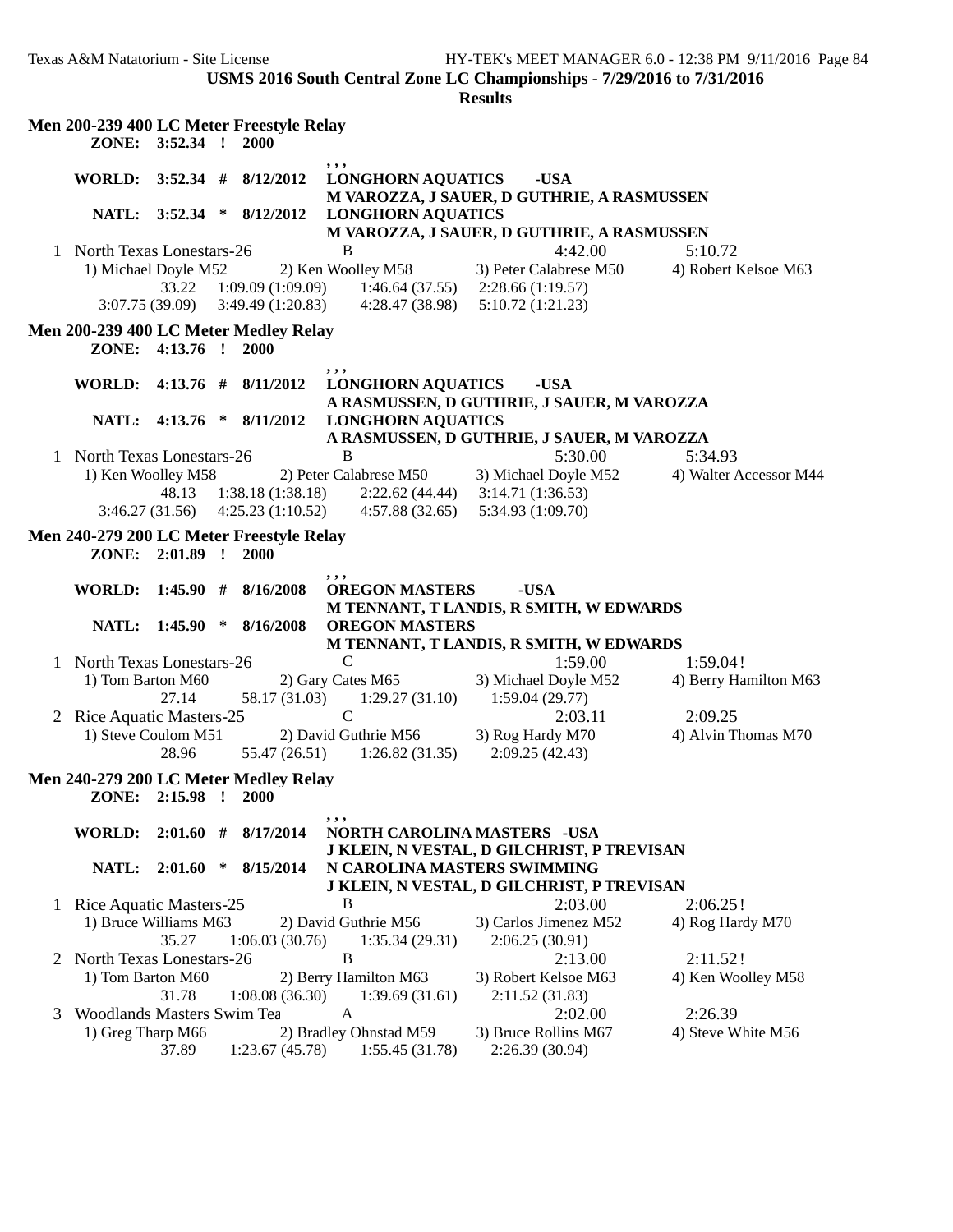**USMS 2016 South Central Zone LC Championships - 7/29/2016 to 7/31/2016**

**Results**

### Men 200-239 400 LC Meter Freestyle Relay

**ZONE: 3:52.34 ! 2000**

, , ,

**WORLD: 3:52.34 # 8/12/2012 LONGHORN AQUATICS -USA**
**M VAROZZA, J SAUER, D GUTHRIE, A RASMUSSEN**

**NATL: 3:52.34 * 8/12/2012 LONGHORN AQUATICS**
**M VAROZZA, J SAUER, D GUTHRIE, A RASMUSSEN**

1 North Texas Lonestars-26 B 4:42.00 5:10.72
1) Michael Doyle M52 2) Ken Woolley M58 3) Peter Calabrese M50 4) Robert Kelsoe M63
33.22 1:09.09 (1:09.09) 1:46.64 (37.55) 2:28.66 (1:19.57)
3:07.75 (39.09) 3:49.49 (1:20.83) 4:28.47 (38.98) 5:10.72 (1:21.23)

### Men 200-239 400 LC Meter Medley Relay

**ZONE: 4:13.76 ! 2000**

, , ,

**WORLD: 4:13.76 # 8/11/2012 LONGHORN AQUATICS -USA**
**A RASMUSSEN, D GUTHRIE, J SAUER, M VAROZZA**

**NATL: 4:13.76 * 8/11/2012 LONGHORN AQUATICS**
**A RASMUSSEN, D GUTHRIE, J SAUER, M VAROZZA**

1 North Texas Lonestars-26 B 5:30.00 5:34.93
1) Ken Woolley M58 2) Peter Calabrese M50 3) Michael Doyle M52 4) Walter Accessor M44
48.13 1:38.18 (1:38.18) 2:22.62 (44.44) 3:14.71 (1:36.53)
3:46.27 (31.56) 4:25.23 (1:10.52) 4:57.88 (32.65) 5:34.93 (1:09.70)

### Men 240-279 200 LC Meter Freestyle Relay

**ZONE: 2:01.89 ! 2000**

, , ,

**WORLD: 1:45.90 # 8/16/2008 OREGON MASTERS -USA**
**M TENNANT, T LANDIS, R SMITH, W EDWARDS**

**NATL: 1:45.90 * 8/16/2008 OREGON MASTERS**
**M TENNANT, T LANDIS, R SMITH, W EDWARDS**

1 North Texas Lonestars-26 C 1:59.00 1:59.04!
1) Tom Barton M60 2) Gary Cates M65 3) Michael Doyle M52 4) Berry Hamilton M63
27.14 58.17 (31.03) 1:29.27 (31.10) 1:59.04 (29.77)

2 Rice Aquatic Masters-25 C 2:03.11 2:09.25
1) Steve Coulom M51 2) David Guthrie M56 3) Rog Hardy M70 4) Alvin Thomas M70
28.96 55.47 (26.51) 1:26.82 (31.35) 2:09.25 (42.43)

### Men 240-279 200 LC Meter Medley Relay

**ZONE: 2:15.98 ! 2000**

, , ,

**WORLD: 2:01.60 # 8/17/2014 NORTH CAROLINA MASTERS -USA**
**J KLEIN, N VESTAL, D GILCHRIST, P TREVISAN**

**NATL: 2:01.60 * 8/15/2014 N CAROLINA MASTERS SWIMMING**
**J KLEIN, N VESTAL, D GILCHRIST, P TREVISAN**

1 Rice Aquatic Masters-25 B 2:03.00 2:06.25!
1) Bruce Williams M63 2) David Guthrie M56 3) Carlos Jimenez M52 4) Rog Hardy M70
35.27 1:06.03 (30.76) 1:35.34 (29.31) 2:06.25 (30.91)

2 North Texas Lonestars-26 B 2:13.00 2:11.52!
1) Tom Barton M60 2) Berry Hamilton M63 3) Robert Kelsoe M63 4) Ken Woolley M58
31.78 1:08.08 (36.30) 1:39.69 (31.61) 2:11.52 (31.83)

3 Woodlands Masters Swim Tea A 2:02.00 2:26.39
1) Greg Tharp M66 2) Bradley Ohnstad M59 3) Bruce Rollins M67 4) Steve White M56
37.89 1:23.67 (45.78) 1:55.45 (31.78) 2:26.39 (30.94)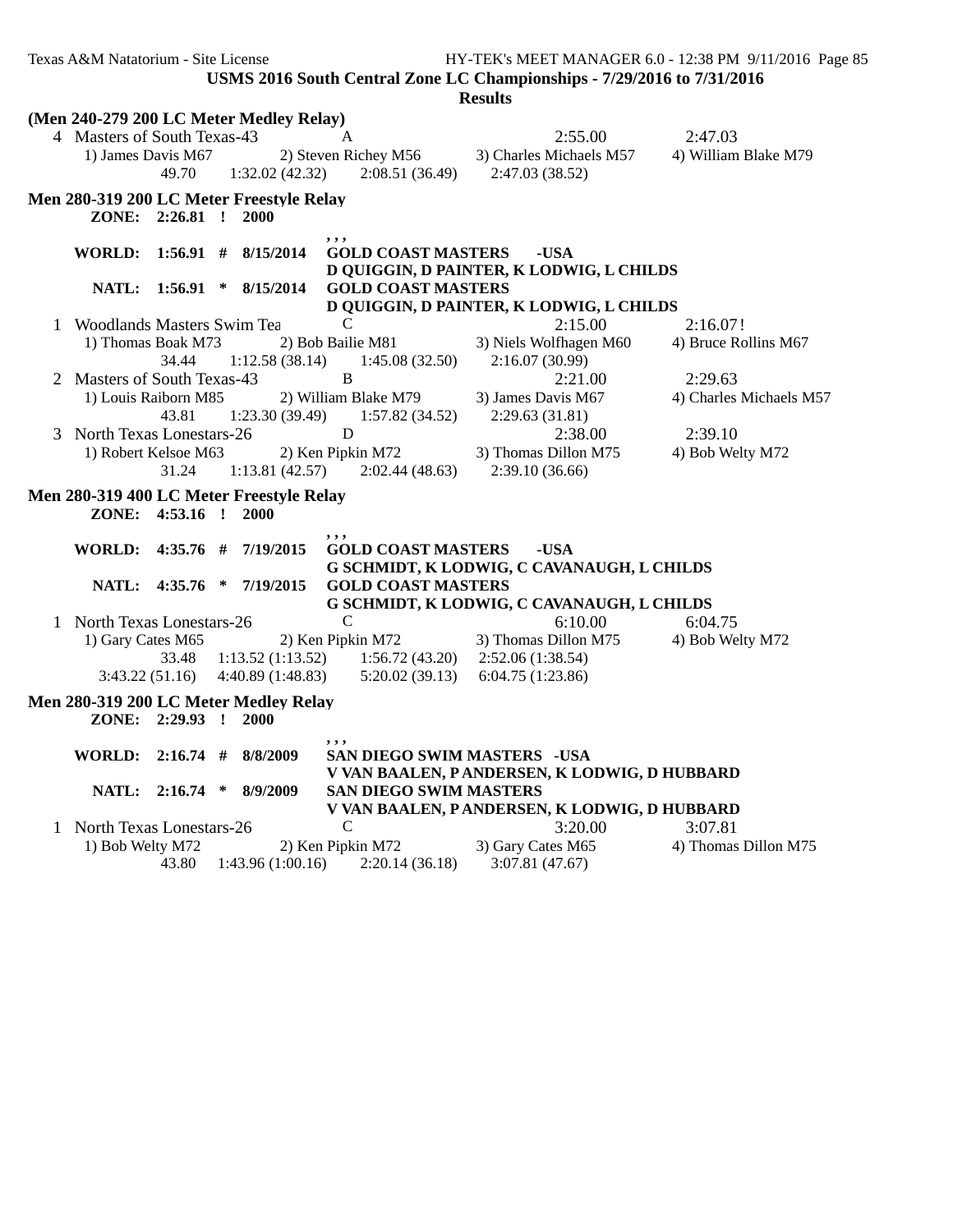**USMS 2016 South Central Zone LC Championships - 7/29/2016 to 7/31/2016**

**Results**

**(Men 240-279 200 LC Meter Medley Relay)**

4 Masters of South Texas-43 A 2:55.00 2:47.03
1) James Davis M67 2) Steven Richey M56 3) Charles Michaels M57 4) William Blake M79
49.70 1:32.02 (42.32) 2:08.51 (36.49) 2:47.03 (38.52)

**Men 280-319 200 LC Meter Freestyle Relay**

**ZONE: 2:26.81 ! 2000**
, , ,
**WORLD: 1:56.91 # 8/15/2014 GOLD COAST MASTERS -USA**
**D QUIGGIN, D PAINTER, K LODWIG, L CHILDS**
**NATL: 1:56.91 * 8/15/2014 GOLD COAST MASTERS**
**D QUIGGIN, D PAINTER, K LODWIG, L CHILDS**

1 Woodlands Masters Swim Tea C 2:15.00 2:16.07!
1) Thomas Boak M73 2) Bob Bailie M81 3) Niels Wolfhagen M60 4) Bruce Rollins M67
34.44 1:12.58 (38.14) 1:45.08 (32.50) 2:16.07 (30.99)

2 Masters of South Texas-43 B 2:21.00 2:29.63
1) Louis Raiborn M85 2) William Blake M79 3) James Davis M67 4) Charles Michaels M57
43.81 1:23.30 (39.49) 1:57.82 (34.52) 2:29.63 (31.81)

3 North Texas Lonestars-26 D 2:38.00 2:39.10
1) Robert Kelsoe M63 2) Ken Pipkin M72 3) Thomas Dillon M75 4) Bob Welty M72
31.24 1:13.81 (42.57) 2:02.44 (48.63) 2:39.10 (36.66)

**Men 280-319 400 LC Meter Freestyle Relay**

**ZONE: 4:53.16 ! 2000**
, , ,
**WORLD: 4:35.76 # 7/19/2015 GOLD COAST MASTERS -USA**
**G SCHMIDT, K LODWIG, C CAVANAUGH, L CHILDS**
**NATL: 4:35.76 * 7/19/2015 GOLD COAST MASTERS**
**G SCHMIDT, K LODWIG, C CAVANAUGH, L CHILDS**

1 North Texas Lonestars-26 C 6:10.00 6:04.75
1) Gary Cates M65 2) Ken Pipkin M72 3) Thomas Dillon M75 4) Bob Welty M72
33.48 1:13.52 (1:13.52) 1:56.72 (43.20) 2:52.06 (1:38.54)
3:43.22 (51.16) 4:40.89 (1:48.83) 5:20.02 (39.13) 6:04.75 (1:23.86)

**Men 280-319 200 LC Meter Medley Relay**

**ZONE: 2:29.93 ! 2000**
, , ,
**WORLD: 2:16.74 # 8/8/2009 SAN DIEGO SWIM MASTERS -USA**
**V VAN BAALEN, P ANDERSEN, K LODWIG, D HUBBARD**
**NATL: 2:16.74 * 8/9/2009 SAN DIEGO SWIM MASTERS**
**V VAN BAALEN, P ANDERSEN, K LODWIG, D HUBBARD**

1 North Texas Lonestars-26 C 3:20.00 3:07.81
1) Bob Welty M72 2) Ken Pipkin M72 3) Gary Cates M65 4) Thomas Dillon M75
43.80 1:43.96 (1:00.16) 2:20.14 (36.18) 3:07.81 (47.67)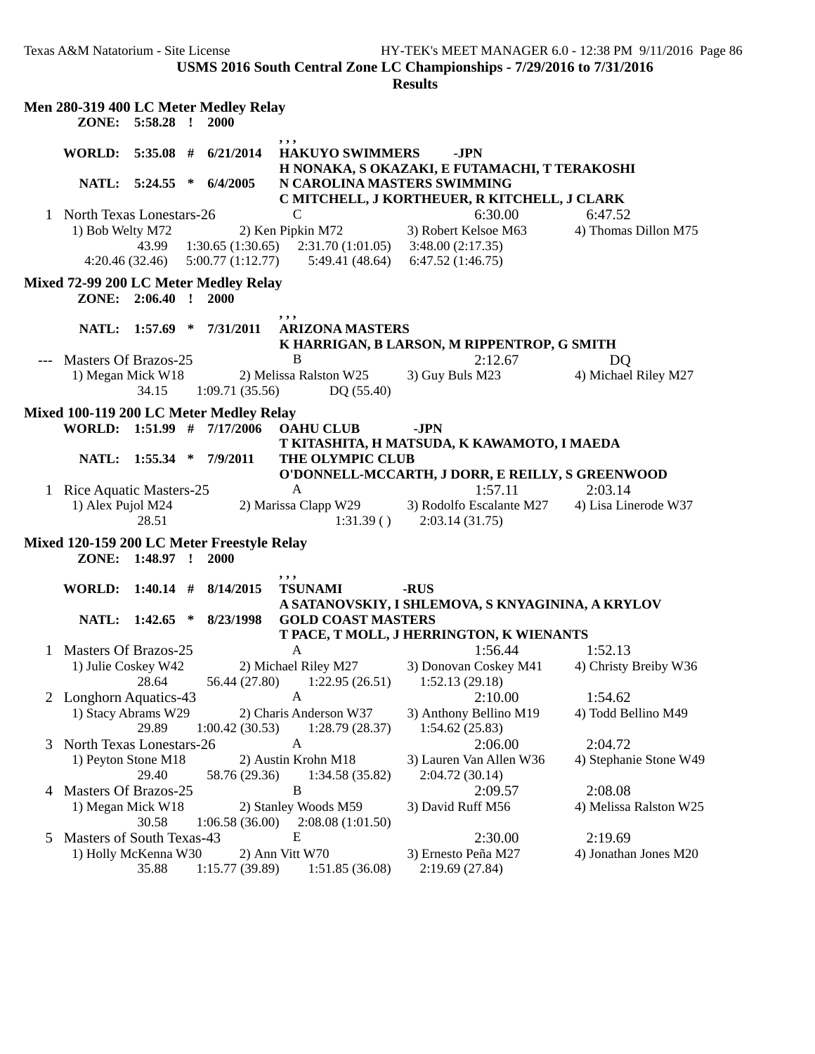USMS 2016 South Central Zone LC Championships - 7/29/2016 to 7/31/2016

**Results**

## Men 280-319 400 LC Meter Medley Relay

**ZONE:** 5:58.28 ! 2000 , , ,

**WORLD:** 5:35.08 # 6/21/2014 **HAKUYO SWIMMERS -JPN**
H NONAKA, S OKAZAKI, E FUTAMACHI, T TERAKOSHI

**NATL:** 5:24.55 * 6/4/2005 **N CAROLINA MASTERS SWIMMING**
C MITCHELL, J KORTHEUER, R KITCHELL, J CLARK

| Place | Team | Relay | Seed Time | Finals Time |
|---|---|---|---|---|
| 1 | North Texas Lonestars-26 | C | 6:30.00 | 6:47.52 |

1) Bob Welty M72 2) Ken Pipkin M72 3) Robert Kelsoe M63 4) Thomas Dillon M75
43.99 1:30.65 (1:30.65) 2:31.70 (1:01.05) 3:48.00 (2:17.35)
4:20.46 (32.46) 5:00.77 (1:12.77) 5:49.41 (48.64) 6:47.52 (1:46.75)

## Mixed 72-99 200 LC Meter Medley Relay

**ZONE:** 2:06.40 ! 2000 , , ,

**NATL:** 1:57.69 * 7/31/2011 **ARIZONA MASTERS**
K HARRIGAN, B LARSON, M RIPPENTROP, G SMITH

| Place | Team | Relay | Seed Time | Finals Time |
|---|---|---|---|---|
| --- | Masters Of Brazos-25 | B | 2:12.67 | DQ |

1) Megan Mick W18 2) Melissa Ralston W25 3) Guy Buls M23 4) Michael Riley M27
34.15 1:09.71 (35.56) DQ (55.40)

## Mixed 100-119 200 LC Meter Medley Relay

**WORLD:** 1:51.99 # 7/17/2006 **OAHU CLUB -JPN**
T KITASHITA, H MATSUDA, K KAWAMOTO, I MAEDA

**NATL:** 1:55.34 * 7/9/2011 **THE OLYMPIC CLUB**
O'DONNELL-MCCARTH, J DORR, E REILLY, S GREENWOOD

| Place | Team | Relay | Seed Time | Finals Time |
|---|---|---|---|---|
| 1 | Rice Aquatic Masters-25 | A | 1:57.11 | 2:03.14 |

1) Alex Pujol M24 2) Marissa Clapp W29 3) Rodolfo Escalante M27 4) Lisa Linerode W37
28.51 1:31.39 ( ) 2:03.14 (31.75)

## Mixed 120-159 200 LC Meter Freestyle Relay

**ZONE:** 1:48.97 ! 2000 , , ,

**WORLD:** 1:40.14 # 8/14/2015 **TSUNAMI -RUS**
A SATANOVSKIY, I SHLEMOVA, S KNYAGININA, A KRYLOV

**NATL:** 1:42.65 * 8/23/1998 **GOLD COAST MASTERS**
T PACE, T MOLL, J HERRINGTON, K WIENANTS

| Place | Team | Relay | Seed Time | Finals Time |
|---|---|---|---|---|
| 1 | Masters Of Brazos-25 | A | 1:56.44 | 1:52.13 |

1) Julie Coskey W42 2) Michael Riley M27 3) Donovan Coskey M41 4) Christy Breiby W36
28.64 56.44 (27.80) 1:22.95 (26.51) 1:52.13 (29.18)

| Place | Team | Relay | Seed Time | Finals Time |
|---|---|---|---|---|
| 2 | Longhorn Aquatics-43 | A | 2:10.00 | 1:54.62 |

1) Stacy Abrams W29 2) Charis Anderson W37 3) Anthony Bellino M19 4) Todd Bellino M49
29.89 1:00.42 (30.53) 1:28.79 (28.37) 1:54.62 (25.83)

| Place | Team | Relay | Seed Time | Finals Time |
|---|---|---|---|---|
| 3 | North Texas Lonestars-26 | A | 2:06.00 | 2:04.72 |

1) Peyton Stone M18 2) Austin Krohn M18 3) Lauren Van Allen W36 4) Stephanie Stone W49
29.40 58.76 (29.36) 1:34.58 (35.82) 2:04.72 (30.14)

| Place | Team | Relay | Seed Time | Finals Time |
|---|---|---|---|---|
| 4 | Masters Of Brazos-25 | B | 2:09.57 | 2:08.08 |

1) Megan Mick W18 2) Stanley Woods M59 3) David Ruff M56 4) Melissa Ralston W25
30.58 1:06.58 (36.00) 2:08.08 (1:01.50)

| Place | Team | Relay | Seed Time | Finals Time |
|---|---|---|---|---|
| 5 | Masters of South Texas-43 | E | 2:30.00 | 2:19.69 |

1) Holly McKenna W30 2) Ann Vitt W70 3) Ernesto Peña M27 4) Jonathan Jones M20
35.88 1:15.77 (39.89) 1:51.85 (36.08) 2:19.69 (27.84)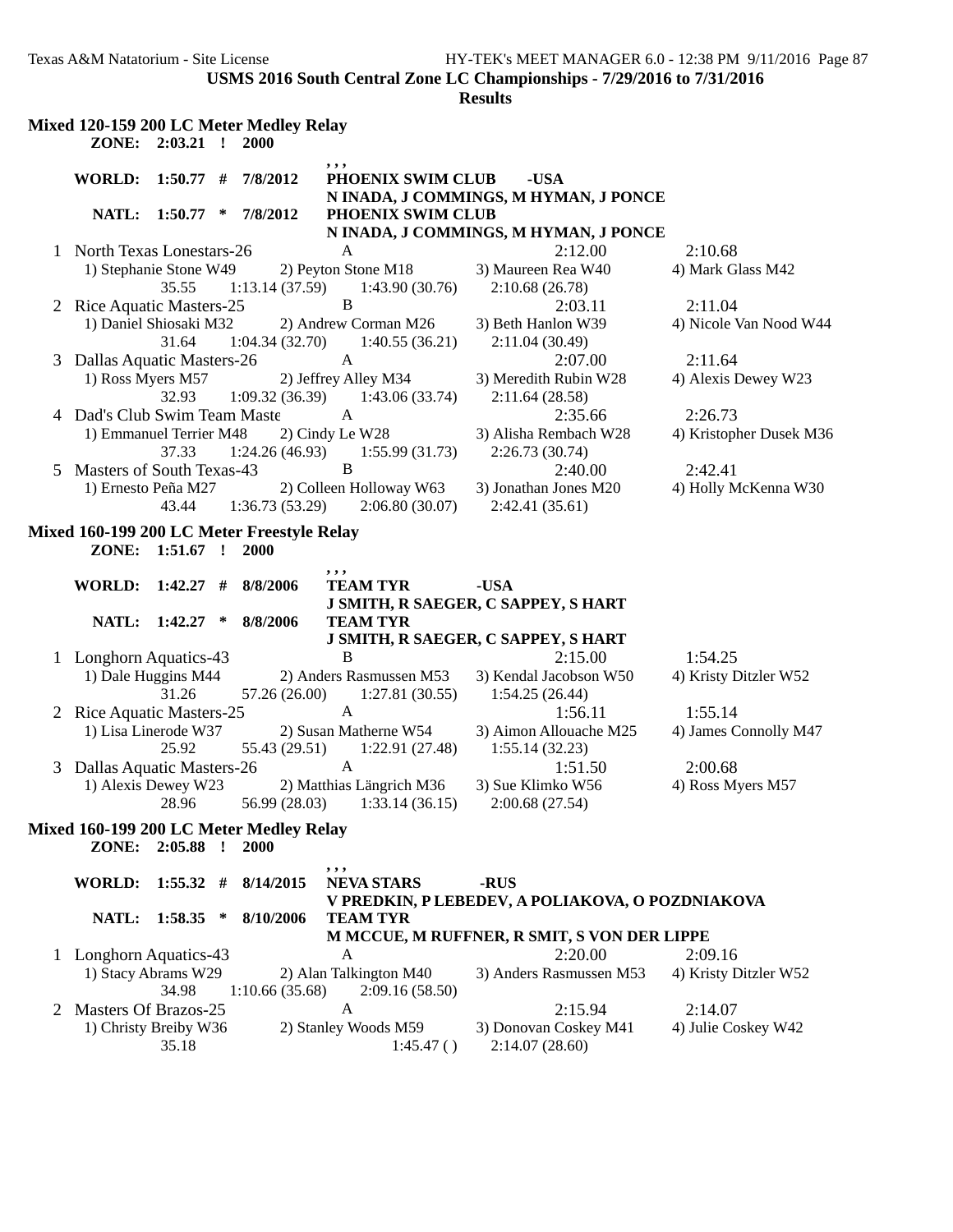**USMS 2016 South Central Zone LC Championships - 7/29/2016 to 7/31/2016**

**Results**

### Mixed 120-159 200 LC Meter Medley Relay

**ZONE: 2:03.21 ! 2000**

, , ,

**WORLD: 1:50.77 # 7/8/2012 PHOENIX SWIM CLUB -USA**
**N INADA, J COMMINGS, M HYMAN, J PONCE**

**NATL: 1:50.77 * 7/8/2012 PHOENIX SWIM CLUB**
**N INADA, J COMMINGS, M HYMAN, J PONCE**

1 North Texas Lonestars-26 A 2:12.00 2:10.68
1) Stephanie Stone W49 2) Peyton Stone M18 3) Maureen Rea W40 4) Mark Glass M42
35.55 1:13.14 (37.59) 1:43.90 (30.76) 2:10.68 (26.78)

2 Rice Aquatic Masters-25 B 2:03.11 2:11.04
1) Daniel Shiosaki M32 2) Andrew Corman M26 3) Beth Hanlon W39 4) Nicole Van Nood W44
31.64 1:04.34 (32.70) 1:40.55 (36.21) 2:11.04 (30.49)

3 Dallas Aquatic Masters-26 A 2:07.00 2:11.64
1) Ross Myers M57 2) Jeffrey Alley M34 3) Meredith Rubin W28 4) Alexis Dewey W23
32.93 1:09.32 (36.39) 1:43.06 (33.74) 2:11.64 (28.58)

4 Dad's Club Swim Team Maste A 2:35.66 2:26.73
1) Emmanuel Terrier M48 2) Cindy Le W28 3) Alisha Rembach W28 4) Kristopher Dusek M36
37.33 1:24.26 (46.93) 1:55.99 (31.73) 2:26.73 (30.74)

5 Masters of South Texas-43 B 2:40.00 2:42.41
1) Ernesto Peña M27 2) Colleen Holloway W63 3) Jonathan Jones M20 4) Holly McKenna W30
43.44 1:36.73 (53.29) 2:06.80 (30.07) 2:42.41 (35.61)

### Mixed 160-199 200 LC Meter Freestyle Relay

**ZONE: 1:51.67 ! 2000**

, , ,

**WORLD: 1:42.27 # 8/8/2006 TEAM TYR -USA**
**J SMITH, R SAEGER, C SAPPEY, S HART**

**NATL: 1:42.27 * 8/8/2006 TEAM TYR**
**J SMITH, R SAEGER, C SAPPEY, S HART**

1 Longhorn Aquatics-43 B 2:15.00 1:54.25
1) Dale Huggins M44 2) Anders Rasmussen M53 3) Kendal Jacobson W50 4) Kristy Ditzler W52
31.26 57.26 (26.00) 1:27.81 (30.55) 1:54.25 (26.44)

2 Rice Aquatic Masters-25 A 1:56.11 1:55.14
1) Lisa Linerode W37 2) Susan Matherne W54 3) Aimon Allouache M25 4) James Connolly M47
25.92 55.43 (29.51) 1:22.91 (27.48) 1:55.14 (32.23)

3 Dallas Aquatic Masters-26 A 1:51.50 2:00.68
1) Alexis Dewey W23 2) Matthias Längrich M36 3) Sue Klimko W56 4) Ross Myers M57
28.96 56.99 (28.03) 1:33.14 (36.15) 2:00.68 (27.54)

### Mixed 160-199 200 LC Meter Medley Relay

**ZONE: 2:05.88 ! 2000**

, , ,

**WORLD: 1:55.32 # 8/14/2015 NEVA STARS -RUS**
**V PREDKIN, P LEBEDEV, A POLIAKOVA, O POZDNIAKOVA**

**NATL: 1:58.35 * 8/10/2006 TEAM TYR**
**M MCCUE, M RUFFNER, R SMIT, S VON DER LIPPE**

1 Longhorn Aquatics-43 A 2:20.00 2:09.16
1) Stacy Abrams W29 2) Alan Talkington M40 3) Anders Rasmussen M53 4) Kristy Ditzler W52
34.98 1:10.66 (35.68) 2:09.16 (58.50)

2 Masters Of Brazos-25 A 2:15.94 2:14.07
1) Christy Breiby W36 2) Stanley Woods M59 3) Donovan Coskey M41 4) Julie Coskey W42
35.18 1:45.47 ( ) 2:14.07 (28.60)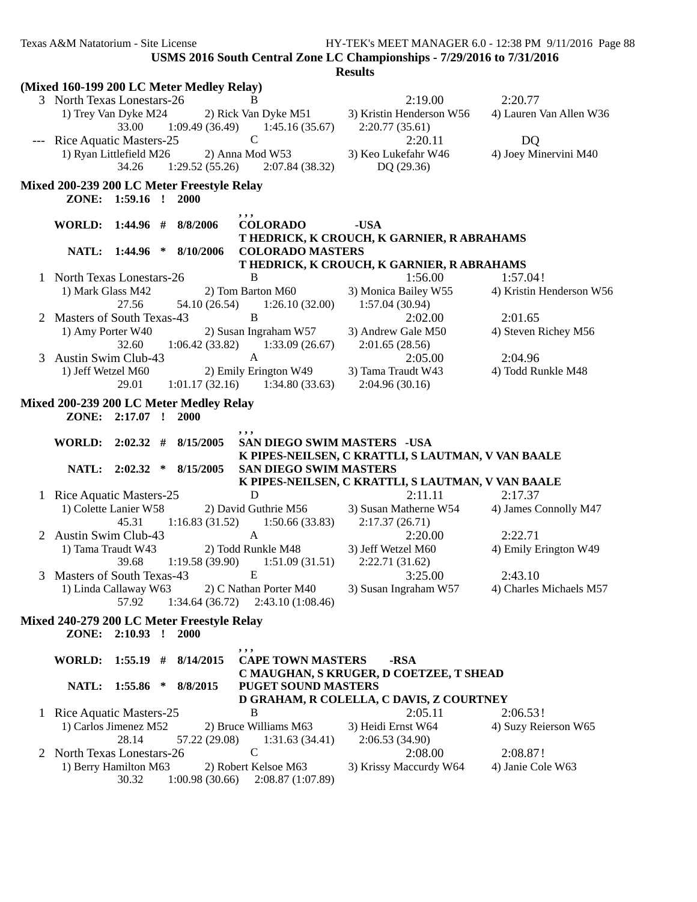**USMS 2016 South Central Zone LC Championships - 7/29/2016 to 7/31/2016**

**Results**

### (Mixed 160-199 200 LC Meter Medley Relay)

```
  3 North Texas Lonestars-26          B                    2:19.00        2:20.77
     1) Trey Van Dyke M24     2) Rick Van Dyke M51    3) Kristin Henderson W56   4) Lauren Van Allen W36
            33.00    1:09.49 (36.49)    1:45.16 (35.67)    2:20.77 (35.61)
 --- Rice Aquatic Masters-25          C                    2:20.11           DQ
     1) Ryan Littlefield M26  2) Anna Mod W53         3) Keo Lukefahr W46        4) Joey Minervini M40
            34.26    1:29.52 (55.26)    2:07.84 (38.32)       DQ (29.36)
```

### Mixed 200-239 200 LC Meter Freestyle Relay

```
     ZONE:  1:59.16  !   2000
                                    , , ,
     WORLD:  1:44.96  #  8/8/2006    COLORADO            -USA
                                     T HEDRICK, K CROUCH, K GARNIER, R ABRAHAMS
      NATL:  1:44.96  *  8/10/2006   COLORADO MASTERS
                                     T HEDRICK, K CROUCH, K GARNIER, R ABRAHAMS
  1 North Texas Lonestars-26          B                    1:56.00        1:57.04!
     1) Mark Glass M42        2) Tom Barton M60       3) Monica Bailey W55       4) Kristin Henderson W56
            27.56      54.10 (26.54)    1:26.10 (32.00)    1:57.04 (30.94)
  2 Masters of South Texas-43         B                    2:02.00        2:01.65
     1) Amy Porter W40        2) Susan Ingraham W57   3) Andrew Gale M50         4) Steven Richey M56
            32.60    1:06.42 (33.82)    1:33.09 (26.67)    2:01.65 (28.56)
  3 Austin Swim Club-43               A                    2:05.00        2:04.96
     1) Jeff Wetzel M60       2) Emily Erington W49   3) Tama Traudt W43         4) Todd Runkle M48
            29.01    1:01.17 (32.16)    1:34.80 (33.63)    2:04.96 (30.16)
```

### Mixed 200-239 200 LC Meter Medley Relay

```
     ZONE:  2:17.07  !   2000
                                    , , ,
     WORLD:  2:02.32  #  8/15/2005   SAN DIEGO SWIM MASTERS   -USA
                                     K PIPES-NEILSEN, C KRATTLI, S LAUTMAN, V VAN BAALE
      NATL:  2:02.32  *  8/15/2005   SAN DIEGO SWIM MASTERS
                                     K PIPES-NEILSEN, C KRATTLI, S LAUTMAN, V VAN BAALE
  1 Rice Aquatic Masters-25           D                    2:11.11        2:17.37
     1) Colette Lanier W58    2) David Guthrie M56    3) Susan Matherne W54      4) James Connolly M47
            45.31    1:16.83 (31.52)    1:50.66 (33.83)    2:17.37 (26.71)
  2 Austin Swim Club-43               A                    2:20.00        2:22.71
     1) Tama Traudt W43       2) Todd Runkle M48      3) Jeff Wetzel M60         4) Emily Erington W49
            39.68    1:19.58 (39.90)    1:51.09 (31.51)    2:22.71 (31.62)
  3 Masters of South Texas-43         E                    3:25.00        2:43.10
     1) Linda Callaway W63    2) C Nathan Porter M40  3) Susan Ingraham W57      4) Charles Michaels M57
            57.92    1:34.64 (36.72)    2:43.10 (1:08.46)
```

### Mixed 240-279 200 LC Meter Freestyle Relay

```
     ZONE:  2:10.93  !   2000
                                    , , ,
     WORLD:  1:55.19  #  8/14/2015   CAPE TOWN MASTERS       -RSA
                                     C MAUGHAN, S KRUGER, D COETZEE, T SHEAD
      NATL:  1:55.86  *  8/8/2015    PUGET SOUND MASTERS
                                     D GRAHAM, R COLELLA, C DAVIS, Z COURTNEY
  1 Rice Aquatic Masters-25           B                    2:05.11        2:06.53!
     1) Carlos Jimenez M52    2) Bruce Williams M63   3) Heidi Ernst W64         4) Suzy Reierson W65
            28.14      57.22 (29.08)    1:31.63 (34.41)    2:06.53 (34.90)
  2 North Texas Lonestars-26          C                    2:08.00        2:08.87!
     1) Berry Hamilton M63    2) Robert Kelsoe M63    3) Krissy Maccurdy W64     4) Janie Cole W63
            30.32    1:00.98 (30.66)    2:08.87 (1:07.89)
```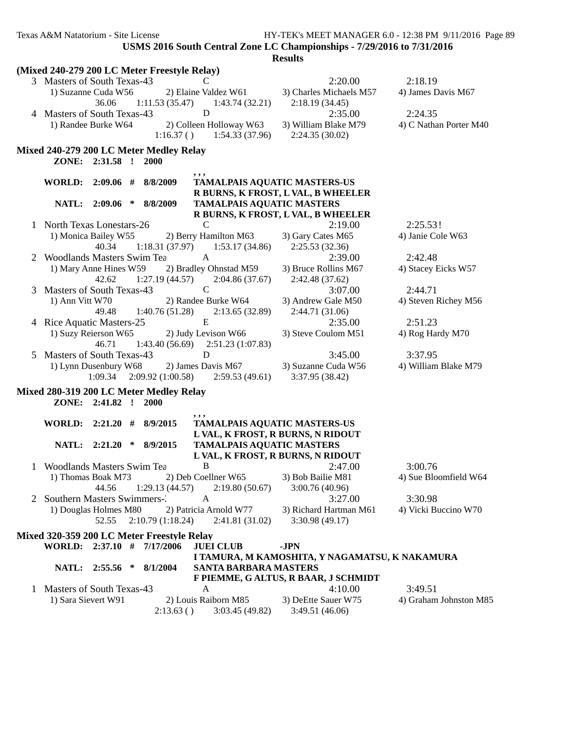**USMS 2016 South Central Zone LC Championships - 7/29/2016 to 7/31/2016**

**Results**

**(Mixed 240-279 200 LC Meter Freestyle Relay)**

```
  3 Masters of South Texas-43        C                        2:20.00          2:18.19
     1) Suzanne Cuda W56     2) Elaine Valdez W61     3) Charles Michaels M57   4) James Davis M67
              36.06    1:11.53 (35.47)    1:43.74 (32.21)    2:18.19 (34.45)
  4 Masters of South Texas-43        D                        2:35.00          2:24.35
     1) Randee Burke W64     2) Colleen Holloway W63  3) William Blake M79      4) C Nathan Porter M40
                       1:16.37 ()         1:54.33 (37.96)    2:24.35 (30.02)
```

**Mixed 240-279 200 LC Meter Medley Relay**

```
     ZONE:  2:31.58  !  2000
                               , , ,
     WORLD:  2:09.06  #  8/8/2009   TAMALPAIS AQUATIC MASTERS-US
                                    R BURNS, K FROST, L VAL, B WHEELER
      NATL:  2:09.06  *  8/8/2009   TAMALPAIS AQUATIC MASTERS
                                    R BURNS, K FROST, L VAL, B WHEELER
  1 North Texas Lonestars-26         C                        2:19.00          2:25.53!
     1) Monica Bailey W55    2) Berry Hamilton M63    3) Gary Cates M65         4) Janie Cole W63
              40.34    1:18.31 (37.97)    1:53.17 (34.86)    2:25.53 (32.36)
  2 Woodlands Masters Swim Tea       A                        2:39.00          2:42.48
     1) Mary Anne Hines W59  2) Bradley Ohnstad M59   3) Bruce Rollins M67      4) Stacey Eicks W57
              42.62    1:27.19 (44.57)    2:04.86 (37.67)    2:42.48 (37.62)
  3 Masters of South Texas-43        C                        3:07.00          2:44.71
     1) Ann Vitt W70         2) Randee Burke W64      3) Andrew Gale M50        4) Steven Richey M56
              49.48    1:40.76 (51.28)    2:13.65 (32.89)    2:44.71 (31.06)
  4 Rice Aquatic Masters-25          E                        2:35.00          2:51.23
     1) Suzy Reierson W65    2) Judy Levison W66      3) Steve Coulom M51       4) Rog Hardy M70
              46.71    1:43.40 (56.69)    2:51.23 (1:07.83)
  5 Masters of South Texas-43        D                        3:45.00          3:37.95
     1) Lynn Dusenbury W68   2) James Davis M67       3) Suzanne Cuda W56       4) William Blake M79
            1:09.34    2:09.92 (1:00.58)  2:59.53 (49.61)    3:37.95 (38.42)
```

**Mixed 280-319 200 LC Meter Medley Relay**

```
     ZONE:  2:41.82  !  2000
                               , , ,
     WORLD:  2:21.20  #  8/9/2015   TAMALPAIS AQUATIC MASTERS-US
                                    L VAL, K FROST, R BURNS, N RIDOUT
      NATL:  2:21.20  *  8/9/2015   TAMALPAIS AQUATIC MASTERS
                                    L VAL, K FROST, R BURNS, N RIDOUT
  1 Woodlands Masters Swim Tea       B                        2:47.00          3:00.76
     1) Thomas Boak M73      2) Deb Coellner W65      3) Bob Bailie M81         4) Sue Bloomfield W64
              44.56    1:29.13 (44.57)    2:19.80 (50.67)    3:00.76 (40.96)
  2 Southern Masters Swimmers-:      A                        3:27.00          3:30.98
     1) Douglas Holmes M80   2) Patricia Arnold W77   3) Richard Hartman M61    4) Vicki Buccino W70
              52.55    2:10.79 (1:18.24)  2:41.81 (31.02)    3:30.98 (49.17)
```

**Mixed 320-359 200 LC Meter Freestyle Relay**

```
     WORLD:  2:37.10  #  7/17/2006  JUEI CLUB          -JPN
                                    I TAMURA, M KAMOSHITA, Y NAGAMATSU, K NAKAMURA
      NATL:  2:55.56  *  8/1/2004   SANTA BARBARA MASTERS
                                    F PIEMME, G ALTUS, R BAAR, J SCHMIDT
  1 Masters of South Texas-43        A                        4:10.00          3:49.51
     1) Sara Sievert W91     2) Louis Raiborn M85     3) DeEtte Sauer W75       4) Graham Johnston M85
                       2:13.63 ()         3:03.45 (49.82)    3:49.51 (46.06)
```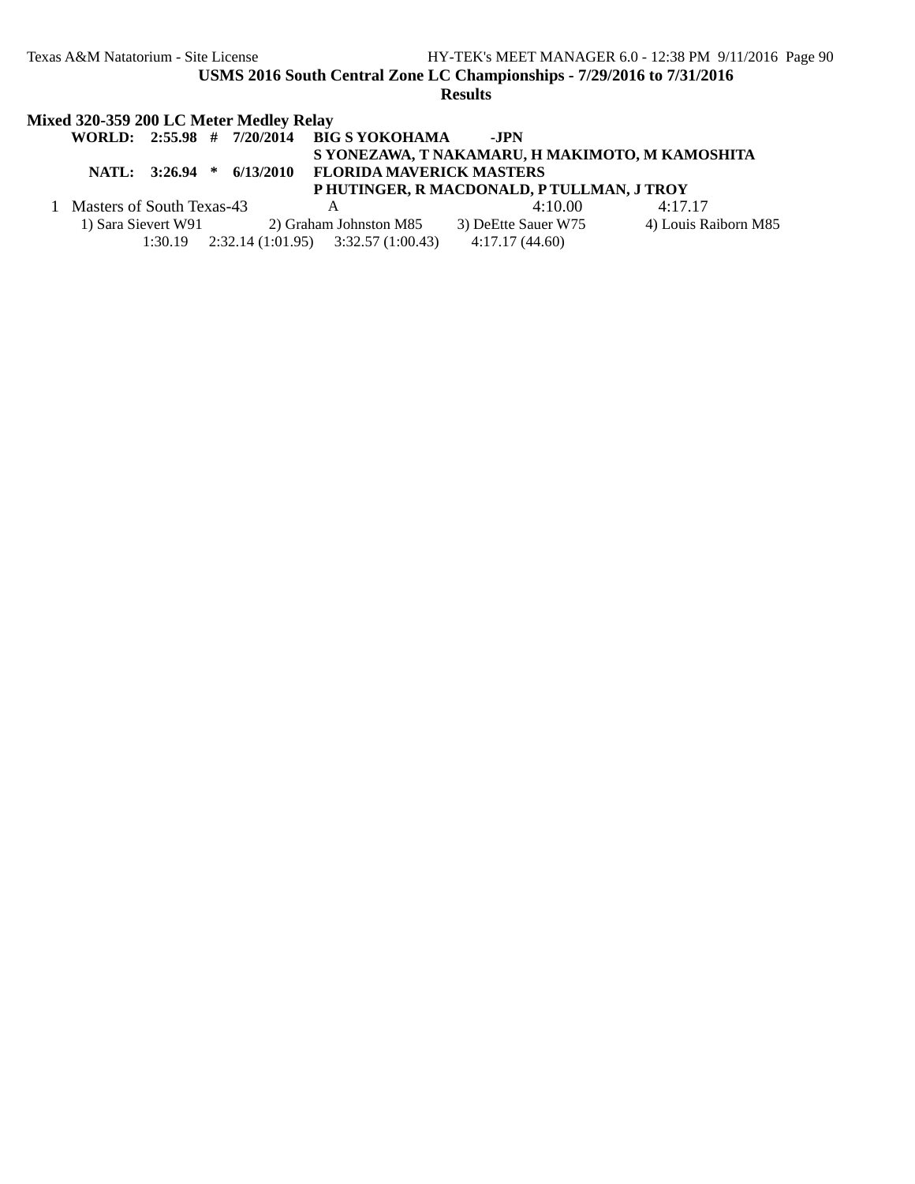USMS 2016 South Central Zone LC Championships - 7/29/2016 to 7/31/2016

**Results**

**Mixed 320-359 200 LC Meter Medley Relay**

**WORLD: 2:55.98 # 7/20/2014 BIG S YOKOHAMA -JPN**
**S YONEZAWA, T NAKAMARU, H MAKIMOTO, M KAMOSHITA**

**NATL: 3:26.94 * 6/13/2010 FLORIDA MAVERICK MASTERS**
**P HUTINGER, R MACDONALD, P TULLMAN, J TROY**

1 Masters of South Texas-43 A 4:10.00 4:17.17

1) Sara Sievert W91 2) Graham Johnston M85 3) DeEtte Sauer W75 4) Louis Raiborn M85

1:30.19 2:32.14 (1:01.95) 3:32.57 (1:00.43) 4:17.17 (44.60)